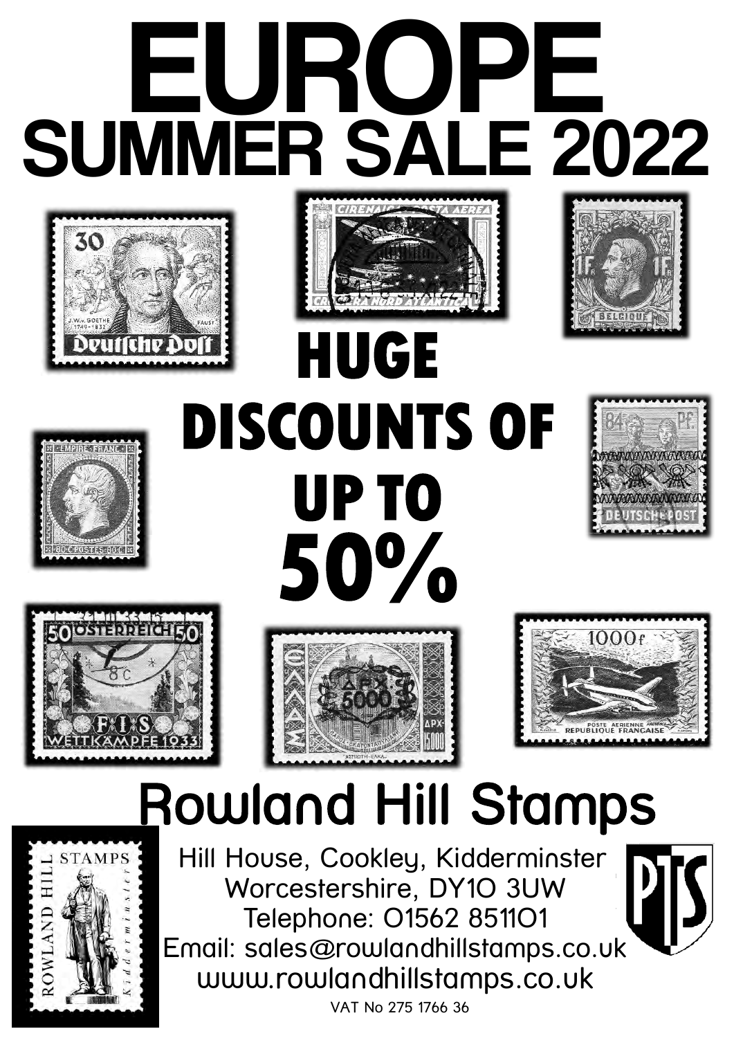# EUROPE

## SUMMER SALE 2022

**HUGE DISCOUNTS OF UP TO 50%**

## Rowland Hill Stamps

Hill House, Cookley, Kidderminster
Worcestershire, DY10 3UW
Telephone: 01562 851101
Email: sales@rowlandhillstamps.co.uk
www.rowlandhillstamps.co.uk

VAT No 275 1766 36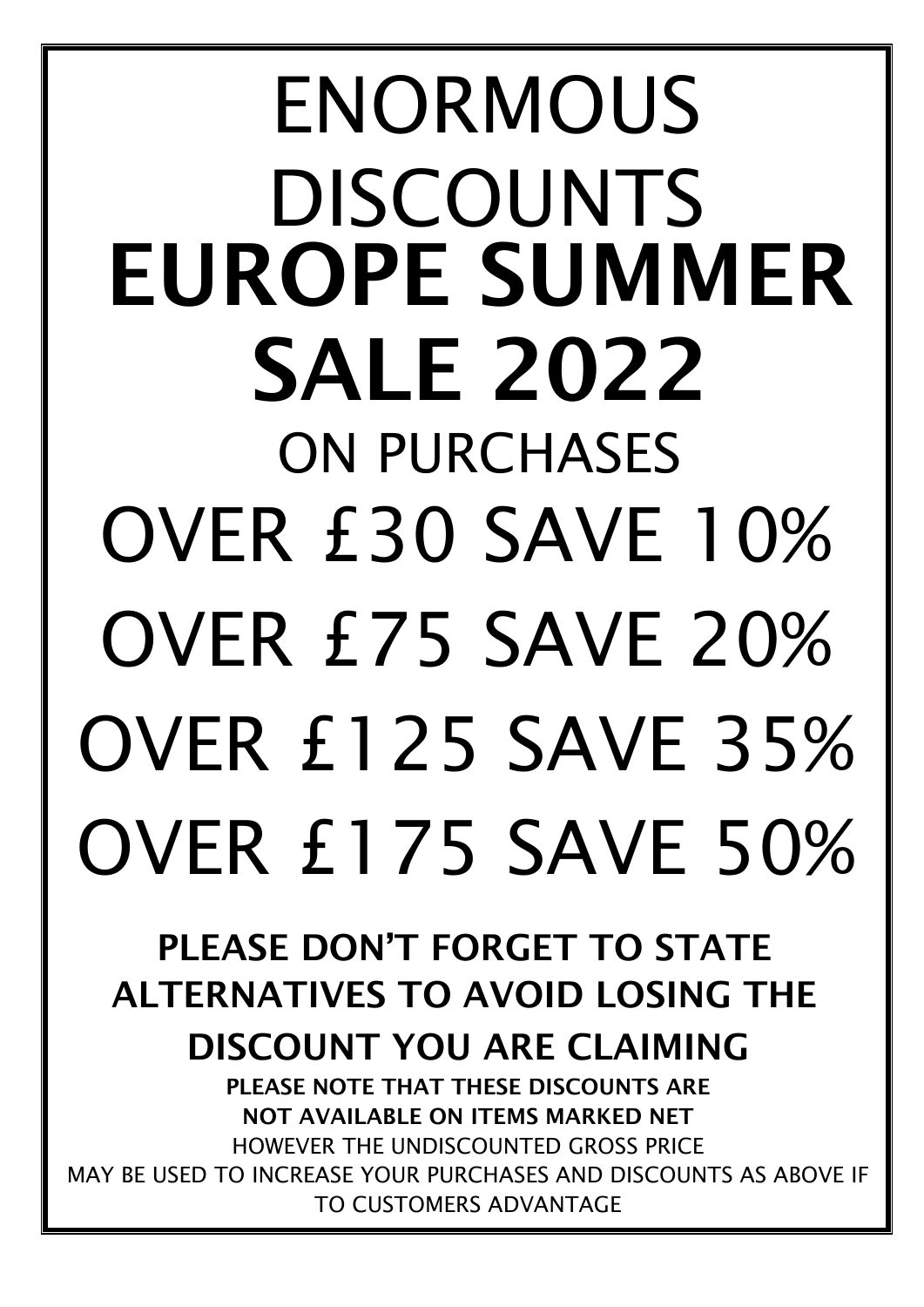# ENORMOUS DISCOUNTS

# **EUROPE SUMMER SALE 2022**

## ON PURCHASES

## OVER £30 SAVE 10%

## OVER £75 SAVE 20%

## OVER £125 SAVE 35%

## OVER £175 SAVE 50%

**PLEASE DON'T FORGET TO STATE ALTERNATIVES TO AVOID LOSING THE DISCOUNT YOU ARE CLAIMING**

**PLEASE NOTE THAT THESE DISCOUNTS ARE NOT AVAILABLE ON ITEMS MARKED NET**

HOWEVER THE UNDISCOUNTED GROSS PRICE MAY BE USED TO INCREASE YOUR PURCHASES AND DISCOUNTS AS ABOVE IF TO CUSTOMERS ADVANTAGE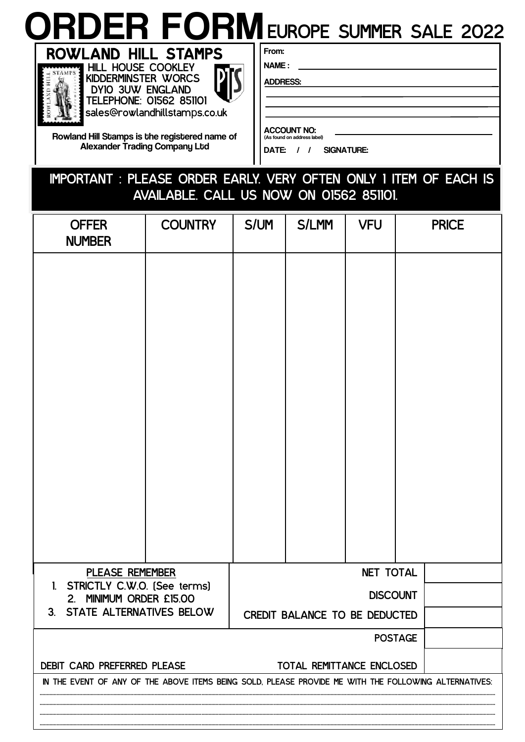# ORDER FORM EUROPE SUMMER SALE 2022

**ROWLAND HILL STAMPS**
HILL HOUSE COOKLEY
KIDDERMINSTER WORCS
DY10 3UW ENGLAND
TELEPHONE: 01562 851101
sales@rowlandhillstamps.co.uk

**Rowland Hill Stamps is the registered name of Alexander Trading Company Ltd**

**From:**

**NAME :** ____________________

**ADDRESS:** ____________________

____________________

____________________

____________________

**ACCOUNT NO:** ____________________
(As found on address label)

**DATE:** / / **SIGNATURE:**

**IMPORTANT : PLEASE ORDER EARLY. VERY OFTEN ONLY 1 ITEM OF EACH IS AVAILABLE. CALL US NOW ON 01562 851101.**

| OFFER NUMBER | COUNTRY | S/UM | S/LMM | VFU | PRICE |
|---|---|---|---|---|---|
| | | | | | |

| | | |
|---|---|---|
| **PLEASE REMEMBER** | NET TOTAL | |
| 1. STRICTLY C.W.O. (See terms) | DISCOUNT | |
| 2. MINIMUM ORDER £15.00 | | |
| 3. STATE ALTERNATIVES BELOW | CREDIT BALANCE TO BE DEDUCTED | |
| | POSTAGE | |
| DEBIT CARD PREFERRED PLEASE | TOTAL REMITTANCE ENCLOSED | |

IN THE EVENT OF ANY OF THE ABOVE ITEMS BEING SOLD, PLEASE PROVIDE ME WITH THE FOLLOWING ALTERNATIVES:

............................................................................................................

............................................................................................................

............................................................................................................

............................................................................................................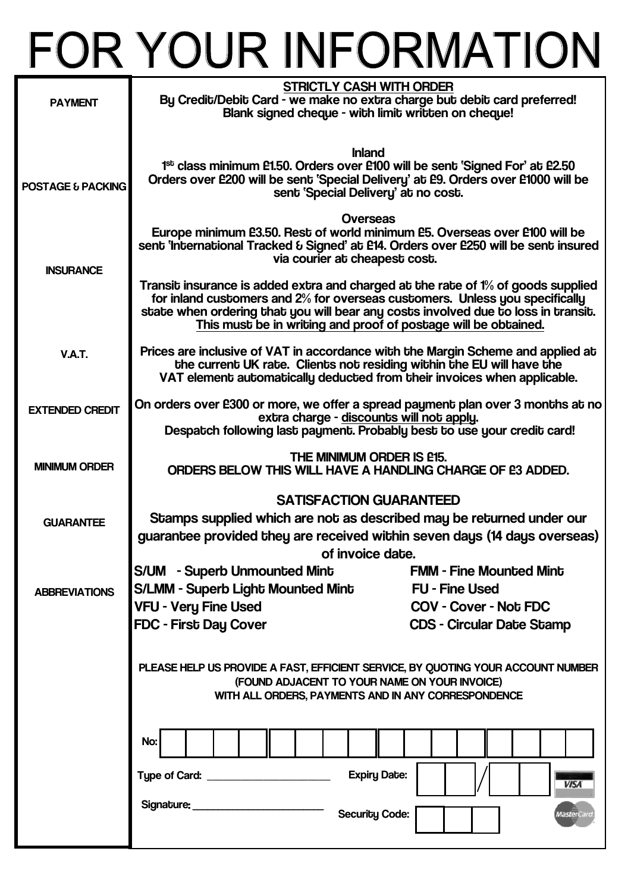# FOR YOUR INFORMATION

**PAYMENT**

**STRICTLY CASH WITH ORDER**

**By Credit/Debit Card - we make no extra charge but debit card preferred!**
**Blank signed cheque - with limit written on cheque!**

**POSTAGE & PACKING**

**Inland**

**1st class minimum £1.50. Orders over £100 will be sent 'Signed For' at £2.50 Orders over £200 will be sent 'Special Delivery' at £9. Orders over £1000 will be sent 'Special Delivery' at no cost.**

**Overseas**

**Europe minimum £3.50. Rest of world minimum £5. Overseas over £100 will be sent 'International Tracked & Signed' at £14. Orders over £250 will be sent insured via courier at cheapest cost.**

**INSURANCE**

**Transit insurance is added extra and charged at the rate of 1% of goods supplied for inland customers and 2% for overseas customers. Unless you specifically state when ordering that you will bear any costs involved due to loss in transit. This must be in writing and proof of postage will be obtained.**

**V.A.T.**

**Prices are inclusive of VAT in accordance with the Margin Scheme and applied at the current UK rate. Clients not residing within the EU will have the VAT element automatically deducted from their invoices when applicable.**

**EXTENDED CREDIT**

**On orders over £300 or more, we offer a spread payment plan over 3 months at no extra charge - discounts will not apply.**
**Despatch following last payment. Probably best to use your credit card!**

**MINIMUM ORDER**

**THE MINIMUM ORDER IS £15.**
**ORDERS BELOW THIS WILL HAVE A HANDLING CHARGE OF £3 ADDED.**

**GUARANTEE**

**SATISFACTION GUARANTEED**

**Stamps supplied which are not as described may be returned under our guarantee provided they are received within seven days (14 days overseas) of invoice date.**

**ABBREVIATIONS**

- **S/UM - Superb Unmounted Mint**
- **FMM - Fine Mounted Mint**
- **S/LMM - Superb Light Mounted Mint**
- **FU - Fine Used**
- **VFU - Very Fine Used**
- **COV - Cover - Not FDC**
- **FDC - First Day Cover**
- **CDS - Circular Date Stamp**

**PLEASE HELP US PROVIDE A FAST, EFFICIENT SERVICE, BY QUOTING YOUR ACCOUNT NUMBER (FOUND ADJACENT TO YOUR NAME ON YOUR INVOICE) WITH ALL ORDERS, PAYMENTS AND IN ANY CORRESPONDENCE**

No: ____________________

Type of Card: ____________________ Expiry Date: ___ / ___

Signature: ____________________ Security Code: ______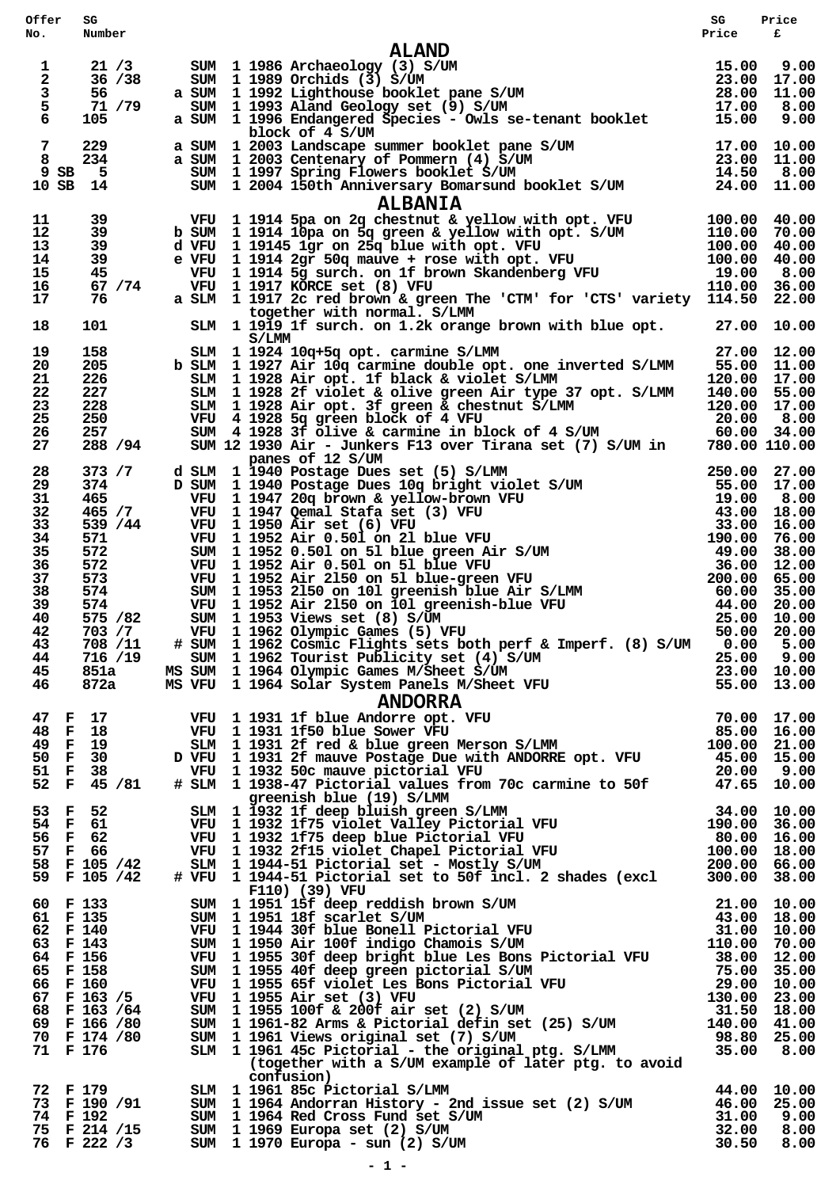| Offer No. | SG Number | | | Description | SG Price | Price £ |
|---|---|---|---|---|---|---|
| | | | | **ALAND** | | |
| 1 | 21 /3 | | SUM | 1 1986 Archaeology (3) S/UM | 15.00 | 9.00 |
| 2 | 36 /38 | | SUM | 1 1989 Orchids (3) S/UM | 23.00 | 17.00 |
| 3 | 56 | a | SUM | 1 1992 Lighthouse booklet pane S/UM | 28.00 | 11.00 |
| 5 | 71 /79 | | SUM | 1 1993 Aland Geology set (9) S/UM | 17.00 | 8.00 |
| 6 | 105 | a | SUM | 1 1996 Endangered Species - Owls se-tenant booklet block of 4 S/UM | 15.00 | 9.00 |
| 7 | 229 | a | SUM | 1 2003 Landscape summer booklet pane S/UM | 17.00 | 10.00 |
| 8 | 234 | a | SUM | 1 2003 Centenary of Pommern (4) S/UM | 23.00 | 11.00 |
| 9 | SB 5 | | SUM | 1 1997 Spring Flowers booklet S/UM | 14.50 | 8.00 |
| 10 | SB 14 | | SUM | 1 2004 150th Anniversary Bomarsund booklet S/UM | 24.00 | 11.00 |
| | | | | **ALBANIA** | | |
| 11 | 39 | | VFU | 1 1914 5pa on 2q chestnut & yellow with opt. VFU | 100.00 | 40.00 |
| 12 | 39 | b | SUM | 1 1914 10pa on 5q green & yellow with opt. S/UM | 110.00 | 70.00 |
| 13 | 39 | d | VFU | 1 19145 1gr on 25q blue with opt. VFU | 100.00 | 40.00 |
| 14 | 39 | e | VFU | 1 1914 2gr 50q mauve + rose with opt. VFU | 100.00 | 40.00 |
| 15 | 45 | | VFU | 1 1914 5g surch. on 1f brown Skandenberg VFU | 19.00 | 8.00 |
| 16 | 67 /74 | | VFU | 1 1917 KORCE set (8) VFU | 110.00 | 36.00 |
| 17 | 76 | a | SLM | 1 1917 2c red brown & green The 'CTM' for 'CTS' variety together with normal. S/LMM | 114.50 | 22.00 |
| 18 | 101 | | SLM | 1 1919 1f surch. on 1.2k orange brown with blue opt. S/LMM | 27.00 | 10.00 |
| 19 | 158 | | SLM | 1 1924 10q+5q opt. carmine S/LMM | 27.00 | 12.00 |
| 20 | 205 | b | SLM | 1 1927 Air 10q carmine double opt. one inverted S/LMM | 55.00 | 11.00 |
| 21 | 226 | | SLM | 1 1928 Air opt. 1f black & violet S/LMM | 120.00 | 17.00 |
| 22 | 227 | | SLM | 1 1928 2f violet & olive green Air type 37 opt. S/LMM | 140.00 | 55.00 |
| 23 | 228 | | SLM | 1 1928 Air opt. 3f green & chestnut S/LMM | 120.00 | 17.00 |
| 25 | 250 | | VFU | 4 1928 5q green block of 4 VFU | 20.00 | 8.00 |
| 26 | 257 | | SUM | 4 1928 3f olive & carmine in block of 4 S/UM | 60.00 | 34.00 |
| 27 | 288 /94 | | SUM | 12 1930 Air - Junkers F13 over Tirana set (7) S/UM in panes of 12 S/UM | 780.00 | 110.00 |
| 28 | 373 /7 | d | SLM | 1 1940 Postage Dues set (5) S/LMM | 250.00 | 27.00 |
| 29 | 374 | D | SUM | 1 1940 Postage Dues 10q bright violet S/UM | 55.00 | 17.00 |
| 31 | 465 | | VFU | 1 1947 20q brown & yellow-brown VFU | 19.00 | 8.00 |
| 32 | 465 /7 | | VFU | 1 1947 Qemal Stafa set (3) VFU | 43.00 | 18.00 |
| 33 | 539 /44 | | VFU | 1 1950 Air set (6) VFU | 33.00 | 16.00 |
| 34 | 571 | | VFU | 1 1952 Air 0.50l on 2l blue VFU | 190.00 | 76.00 |
| 35 | 572 | | SUM | 1 1952 0.50l on 5l blue green Air S/UM | 49.00 | 38.00 |
| 36 | 572 | | VFU | 1 1952 Air 0.50l on 5l blue VFU | 36.00 | 12.00 |
| 37 | 573 | | VFU | 1 1952 Air 2l50 on 5l blue-green VFU | 200.00 | 65.00 |
| 38 | 574 | | SUM | 1 1953 2l50 on 10l greenish blue Air S/LMM | 60.00 | 35.00 |
| 39 | 574 | | VFU | 1 1952 Air 2l50 on 10l greenish-blue VFU | 44.00 | 20.00 |
| 40 | 575 /82 | | SUM | 1 1953 Views set (8) S/UM | 25.00 | 10.00 |
| 42 | 703 /7 | | VFU | 1 1962 Olympic Games (5) VFU | 50.00 | 20.00 |
| 43 | 708 /11 | # | SUM | 1 1962 Cosmic Flights sets both perf & Imperf. (8) S/UM | 0.00 | 5.00 |
| 44 | 716 /19 | | SUM | 1 1962 Tourist Publicity set (4) S/UM | 25.00 | 9.00 |
| 45 | 851a | MS | SUM | 1 1964 Olympic Games M/Sheet S/UM | 23.00 | 10.00 |
| 46 | 872a | MS | VFU | 1 1964 Solar System Panels M/Sheet VFU | 55.00 | 13.00 |
| | | | | **ANDORRA** | | |
| 47 | F 17 | | VFU | 1 1931 1f blue Andorre opt. VFU | 70.00 | 17.00 |
| 48 | F 18 | | VFU | 1 1931 1f50 blue Sower VFU | 85.00 | 16.00 |
| 49 | F 19 | | SLM | 1 1931 2f red & blue green Merson S/LMM | 100.00 | 21.00 |
| 50 | F 30 | D | VFU | 1 1931 2f mauve Postage Due with ANDORRE opt. VFU | 45.00 | 15.00 |
| 51 | F 38 | | VFU | 1 1932 50c mauve pictorial VFU | 20.00 | 9.00 |
| 52 | F 45 /81 | # | SLM | 1 1938-47 Pictorial values from 70c carmine to 50f greenish blue (19) S/LMM | 47.65 | 10.00 |
| 53 | F 52 | | SLM | 1 1932 1f deep bluish green S/LMM | 34.00 | 10.00 |
| 54 | F 61 | | VFU | 1 1932 1f75 violet Valley Pictorial VFU | 190.00 | 36.00 |
| 56 | F 62 | | VFU | 1 1932 1f75 deep blue Pictorial VFU | 80.00 | 16.00 |
| 57 | F 66 | | VFU | 1 1932 2f15 violet Chapel Pictorial VFU | 100.00 | 18.00 |
| 58 | F 105 /42 | | SLM | 1 1944-51 Pictorial set - Mostly S/UM | 200.00 | 66.00 |
| 59 | F 105 /42 | # | VFU | 1 1944-51 Pictorial set to 50f incl. 2 shades (excl F110) (39) VFU | 300.00 | 38.00 |
| 60 | F 133 | | SUM | 1 1951 15f deep reddish brown S/UM | 21.00 | 10.00 |
| 61 | F 135 | | SUM | 1 1951 18f scarlet S/UM | 43.00 | 18.00 |
| 62 | F 140 | | VFU | 1 1944 30f blue Bonell Pictorial VFU | 31.00 | 10.00 |
| 63 | F 143 | | SUM | 1 1950 Air 100f indigo Chamois S/UM | 110.00 | 70.00 |
| 64 | F 156 | | VFU | 1 1955 30f deep bright blue Les Bons Pictorial VFU | 38.00 | 12.00 |
| 65 | F 158 | | SUM | 1 1955 40f deep green pictorial S/UM | 75.00 | 35.00 |
| 66 | F 160 | | VFU | 1 1955 65f violet Les Bons Pictorial VFU | 29.00 | 10.00 |
| 67 | F 163 /5 | | VFU | 1 1955 Air set (3) VFU | 130.00 | 23.00 |
| 68 | F 163 /64 | | SUM | 1 1955 100f & 200f air set (2) S/UM | 31.50 | 18.00 |
| 69 | F 166 /80 | | SUM | 1 1961-82 Arms & Pictorial defin set (25) S/UM | 140.00 | 41.00 |
| 70 | F 174 /80 | | SUM | 1 1961 Views original set (7) S/UM | 98.80 | 25.00 |
| 71 | F 176 | | SLM | 1 1961 45c Pictorial - the original ptg. S/LMM (together with a S/UM example of later ptg. to avoid confusion) | 35.00 | 8.00 |
| 72 | F 179 | | SLM | 1 1961 85c Pictorial S/LMM | 44.00 | 10.00 |
| 73 | F 190 /91 | | SUM | 1 1964 Andorran History - 2nd issue set (2) S/UM | 46.00 | 25.00 |
| 74 | F 192 | | SUM | 1 1964 Red Cross Fund set S/UM | 31.00 | 9.00 |
| 75 | F 214 /15 | | SUM | 1 1969 Europa set (2) S/UM | 32.00 | 8.00 |
| 76 | F 222 /3 | | SUM | 1 1970 Europa - sun (2) S/UM | 30.50 | 8.00 |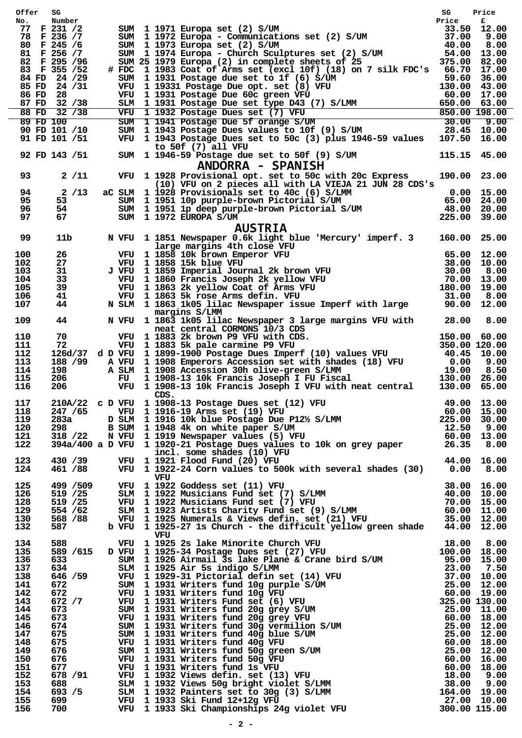| Offer No. | SG Number | | | | SG Price | Price £ |
|---|---|---|---|---|---|---|
| 77 | F 231 /2 | | SUM | 1 1971 Europa set (2) S/UM | 33.50 | 12.00 |
| 78 | F 236 /7 | | SUM | 1 1972 Europa - Communications set (2) S/UM | 37.00 | 9.00 |
| 80 | F 245 /6 | | SUM | 1 1973 Europa set (2) S/UM | 40.00 | 8.00 |
| 81 | F 256 /7 | | SUM | 1 1974 Europa - Church Sculptures set (2) S/UM | 54.00 | 13.00 |
| 82 | F 295 /96 | | SUM | 25 1979 Europa (2) in complete sheets of 25 | 375.00 | 82.00 |
| 83 | F 355 /52 | # | FDC | 1 1983 Coat of Arms set (excl 10f) (18) on 7 silk FDC's | 66.70 | 17.00 |
| 84 | FD 24 /29 | | SUM | 1 1931 Postage due set to 1f (6) S/UM | 59.60 | 36.00 |
| 85 | FD 24 /31 | | VFU | 1 19331 Postage Due opt. set (8) VFU | 130.00 | 43.00 |
| 86 | FD 28 | | VFU | 1 1931 Postage Due 60c green VFU | 60.00 | 17.00 |
| 87 | FD 32 /38 | | SLM | 1 1931 Postage Due set type D43 (7) S/LMM | 650.00 | 63.00 |
| 88 | FD 32 /38 | | VFU | 1 1932 Postage Dues set (7) VFU | 850.00 | 198.00 |
| 89 | FD 100 | | SUM | 1 1941 Postage Due 5f orange S/UM | 30.00 | 9.00 |
| 90 | FD 101 /10 | | SUM | 1 1943 Postage Dues values to 10f (9) S/UM | 28.45 | 10.00 |
| 91 | FD 101 /51 | | VFU | 1 1943 Postage Dues set to 50c (3) plus 1946-59 values to 50f (7) all VFU | 107.50 | 16.00 |
| 92 | FD 143 /51 | | SUM | 1 1946-59 Postage due set to 50f (9) S/UM | 115.15 | 45.00 |

## ANDORRA - SPANISH

| Offer No. | SG Number | | | | SG Price | Price £ |
|---|---|---|---|---|---|---|
| 93 | 2 /11 | | VFU | 1 1928 Provisional opt. set to 50c with 20c Express (10) VFU on 2 pieces all with LA VIEJA 21 JUN 28 CDS's | 190.00 | 23.00 |
| 94 | 2 /13 | aC | SLM | 1 1928 Provisionals set to 40c (6) S/LMM | 0.00 | 15.00 |
| 95 | 53 | | SUM | 1 1951 10p purple-brown Pictorial S/UM | 65.00 | 24.00 |
| 96 | 54 | | SUM | 1 1951 1p deep purple-brown Pictorial S/UM | 48.00 | 20.00 |
| 97 | 67 | | SUM | 1 1972 EUROPA S/UM | 225.00 | 39.00 |

## AUSTRIA

| Offer No. | SG Number | | | | SG Price | Price £ |
|---|---|---|---|---|---|---|
| 99 | 11b | N | VFU | 1 1851 Newspaper 0.6k light blue 'Mercury' imperf. 3 large margins 4th close VFU | 160.00 | 25.00 |
| 100 | 26 | | VFU | 1 1858 10k brown Emperor VFU | 65.00 | 12.00 |
| 102 | 27 | | VFU | 1 1858 15k blue VFU | 38.00 | 10.00 |
| 103 | 31 | J | VFU | 1 1859 Imperial Journal 2k brown VFU | 30.00 | 8.00 |
| 104 | 33 | | VFU | 1 1860 Francis Joseph 2k yellow VFU | 70.00 | 13.00 |
| 105 | 39 | | VFU | 1 1863 2k yellow Coat of Arms VFU | 180.00 | 19.00 |
| 106 | 41 | | VFU | 1 1863 5k rose Arms defin. VFU | 31.00 | 8.00 |
| 107 | 44 | N | SLM | 1 1863 1k05 lilac Newspaper issue Imperf with large margins S/LMM | 90.00 | 12.00 |
| 109 | 44 | N | VFU | 1 1863 1k05 lilac Newspaper 3 large margins VFU with neat central CORMONS 10/3 CDS | 28.00 | 8.00 |
| 110 | 70 | | VFU | 1 1883 2k brown P9 VFU with CDS. | 150.00 | 60.00 |
| 111 | 72 | | VFU | 1 1883 5k pale carmine P9 VFU | 350.00 | 120.00 |
| 112 | 126d/37 | d D | VFU | 1 1899-1900 Postage Dues Imperf (10) values VFU | 40.45 | 10.00 |
| 113 | 188 /99 | A | VFU | 1 1908 Emperors Accession set with shades (18) VFU | 0.00 | 9.00 |
| 114 | 198 | A | SLM | 1 1908 Accession 30h olive-green S/LMM | 19.00 | 8.50 |
| 115 | 206 | | FU | 1 1908-13 10k Francis Joseph I FU Fiscal | 130.00 | 26.00 |
| 116 | 206 | | VFU | 1 1908-13 10k Francis Joseph I VFU with neat central CDS. | 130.00 | 65.00 |
| 117 | 210A/22 | c D | VFU | 1 1908-13 Postage Dues set (12) VFU | 49.00 | 13.00 |
| 118 | 247 /65 | | VFU | 1 1916-19 Arms set (19) VFU | 60.00 | 15.00 |
| 119 | 283a | D | SLM | 1 1916 10k blue Postage Due P12½ S/LMM | 225.00 | 30.00 |
| 120 | 298 | B | SUM | 1 1948 4k on white paper S/UM | 12.50 | 9.00 |
| 121 | 318 /22 | N | VFU | 1 1919 Newspaper values (5) VFU | 60.00 | 13.00 |
| 122 | 394a/400 | a D | VFU | 1 1920-21 Postage Dues values to 10k on grey paper incl. some shades (10) VFU | 26.35 | 8.00 |
| 123 | 430 /39 | | VFU | 1 1921 Flood Fund (20) VFU | 44.00 | 16.00 |
| 124 | 461 /88 | | VFU | 1 1922-24 Corn values to 500k with several shades (30) VFU | 0.00 | 8.00 |
| 125 | 499 /509 | | VFU | 1 1922 Goddess set (11) VFU | 38.00 | 16.00 |
| 126 | 519 /25 | | SLM | 1 1922 Musicians Fund set (7) S/LMM | 40.00 | 10.00 |
| 128 | 519 /25 | | VFU | 1 1922 Musicians Fund set (7) VFU | 70.00 | 15.00 |
| 129 | 554 /62 | | SLM | 1 1923 Artists Charity Fund set (9) S/LMM | 60.00 | 11.00 |
| 130 | 568 /88 | | VFU | 1 1925 Numerals & Views defin. set (21) VFU | 35.00 | 12.00 |
| 132 | 587 | b | VFU | 1 1925-27 1s Church - the difficult yellow green shade VFU | 44.00 | 12.00 |
| 134 | 588 | | VFU | 1 1925 2s lake Minorite Church VFU | 18.00 | 8.00 |
| 135 | 589 /615 | D | VFU | 1 1925-34 Postage Dues set (27) VFU | 100.00 | 18.00 |
| 136 | 633 | | SUM | 1 1926 Airmail 3s lake Plane & Crane bird S/UM | 95.00 | 15.00 |
| 137 | 634 | | SLM | 1 1925 Air 5s indigo S/LMM | 23.00 | 7.50 |
| 138 | 646 /59 | | VFU | 1 1929-31 Pictorial defin set (14) VFU | 37.00 | 10.00 |
| 141 | 672 | | SUM | 1 1931 Writers fund 10g purple S/UM | 25.00 | 12.00 |
| 142 | 672 | | VFU | 1 1931 Writers fund 10g VFU | 60.00 | 19.00 |
| 143 | 672 /7 | | VFU | 1 1931 Writers Fund set (6) VFU | 325.00 | 130.00 |
| 144 | 673 | | SUM | 1 1931 Writers fund 20g grey S/UM | 25.00 | 11.00 |
| 145 | 673 | | VFU | 1 1931 Writers fund 20g grey VFU | 60.00 | 18.00 |
| 146 | 674 | | SUM | 1 1931 Writers fund 30g vermilion S/UM | 25.00 | 12.00 |
| 147 | 675 | | SUM | 1 1931 Writers fund 40g blue S/UM | 25.00 | 12.00 |
| 148 | 675 | | VFU | 1 1931 Writers fund 40g VFU | 60.00 | 18.00 |
| 149 | 676 | | SUM | 1 1931 Writers fund 50g green S/UM | 25.00 | 12.00 |
| 150 | 676 | | VFU | 1 1931 Writers fund 50g VFU | 60.00 | 16.00 |
| 151 | 677 | | VFU | 1 1931 Writers fund 1s VFU | 60.00 | 18.00 |
| 152 | 678 /91 | | VFU | 1 1932 Views defin. set (13) VFU | 18.00 | 9.00 |
| 153 | 688 | | SLM | 1 1932 Views 50g bright violet S/LMM | 38.00 | 9.00 |
| 154 | 693 /5 | | SLM | 1 1932 Painters set to 30g (3) S/LMM | 164.00 | 19.00 |
| 155 | 699 | | VFU | 1 1933 Ski Fund 12+12g VFU | 27.00 | 10.00 |
| 156 | 700 | | VFU | 1 1933 Ski Championships 24g violet VFU | 300.00 | 115.00 |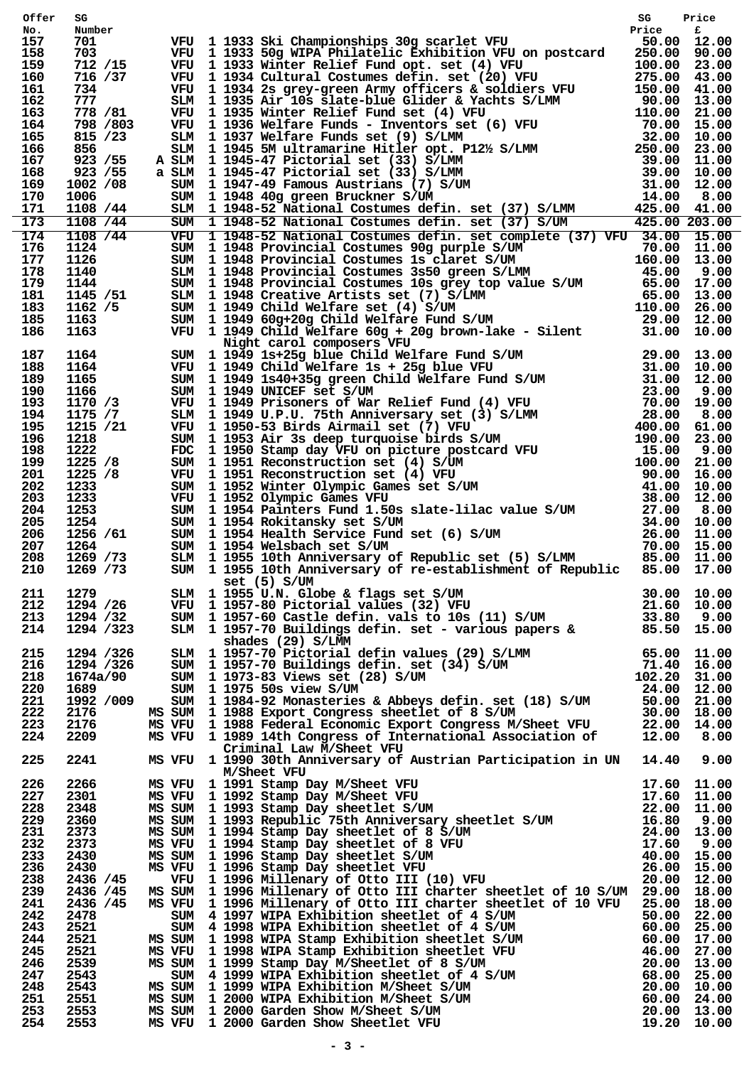| Offer No. | SG Number | | | | SG Price | Price £ |
|---|---|---|---|---|---|---|
| 157 | 701 | | VFU | 1 1933 Ski Championships 30g scarlet VFU | 50.00 | 12.00 |
| 158 | 703 | | VFU | 1 1933 50g WIPA Philatelic Exhibition VFU on postcard | 250.00 | 90.00 |
| 159 | 712 /15 | | VFU | 1 1933 Winter Relief Fund opt. set (4) VFU | 100.00 | 23.00 |
| 160 | 716 /37 | | VFU | 1 1934 Cultural Costumes defin. set (20) VFU | 275.00 | 43.00 |
| 161 | 734 | | VFU | 1 1934 2s grey-green Army officers & soldiers VFU | 150.00 | 41.00 |
| 162 | 777 | | SLM | 1 1935 Air 10s slate-blue Glider & Yachts S/LMM | 90.00 | 13.00 |
| 163 | 778 /81 | | VFU | 1 1935 Winter Relief Fund set (4) VFU | 110.00 | 21.00 |
| 164 | 798 /803 | | VFU | 1 1936 Welfare Funds - Inventors set (6) VFU | 70.00 | 15.00 |
| 165 | 815 /23 | | SLM | 1 1937 Welfare Funds set (9) S/LMM | 32.00 | 10.00 |
| 166 | 856 | | SLM | 1 1945 5M ultramarine Hitler opt. P12½ S/LMM | 250.00 | 23.00 |
| 167 | 923 /55 | A | SLM | 1 1945-47 Pictorial set (33) S/LMM | 39.00 | 11.00 |
| 168 | 923 /55 | a | SLM | 1 1945-47 Pictorial set (33) S/LMM | 39.00 | 10.00 |
| 169 | 1002 /08 | | SUM | 1 1947-49 Famous Austrians (7) S/UM | 31.00 | 12.00 |
| 170 | 1006 | | SUM | 1 1948 40g green Bruckner S/UM | 14.00 | 8.00 |
| 171 | 1108 /44 | | SLM | 1 1948-52 National Costumes defin. set (37) S/LMM | 425.00 | 41.00 |
| 173 | 1108 /44 | | SUM | 1 1948-52 National Costumes defin. set (37) S/UM | 425.00 | 203.00 |
| 174 | 1108 /44 | | VFU | 1 1948-52 National Costumes defin. set complete (37) VFU | 34.00 | 15.00 |
| 176 | 1124 | | SUM | 1 1948 Provincial Costumes 90g purple S/UM | 70.00 | 11.00 |
| 177 | 1126 | | SUM | 1 1948 Provincial Costumes 1s claret S/UM | 160.00 | 13.00 |
| 178 | 1140 | | SLM | 1 1948 Provincial Costumes 3s50 green S/LMM | 45.00 | 9.00 |
| 179 | 1144 | | SUM | 1 1948 Provincial Costumes 10s grey top value S/UM | 65.00 | 17.00 |
| 181 | 1145 /51 | | SLM | 1 1948 Creative Artists set (7) S/LMM | 65.00 | 13.00 |
| 183 | 1162 /5 | | SUM | 1 1949 Child Welfare set (4) S/UM | 110.00 | 26.00 |
| 185 | 1163 | | SUM | 1 1949 60g+20g Child Welfare Fund S/UM | 29.00 | 12.00 |
| 186 | 1163 | | VFU | 1 1949 Child Welfare 60g + 20g brown-lake - Silent Night carol composers VFU | 31.00 | 10.00 |
| 187 | 1164 | | SUM | 1 1949 1s+25g blue Child Welfare Fund S/UM | 29.00 | 13.00 |
| 188 | 1164 | | VFU | 1 1949 Child Welfare 1s + 25g blue VFU | 31.00 | 10.00 |
| 189 | 1165 | | SUM | 1 1949 1s40+35g green Child Welfare Fund S/UM | 31.00 | 12.00 |
| 190 | 1166 | | SUM | 1 1949 UNICEF set S/UM | 23.00 | 9.00 |
| 193 | 1170 /3 | | VFU | 1 1949 Prisoners of War Relief Fund (4) VFU | 70.00 | 19.00 |
| 194 | 1175 /7 | | SLM | 1 1949 U.P.U. 75th Anniversary set (3) S/LMM | 28.00 | 8.00 |
| 195 | 1215 /21 | | VFU | 1 1950-53 Birds Airmail set (7) VFU | 400.00 | 61.00 |
| 196 | 1218 | | SUM | 1 1953 Air 3s deep turquoise birds S/UM | 190.00 | 23.00 |
| 198 | 1222 | | FDC | 1 1950 Stamp day VFU on picture postcard VFU | 15.00 | 9.00 |
| 199 | 1225 /8 | | SUM | 1 1951 Reconstruction set (4) S/UM | 100.00 | 21.00 |
| 201 | 1225 /8 | | VFU | 1 1951 Reconstruction set (4) VFU | 90.00 | 16.00 |
| 202 | 1233 | | SUM | 1 1952 Winter Olympic Games set S/UM | 41.00 | 10.00 |
| 203 | 1233 | | VFU | 1 1952 Olympic Games VFU | 38.00 | 12.00 |
| 204 | 1253 | | SUM | 1 1954 Painters Fund 1.50s slate-lilac value S/UM | 27.00 | 8.00 |
| 205 | 1254 | | SUM | 1 1954 Rokitansky set S/UM | 34.00 | 10.00 |
| 206 | 1256 /61 | | SUM | 1 1954 Health Service Fund set (6) S/UM | 26.00 | 11.00 |
| 207 | 1264 | | SUM | 1 1954 Welsbach set S/UM | 70.00 | 15.00 |
| 208 | 1269 /73 | | SLM | 1 1955 10th Anniversary of Republic set (5) S/LMM | 85.00 | 11.00 |
| 210 | 1269 /73 | | SUM | 1 1955 10th Anniversary of re-establishment of Republic set (5) S/UM | 85.00 | 17.00 |
| 211 | 1279 | | SLM | 1 1955 U.N. Globe & flags set S/UM | 30.00 | 10.00 |
| 212 | 1294 /26 | | VFU | 1 1957-80 Pictorial values (32) VFU | 21.60 | 10.00 |
| 213 | 1294 /32 | | SUM | 1 1957-60 Castle defin. vals to 10s (11) S/UM | 33.80 | 9.00 |
| 214 | 1294 /323 | | SLM | 1 1957-70 Buildings defin. set - various papers & shades (29) S/LMM | 85.50 | 15.00 |
| 215 | 1294 /326 | | SLM | 1 1957-70 Pictorial defin values (29) S/LMM | 65.00 | 11.00 |
| 216 | 1294 /326 | | SUM | 1 1957-70 Buildings defin. set (34) S/UM | 71.40 | 16.00 |
| 218 | 1674a/90 | | SUM | 1 1973-83 Views set (28) S/UM | 102.20 | 31.00 |
| 220 | 1689 | | SUM | 1 1975 50s view S/UM | 24.00 | 12.00 |
| 221 | 1992 /009 | | SUM | 1 1984-92 Monasteries & Abbeys defin. set (18) S/UM | 50.00 | 21.00 |
| 222 | 2176 | MS | SUM | 1 1988 Export Congress sheetlet of 8 S/UM | 30.00 | 18.00 |
| 223 | 2176 | MS | VFU | 1 1988 Federal Economic Export Congress M/Sheet VFU | 22.00 | 14.00 |
| 224 | 2209 | MS | VFU | 1 1989 14th Congress of International Association of Criminal Law M/Sheet VFU | 12.00 | 8.00 |
| 225 | 2241 | MS | VFU | 1 1990 30th Anniversary of Austrian Participation in UN M/Sheet VFU | 14.40 | 9.00 |
| 226 | 2266 | MS | VFU | 1 1991 Stamp Day M/Sheet VFU | 17.60 | 11.00 |
| 227 | 2301 | MS | VFU | 1 1992 Stamp Day M/Sheet VFU | 17.60 | 11.00 |
| 228 | 2348 | MS | SUM | 1 1993 Stamp Day sheetlet S/UM | 22.00 | 11.00 |
| 229 | 2360 | MS | SUM | 1 1993 Republic 75th Anniversary sheetlet S/UM | 16.80 | 9.00 |
| 231 | 2373 | MS | SUM | 1 1994 Stamp Day sheetlet of 8 S/UM | 24.00 | 13.00 |
| 232 | 2373 | MS | VFU | 1 1994 Stamp Day sheetlet of 8 VFU | 17.60 | 9.00 |
| 233 | 2430 | MS | SUM | 1 1996 Stamp Day sheetlet S/UM | 40.00 | 15.00 |
| 236 | 2430 | MS | VFU | 1 1996 Stamp Day sheetlet VFU | 26.00 | 15.00 |
| 238 | 2436 /45 | | VFU | 1 1996 Millenary of Otto III (10) VFU | 20.00 | 12.00 |
| 239 | 2436 /45 | MS | SUM | 1 1996 Millenary of Otto III charter sheetlet of 10 S/UM | 29.00 | 18.00 |
| 241 | 2436 /45 | MS | VFU | 1 1996 Millenary of Otto III charter sheetlet of 10 VFU | 25.00 | 18.00 |
| 242 | 2478 | | SUM | 4 1997 WIPA Exhibition sheetlet of 4 S/UM | 50.00 | 22.00 |
| 243 | 2521 | | SUM | 4 1998 WIPA Exhibition sheetlet of 4 S/UM | 60.00 | 25.00 |
| 244 | 2521 | MS | SUM | 1 1998 WIPA Stamp Exhibition sheetlet S/UM | 60.00 | 17.00 |
| 245 | 2521 | MS | VFU | 1 1998 WIPA Stamp Exhibition sheetlet VFU | 46.00 | 27.00 |
| 246 | 2539 | MS | SUM | 1 1999 Stamp Day M/Sheetlet of 8 S/UM | 20.00 | 13.00 |
| 247 | 2543 | | SUM | 4 1999 WIPA Exhibition sheetlet of 4 S/UM | 68.00 | 25.00 |
| 248 | 2543 | MS | SUM | 1 1999 WIPA Exhibition M/Sheet S/UM | 20.00 | 10.00 |
| 251 | 2551 | MS | SUM | 1 2000 WIPA Exhibition M/Sheet S/UM | 60.00 | 24.00 |
| 253 | 2553 | MS | SUM | 1 2000 Garden Show M/Sheet S/UM | 20.00 | 13.00 |
| 254 | 2553 | MS | VFU | 1 2000 Garden Show Sheetlet VFU | 19.20 | 10.00 |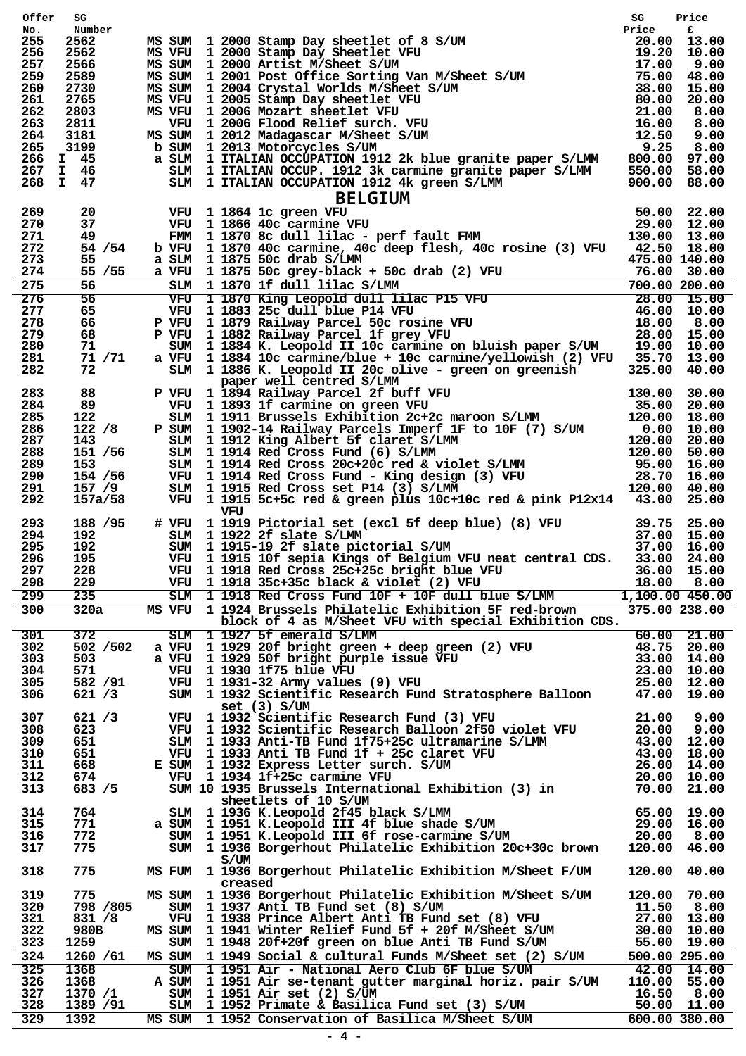| Offer No. | SG Number | | | Description | SG Price | Price £ |
|---|---|---|---|---|---|---|
| 255 | 2562 | MS | SUM | 1 2000 Stamp Day sheetlet of 8 S/UM | 20.00 | 13.00 |
| 256 | 2562 | MS | VFU | 1 2000 Stamp Day Sheetlet VFU | 19.20 | 10.00 |
| 257 | 2566 | MS | SUM | 1 2000 Artist M/Sheet S/UM | 17.00 | 9.00 |
| 259 | 2589 | MS | SUM | 1 2001 Post Office Sorting Van M/Sheet S/UM | 75.00 | 48.00 |
| 260 | 2730 | MS | SUM | 1 2004 Crystal Worlds M/Sheet S/UM | 38.00 | 15.00 |
| 261 | 2765 | MS | VFU | 1 2005 Stamp Day sheetlet VFU | 80.00 | 20.00 |
| 262 | 2803 | MS | VFU | 1 2006 Mozart sheetlet VFU | 21.00 | 8.00 |
| 263 | 2811 | | VFU | 1 2006 Flood Relief surch. VFU | 16.00 | 8.00 |
| 264 | 3181 | MS | SUM | 1 2012 Madagascar M/Sheet S/UM | 12.50 | 9.00 |
| 265 | 3199 | b | SUM | 1 2013 Motorcycles S/UM | 9.25 | 8.00 |
| 266 | I 45 | a | SLM | 1 ITALIAN OCCUPATION 1912 2k blue granite paper S/LMM | 800.00 | 97.00 |
| 267 | I 46 | | SLM | 1 ITALIAN OCCUP. 1912 3k carmine granite paper S/LMM | 550.00 | 58.00 |
| 268 | I 47 | | SLM | 1 ITALIAN OCCUPATION 1912 4k green S/LMM | 900.00 | 88.00 |

## BELGIUM

| Offer No. | SG Number | | | Description | SG Price | Price £ |
|---|---|---|---|---|---|---|
| 269 | 20 | | VFU | 1 1864 1c green VFU | 50.00 | 22.00 |
| 270 | 37 | | VFU | 1 1866 40c carmine VFU | 29.00 | 12.00 |
| 271 | 49 | | FMM | 1 1870 8c dull lilac - perf fault FMM | 130.00 | 13.00 |
| 272 | 54 /54 | b | VFU | 1 1870 40c carmine, 40c deep flesh, 40c rosine (3) VFU | 42.50 | 18.00 |
| 273 | 55 | a | SLM | 1 1875 50c drab S/LMM | 475.00 | 140.00 |
| 274 | 55 /55 | a | VFU | 1 1875 50c grey-black + 50c drab (2) VFU | 76.00 | 30.00 |
| 275 | 56 | | SLM | 1 1870 1f dull lilac S/LMM | 700.00 | 200.00 |
| 276 | 56 | | VFU | 1 1870 King Leopold dull lilac P15 VFU | 28.00 | 15.00 |
| 277 | 65 | | VFU | 1 1883 25c dull blue P14 VFU | 46.00 | 10.00 |
| 278 | 66 | P | VFU | 1 1879 Railway Parcel 50c rosine VFU | 18.00 | 8.00 |
| 279 | 68 | P | VFU | 1 1882 Railway Parcel 1f grey VFU | 28.00 | 15.00 |
| 280 | 71 | | SUM | 1 1884 K. Leopold II 10c carmine on bluish paper S/UM | 19.00 | 10.00 |
| 281 | 71 /71 | a | VFU | 1 1884 10c carmine/blue + 10c carmine/yellowish (2) VFU | 35.70 | 13.00 |
| 282 | 72 | | SLM | 1 1886 K. Leopold II 20c olive - green on greenish paper well centred S/LMM | 325.00 | 40.00 |
| 283 | 88 | P | VFU | 1 1894 Railway Parcel 2f buff VFU | 130.00 | 30.00 |
| 284 | 89 | | VFU | 1 1893 1f carmine on green VFU | 35.00 | 20.00 |
| 285 | 122 | | SLM | 1 1911 Brussels Exhibition 2c+2c maroon S/LMM | 120.00 | 18.00 |
| 286 | 122 /8 | P | SUM | 1 1902-14 Railway Parcels Imperf 1F to 10F (7) S/UM | 0.00 | 10.00 |
| 287 | 143 | | SLM | 1 1912 King Albert 5f claret S/LMM | 120.00 | 20.00 |
| 288 | 151 /56 | | SLM | 1 1914 Red Cross Fund (6) S/LMM | 120.00 | 50.00 |
| 289 | 153 | | SLM | 1 1914 Red Cross 20c+20c red & violet S/LMM | 95.00 | 16.00 |
| 290 | 154 /56 | | VFU | 1 1914 Red Cross Fund - King design (3) VFU | 28.70 | 16.00 |
| 291 | 157 /9 | | SLM | 1 1915 Red Cross set P14 (3) S/LMM | 120.00 | 40.00 |
| 292 | 157a/58 | | VFU | 1 1915 5c+5c red & green plus 10c+10c red & pink P12x14 VFU | 43.00 | 25.00 |
| 293 | 188 /95 | # | VFU | 1 1919 Pictorial set (excl 5f deep blue) (8) VFU | 39.75 | 25.00 |
| 294 | 192 | | SLM | 1 1922 2f slate S/LMM | 37.00 | 15.00 |
| 295 | 192 | | SUM | 1 1915-19 2f slate pictorial S/UM | 37.00 | 16.00 |
| 296 | 195 | | VFU | 1 1915 10f sepia Kings of Belgium VFU neat central CDS. | 33.00 | 24.00 |
| 297 | 228 | | VFU | 1 1918 Red Cross 25c+25c bright blue VFU | 36.00 | 15.00 |
| 298 | 229 | | VFU | 1 1918 35c+35c black & violet (2) VFU | 18.00 | 8.00 |
| 299 | 235 | | SLM | 1 1918 Red Cross Fund 10F + 10F dull blue S/LMM | 1,100.00 | 450.00 |
| 300 | 320a | MS | VFU | 1 1924 Brussels Philatelic Exhibition 5F red-brown block of 4 as M/Sheet VFU with special Exhibition CDS. | 375.00 | 238.00 |
| 301 | 372 | | SLM | 1 1927 5f emerald S/LMM | 60.00 | 21.00 |
| 302 | 502 /502 | a | VFU | 1 1929 20f bright green + deep green (2) VFU | 48.75 | 20.00 |
| 303 | 503 | a | VFU | 1 1929 50f bright purple issue VFU | 33.00 | 14.00 |
| 304 | 571 | | VFU | 1 1930 1f75 blue VFU | 23.00 | 10.00 |
| 305 | 582 /91 | | VFU | 1 1931-32 Army values (9) VFU | 25.00 | 12.00 |
| 306 | 621 /3 | | SUM | 1 1932 Scientific Research Fund Stratosphere Balloon set (3) S/UM | 47.00 | 19.00 |
| 307 | 621 /3 | | VFU | 1 1932 Scientific Research Fund (3) VFU | 21.00 | 9.00 |
| 308 | 623 | | VFU | 1 1932 Scientific Research Balloon 2f50 violet VFU | 20.00 | 9.00 |
| 309 | 651 | | SLM | 1 1933 Anti-TB Fund 1f75+25c ultramarine S/LMM | 43.00 | 12.00 |
| 310 | 651 | | VFU | 1 1933 Anti TB Fund 1f + 25c claret VFU | 43.00 | 18.00 |
| 311 | 668 | E | SUM | 1 1932 Express Letter surch. S/UM | 26.00 | 14.00 |
| 312 | 674 | | VFU | 1 1934 1f+25c carmine VFU | 20.00 | 10.00 |
| 313 | 683 /5 | | SUM | 10 1935 Brussels International Exhibition (3) in sheetlets of 10 S/UM | 70.00 | 21.00 |
| 314 | 764 | | SLM | 1 1936 K.Leopold 2f45 black S/LMM | 65.00 | 19.00 |
| 315 | 771 | a | SUM | 1 1951 K.Leopold III 4f blue shade S/UM | 29.00 | 16.00 |
| 316 | 772 | | SUM | 1 1951 K.Leopold III 6f rose-carmine S/UM | 20.00 | 8.00 |
| 317 | 775 | | SUM | 1 1936 Borgerhout Philatelic Exhibition 20c+30c brown S/UM | 120.00 | 46.00 |
| 318 | 775 | MS | FUM | 1 1936 Borgerhout Philatelic Exhibition M/Sheet F/UM creased | 120.00 | 40.00 |
| 319 | 775 | MS | SUM | 1 1936 Borgerhout Philatelic Exhibition M/Sheet S/UM | 120.00 | 70.00 |
| 320 | 798 /805 | | SUM | 1 1937 Anti TB Fund set (8) S/UM | 11.50 | 8.00 |
| 321 | 831 /8 | | VFU | 1 1938 Prince Albert Anti TB Fund set (8) VFU | 27.00 | 13.00 |
| 322 | 980B | MS | SUM | 1 1941 Winter Relief Fund 5f + 20f M/Sheet S/UM | 30.00 | 10.00 |
| 323 | 1259 | | SUM | 1 1948 20f+20f green on blue Anti TB Fund S/UM | 55.00 | 19.00 |
| 324 | 1260 /61 | MS | SUM | 1 1949 Social & cultural Funds M/Sheet set (2) S/UM | 500.00 | 295.00 |
| 325 | 1368 | | SUM | 1 1951 Air - National Aero Club 6F blue S/UM | 42.00 | 14.00 |
| 326 | 1368 | A | SUM | 1 1951 Air se-tenant gutter marginal horiz. pair S/UM | 110.00 | 55.00 |
| 327 | 1370 /1 | | SUM | 1 1951 Air set (2) S/UM | 16.50 | 8.00 |
| 328 | 1389 /91 | | SLM | 1 1952 Primate & Basilica Fund set (3) S/UM | 50.00 | 11.00 |
| 329 | 1392 | MS | SUM | 1 1952 Conservation of Basilica M/Sheet S/UM | 600.00 | 380.00 |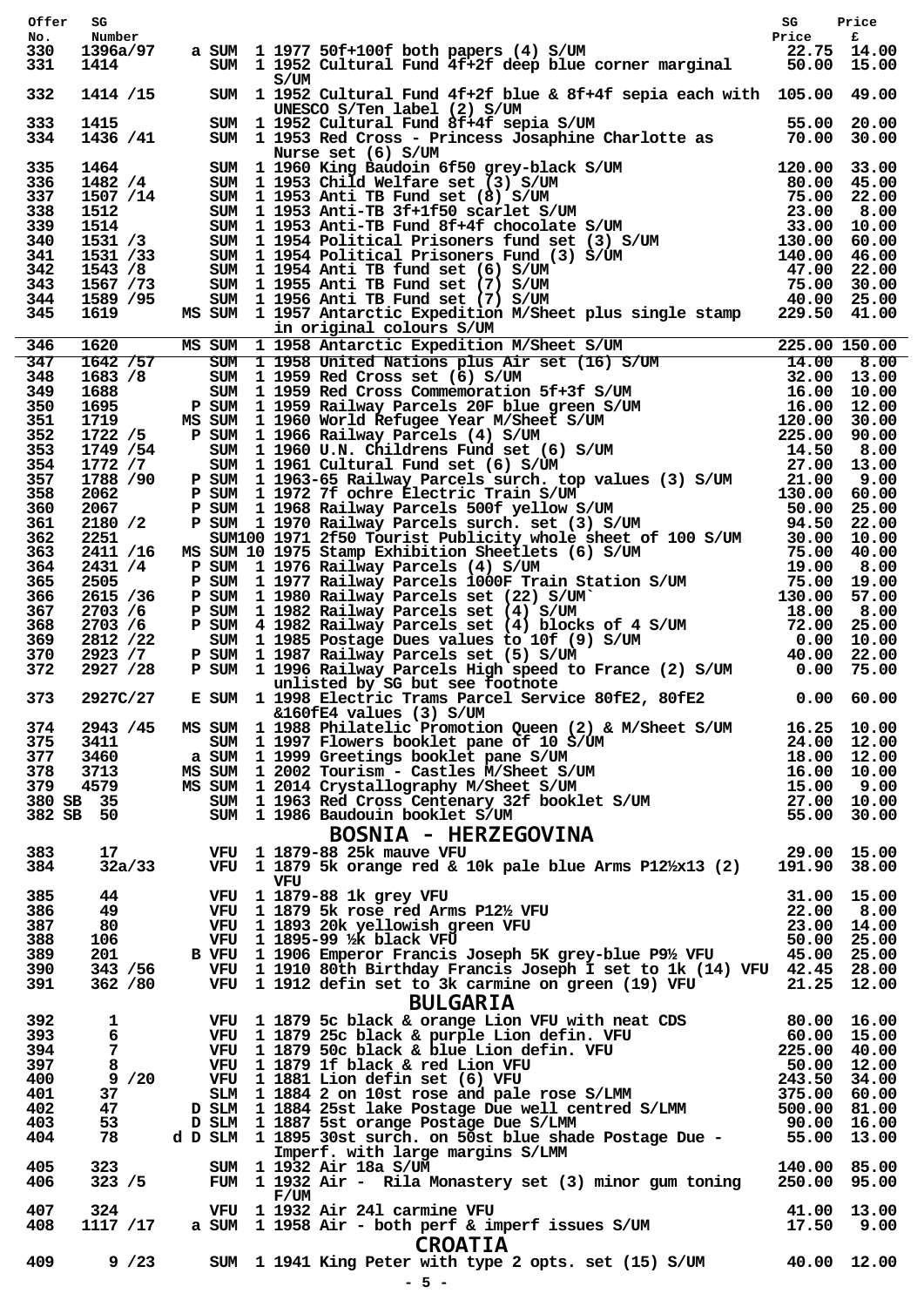| Offer No. | SG Number | | | | | SG Price | Price £ |
|---|---|---|---|---|---|---|---|
| 330 | 1396a/97 | a | SUM | 1 | 1977 50f+100f both papers (4) S/UM | 22.75 | 14.00 |
| 331 | 1414 | | SUM | 1 | 1952 Cultural Fund 4f+2f deep blue corner marginal S/UM | 50.00 | 15.00 |
| 332 | 1414 /15 | | SUM | 1 | 1952 Cultural Fund 4f+2f blue & 8f+4f sepia each with UNESCO S/Ten label (2) S/UM | 105.00 | 49.00 |
| 333 | 1415 | | SUM | 1 | 1952 Cultural Fund 8f+4f sepia S/UM | 55.00 | 20.00 |
| 334 | 1436 /41 | | SUM | 1 | 1953 Red Cross - Princess Josephine Charlotte as Nurse set (6) S/UM | 70.00 | 30.00 |
| 335 | 1464 | | SUM | 1 | 1960 King Baudoin 6f50 grey-black S/UM | 120.00 | 33.00 |
| 336 | 1482 /4 | | SUM | 1 | 1953 Child Welfare set (3) S/UM | 80.00 | 45.00 |
| 337 | 1507 /14 | | SUM | 1 | 1953 Anti TB Fund set (8) S/UM | 75.00 | 22.00 |
| 338 | 1512 | | SUM | 1 | 1953 Anti-TB 3f+1f50 scarlet S/UM | 23.00 | 8.00 |
| 339 | 1514 | | SUM | 1 | 1953 Anti-TB Fund 8f+4f chocolate S/UM | 33.00 | 10.00 |
| 340 | 1531 /3 | | SUM | 1 | 1954 Political Prisoners fund set (3) S/UM | 130.00 | 60.00 |
| 341 | 1531 /33 | | SUM | 1 | 1954 Political Prisoners Fund (3) S/UM | 140.00 | 46.00 |
| 342 | 1543 /8 | | SUM | 1 | 1954 Anti TB fund set (6) S/UM | 47.00 | 22.00 |
| 343 | 1567 /73 | | SUM | 1 | 1955 Anti TB Fund set (7) S/UM | 75.00 | 30.00 |
| 344 | 1589 /95 | | SUM | 1 | 1956 Anti TB Fund set (7) S/UM | 40.00 | 25.00 |
| 345 | 1619 | MS | SUM | 1 | 1957 Antarctic Expedition M/Sheet plus single stamp in original colours S/UM | 229.50 | 41.00 |
| 346 | 1620 | MS | SUM | 1 | 1958 Antarctic Expedition M/Sheet S/UM | 225.00 | 150.00 |
| 347 | 1642 /57 | | SUM | 1 | 1958 United Nations plus Air set (16) S/UM | 14.00 | 8.00 |
| 348 | 1683 /8 | | SUM | 1 | 1959 Red Cross set (6) S/UM | 32.00 | 13.00 |
| 349 | 1688 | | SUM | 1 | 1959 Red Cross Commemoration 5f+3f S/UM | 16.00 | 10.00 |
| 350 | 1695 | P | SUM | 1 | 1959 Railway Parcels 20F blue green S/UM | 16.00 | 12.00 |
| 351 | 1719 | MS | SUM | 1 | 1960 World Refugee Year M/Sheet S/UM | 120.00 | 30.00 |
| 352 | 1722 /5 | P | SUM | 1 | 1966 Railway Parcels (4) S/UM | 225.00 | 90.00 |
| 353 | 1749 /54 | | SUM | 1 | 1960 U.N. Childrens Fund set (6) S/UM | 14.50 | 8.00 |
| 354 | 1772 /7 | | SUM | 1 | 1961 Cultural Fund set (6) S/UM | 27.00 | 13.00 |
| 357 | 1788 /90 | P | SUM | 1 | 1963-65 Railway Parcels surch. top values (3) S/UM | 21.00 | 9.00 |
| 358 | 2062 | P | SUM | 1 | 1972 7f ochre Electric Train S/UM | 130.00 | 60.00 |
| 360 | 2067 | P | SUM | 1 | 1968 Railway Parcels 500f yellow S/UM | 50.00 | 25.00 |
| 361 | 2180 /2 | P | SUM | 1 | 1970 Railway Parcels surch. set (3) S/UM | 94.50 | 22.00 |
| 362 | 2251 | | SUM | 100 | 1971 2f50 Tourist Publicity whole sheet of 100 S/UM | 30.00 | 10.00 |
| 363 | 2411 /16 | MS | SUM | 10 | 1975 Stamp Exhibition Sheetlets (6) S/UM | 75.00 | 40.00 |
| 364 | 2431 /4 | P | SUM | 1 | 1976 Railway Parcels (4) S/UM | 19.00 | 8.00 |
| 365 | 2505 | P | SUM | 1 | 1977 Railway Parcels 1000F Train Station S/UM | 75.00 | 19.00 |
| 366 | 2615 /36 | P | SUM | 1 | 1980 Railway Parcels set (22) S/UM` | 130.00 | 57.00 |
| 367 | 2703 /6 | P | SUM | 1 | 1982 Railway Parcels set (4) S/UM | 18.00 | 8.00 |
| 368 | 2703 /6 | P | SUM | 4 | 1982 Railway Parcels set (4) blocks of 4 S/UM | 72.00 | 25.00 |
| 369 | 2812 /22 | | SUM | 1 | 1985 Postage Dues values to 10f (9) S/UM | 0.00 | 10.00 |
| 370 | 2923 /7 | P | SUM | 1 | 1987 Railway Parcels set (5) S/UM | 40.00 | 22.00 |
| 372 | 2927 /28 | P | SUM | 1 | 1996 Railway Parcels High speed to France (2) S/UM unlisted by SG but see footnote | 0.00 | 75.00 |
| 373 | 2927C/27 | E | SUM | 1 | 1998 Electric Trams Parcel Service 80fE2, 80fE2 &160fE4 values (3) S/UM | 0.00 | 60.00 |
| 374 | 2943 /45 | MS | SUM | 1 | 1988 Philatelic Promotion Queen (2) & M/Sheet S/UM | 16.25 | 10.00 |
| 375 | 3411 | | SUM | 1 | 1997 Flowers booklet pane of 10 S/UM | 24.00 | 12.00 |
| 377 | 3460 | a | SUM | 1 | 1999 Greetings booklet pane S/UM | 18.00 | 12.00 |
| 378 | 3713 | MS | SUM | 1 | 2002 Tourism - Castles M/Sheet S/UM | 16.00 | 10.00 |
| 379 | 4579 | MS | SUM | 1 | 2014 Crystallography M/Sheet S/UM | 15.00 | 9.00 |
| 380 | SB 35 | | SUM | 1 | 1963 Red Cross Centenary 32f booklet S/UM | 27.00 | 10.00 |
| 382 | SB 50 | | SUM | 1 | 1986 Baudouin booklet S/UM | 55.00 | 30.00 |

## BOSNIA - HERZEGOVINA

| Offer No. | SG Number | | | | | SG Price | Price £ |
|---|---|---|---|---|---|---|---|
| 383 | 17 | | VFU | 1 | 1879-88 25k mauve VFU | 29.00 | 15.00 |
| 384 | 32a/33 | | VFU | 1 | 1879 5k orange red & 10k pale blue Arms P12½x13 (2) VFU | 191.90 | 38.00 |
| 385 | 44 | | VFU | 1 | 1879-88 1k grey VFU | 31.00 | 15.00 |
| 386 | 49 | | VFU | 1 | 1879 5k rose red Arms P12½ VFU | 22.00 | 8.00 |
| 387 | 80 | | VFU | 1 | 1893 20k yellowish green VFU | 23.00 | 14.00 |
| 388 | 106 | | VFU | 1 | 1895-99 ½k black VFU | 50.00 | 25.00 |
| 389 | 201 | B | VFU | 1 | 1906 Emperor Francis Joseph 5K grey-blue P9½ VFU | 45.00 | 25.00 |
| 390 | 343 /56 | | VFU | 1 | 1910 80th Birthday Francis Joseph I set to 1k (14) VFU | 42.45 | 28.00 |
| 391 | 362 /80 | | VFU | 1 | 1912 defin set to 3k carmine on green (19) VFU | 21.25 | 12.00 |

## BULGARIA

| Offer No. | SG Number | | | | | SG Price | Price £ |
|---|---|---|---|---|---|---|---|
| 392 | 1 | | VFU | 1 | 1879 5c black & orange Lion VFU with neat CDS | 80.00 | 16.00 |
| 393 | 6 | | VFU | 1 | 1879 25c black & purple Lion defin. VFU | 60.00 | 15.00 |
| 394 | 7 | | VFU | 1 | 1879 50c black & blue Lion defin. VFU | 225.00 | 40.00 |
| 397 | 8 | | VFU | 1 | 1879 1f black & red Lion VFU | 50.00 | 12.00 |
| 400 | 9 /20 | | VFU | 1 | 1881 Lion defin set (6) VFU | 243.50 | 34.00 |
| 401 | 37 | | SLM | 1 | 1884 2 on 10st rose and pale rose S/LMM | 375.00 | 60.00 |
| 402 | 47 | D | SLM | 1 | 1884 25st lake Postage Due well centred S/LMM | 500.00 | 81.00 |
| 403 | 53 | D | SLM | 1 | 1887 5st orange Postage Due S/LMM | 90.00 | 16.00 |
| 404 | 78 | d D | SLM | 1 | 1895 30st surch. on 50st blue shade Postage Due - Imperf. with large margins S/LMM | 55.00 | 13.00 |
| 405 | 323 | | SUM | 1 | 1932 Air 18a S/UM | 140.00 | 85.00 |
| 406 | 323 /5 | | FUM | 1 | 1932 Air - Rila Monastery set (3) minor gum toning F/UM | 250.00 | 95.00 |
| 407 | 324 | | VFU | 1 | 1932 Air 24l carmine VFU | 41.00 | 13.00 |
| 408 | 1117 /17 | a | SUM | 1 | 1958 Air - both perf & imperf issues S/UM | 17.50 | 9.00 |

## CROATIA

| Offer No. | SG Number | | | | | SG Price | Price £ |
|---|---|---|---|---|---|---|---|
| 409 | 9 /23 | | SUM | 1 | 1941 King Peter with type 2 opts. set (15) S/UM | 40.00 | 12.00 |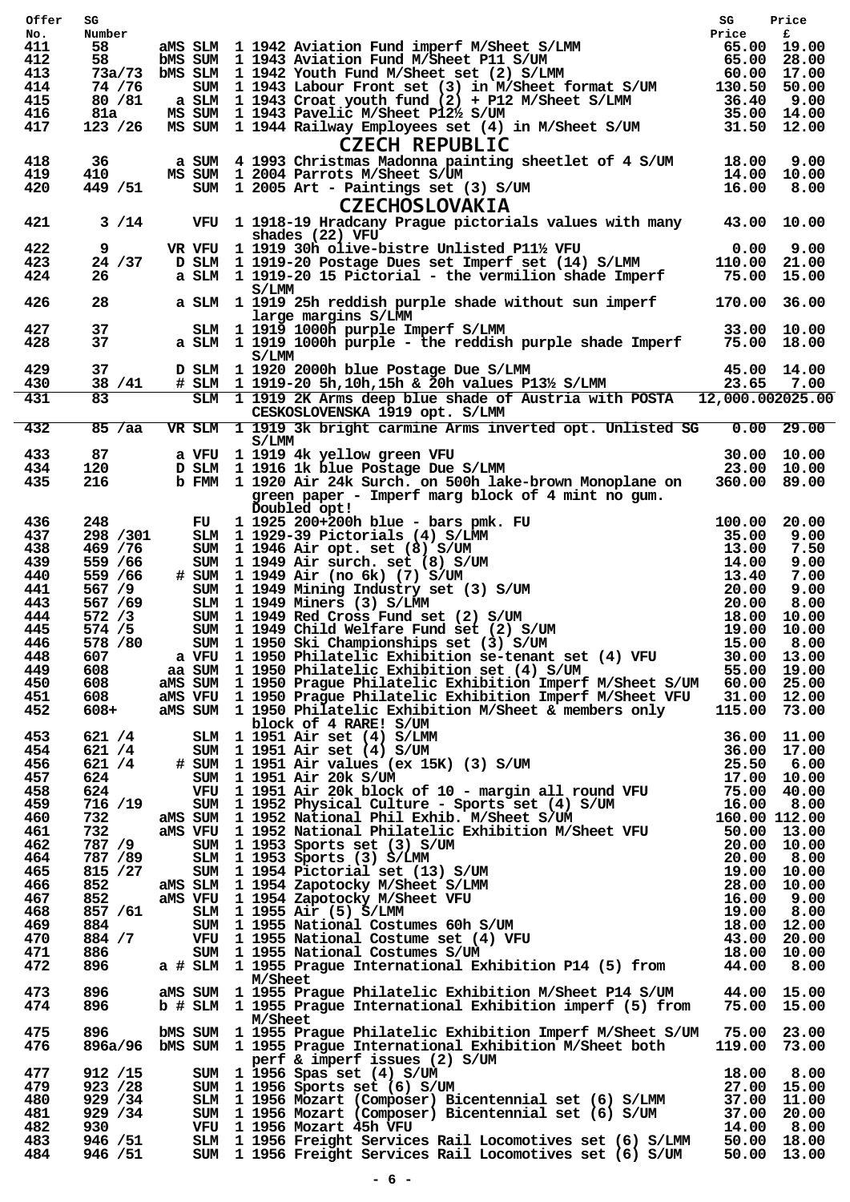| Offer No. | SG Number | | | SG Price | Price £ |
|---|---|---|---|---|---|
| 411 | 58 | aMS SLM | 1 1942 Aviation Fund imperf M/Sheet S/LMM | 65.00 | 19.00 |
| 412 | 58 | bMS SUM | 1 1943 Aviation Fund M/Sheet P11 S/UM | 65.00 | 28.00 |
| 413 | 73a/73 | bMS SLM | 1 1942 Youth Fund M/Sheet set (2) S/LMM | 60.00 | 17.00 |
| 414 | 74 /76 | SUM | 1 1943 Labour Front set (3) in M/Sheet format S/UM | 130.50 | 50.00 |
| 415 | 80 /81 | a SLM | 1 1943 Croat youth fund (2) + P12 M/Sheet S/LMM | 36.40 | 9.00 |
| 416 | 81a | MS SUM | 1 1943 Pavelic M/Sheet P12½ S/UM | 35.00 | 14.00 |
| 417 | 123 /26 | MS SUM | 1 1944 Railway Employees set (4) in M/Sheet S/UM | 31.50 | 12.00 |

# CZECH REPUBLIC

| Offer No. | SG Number | | | SG Price | Price £ |
|---|---|---|---|---|---|
| 418 | 36 | a SUM | 4 1993 Christmas Madonna painting sheetlet of 4 S/UM | 18.00 | 9.00 |
| 419 | 410 | MS SUM | 1 2004 Parrots M/Sheet S/UM | 14.00 | 10.00 |
| 420 | 449 /51 | SUM | 1 2005 Art - Paintings set (3) S/UM | 16.00 | 8.00 |

# CZECHOSLOVAKIA

| Offer No. | SG Number | | | SG Price | Price £ |
|---|---|---|---|---|---|
| 421 | 3 /14 | VFU | 1 1918-19 Hradcany Prague pictorials values with many shades (22) VFU | 43.00 | 10.00 |
| 422 | 9 | VR VFU | 1 1919 30h olive-bistre Unlisted P11½ VFU | 0.00 | 9.00 |
| 423 | 24 /37 | D SLM | 1 1919-20 Postage Dues set Imperf set (14) S/LMM | 110.00 | 21.00 |
| 424 | 26 | a SLM | 1 1919-20 15 Pictorial - the vermilion shade Imperf S/LMM | 75.00 | 15.00 |
| 426 | 28 | a SLM | 1 1919 25h reddish purple shade without sun imperf large margins S/LMM | 170.00 | 36.00 |
| 427 | 37 | SLM | 1 1919 1000h purple Imperf S/LMM | 33.00 | 10.00 |
| 428 | 37 | a SLM | 1 1919 1000h purple - the reddish purple shade Imperf S/LMM | 75.00 | 18.00 |
| 429 | 37 | D SLM | 1 1920 2000h blue Postage Due S/LMM | 45.00 | 14.00 |
| 430 | 38 /41 | # SLM | 1 1919-20 5h,10h,15h & 20h values P13½ S/LMM | 23.65 | 7.00 |
| 431 | 83 | SLM | 1 1919 2K Arms deep blue shade of Austria with POSTA CESKOSLOVENSKA 1919 opt. S/LMM | 12,000.00 | 2025.00 |
| 432 | 85 /aa | VR SLM | 1 1919 3k bright carmine Arms inverted opt. Unlisted SG S/LMM | 0.00 | 29.00 |
| 433 | 87 | a VFU | 1 1919 4k yellow green VFU | 30.00 | 10.00 |
| 434 | 120 | D SLM | 1 1916 1k blue Postage Due S/LMM | 23.00 | 10.00 |
| 435 | 216 | b FMM | 1 1920 Air 24k Surch. on 500h lake-brown Monoplane on green paper - Imperf marg block of 4 mint no gum. Doubled opt! | 360.00 | 89.00 |
| 436 | 248 | FU | 1 1925 200+200h blue - bars pmk. FU | 100.00 | 20.00 |
| 437 | 298 /301 | SLM | 1 1929-39 Pictorials (4) S/LMM | 35.00 | 9.00 |
| 438 | 469 /76 | SUM | 1 1946 Air opt. set (8) S/UM | 13.00 | 7.50 |
| 439 | 559 /66 | SUM | 1 1949 Air surch. set (8) S/UM | 14.00 | 9.00 |
| 440 | 559 /66 | # SUM | 1 1949 Air (no 6k) (7) S/UM | 13.40 | 7.00 |
| 441 | 567 /9 | SUM | 1 1949 Mining Industry set (3) S/UM | 20.00 | 9.00 |
| 443 | 567 /69 | SLM | 1 1949 Miners (3) S/LMM | 20.00 | 8.00 |
| 444 | 572 /3 | SUM | 1 1949 Red Cross Fund set (2) S/UM | 18.00 | 10.00 |
| 445 | 574 /5 | SUM | 1 1949 Child Welfare Fund set (2) S/UM | 19.00 | 10.00 |
| 446 | 578 /80 | SUM | 1 1950 Ski Championships set (3) S/UM | 15.00 | 8.00 |
| 448 | 607 | a VFU | 1 1950 Philatelic Exhibition se-tenant set (4) VFU | 30.00 | 13.00 |
| 449 | 608 | aa SUM | 1 1950 Philatelic Exhibition set (4) S/UM | 55.00 | 19.00 |
| 450 | 608 | aMS SUM | 1 1950 Prague Philatelic Exhibition Imperf M/Sheet S/UM | 60.00 | 25.00 |
| 451 | 608 | aMS VFU | 1 1950 Prague Philatelic Exhibition Imperf M/Sheet VFU | 31.00 | 12.00 |
| 452 | 608+ | aMS SUM | 1 1950 Philatelic Exhibition M/Sheet & members only block of 4 RARE! S/UM | 115.00 | 73.00 |
| 453 | 621 /4 | SLM | 1 1951 Air set (4) S/LMM | 36.00 | 11.00 |
| 454 | 621 /4 | SUM | 1 1951 Air set (4) S/UM | 36.00 | 17.00 |
| 456 | 621 /4 | # SUM | 1 1951 Air values (ex 15K) (3) S/UM | 25.50 | 6.00 |
| 457 | 624 | SUM | 1 1951 Air 20k S/UM | 17.00 | 10.00 |
| 458 | 624 | VFU | 1 1951 Air 20k block of 10 - margin all round VFU | 75.00 | 40.00 |
| 459 | 716 /19 | SUM | 1 1952 Physical Culture - Sports set (4) S/UM | 16.00 | 8.00 |
| 460 | 732 | aMS SUM | 1 1952 National Phil Exhib. M/Sheet S/UM | 160.00 | 112.00 |
| 461 | 732 | aMS VFU | 1 1952 National Philatelic Exhibition M/Sheet VFU | 50.00 | 13.00 |
| 462 | 787 /9 | SUM | 1 1953 Sports set (3) S/UM | 20.00 | 10.00 |
| 464 | 787 /89 | SLM | 1 1953 Sports (3) S/LMM | 20.00 | 8.00 |
| 465 | 815 /27 | SUM | 1 1954 Pictorial set (13) S/UM | 19.00 | 10.00 |
| 466 | 852 | aMS SLM | 1 1954 Zapotocky M/Sheet S/LMM | 28.00 | 10.00 |
| 467 | 852 | aMS VFU | 1 1954 Zapotocky M/Sheet VFU | 16.00 | 9.00 |
| 468 | 857 /61 | SLM | 1 1955 Air (5) S/LMM | 19.00 | 8.00 |
| 469 | 884 | SUM | 1 1955 National Costumes 60h S/UM | 18.00 | 12.00 |
| 470 | 884 /7 | VFU | 1 1955 National Costume set (4) VFU | 43.00 | 20.00 |
| 471 | 886 | SUM | 1 1955 National Costumes S/UM | 18.00 | 10.00 |
| 472 | 896 | a # SLM | 1 1955 Prague International Exhibition P14 (5) from M/Sheet | 44.00 | 8.00 |
| 473 | 896 | aMS SUM | 1 1955 Prague Philatelic Exhibition M/Sheet P14 S/UM | 44.00 | 15.00 |
| 474 | 896 | b # SLM | 1 1955 Prague International Exhibition imperf (5) from M/Sheet | 75.00 | 15.00 |
| 475 | 896 | bMS SUM | 1 1955 Prague Philatelic Exhibition Imperf M/Sheet S/UM | 75.00 | 23.00 |
| 476 | 896a/96 | bMS SUM | 1 1955 Prague International Exhibition M/Sheet both perf & imperf issues (2) S/UM | 119.00 | 73.00 |
| 477 | 912 /15 | SUM | 1 1956 Spas set (4) S/UM | 18.00 | 8.00 |
| 479 | 923 /28 | SUM | 1 1956 Sports set (6) S/UM | 27.00 | 15.00 |
| 480 | 929 /34 | SLM | 1 1956 Mozart (Composer) Bicentennial set (6) S/LMM | 37.00 | 11.00 |
| 481 | 929 /34 | SUM | 1 1956 Mozart (Composer) Bicentennial set (6) S/UM | 37.00 | 20.00 |
| 482 | 930 | VFU | 1 1956 Mozart 45h VFU | 14.00 | 8.00 |
| 483 | 946 /51 | SLM | 1 1956 Freight Services Rail Locomotives set (6) S/LMM | 50.00 | 18.00 |
| 484 | 946 /51 | SUM | 1 1956 Freight Services Rail Locomotives set (6) S/UM | 50.00 | 13.00 |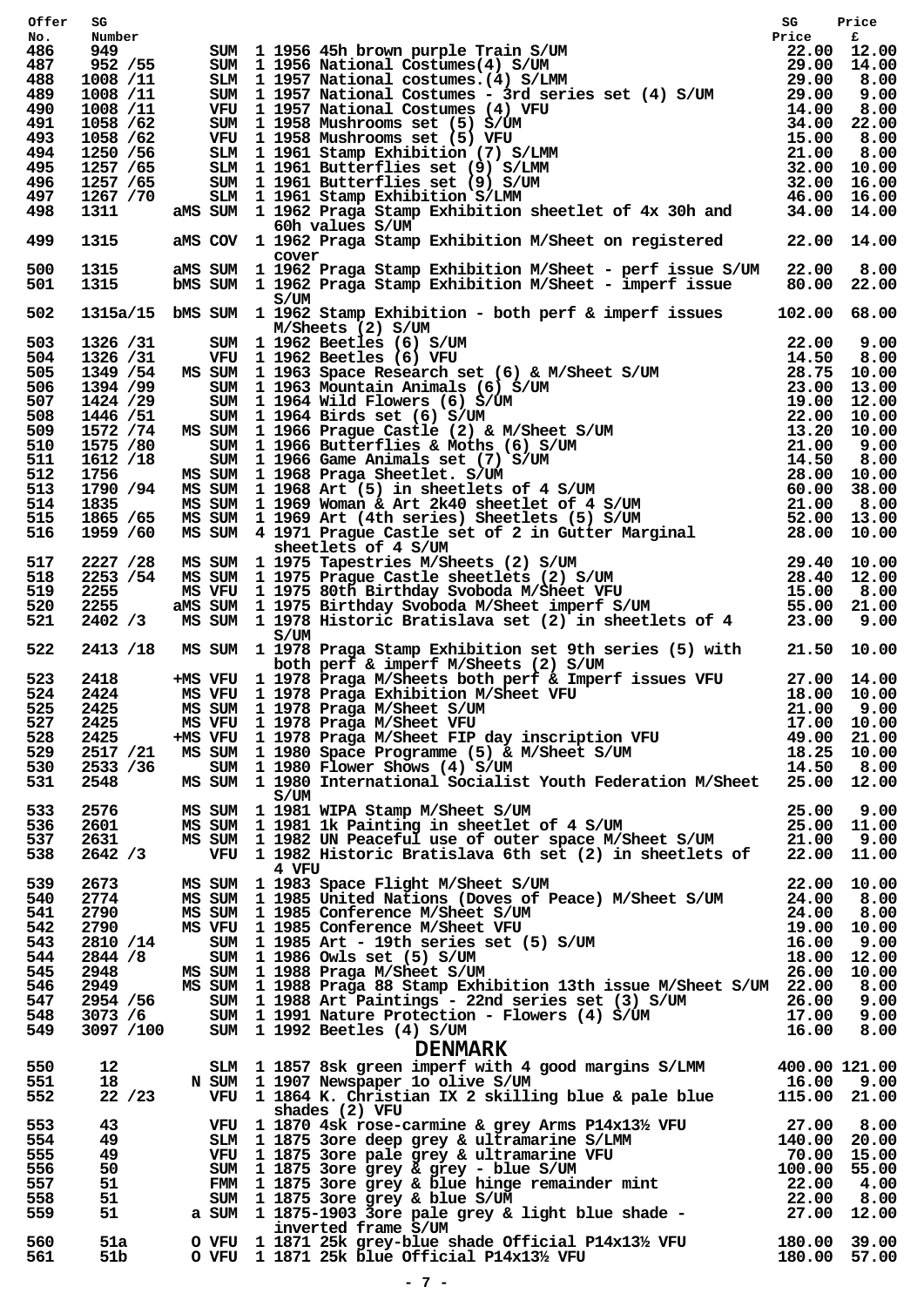| Offer No. | SG Number | | | | SG Price | Price £ |
|---|---|---|---|---|---|---|
| 486 | 949 | | SUM | 1 1956 45h brown purple Train S/UM | 22.00 | 12.00 |
| 487 | 952 /55 | | SUM | 1 1956 National Costumes(4) S/UM | 29.00 | 14.00 |
| 488 | 1008 /11 | | SLM | 1 1957 National costumes.(4) S/LMM | 29.00 | 8.00 |
| 489 | 1008 /11 | | SUM | 1 1957 National Costumes - 3rd series set (4) S/UM | 29.00 | 9.00 |
| 490 | 1008 /11 | | VFU | 1 1957 National Costumes (4) VFU | 14.00 | 8.00 |
| 491 | 1058 /62 | | SUM | 1 1958 Mushrooms set (5) S/UM | 34.00 | 22.00 |
| 493 | 1058 /62 | | VFU | 1 1958 Mushrooms set (5) VFU | 15.00 | 8.00 |
| 494 | 1250 /56 | | SLM | 1 1961 Stamp Exhibition (7) S/LMM | 21.00 | 8.00 |
| 495 | 1257 /65 | | SLM | 1 1961 Butterflies set (9) S/LMM | 32.00 | 10.00 |
| 496 | 1257 /65 | | SUM | 1 1961 Butterflies set (9) S/UM | 32.00 | 16.00 |
| 497 | 1267 /70 | | SLM | 1 1961 Stamp Exhibition S/LMM | 46.00 | 16.00 |
| 498 | 1311 | aMS | SUM | 1 1962 Praga Stamp Exhibition sheetlet of 4x 30h and 60h values S/UM | 34.00 | 14.00 |
| 499 | 1315 | aMS | COV | 1 1962 Praga Stamp Exhibition M/Sheet on registered cover | 22.00 | 14.00 |
| 500 | 1315 | aMS | SUM | 1 1962 Praga Stamp Exhibition M/Sheet - perf issue S/UM | 22.00 | 8.00 |
| 501 | 1315 | bMS | SUM | 1 1962 Praga Stamp Exhibition M/Sheet - imperf issue S/UM | 80.00 | 22.00 |
| 502 | 1315a/15 | bMS | SUM | 1 1962 Stamp Exhibition - both perf & imperf issues M/Sheets (2) S/UM | 102.00 | 68.00 |
| 503 | 1326 /31 | | SUM | 1 1962 Beetles (6) S/UM | 22.00 | 9.00 |
| 504 | 1326 /31 | | VFU | 1 1962 Beetles (6) VFU | 14.50 | 8.00 |
| 505 | 1349 /54 | MS | SUM | 1 1963 Space Research set (6) & M/Sheet S/UM | 28.75 | 10.00 |
| 506 | 1394 /99 | | SUM | 1 1963 Mountain Animals (6) S/UM | 23.00 | 13.00 |
| 507 | 1424 /29 | | SUM | 1 1964 Wild Flowers (6) S/UM | 19.00 | 12.00 |
| 508 | 1446 /51 | | SUM | 1 1964 Birds set (6) S/UM | 22.00 | 10.00 |
| 509 | 1572 /74 | MS | SUM | 1 1966 Prague Castle (2) & M/Sheet S/UM | 13.20 | 10.00 |
| 510 | 1575 /80 | | SUM | 1 1966 Butterflies & Moths (6) S/UM | 21.00 | 9.00 |
| 511 | 1612 /18 | | SUM | 1 1966 Game Animals set (7) S/UM | 14.50 | 8.00 |
| 512 | 1756 | MS | SUM | 1 1968 Praga Sheetlet. S/UM | 28.00 | 10.00 |
| 513 | 1790 /94 | MS | SUM | 1 1968 Art (5) in sheetlets of 4 S/UM | 60.00 | 38.00 |
| 514 | 1835 | MS | SUM | 1 1969 Woman & Art 2k40 sheetlet of 4 S/UM | 21.00 | 8.00 |
| 515 | 1865 /65 | MS | SUM | 1 1969 Art (4th series) Sheetlets (5) S/UM | 52.00 | 13.00 |
| 516 | 1959 /60 | MS | SUM | 4 1971 Prague Castle set of 2 in Gutter Marginal sheetlets of 4 S/UM | 28.00 | 10.00 |
| 517 | 2227 /28 | MS | SUM | 1 1975 Tapestries M/Sheets (2) S/UM | 29.40 | 10.00 |
| 518 | 2253 /54 | MS | SUM | 1 1975 Prague Castle sheetlets (2) S/UM | 28.40 | 12.00 |
| 519 | 2255 | MS | VFU | 1 1975 80th Birthday Svoboda M/Sheet VFU | 15.00 | 8.00 |
| 520 | 2255 | aMS | SUM | 1 1975 Birthday Svoboda M/Sheet imperf S/UM | 55.00 | 21.00 |
| 521 | 2402 /3 | MS | SUM | 1 1978 Historic Bratislava set (2) in sheetlets of 4 S/UM | 23.00 | 9.00 |
| 522 | 2413 /18 | MS | SUM | 1 1978 Praga Stamp Exhibition set 9th series (5) with both perf & imperf M/Sheets (2) S/UM | 21.50 | 10.00 |
| 523 | 2418 | +MS | VFU | 1 1978 Praga M/Sheets both perf & Imperf issues VFU | 27.00 | 14.00 |
| 524 | 2424 | MS | VFU | 1 1978 Praga Exhibition M/Sheet VFU | 18.00 | 10.00 |
| 525 | 2425 | MS | SUM | 1 1978 Praga M/Sheet S/UM | 21.00 | 9.00 |
| 527 | 2425 | MS | VFU | 1 1978 Praga M/Sheet VFU | 17.00 | 10.00 |
| 528 | 2425 | +MS | VFU | 1 1978 Praga M/Sheet FIP day inscription VFU | 49.00 | 21.00 |
| 529 | 2517 /21 | MS | SUM | 1 1980 Space Programme (5) & M/Sheet S/UM | 18.25 | 10.00 |
| 530 | 2533 /36 | | SUM | 1 1980 Flower Shows (4) S/UM | 14.50 | 8.00 |
| 531 | 2548 | MS | SUM | 1 1980 International Socialist Youth Federation M/Sheet S/UM | 25.00 | 12.00 |
| 533 | 2576 | MS | SUM | 1 1981 WIPA Stamp M/Sheet S/UM | 25.00 | 9.00 |
| 536 | 2601 | MS | SUM | 1 1981 1k Painting in sheetlet of 4 S/UM | 25.00 | 11.00 |
| 537 | 2631 | MS | SUM | 1 1982 UN Peaceful use of outer space M/Sheet S/UM | 21.00 | 9.00 |
| 538 | 2642 /3 | | VFU | 1 1982 Historic Bratislava 6th set (2) in sheetlets of 4 VFU | 22.00 | 11.00 |
| 539 | 2673 | MS | SUM | 1 1983 Space Flight M/Sheet S/UM | 22.00 | 10.00 |
| 540 | 2774 | MS | SUM | 1 1985 United Nations (Doves of Peace) M/Sheet S/UM | 24.00 | 8.00 |
| 541 | 2790 | MS | SUM | 1 1985 Conference M/Sheet S/UM | 24.00 | 8.00 |
| 542 | 2790 | MS | VFU | 1 1985 Conference M/Sheet VFU | 19.00 | 10.00 |
| 543 | 2810 /14 | | SUM | 1 1985 Art - 19th series set (5) S/UM | 16.00 | 9.00 |
| 544 | 2844 /8 | | SUM | 1 1986 Owls set (5) S/UM | 18.00 | 12.00 |
| 545 | 2948 | MS | SUM | 1 1988 Praga M/Sheet S/UM | 26.00 | 10.00 |
| 546 | 2949 | MS | SUM | 1 1988 Praga 88 Stamp Exhibition 13th issue M/Sheet S/UM | 22.00 | 8.00 |
| 547 | 2954 /56 | | SUM | 1 1988 Art Paintings - 22nd series set (3) S/UM | 26.00 | 9.00 |
| 548 | 3073 /6 | | SUM | 1 1991 Nature Protection - Flowers (4) S/UM | 17.00 | 9.00 |
| 549 | 3097 /100 | | SUM | 1 1992 Beetles (4) S/UM | 16.00 | 8.00 |

## DENMARK

| Offer No. | SG Number | | | | SG Price | Price £ |
|---|---|---|---|---|---|---|
| 550 | 12 | | SLM | 1 1857 8sk green imperf with 4 good margins S/LMM | 400.00 | 121.00 |
| 551 | 18 | N | SUM | 1 1907 Newspaper 1o olive S/UM | 16.00 | 9.00 |
| 552 | 22 /23 | | VFU | 1 1864 K. Christian IX 2 skilling blue & pale blue shades (2) VFU | 115.00 | 21.00 |
| 553 | 43 | | VFU | 1 1870 4sk rose-carmine & grey Arms P14x13½ VFU | 27.00 | 8.00 |
| 554 | 49 | | SLM | 1 1875 3ore deep grey & ultramarine S/LMM | 140.00 | 20.00 |
| 555 | 49 | | VFU | 1 1875 3ore pale grey & ultramarine VFU | 70.00 | 15.00 |
| 556 | 50 | | SUM | 1 1875 3ore grey & grey - blue S/UM | 100.00 | 55.00 |
| 557 | 51 | | FMM | 1 1875 3ore grey & blue hinge remainder mint | 22.00 | 4.00 |
| 558 | 51 | | SUM | 1 1875 3ore grey & blue S/UM | 22.00 | 8.00 |
| 559 | 51 | a | SUM | 1 1875-1903 3ore pale grey & light blue shade - inverted frame S/UM | 27.00 | 12.00 |
| 560 | 51a | O | VFU | 1 1871 25k grey-blue shade Official P14x13½ VFU | 180.00 | 39.00 |
| 561 | 51b | O | VFU | 1 1871 25k blue Official P14x13½ VFU | 180.00 | 57.00 |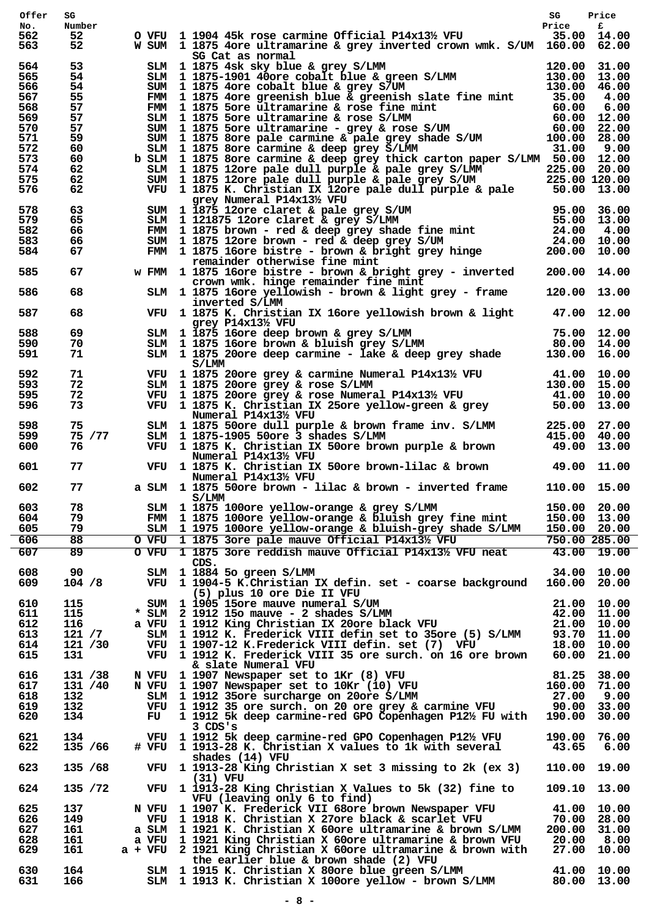| Offer No. | SG Number | | | SG Price | Price £ |
|---|---|---|---|---|---|
| 562 | 52 | O VFU | 1 1904 45k rose carmine Official P14x13½ VFU | 35.00 | 14.00 |
| 563 | 52 | W SUM | 1 1875 4ore ultramarine & grey inverted crown wmk. S/UM SG Cat as normal | 160.00 | 62.00 |
| 564 | 53 | SLM | 1 1875 4sk sky blue & grey S/LMM | 120.00 | 31.00 |
| 565 | 54 | SLM | 1 1875-1901 40ore cobalt blue & green S/LMM | 130.00 | 13.00 |
| 566 | 54 | SUM | 1 1875 4ore cobalt blue & grey S/UM | 130.00 | 46.00 |
| 567 | 55 | FMM | 1 1875 4ore greenish blue & greenish slate fine mint | 35.00 | 4.00 |
| 568 | 57 | FMM | 1 1875 5ore ultramarine & rose fine mint | 60.00 | 6.00 |
| 569 | 57 | SLM | 1 1875 5ore ultramarine & rose S/LMM | 60.00 | 12.00 |
| 570 | 57 | SUM | 1 1875 5ore ultramarine - grey & rose S/UM | 60.00 | 22.00 |
| 571 | 59 | SUM | 1 1875 8ore pale carmine & pale grey shade S/UM | 100.00 | 28.00 |
| 572 | 60 | SLM | 1 1875 8ore carmine & deep grey S/LMM | 31.00 | 9.00 |
| 573 | 60 | b SLM | 1 1875 8ore carmine & deep grey thick carton paper S/LMM | 50.00 | 12.00 |
| 574 | 62 | SLM | 1 1875 12ore pale dull purple & pale grey S/LMM | 225.00 | 20.00 |
| 575 | 62 | SUM | 1 1875 12ore pale dull purple & pale grey S/UM | 225.00 | 120.00 |
| 576 | 62 | VFU | 1 1875 K. Christian IX 12ore pale dull purple & pale grey Numeral P14x13½ VFU | 50.00 | 13.00 |
| 578 | 63 | SUM | 1 1875 12ore claret & pale grey S/UM | 95.00 | 36.00 |
| 579 | 65 | SLM | 1 121875 12ore claret & grey S/LMM | 55.00 | 13.00 |
| 582 | 66 | FMM | 1 1875 brown - red & deep grey shade fine mint | 24.00 | 4.00 |
| 583 | 66 | SUM | 1 1875 12ore brown - red & deep grey S/UM | 24.00 | 10.00 |
| 584 | 67 | FMM | 1 1875 16ore bistre - brown & bright grey hinge remainder otherwise fine mint | 200.00 | 10.00 |
| 585 | 67 | w FMM | 1 1875 16ore bistre - brown & bright grey - inverted crown wmk. hinge remainder fine mint | 200.00 | 14.00 |
| 586 | 68 | SLM | 1 1875 16ore yellowish - brown & light grey - frame inverted S/LMM | 120.00 | 13.00 |
| 587 | 68 | VFU | 1 1875 K. Christian IX 16ore yellowish brown & light grey P14x13½ VFU | 47.00 | 12.00 |
| 588 | 69 | SLM | 1 1875 16ore deep brown & grey S/LMM | 75.00 | 12.00 |
| 590 | 70 | SLM | 1 1875 16ore brown & bluish grey S/LMM | 80.00 | 14.00 |
| 591 | 71 | SLM | 1 1875 20ore deep carmine - lake & deep grey shade S/LMM | 130.00 | 16.00 |
| 592 | 71 | VFU | 1 1875 20ore grey & carmine Numeral P14x13½ VFU | 41.00 | 10.00 |
| 593 | 72 | SLM | 1 1875 20ore grey & rose S/LMM | 130.00 | 15.00 |
| 595 | 72 | VFU | 1 1875 20ore grey & rose Numeral P14x13½ VFU | 41.00 | 10.00 |
| 596 | 73 | VFU | 1 1875 K. Christian IX 25ore yellow-green & grey Numeral P14x13½ VFU | 50.00 | 13.00 |
| 598 | 75 | SLM | 1 1875 50ore dull purple & brown frame inv. S/LMM | 225.00 | 27.00 |
| 599 | 75 /77 | SLM | 1 1875-1905 50ore 3 shades S/LMM | 415.00 | 40.00 |
| 600 | 76 | VFU | 1 1875 K. Christian IX 50ore brown purple & brown Numeral P14x13½ VFU | 49.00 | 13.00 |
| 601 | 77 | VFU | 1 1875 K. Christian IX 50ore brown-lilac & brown Numeral P14x13½ VFU | 49.00 | 11.00 |
| 602 | 77 | a SLM | 1 1875 50ore brown - lilac & brown - inverted frame S/LMM | 110.00 | 15.00 |
| 603 | 78 | SLM | 1 1875 100ore yellow-orange & grey S/LMM | 150.00 | 20.00 |
| 604 | 79 | FMM | 1 1875 100ore yellow-orange & bluish grey fine mint | 150.00 | 13.00 |
| 605 | 79 | SLM | 1 1975 100ore yellow-orange & bluish-grey shade S/LMM | 150.00 | 20.00 |
| 606 | 88 | O VFU | 1 1875 3ore pale mauve Official P14x13½ VFU | 750.00 | 285.00 |
| 607 | 89 | O VFU | 1 1875 3ore reddish mauve Official P14x13½ VFU neat CDS. | 43.00 | 19.00 |
| 608 | 90 | SLM | 1 1884 5o green S/LMM | 34.00 | 10.00 |
| 609 | 104 /8 | VFU | 1 1904-5 K.Christian IX defin. set - coarse background (5) plus 10 ore Die II VFU | 160.00 | 20.00 |
| 610 | 115 | SUM | 1 1905 15ore mauve numeral S/UM | 21.00 | 10.00 |
| 611 | 115 | * SLM | 2 1912 15o mauve - 2 shades S/LMM | 42.00 | 11.00 |
| 612 | 116 | a VFU | 1 1912 King Christian IX 20ore black VFU | 21.00 | 10.00 |
| 613 | 121 /7 | SLM | 1 1912 K. Frederick VIII defin set to 35ore (5) S/LMM | 93.70 | 11.00 |
| 614 | 121 /30 | VFU | 1 1907-12 K.Frederick VIII defin. set (7) VFU | 18.00 | 10.00 |
| 615 | 131 | VFU | 1 1912 K. Frederick VIII 35 ore surch. on 16 ore brown & slate Numeral VFU | 60.00 | 21.00 |
| 616 | 131 /38 | N VFU | 1 1907 Newspaper set to 1Kr (8) VFU | 81.25 | 38.00 |
| 617 | 131 /40 | N VFU | 1 1907 Newspaper set to 10Kr (10) VFU | 160.00 | 71.00 |
| 618 | 132 | SLM | 1 1912 35ore surcharge on 20ore S/LMM | 27.00 | 9.00 |
| 619 | 132 | VFU | 1 1912 35 ore surch. on 20 ore grey & carmine VFU | 90.00 | 33.00 |
| 620 | 134 | FU | 1 1912 5k deep carmine-red GPO Copenhagen P12½ FU with 3 CDS's | 190.00 | 30.00 |
| 621 | 134 | VFU | 1 1912 5k deep carmine-red GPO Copenhagen P12½ VFU | 190.00 | 76.00 |
| 622 | 135 /66 | # VFU | 1 1913-28 K. Christian X values to 1k with several shades (14) VFU | 43.65 | 6.00 |
| 623 | 135 /68 | VFU | 1 1913-28 King Christian X set 3 missing to 2k (ex 3) (31) VFU | 110.00 | 19.00 |
| 624 | 135 /72 | VFU | 1 1913-28 King Christian X Values to 5k (32) fine to VFU (leaving only 6 to find) | 109.10 | 13.00 |
| 625 | 137 | N VFU | 1 1907 K. Frederick VII 68ore brown Newspaper VFU | 41.00 | 10.00 |
| 626 | 149 | VFU | 1 1918 K. Christian X 27ore black & scarlet VFU | 70.00 | 28.00 |
| 627 | 161 | a SLM | 1 1921 K. Christian X 60ore ultramarine & brown S/LMM | 200.00 | 31.00 |
| 628 | 161 | a VFU | 1 1921 King Christian X 60ore ultramarine & brown VFU | 20.00 | 8.00 |
| 629 | 161 | a + VFU | 2 1921 King Christian X 60ore ultramarine & brown with the earlier blue & brown shade (2) VFU | 27.00 | 10.00 |
| 630 | 164 | SLM | 1 1915 K. Christian X 80ore blue green S/LMM | 41.00 | 10.00 |
| 631 | 166 | SLM | 1 1913 K. Christian X 100ore yellow - brown S/LMM | 80.00 | 13.00 |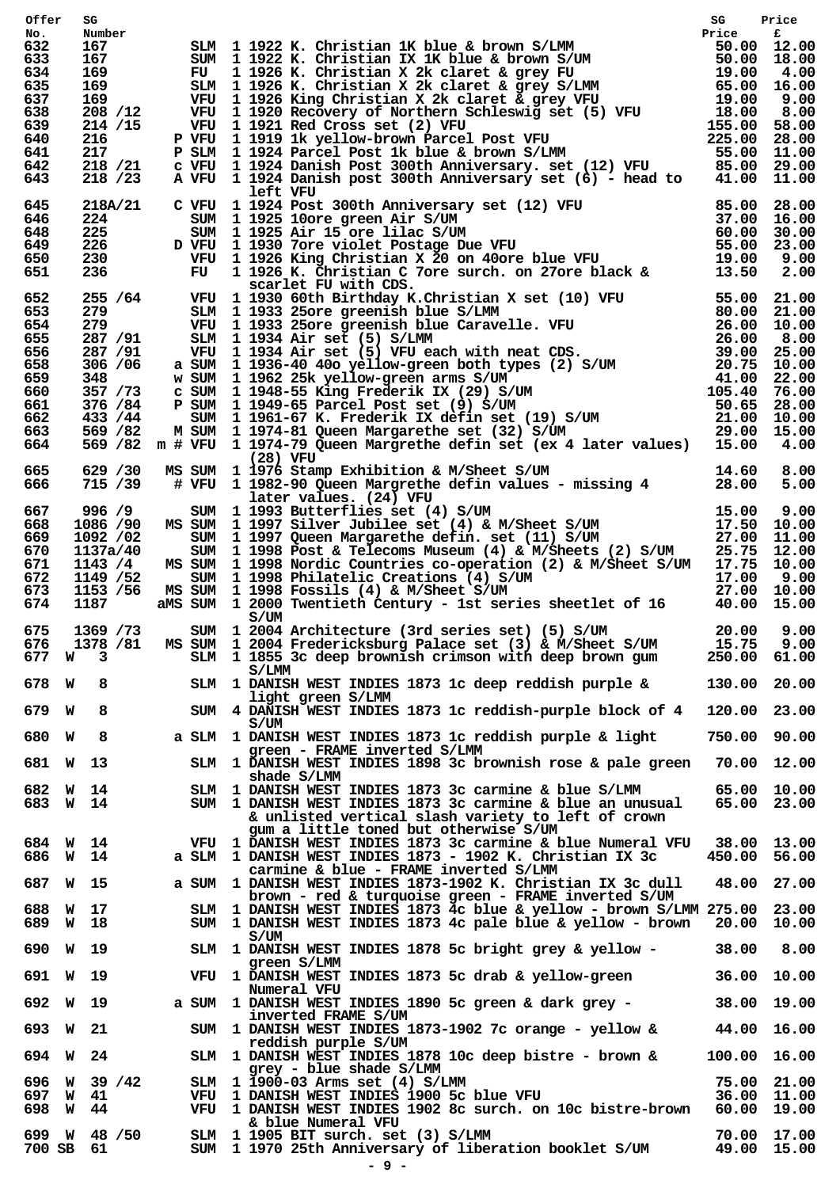| Offer No. | SG Number | | | Description | SG Price | Price £ |
|---|---|---|---|---|---|---|
| 632 | 167 | | SLM | 1 1922 K. Christian 1K blue & brown S/LMM | 50.00 | 12.00 |
| 633 | 167 | | SUM | 1 1922 K. Christian IX 1K blue & brown S/UM | 50.00 | 18.00 |
| 634 | 169 | | FU | 1 1926 K. Christian X 2k claret & grey FU | 19.00 | 4.00 |
| 635 | 169 | | SLM | 1 1926 K. Christian X 2k claret & grey S/LMM | 65.00 | 16.00 |
| 637 | 169 | | VFU | 1 1926 King Christian X 2k claret & grey VFU | 19.00 | 9.00 |
| 638 | 208 /12 | | VFU | 1 1920 Recovery of Northern Schleswig set (5) VFU | 18.00 | 8.00 |
| 639 | 214 /15 | | VFU | 1 1921 Red Cross set (2) VFU | 155.00 | 58.00 |
| 640 | 216 | P | VFU | 1 1919 1k yellow-brown Parcel Post VFU | 225.00 | 28.00 |
| 641 | 217 | P | SLM | 1 1924 Parcel Post 1k blue & brown S/LMM | 55.00 | 11.00 |
| 642 | 218 /21 | c | VFU | 1 1924 Danish Post 300th Anniversary. set (12) VFU | 85.00 | 29.00 |
| 643 | 218 /23 | A | VFU | 1 1924 Danish post 300th Anniversary set (6) - head to left VFU | 41.00 | 11.00 |
| 645 | 218A/21 | C | VFU | 1 1924 Post 300th Anniversary set (12) VFU | 85.00 | 28.00 |
| 646 | 224 | | SUM | 1 1925 10ore green Air S/UM | 37.00 | 16.00 |
| 648 | 225 | | SUM | 1 1925 Air 15 ore lilac S/UM | 60.00 | 30.00 |
| 649 | 226 | D | VFU | 1 1930 7ore violet Postage Due VFU | 55.00 | 23.00 |
| 650 | 230 | | VFU | 1 1926 King Christian X 20 on 40ore blue VFU | 19.00 | 9.00 |
| 651 | 236 | | FU | 1 1926 K. Christian C 7ore surch. on 27ore black & scarlet FU with CDS. | 13.50 | 2.00 |
| 652 | 255 /64 | | VFU | 1 1930 60th Birthday K.Christian X set (10) VFU | 55.00 | 21.00 |
| 653 | 279 | | SLM | 1 1933 25ore greenish blue S/LMM | 80.00 | 21.00 |
| 654 | 279 | | VFU | 1 1933 25ore greenish blue Caravelle. VFU | 26.00 | 10.00 |
| 655 | 287 /91 | | SLM | 1 1934 Air set (5) S/LMM | 26.00 | 8.00 |
| 656 | 287 /91 | | VFU | 1 1934 Air set (5) VFU each with neat CDS. | 39.00 | 25.00 |
| 658 | 306 /06 | a | SUM | 1 1936-40 40o yellow-green both types (2) S/UM | 20.75 | 10.00 |
| 659 | 348 | w | SUM | 1 1962 25k yellow-green arms S/UM | 41.00 | 22.00 |
| 660 | 357 /73 | c | SUM | 1 1948-55 King Frederik IX (29) S/UM | 105.40 | 76.00 |
| 661 | 376 /84 | P | SUM | 1 1949-65 Parcel Post set (9) S/UM | 50.65 | 28.00 |
| 662 | 433 /44 | | SUM | 1 1961-67 K. Frederik IX defin set (19) S/UM | 21.00 | 10.00 |
| 663 | 569 /82 | M | SUM | 1 1974-81 Queen Margarethe set (32) S/UM | 29.00 | 15.00 |
| 664 | 569 /82 | m # | VFU | 1 1974-79 Queen Margrethe defin set (ex 4 later values) (28) VFU | 15.00 | 4.00 |
| 665 | 629 /30 | MS | SUM | 1 1976 Stamp Exhibition & M/Sheet S/UM | 14.60 | 8.00 |
| 666 | 715 /39 | # | VFU | 1 1982-90 Queen Margrethe defin values - missing 4 later values. (24) VFU | 28.00 | 5.00 |
| 667 | 996 /9 | | SUM | 1 1993 Butterflies set (4) S/UM | 15.00 | 9.00 |
| 668 | 1086 /90 | MS | SUM | 1 1997 Silver Jubilee set (4) & M/Sheet S/UM | 17.50 | 10.00 |
| 669 | 1092 /02 | | SUM | 1 1997 Queen Margarethe defin. set (11) S/UM | 27.00 | 11.00 |
| 670 | 1137a/40 | | SUM | 1 1998 Post & Telecoms Museum (4) & M/Sheets (2) S/UM | 25.75 | 12.00 |
| 671 | 1143 /4 | MS | SUM | 1 1998 Nordic Countries co-operation (2) & M/Sheet S/UM | 17.75 | 10.00 |
| 672 | 1149 /52 | | SUM | 1 1998 Philatelic Creations (4) S/UM | 17.00 | 9.00 |
| 673 | 1153 /56 | MS | SUM | 1 1998 Fossils (4) & M/Sheet S/UM | 27.00 | 10.00 |
| 674 | 1187 | aMS | SUM | 1 2000 Twentieth Century - 1st series sheetlet of 16 S/UM | 40.00 | 15.00 |
| 675 | 1369 /73 | | SUM | 1 2004 Architecture (3rd series set) (5) S/UM | 20.00 | 9.00 |
| 676 | 1378 /81 | MS | SUM | 1 2004 Fredericksburg Palace set (3) & M/Sheet S/UM | 15.75 | 9.00 |
| 677 | W 3 | | SLM | 1 1855 3c deep brownish crimson with deep brown gum S/LMM | 250.00 | 61.00 |
| 678 | W 8 | | SLM | 1 DANISH WEST INDIES 1873 1c deep reddish purple & light green S/LMM | 130.00 | 20.00 |
| 679 | W 8 | | SUM | 4 DANISH WEST INDIES 1873 1c reddish-purple block of 4 S/UM | 120.00 | 23.00 |
| 680 | W 8 | a | SLM | 1 DANISH WEST INDIES 1873 1c reddish purple & light green - FRAME inverted S/LMM | 750.00 | 90.00 |
| 681 | W 13 | | SLM | 1 DANISH WEST INDIES 1898 3c brownish rose & pale green shade S/LMM | 70.00 | 12.00 |
| 682 | W 14 | | SLM | 1 DANISH WEST INDIES 1873 3c carmine & blue S/LMM | 65.00 | 10.00 |
| 683 | W 14 | | SUM | 1 DANISH WEST INDIES 1873 3c carmine & blue an unusual & unlisted vertical slash variety to left of crown gum a little toned but otherwise S/UM | 65.00 | 23.00 |
| 684 | W 14 | | VFU | 1 DANISH WEST INDIES 1873 3c carmine & blue Numeral VFU | 38.00 | 13.00 |
| 686 | W 14 | a | SLM | 1 DANISH WEST INDIES 1873 - 1902 K. Christian IX 3c carmine & blue - FRAME inverted S/LMM | 450.00 | 56.00 |
| 687 | W 15 | a | SUM | 1 DANISH WEST INDIES 1873-1902 K. Christian IX 3c dull brown - red & turquoise green - FRAME inverted S/UM | 48.00 | 27.00 |
| 688 | W 17 | | SLM | 1 DANISH WEST INDIES 1873 4c blue & yellow - brown S/LMM | 275.00 | 23.00 |
| 689 | W 18 | | SUM | 1 DANISH WEST INDIES 1873 4c pale blue & yellow - brown S/UM | 20.00 | 10.00 |
| 690 | W 19 | | SLM | 1 DANISH WEST INDIES 1878 5c bright grey & yellow - green S/LMM | 38.00 | 8.00 |
| 691 | W 19 | | VFU | 1 DANISH WEST INDIES 1873 5c drab & yellow-green Numeral VFU | 36.00 | 10.00 |
| 692 | W 19 | a | SUM | 1 DANISH WEST INDIES 1890 5c green & dark grey - inverted FRAME S/UM | 38.00 | 19.00 |
| 693 | W 21 | | SUM | 1 DANISH WEST INDIES 1873-1902 7c orange - yellow & reddish purple S/UM | 44.00 | 16.00 |
| 694 | W 24 | | SLM | 1 DANISH WEST INDIES 1878 10c deep bistre - brown & grey - blue shade S/LMM | 100.00 | 16.00 |
| 696 | W 39 /42 | | SLM | 1 1900-03 Arms set (4) S/LMM | 75.00 | 21.00 |
| 697 | W 41 | | VFU | 1 DANISH WEST INDIES 1900 5c blue VFU | 36.00 | 11.00 |
| 698 | W 44 | | VFU | 1 DANISH WEST INDIES 1902 8c surch. on 10c bistre-brown & blue Numeral VFU | 60.00 | 19.00 |
| 699 | W 48 /50 | | SLM | 1 1905 BIT surch. set (3) S/LMM | 70.00 | 17.00 |
| 700 | SB 61 | | SUM | 1 1970 25th Anniversary of liberation booklet S/UM | 49.00 | 15.00 |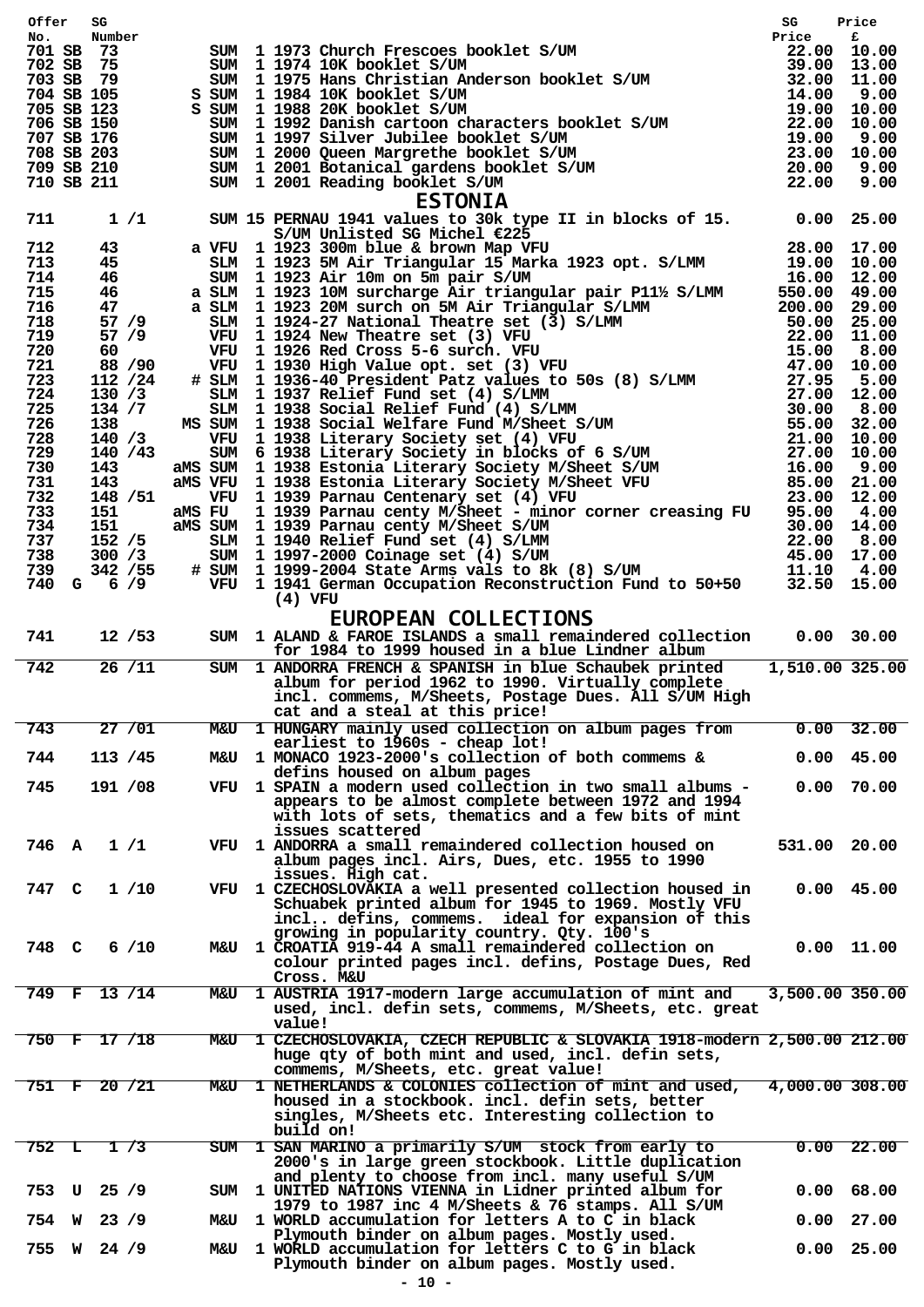| Offer No. | SG Number | | Description | SG Price | Price £ |
|---|---|---|---|---|---|
| 701 SB | 73 | SUM | 1 1973 Church Frescoes booklet S/UM | 22.00 | 10.00 |
| 702 SB | 75 | SUM | 1 1974 10K booklet S/UM | 39.00 | 13.00 |
| 703 SB | 79 | SUM | 1 1975 Hans Christian Anderson booklet S/UM | 32.00 | 11.00 |
| 704 SB | 105 | S SUM | 1 1984 10K booklet S/UM | 14.00 | 9.00 |
| 705 SB | 123 | S SUM | 1 1988 20K booklet S/UM | 19.00 | 10.00 |
| 706 SB | 150 | SUM | 1 1992 Danish cartoon characters booklet S/UM | 22.00 | 10.00 |
| 707 SB | 176 | SUM | 1 1997 Silver Jubilee booklet S/UM | 19.00 | 9.00 |
| 708 SB | 203 | SUM | 1 2000 Queen Margrethe booklet S/UM | 23.00 | 10.00 |
| 709 SB | 210 | SUM | 1 2001 Botanical gardens booklet S/UM | 20.00 | 9.00 |
| 710 SB | 211 | SUM | 1 2001 Reading booklet S/UM | 22.00 | 9.00 |

## ESTONIA

| Offer No. | SG Number | | Description | SG Price | Price £ |
|---|---|---|---|---|---|
| 711 | 1 /1 | SUM | 15 PERNAU 1941 values to 30k type II in blocks of 15. S/UM Unlisted SG Michel €225 | 0.00 | 25.00 |
| 712 | 43 | a VFU | 1 1923 300m blue & brown Map VFU | 28.00 | 17.00 |
| 713 | 45 | SLM | 1 1923 5M Air Triangular 15 Marka 1923 opt. S/LMM | 19.00 | 10.00 |
| 714 | 46 | SUM | 1 1923 Air 10m on 5m pair S/UM | 16.00 | 12.00 |
| 715 | 46 | a SLM | 1 1923 10M surcharge Air triangular pair P11½ S/LMM | 550.00 | 49.00 |
| 716 | 47 | a SLM | 1 1923 20M surch on 5M Air Triangular S/LMM | 200.00 | 29.00 |
| 718 | 57 /9 | SLM | 1 1924-27 National Theatre set (3) S/LMM | 50.00 | 25.00 |
| 719 | 57 /9 | VFU | 1 1924 New Theatre set (3) VFU | 22.00 | 11.00 |
| 720 | 60 | VFU | 1 1926 Red Cross 5-6 surch. VFU | 15.00 | 8.00 |
| 721 | 88 /90 | VFU | 1 1930 High Value opt. set (3) VFU | 47.00 | 10.00 |
| 723 | 112 /24 | # SLM | 1 1936-40 President Patz values to 50s (8) S/LMM | 27.95 | 5.00 |
| 724 | 130 /3 | SLM | 1 1937 Relief Fund set (4) S/LMM | 27.00 | 12.00 |
| 725 | 134 /7 | SLM | 1 1938 Social Relief Fund (4) S/LMM | 30.00 | 8.00 |
| 726 | 138 | MS SUM | 1 1938 Social Welfare Fund M/Sheet S/UM | 55.00 | 32.00 |
| 728 | 140 /3 | VFU | 1 1938 Literary Society set (4) VFU | 21.00 | 10.00 |
| 729 | 140 /43 | SUM | 6 1938 Literary Society in blocks of 6 S/UM | 27.00 | 10.00 |
| 730 | 143 | aMS SUM | 1 1938 Estonia Literary Society M/Sheet S/UM | 16.00 | 9.00 |
| 731 | 143 | aMS VFU | 1 1938 Estonia Literary Society M/Sheet VFU | 85.00 | 21.00 |
| 732 | 148 /51 | VFU | 1 1939 Parnau Centenary set (4) VFU | 23.00 | 12.00 |
| 733 | 151 | aMS FU | 1 1939 Parnau centy M/Sheet - minor corner creasing FU | 95.00 | 4.00 |
| 734 | 151 | aMS SUM | 1 1939 Parnau centy M/Sheet S/UM | 30.00 | 14.00 |
| 737 | 152 /5 | SLM | 1 1940 Relief Fund set (4) S/LMM | 22.00 | 8.00 |
| 738 | 300 /3 | SUM | 1 1997-2000 Coinage set (4) S/UM | 45.00 | 17.00 |
| 739 | 342 /55 | # SUM | 1 1999-2004 State Arms vals to 8k (8) S/UM | 11.10 | 4.00 |
| 740 G | 6 /9 | VFU | 1 1941 German Occupation Reconstruction Fund to 50+50 (4) VFU | 32.50 | 15.00 |

## EUROPEAN COLLECTIONS

| Offer No. | SG Number | | Description | SG Price | Price £ |
|---|---|---|---|---|---|
| 741 | 12 /53 | SUM | 1 ALAND & FAROE ISLANDS a small remaindered collection for 1984 to 1999 housed in a blue Lindner album | 0.00 | 30.00 |
| 742 | 26 /11 | SUM | 1 ANDORRA FRENCH & SPANISH in blue Schaubek printed album for period 1962 to 1990. Virtually complete incl. commems, M/Sheets, Postage Dues. All S/UM High cat and a steal at this price! | 1,510.00 | 325.00 |
| 743 | 27 /01 | M&U | 1 HUNGARY mainly used collection on album pages from earliest to 1960s - cheap lot! | 0.00 | 32.00 |
| 744 | 113 /45 | M&U | 1 MONACO 1923-2000's collection of both commems & defins housed on album pages | 0.00 | 45.00 |
| 745 | 191 /08 | VFU | 1 SPAIN a modern used collection in two small albums - appears to be almost complete between 1972 and 1994 with lots of sets, thematics and a few bits of mint issues scattered | 0.00 | 70.00 |
| 746 A | 1 /1 | VFU | 1 ANDORRA a small remaindered collection housed on album pages incl. Airs, Dues, etc. 1955 to 1990 issues. High cat. | 531.00 | 20.00 |
| 747 C | 1 /10 | VFU | 1 CZECHOSLOVAKIA a well presented collection housed in Schuabek printed album for 1945 to 1969. Mostly VFU incl.. defins, commems. ideal for expansion of this growing in popularity country. Qty. 100's | 0.00 | 45.00 |
| 748 C | 6 /10 | M&U | 1 CROATIA 919-44 A small remaindered collection on colour printed pages incl. defins, Postage Dues, Red Cross. M&U | 0.00 | 11.00 |
| 749 F | 13 /14 | M&U | 1 AUSTRIA 1917-modern large accumulation of mint and used, incl. defin sets, commems, M/Sheets, etc. great value! | 3,500.00 | 350.00 |
| 750 F | 17 /18 | M&U | 1 CZECHOSLOVAKIA, CZECH REPUBLIC & SLOVAKIA 1918-modern huge qty of both mint and used, incl. defin sets, commems, M/Sheets, etc. great value! | 2,500.00 | 212.00 |
| 751 F | 20 /21 | M&U | 1 NETHERLANDS & COLONIES collection of mint and used, housed in a stockbook. incl. defin sets, better singles, M/Sheets etc. Interesting collection to build on! | 4,000.00 | 308.00 |
| 752 L | 1 /3 | SUM | 1 SAN MARINO a primarily S/UM stock from early to 2000's in large green stockbook. Little duplication and plenty to choose from incl. many useful S/UM | 0.00 | 22.00 |
| 753 U | 25 /9 | SUM | 1 UNITED NATIONS VIENNA in Lidner printed album for 1979 to 1987 inc 4 M/Sheets & 76 stamps. All S/UM | 0.00 | 68.00 |
| 754 W | 23 /9 | M&U | 1 WORLD accumulation for letters A to C in black Plymouth binder on album pages. Mostly used. | 0.00 | 27.00 |
| 755 W | 24 /9 | M&U | 1 WORLD accumulation for letters C to G in black Plymouth binder on album pages. Mostly used. | 0.00 | 25.00 |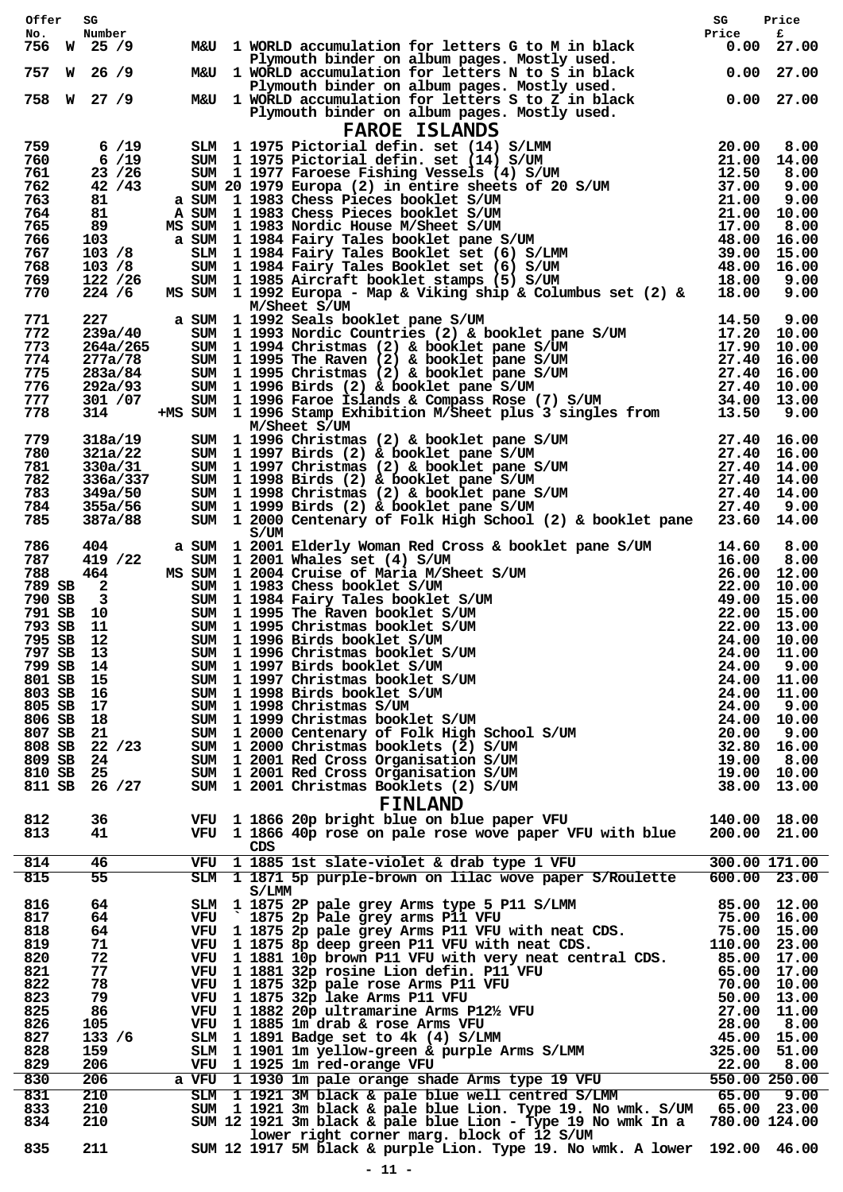| Offer No. | | SG Number | | | | Description | SG Price | Price £ |
|---|---|---|---|---|---|---|---|---|
| 756 | W | 25 /9 | | M&U | 1 | WORLD accumulation for letters G to M in black Plymouth binder on album pages. Mostly used. | 0.00 | 27.00 |
| 757 | W | 26 /9 | | M&U | 1 | WORLD accumulation for letters N to S in black Plymouth binder on album pages. Mostly used. | 0.00 | 27.00 |
| 758 | W | 27 /9 | | M&U | 1 | WORLD accumulation for letters S to Z in black Plymouth binder on album pages. Mostly used. | 0.00 | 27.00 |

## FAROE ISLANDS

| Offer No. | | SG Number | | | | Description | SG Price | Price £ |
|---|---|---|---|---|---|---|---|---|
| 759 | | 6 /19 | | SLM | 1 | 1975 Pictorial defin. set (14) S/LMM | 20.00 | 8.00 |
| 760 | | 6 /19 | | SUM | 1 | 1975 Pictorial defin. set (14) S/UM | 21.00 | 14.00 |
| 761 | | 23 /26 | | SUM | 1 | 1977 Faroese Fishing Vessels (4) S/UM | 12.50 | 8.00 |
| 762 | | 42 /43 | | SUM | 20 | 1979 Europa (2) in entire sheets of 20 S/UM | 37.00 | 9.00 |
| 763 | | 81 | a | SUM | 1 | 1983 Chess Pieces booklet S/UM | 21.00 | 9.00 |
| 764 | | 81 | A | SUM | 1 | 1983 Chess Pieces booklet S/UM | 21.00 | 10.00 |
| 765 | | 89 | MS | SUM | 1 | 1983 Nordic House M/Sheet S/UM | 17.00 | 8.00 |
| 766 | | 103 | a | SUM | 1 | 1984 Fairy Tales booklet pane S/UM | 48.00 | 16.00 |
| 767 | | 103 /8 | | SLM | 1 | 1984 Fairy Tales Booklet set (6) S/LMM | 39.00 | 15.00 |
| 768 | | 103 /8 | | SUM | 1 | 1984 Fairy Tales Booklet set (6) S/UM | 48.00 | 16.00 |
| 769 | | 122 /26 | | SUM | 1 | 1985 Aircraft booklet stamps (5) S/UM | 18.00 | 9.00 |
| 770 | | 224 /6 | MS | SUM | 1 | 1992 Europa - Map & Viking ship & Columbus set (2) & M/Sheet S/UM | 18.00 | 9.00 |
| 771 | | 227 | a | SUM | 1 | 1992 Seals booklet pane S/UM | 14.50 | 9.00 |
| 772 | | 239a/40 | | SUM | 1 | 1993 Nordic Countries (2) & booklet pane S/UM | 17.20 | 10.00 |
| 773 | | 264a/265 | | SUM | 1 | 1994 Christmas (2) & booklet pane S/UM | 17.90 | 10.00 |
| 774 | | 277a/78 | | SUM | 1 | 1995 The Raven (2) & booklet pane S/UM | 27.40 | 16.00 |
| 775 | | 283a/84 | | SUM | 1 | 1995 Christmas (2) & booklet pane S/UM | 27.40 | 16.00 |
| 776 | | 292a/93 | | SUM | 1 | 1996 Birds (2) & booklet pane S/UM | 27.40 | 10.00 |
| 777 | | 301 /07 | | SUM | 1 | 1996 Faroe Islands & Compass Rose (7) S/UM | 34.00 | 13.00 |
| 778 | | 314 | +MS | SUM | 1 | 1996 Stamp Exhibition M/Sheet plus 3 singles from M/Sheet S/UM | 13.50 | 9.00 |
| 779 | | 318a/19 | | SUM | 1 | 1996 Christmas (2) & booklet pane S/UM | 27.40 | 16.00 |
| 780 | | 321a/22 | | SUM | 1 | 1997 Birds (2) & booklet pane S/UM | 27.40 | 16.00 |
| 781 | | 330a/31 | | SUM | 1 | 1997 Christmas (2) & booklet pane S/UM | 27.40 | 14.00 |
| 782 | | 336a/337 | | SUM | 1 | 1998 Birds (2) & booklet pane S/UM | 27.40 | 14.00 |
| 783 | | 349a/50 | | SUM | 1 | 1998 Christmas (2) & booklet pane S/UM | 27.40 | 14.00 |
| 784 | | 355a/56 | | SUM | 1 | 1999 Birds (2) & booklet pane S/UM | 27.40 | 9.00 |
| 785 | | 387a/88 | | SUM | 1 | 2000 Centenary of Folk High School (2) & booklet pane S/UM | 23.60 | 14.00 |
| 786 | | 404 | a | SUM | 1 | 2001 Elderly Woman Red Cross & booklet pane S/UM | 14.60 | 8.00 |
| 787 | | 419 /22 | | SUM | 1 | 2001 Whales set (4) S/UM | 16.00 | 8.00 |
| 788 | | 464 | MS | SUM | 1 | 2004 Cruise of Maria M/Sheet S/UM | 26.00 | 12.00 |
| 789 | SB | 2 | | SUM | 1 | 1983 Chess booklet S/UM | 22.00 | 10.00 |
| 790 | SB | 3 | | SUM | 1 | 1984 Fairy Tales booklet S/UM | 49.00 | 15.00 |
| 791 | SB | 10 | | SUM | 1 | 1995 The Raven booklet S/UM | 22.00 | 15.00 |
| 793 | SB | 11 | | SUM | 1 | 1995 Christmas booklet S/UM | 22.00 | 13.00 |
| 795 | SB | 12 | | SUM | 1 | 1996 Birds booklet S/UM | 24.00 | 10.00 |
| 797 | SB | 13 | | SUM | 1 | 1996 Christmas booklet S/UM | 24.00 | 11.00 |
| 799 | SB | 14 | | SUM | 1 | 1997 Birds booklet S/UM | 24.00 | 9.00 |
| 801 | SB | 15 | | SUM | 1 | 1997 Christmas booklet S/UM | 24.00 | 11.00 |
| 803 | SB | 16 | | SUM | 1 | 1998 Birds booklet S/UM | 24.00 | 11.00 |
| 805 | SB | 17 | | SUM | 1 | 1998 Christmas S/UM | 24.00 | 9.00 |
| 806 | SB | 18 | | SUM | 1 | 1999 Christmas booklet S/UM | 24.00 | 10.00 |
| 807 | SB | 21 | | SUM | 1 | 2000 Centenary of Folk High School S/UM | 20.00 | 9.00 |
| 808 | SB | 22 /23 | | SUM | 1 | 2000 Christmas booklets (2) S/UM | 32.80 | 16.00 |
| 809 | SB | 24 | | SUM | 1 | 2001 Red Cross Organisation S/UM | 19.00 | 8.00 |
| 810 | SB | 25 | | SUM | 1 | 2001 Red Cross Organisation S/UM | 19.00 | 10.00 |
| 811 | SB | 26 /27 | | SUM | 1 | 2001 Christmas Booklets (2) S/UM | 38.00 | 13.00 |

## FINLAND

| Offer No. | | SG Number | | | | Description | SG Price | Price £ |
|---|---|---|---|---|---|---|---|---|
| 812 | | 36 | | VFU | 1 | 1866 20p bright blue on blue paper VFU | 140.00 | 18.00 |
| 813 | | 41 | | VFU | 1 | 1866 40p rose on pale rose wove paper VFU with blue CDS | 200.00 | 21.00 |
| 814 | | 46 | | VFU | 1 | 1885 1st slate-violet & drab type 1 VFU | 300.00 | 171.00 |
| 815 | | 55 | | SLM | 1 | 1871 5p purple-brown on lilac wove paper S/Roulette S/LMM | 600.00 | 23.00 |
| 816 | | 64 | | SLM | 1 | 1875 2P pale grey Arms type 5 P11 S/LMM | 85.00 | 12.00 |
| 817 | | 64 | | VFU | ` | 1875 2p Pale grey arms P11 VFU | 75.00 | 16.00 |
| 818 | | 64 | | VFU | 1 | 1875 2p pale grey Arms P11 VFU with neat CDS. | 75.00 | 15.00 |
| 819 | | 71 | | VFU | 1 | 1875 8p deep green P11 VFU with neat CDS. | 110.00 | 23.00 |
| 820 | | 72 | | VFU | 1 | 1881 10p brown P11 VFU with very neat central CDS. | 85.00 | 17.00 |
| 821 | | 77 | | VFU | 1 | 1881 32p rosine Lion defin. P11 VFU | 65.00 | 17.00 |
| 822 | | 78 | | VFU | 1 | 1875 32p pale rose Arms P11 VFU | 70.00 | 10.00 |
| 823 | | 79 | | VFU | 1 | 1875 32p lake Arms P11 VFU | 50.00 | 13.00 |
| 825 | | 86 | | VFU | 1 | 1882 20p ultramarine Arms P12½ VFU | 27.00 | 11.00 |
| 826 | | 105 | | VFU | 1 | 1885 1m drab & rose Arms VFU | 28.00 | 8.00 |
| 827 | | 133 /6 | | SLM | 1 | 1891 Badge set to 4k (4) S/LMM | 45.00 | 15.00 |
| 828 | | 159 | | SLM | 1 | 1901 1m yellow-green & purple Arms S/LMM | 325.00 | 51.00 |
| 829 | | 206 | | VFU | 1 | 1925 1m red-orange VFU | 22.00 | 8.00 |
| 830 | | 206 | a | VFU | 1 | 1930 1m pale orange shade Arms type 19 VFU | 550.00 | 250.00 |
| 831 | | 210 | | SLM | 1 | 1921 3M black & pale blue well centred S/LMM | 65.00 | 9.00 |
| 833 | | 210 | | SUM | 1 | 1921 3m black & pale blue Lion. Type 19. No wmk. S/UM | 65.00 | 23.00 |
| 834 | | 210 | | SUM | 12 | 1921 3m black & pale blue Lion - Type 19 No wmk In a lower right corner marg. block of 12 S/UM | 780.00 | 124.00 |
| 835 | | 211 | | SUM | 12 | 1917 5M black & purple Lion. Type 19. No wmk. A lower | 192.00 | 46.00 |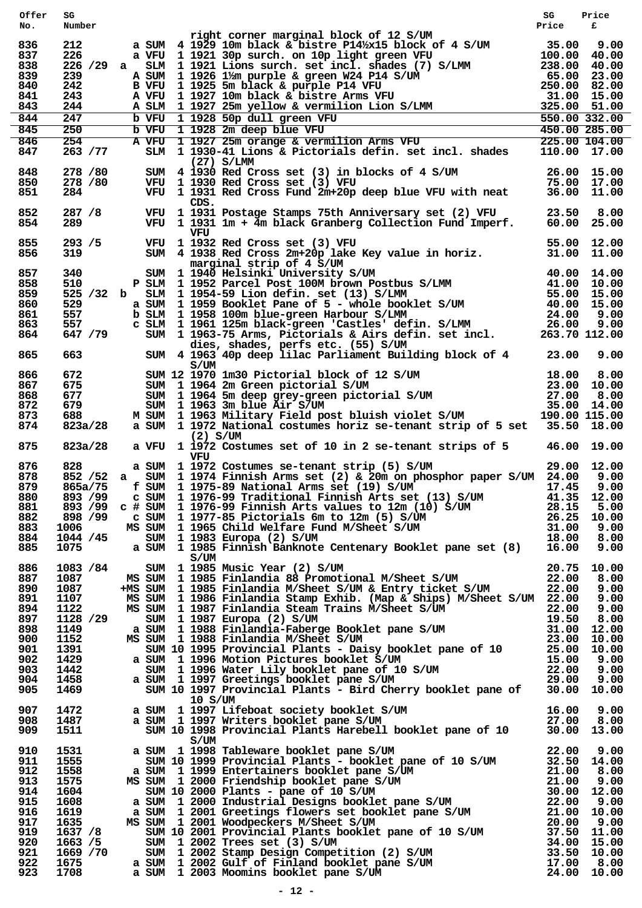| Offer No. | SG Number | | | Qty | Description | SG Price | Price £ |
|---|---|---|---|---|---|---|---|
| | | | | | right corner marginal block of 12 S/UM | | |
| 836 | 212 | a | SUM | 4 | 1929 10m black & bistre P14½x15 block of 4 S/UM | 35.00 | 9.00 |
| 837 | 226 | a | VFU | 1 | 1921 30p surch. on 10p light green VFU | 100.00 | 40.00 |
| 838 | 226 /29 | a | SLM | 1 | 1921 Lions surch. set incl. shades (7) S/LMM | 238.00 | 40.00 |
| 839 | 239 | A | SUM | 1 | 1926 1½m purple & green W24 P14 S/UM | 65.00 | 23.00 |
| 840 | 242 | B | VFU | 1 | 1925 5m black & purple P14 VFU | 250.00 | 82.00 |
| 841 | 243 | A | VFU | 1 | 1927 10m black & bistre Arms VFU | 31.00 | 15.00 |
| 843 | 244 | A | SLM | 1 | 1927 25m yellow & vermilion Lion S/LMM | 325.00 | 51.00 |
| 844 | 247 | b | VFU | 1 | 1928 50p dull green VFU | 550.00 | 332.00 |
| 845 | 250 | b | VFU | 1 | 1928 2m deep blue VFU | 450.00 | 285.00 |
| 846 | 254 | A | VFU | 1 | 1927 25m orange & vermilion Arms VFU | 225.00 | 104.00 |
| 847 | 263 /77 | | SLM | 1 | 1930-41 Lions & Pictorials defin. set incl. shades (27) S/LMM | 110.00 | 17.00 |
| 848 | 278 /80 | | SUM | 4 | 1930 Red Cross set (3) in blocks of 4 S/UM | 26.00 | 15.00 |
| 850 | 278 /80 | | VFU | 1 | 1930 Red Cross set (3) VFU | 75.00 | 17.00 |
| 851 | 284 | | VFU | 1 | 1931 Red Cross Fund 2m+20p deep blue VFU with neat CDS. | 36.00 | 11.00 |
| 852 | 287 /8 | | VFU | 1 | 1931 Postage Stamps 75th Anniversary set (2) VFU | 23.50 | 8.00 |
| 854 | 289 | | VFU | 1 | 1931 1m + 4m black Granberg Collection Fund Imperf. VFU | 60.00 | 25.00 |
| 855 | 293 /5 | | VFU | 1 | 1932 Red Cross set (3) VFU | 55.00 | 12.00 |
| 856 | 319 | | SUM | 4 | 1938 Red Cross 2m+20p lake Key value in horiz. marginal strip of 4 S/UM | 31.00 | 11.00 |
| 857 | 340 | | SUM | 1 | 1940 Helsinki University S/UM | 40.00 | 14.00 |
| 858 | 510 | P | SLM | 1 | 1952 Parcel Post 100M brown Postbus S/LMM | 41.00 | 10.00 |
| 859 | 525 /32 | b | SLM | 1 | 1954-59 Lion defin. set (13) S/LMM | 55.00 | 15.00 |
| 860 | 529 | a | SUM | 1 | 1959 Booklet Pane of 5 - whole booklet S/UM | 40.00 | 15.00 |
| 861 | 557 | b | SLM | 1 | 1958 100m blue-green Harbour S/LMM | 24.00 | 9.00 |
| 863 | 557 | c | SLM | 1 | 1961 125m black-green 'Castles' defin. S/LMM | 26.00 | 9.00 |
| 864 | 647 /79 | | SUM | 1 | 1963-75 Arms, Pictorials & Airs defin. set incl. dies, shades, perfs etc. (55) S/UM | 263.70 | 112.00 |
| 865 | 663 | | SUM | 4 | 1963 40p deep lilac Parliament Building block of 4 S/UM | 23.00 | 9.00 |
| 866 | 672 | | SUM | 12 | 1970 1m30 Pictorial block of 12 S/UM | 18.00 | 8.00 |
| 867 | 675 | | SUM | 1 | 1964 2m Green pictorial S/UM | 23.00 | 10.00 |
| 868 | 677 | | SUM | 1 | 1964 5m deep grey-green pictorial S/UM | 27.00 | 8.00 |
| 872 | 679 | | SUM | 1 | 1963 3m blue Air S/UM | 35.00 | 14.00 |
| 873 | 688 | M | SUM | 1 | 1963 Military Field post bluish violet S/UM | 190.00 | 115.00 |
| 874 | 823a/28 | a | SUM | 1 | 1972 National costumes horiz se-tenant strip of 5 set (2) S/UM | 35.50 | 18.00 |
| 875 | 823a/28 | a | VFU | 1 | 1972 Costumes set of 10 in 2 se-tenant strips of 5 VFU | 46.00 | 19.00 |
| 876 | 828 | a | SUM | 1 | 1972 Costumes se-tenant strip (5) S/UM | 29.00 | 12.00 |
| 878 | 852 /52 | a | SUM | 1 | 1974 Finnish Arms set (2) & 20m on phosphor paper S/UM | 24.00 | 9.00 |
| 879 | 865a/75 | f | SUM | 1 | 1975-89 National Arms set (19) S/UM | 17.45 | 9.00 |
| 880 | 893 /99 | c | SUM | 1 | 1976-99 Traditional Finnish Arts set (13) S/UM | 41.35 | 12.00 |
| 881 | 893 /99 | c # | SUM | 1 | 1976-99 Finnish Arts values to 12m (10) S/UM | 28.15 | 5.00 |
| 882 | 898 /99 | c | SUM | 1 | 1977-85 Pictorials 6m to 12m (5) S/UM | 26.25 | 10.00 |
| 883 | 1006 | MS | SUM | 1 | 1965 Child Welfare Fund M/Sheet S/UM | 31.00 | 9.00 |
| 884 | 1044 /45 | | SUM | 1 | 1983 Europa (2) S/UM | 18.00 | 8.00 |
| 885 | 1075 | a | SUM | 1 | 1985 Finnish Banknote Centenary Booklet pane set (8) S/UM | 16.00 | 9.00 |
| 886 | 1083 /84 | | SUM | 1 | 1985 Music Year (2) S/UM | 20.75 | 10.00 |
| 887 | 1087 | MS | SUM | 1 | 1985 Finlandia 88 Promotional M/Sheet S/UM | 22.00 | 8.00 |
| 890 | 1087 | +MS | SUM | 1 | 1985 Finlandia M/Sheet S/UM & Entry ticket S/UM | 22.00 | 9.00 |
| 891 | 1107 | MS | SUM | 1 | 1986 Finlandia Stamp Exhib. (Map & Ships) M/Sheet S/UM | 22.00 | 9.00 |
| 894 | 1122 | MS | SUM | 1 | 1987 Finlandia Steam Trains M/Sheet S/UM | 22.00 | 9.00 |
| 897 | 1128 /29 | | SUM | 1 | 1987 Europa (2) S/UM | 19.50 | 8.00 |
| 898 | 1149 | a | SUM | 1 | 1988 Finlandia-Faberge Booklet pane S/UM | 31.00 | 12.00 |
| 900 | 1152 | MS | SUM | 1 | 1988 Finlandia M/Sheet S/UM | 23.00 | 10.00 |
| 901 | 1391 | | SUM | 10 | 1995 Provincial Plants - Daisy booklet pane of 10 | 25.00 | 10.00 |
| 902 | 1429 | a | SUM | 1 | 1996 Motion Pictures booklet S/UM | 15.00 | 9.00 |
| 903 | 1442 | | SUM | 1 | 1996 Water Lily booklet pane of 10 S/UM | 22.00 | 9.00 |
| 904 | 1458 | a | SUM | 1 | 1997 Greetings booklet pane S/UM | 29.00 | 9.00 |
| 905 | 1469 | | SUM | 10 | 1997 Provincial Plants - Bird Cherry booklet pane of 10 S/UM | 30.00 | 10.00 |
| 907 | 1472 | a | SUM | 1 | 1997 Lifeboat society booklet S/UM | 16.00 | 9.00 |
| 908 | 1487 | a | SUM | 1 | 1997 Writers booklet pane S/UM | 27.00 | 8.00 |
| 909 | 1511 | | SUM | 10 | 1998 Provincial Plants Harebell booklet pane of 10 S/UM | 30.00 | 13.00 |
| 910 | 1531 | a | SUM | 1 | 1998 Tableware booklet pane S/UM | 22.00 | 9.00 |
| 911 | 1555 | | SUM | 10 | 1999 Provincial Plants - booklet pane of 10 S/UM | 32.50 | 14.00 |
| 912 | 1558 | a | SUM | 1 | 1999 Entertainers booklet pane S/UM | 21.00 | 8.00 |
| 913 | 1575 | MS | SUM | 1 | 2000 Friendship booklet pane S/UM | 21.00 | 9.00 |
| 914 | 1604 | | SUM | 10 | 2000 Plants - pane of 10 S/UM | 30.00 | 12.00 |
| 915 | 1608 | a | SUM | 1 | 2000 Industrial Designs booklet pane S/UM | 22.00 | 9.00 |
| 916 | 1619 | a | SUM | 1 | 2001 Greetings flowers set booklet pane S/UM | 21.00 | 10.00 |
| 917 | 1635 | MS | SUM | 1 | 2001 Woodpeckers M/Sheet S/UM | 20.00 | 9.00 |
| 919 | 1637 /8 | | SUM | 10 | 2001 Provincial Plants booklet pane of 10 S/UM | 37.50 | 11.00 |
| 920 | 1663 /5 | | SUM | 1 | 2002 Trees set (3) S/UM | 34.00 | 15.00 |
| 921 | 1669 /70 | | SUM | 1 | 2002 Stamp Design Competition (2) S/UM | 33.50 | 10.00 |
| 922 | 1675 | a | SUM | 1 | 2002 Gulf of Finland booklet pane S/UM | 17.00 | 8.00 |
| 923 | 1708 | a | SUM | 1 | 2003 Moomins booklet pane S/UM | 24.00 | 10.00 |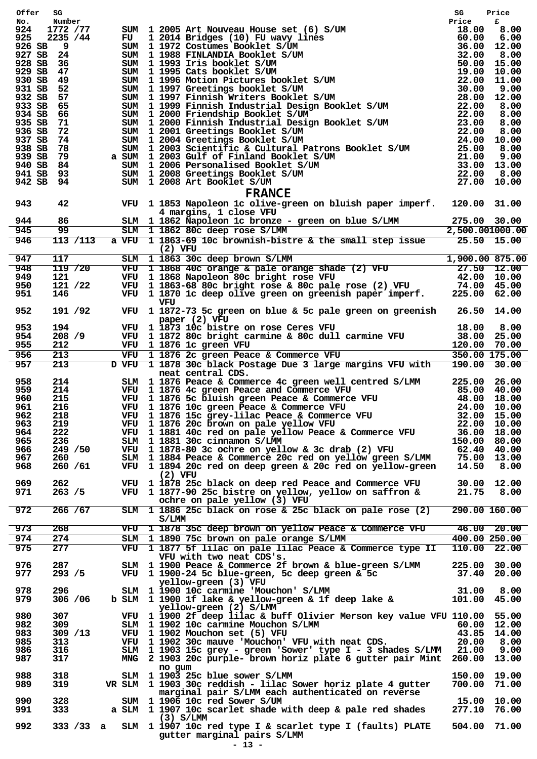| Offer No. | SG Number | | Description | SG Price | Price £ |
|---|---|---|---|---|---|
| 924 | 1772 /77 | SUM | 1 2005 Art Nouveau House set (6) S/UM | 18.00 | 8.00 |
| 925 | 2235 /44 | FU | 1 2014 Bridges (10) FU wavy lines | 60.00 | 6.00 |
| 926 SB | 9 | SUM | 1 1972 Costumes Booklet S/UM | 36.00 | 12.00 |
| 927 SB | 24 | SUM | 1 1988 FINLANDIA Booklet S/UM | 32.00 | 8.00 |
| 928 SB | 36 | SUM | 1 1993 Iris booklet S/UM | 50.00 | 15.00 |
| 929 SB | 47 | SUM | 1 1995 Cats booklet S/UM | 19.00 | 10.00 |
| 930 SB | 49 | SUM | 1 1996 Motion Pictures booklet S/UM | 22.00 | 11.00 |
| 931 SB | 52 | SUM | 1 1997 Greetings booklet S/UM | 30.00 | 9.00 |
| 932 SB | 57 | SUM | 1 1997 Finnish Writers Booklet S/UM | 28.00 | 12.00 |
| 933 SB | 65 | SUM | 1 1999 Finnish Industrial Design Booklet S/UM | 22.00 | 8.00 |
| 934 SB | 66 | SUM | 1 2000 Friendship Booklet S/UM | 22.00 | 8.00 |
| 935 SB | 71 | SUM | 1 2000 Finnish Industrial Design Booklet S/UM | 23.00 | 8.00 |
| 936 SB | 72 | SUM | 1 2001 Greetings Booklet S/UM | 22.00 | 8.00 |
| 937 SB | 74 | SUM | 1 2004 Greetings Booklet S/UM | 24.00 | 10.00 |
| 938 SB | 78 | SUM | 1 2003 Scientific & Cultural Patrons Booklet S/UM | 25.00 | 8.00 |
| 939 SB | 79 | a SUM | 1 2003 Gulf of Finland Booklet S/UM | 21.00 | 9.00 |
| 940 SB | 84 | SUM | 1 2006 Personalised Booklet S/UM | 33.00 | 13.00 |
| 941 SB | 93 | SUM | 1 2008 Greetings Booklet S/UM | 22.00 | 8.00 |
| 942 SB | 94 | SUM | 1 2008 Art Booklet S/UM | 27.00 | 10.00 |

## FRANCE

| Offer No. | SG Number | | Description | SG Price | Price £ |
|---|---|---|---|---|---|
| 943 | 42 | VFU | 1 1853 Napoleon 1c olive-green on bluish paper imperf. 4 margins, 1 close VFU | 120.00 | 31.00 |
| 944 | 86 | SLM | 1 1862 Napoleon 1c bronze - green on blue S/LMM | 275.00 | 30.00 |
| 945 | 99 | SLM | 1 1862 80c deep rose S/LMM | 2,500.00 | 1000.00 |
| 946 | 113 /113 | a VFU | 1 1863-69 10c brownish-bistre & the small step issue (2) VFU | 25.50 | 15.00 |
| 947 | 117 | SLM | 1 1863 30c deep brown S/LMM | 1,900.00 | 875.00 |
| 948 | 119 /20 | VFU | 1 1868 40c orange & pale orange shade (2) VFU | 27.50 | 12.00 |
| 949 | 121 | VFU | 1 1868 Napoleon 80c bright rose VFU | 42.00 | 10.00 |
| 950 | 121 /22 | VFU | 1 1863-68 80c bright rose & 80c pale rose (2) VFU | 74.00 | 45.00 |
| 951 | 146 | VFU | 1 1870 1c deep olive green on greenish paper imperf. VFU | 225.00 | 62.00 |
| 952 | 191 /92 | VFU | 1 1872-73 5c green on blue & 5c pale green on greenish paper (2) VFU | 26.50 | 14.00 |
| 953 | 194 | VFU | 1 1873 10c bistre on rose Ceres VFU | 18.00 | 8.00 |
| 954 | 208 /9 | VFU | 1 1872 80c bright carmine & 80c dull carmine VFU | 38.00 | 25.00 |
| 955 | 212 | VFU | 1 1876 1c green VFU | 120.00 | 70.00 |
| 956 | 213 | VFU | 1 1876 2c green Peace & Commerce VFU | 350.00 | 175.00 |
| 957 | 213 | D VFU | 1 1878 30c black Postage Due 3 large margins VFU with neat central CDS. | 190.00 | 30.00 |
| 958 | 214 | SLM | 1 1876 Peace & Commerce 4c green well centred S/LMM | 225.00 | 26.00 |
| 959 | 214 | VFU | 1 1876 4c green Peace and Commerce VFU | 85.00 | 40.00 |
| 960 | 215 | VFU | 1 1876 5c bluish green Peace & Commerce VFU | 48.00 | 18.00 |
| 961 | 216 | VFU | 1 1876 10c green Peace & Commerce VFU | 24.00 | 10.00 |
| 962 | 218 | VFU | 1 1876 15c grey-lilac Peace & Commerce VFU | 32.00 | 15.00 |
| 963 | 219 | VFU | 1 1876 20c brown on pale yellow VFU | 22.00 | 10.00 |
| 964 | 222 | VFU | 1 1881 40c red on pale yellow Peace & Commerce VFU | 36.00 | 18.00 |
| 965 | 236 | SLM | 1 1881 30c cinnamon S/LMM | 150.00 | 80.00 |
| 966 | 249 /50 | VFU | 1 1878-80 3c ochre on yellow & 3c drab (2) VFU | 62.40 | 40.00 |
| 967 | 260 | SLM | 1 1884 Peace & Commerce 20c red on yellow green S/LMM | 75.00 | 13.00 |
| 968 | 260 /61 | VFU | 1 1894 20c red on deep green & 20c red on yellow-green (2) VFU | 14.50 | 8.00 |
| 969 | 262 | VFU | 1 1878 25c black on deep red Peace and Commerce VFU | 30.00 | 12.00 |
| 971 | 263 /5 | VFU | 1 1877-90 25c bistre on yellow, yellow on saffron & ochre on pale yellow (3) VFU | 21.75 | 8.00 |
| 972 | 266 /67 | SLM | 1 1886 25c black on rose & 25c black on pale rose (2) S/LMM | 290.00 | 160.00 |
| 973 | 268 | VFU | 1 1878 35c deep brown on yellow Peace & Commerce VFU | 46.00 | 20.00 |
| 974 | 274 | SLM | 1 1890 75c brown on pale orange S/LMM | 400.00 | 250.00 |
| 975 | 277 | VFU | 1 1877 5f lilac on pale lilac Peace & Commerce type II VFU with two neat CDS's. | 110.00 | 22.00 |
| 976 | 287 | SLM | 1 1900 Peace & Commerce 2f brown & blue-green S/LMM | 225.00 | 30.00 |
| 977 | 293 /5 | VFU | 1 1900-24 5c blue-green, 5c deep green & 5c yellow-green (3) VFU | 37.40 | 20.00 |
| 978 | 296 | SLM | 1 1900 10c carmine 'Mouchon' S/LMM | 31.00 | 8.00 |
| 979 | 306 /06 | b SLM | 1 1900 1f lake & yellow-green & 1f deep lake & yellow-green (2) S/LMM | 101.00 | 45.00 |
| 980 | 307 | VFU | 1 1900 2f deep lilac & buff Olivier Merson key value VFU | 110.00 | 55.00 |
| 982 | 309 | SLM | 1 1902 10c carmine Mouchon S/LMM | 60.00 | 12.00 |
| 983 | 309 /13 | VFU | 1 1902 Mouchon set (5) VFU | 43.85 | 14.00 |
| 985 | 313 | VFU | 1 1902 30c mauve 'Mouchon' VFU with neat CDS. | 20.00 | 8.00 |
| 986 | 316 | SLM | 1 1903 15c grey - green 'Sower' type I - 3 shades S/LMM | 21.00 | 9.00 |
| 987 | 317 | MNG | 2 1903 20c purple- brown horiz plate 6 gutter pair Mint no gum | 260.00 | 13.00 |
| 988 | 318 | SLM | 1 1903 25c blue sower S/LMM | 150.00 | 19.00 |
| 989 | 319 | VR SLM | 1 1903 30c reddish - lilac Sower horiz plate 4 gutter marginal pair S/LMM each authenticated on reverse | 700.00 | 71.00 |
| 990 | 328 | SUM | 1 1906 10c red Sower S/UM | 15.00 | 10.00 |
| 991 | 333 | a SLM | 1 1907 10c scarlet shade with deep & pale red shades (3) S/LMM | 277.10 | 76.00 |
| 992 | 333 /33 a | SLM | 1 1907 10c red type I & scarlet type I (faults) PLATE gutter marginal pairs S/LMM | 504.00 | 71.00 |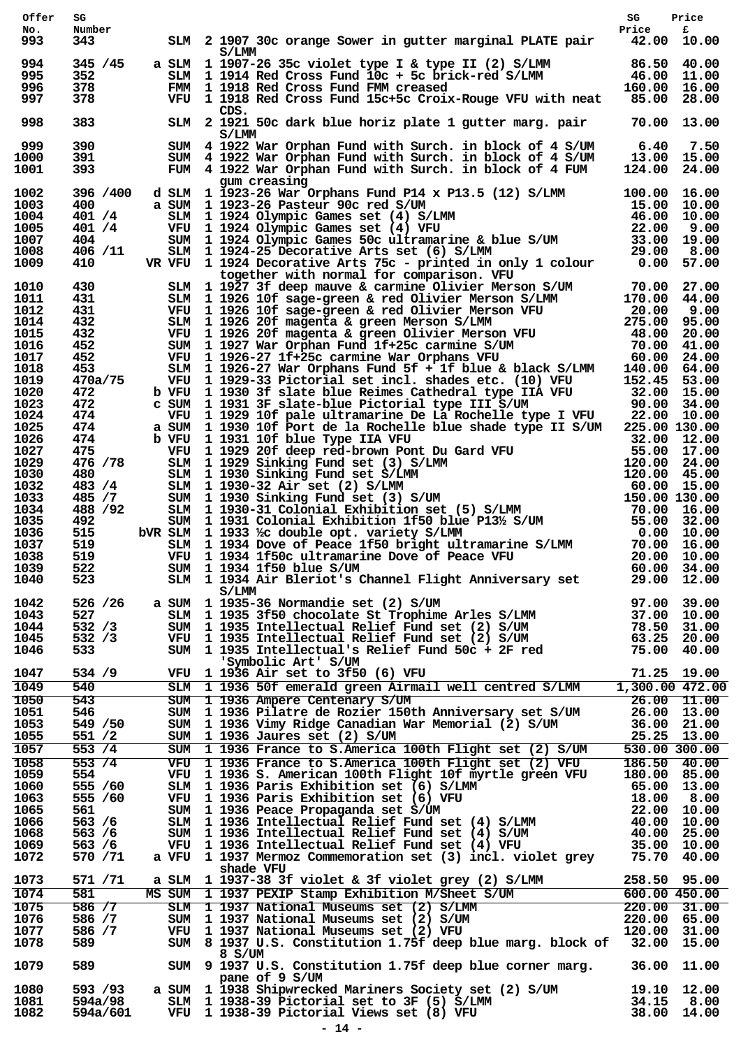| Offer No. | SG Number | | | Description | SG Price | Price £ |
|---|---|---|---|---|---|---|
| 993 | 343 | | SLM | 2 1907 30c orange Sower in gutter marginal PLATE pair S/LMM | 42.00 | 10.00 |
| 994 | 345 /45 | a | SLM | 1 1907-26 35c violet type I & type II (2) S/LMM | 86.50 | 40.00 |
| 995 | 352 | | SLM | 1 1914 Red Cross Fund 10c + 5c brick-red S/LMM | 46.00 | 11.00 |
| 996 | 378 | | FMM | 1 1918 Red Cross Fund FMM creased | 160.00 | 16.00 |
| 997 | 378 | | VFU | 1 1918 Red Cross Fund 15c+5c Croix-Rouge VFU with neat CDS. | 85.00 | 28.00 |
| 998 | 383 | | SLM | 2 1921 50c dark blue horiz plate 1 gutter marg. pair S/LMM | 70.00 | 13.00 |
| 999 | 390 | | SUM | 4 1922 War Orphan Fund with Surch. in block of 4 S/UM | 6.40 | 7.50 |
| 1000 | 391 | | SUM | 4 1922 War Orphan Fund with Surch. in block of 4 S/UM | 13.00 | 15.00 |
| 1001 | 393 | | FUM | 4 1922 War Orphan Fund with Surch. in block of 4 FUM gum creasing | 124.00 | 24.00 |
| 1002 | 396 /400 | d | SLM | 1 1923-26 War Orphans Fund P14 x P13.5 (12) S/LMM | 100.00 | 16.00 |
| 1003 | 400 | a | SUM | 1 1923-26 Pasteur 90c red S/UM | 15.00 | 10.00 |
| 1004 | 401 /4 | | SLM | 1 1924 Olympic Games set (4) S/LMM | 46.00 | 10.00 |
| 1005 | 401 /4 | | VFU | 1 1924 Olympic Games set (4) VFU | 22.00 | 9.00 |
| 1007 | 404 | | SUM | 1 1924 Olympic Games 50c ultramarine & blue S/UM | 33.00 | 19.00 |
| 1008 | 406 /11 | | SLM | 1 1924-25 Decorative Arts set (6) S/LMM | 29.00 | 8.00 |
| 1009 | 410 | VR | VFU | 1 1924 Decorative Arts 75c - printed in only 1 colour together with normal for comparison. VFU | 0.00 | 57.00 |
| 1010 | 430 | | SLM | 1 1927 3f deep mauve & carmine Olivier Merson S/UM | 70.00 | 27.00 |
| 1011 | 431 | | SLM | 1 1926 10f sage-green & red Olivier Merson S/LMM | 170.00 | 44.00 |
| 1012 | 431 | | VFU | 1 1926 10f sage-green & red Olivier Merson VFU | 20.00 | 9.00 |
| 1014 | 432 | | SLM | 1 1926 20f magenta & green Merson S/LMM | 275.00 | 95.00 |
| 1015 | 432 | | VFU | 1 1926 20f magenta & green Olivier Merson VFU | 48.00 | 20.00 |
| 1016 | 452 | | SUM | 1 1927 War Orphan Fund 1f+25c carmine S/UM | 70.00 | 41.00 |
| 1017 | 452 | | VFU | 1 1926-27 1f+25c carmine War Orphans VFU | 60.00 | 24.00 |
| 1018 | 453 | | SLM | 1 1926-27 War Orphans Fund 5f + 1f blue & black S/LMM | 140.00 | 64.00 |
| 1019 | 470a/75 | | VFU | 1 1929-33 Pictorial set incl. shades etc. (10) VFU | 152.45 | 53.00 |
| 1020 | 472 | b | VFU | 1 1930 3f slate blue Reimes Cathedral type IIA VFU | 32.00 | 15.00 |
| 1023 | 472 | c | SUM | 1 1931 3F slate-blue Pictorial type III S/UM | 90.00 | 34.00 |
| 1024 | 474 | | VFU | 1 1929 10f pale ultramarine De La Rochelle type I VFU | 22.00 | 10.00 |
| 1025 | 474 | a | SUM | 1 1930 10f Port de la Rochelle blue shade type II S/UM | 225.00 | 130.00 |
| 1026 | 474 | b | VFU | 1 1931 10f blue Type IIA VFU | 32.00 | 12.00 |
| 1027 | 475 | | VFU | 1 1929 20f deep red-brown Pont Du Gard VFU | 55.00 | 17.00 |
| 1029 | 476 /78 | | SLM | 1 1929 Sinking Fund set (3) S/LMM | 120.00 | 24.00 |
| 1030 | 480 | | SLM | 1 1930 Sinking Fund set S/LMM | 120.00 | 45.00 |
| 1032 | 483 /4 | | SLM | 1 1930-32 Air set (2) S/LMM | 60.00 | 15.00 |
| 1033 | 485 /7 | | SUM | 1 1930 Sinking Fund set (3) S/UM | 150.00 | 130.00 |
| 1034 | 488 /92 | | SLM | 1 1930-31 Colonial Exhibition set (5) S/LMM | 70.00 | 16.00 |
| 1035 | 492 | | SUM | 1 1931 Colonial Exhibition 1f50 blue P13½ S/UM | 55.00 | 32.00 |
| 1036 | 515 | bVR | SLM | 1 1933 ½c double opt. variety S/LMM | 0.00 | 10.00 |
| 1037 | 519 | | SLM | 1 1934 Dove of Peace 1f50 bright ultramarine S/LMM | 70.00 | 16.00 |
| 1038 | 519 | | VFU | 1 1934 1f50c ultramarine Dove of Peace VFU | 20.00 | 10.00 |
| 1039 | 522 | | SUM | 1 1934 1f50 blue S/UM | 60.00 | 34.00 |
| 1040 | 523 | | SLM | 1 1934 Air Bleriot's Channel Flight Anniversary set S/LMM | 29.00 | 12.00 |
| 1042 | 526 /26 | a | SUM | 1 1935-36 Normandie set (2) S/UM | 97.00 | 39.00 |
| 1043 | 527 | | SLM | 1 1935 3f50 chocolate St Trophime Arles S/LMM | 37.00 | 10.00 |
| 1044 | 532 /3 | | SUM | 1 1935 Intellectual Relief Fund set (2) S/UM | 78.50 | 31.00 |
| 1045 | 532 /3 | | VFU | 1 1935 Intellectual Relief Fund set (2) S/UM | 63.25 | 20.00 |
| 1046 | 533 | | SUM | 1 1935 Intellectual's Relief Fund 50c + 2F red 'Symbolic Art' S/UM | 75.00 | 40.00 |
| 1047 | 534 /9 | | VFU | 1 1936 Air set to 3f50 (6) VFU | 71.25 | 19.00 |
| 1049 | 540 | | SLM | 1 1936 50f emerald green Airmail well centred S/LMM | 1,300.00 | 472.00 |
| 1050 | 543 | | SUM | 1 1936 Ampere Centenary S/UM | 26.00 | 11.00 |
| 1051 | 546 | | SUM | 1 1936 Pilatre de Rozier 150th Anniversary set S/UM | 26.00 | 13.00 |
| 1053 | 549 /50 | | SUM | 1 1936 Vimy Ridge Canadian War Memorial (2) S/UM | 36.00 | 21.00 |
| 1055 | 551 /2 | | SUM | 1 1936 Jaures set (2) S/UM | 25.25 | 13.00 |
| 1057 | 553 /4 | | SUM | 1 1936 France to S.America 100th Flight set (2) S/UM | 530.00 | 300.00 |
| 1058 | 553 /4 | | VFU | 1 1936 France to S.America 100th Flight set (2) VFU | 186.50 | 40.00 |
| 1059 | 554 | | VFU | 1 1936 S. American 100th Flight 10f myrtle green VFU | 180.00 | 85.00 |
| 1060 | 555 /60 | | SLM | 1 1936 Paris Exhibition set (6) S/LMM | 65.00 | 13.00 |
| 1063 | 555 /60 | | VFU | 1 1936 Paris Exhibition set (6) VFU | 18.00 | 8.00 |
| 1065 | 561 | | SUM | 1 1936 Peace Propaganda set S/UM | 22.00 | 10.00 |
| 1066 | 563 /6 | | SLM | 1 1936 Intellectual Relief Fund set (4) S/LMM | 40.00 | 10.00 |
| 1068 | 563 /6 | | SUM | 1 1936 Intellectual Relief Fund set (4) S/UM | 40.00 | 25.00 |
| 1069 | 563 /6 | | VFU | 1 1936 Intellectual Relief Fund set (4) VFU | 35.00 | 10.00 |
| 1072 | 570 /71 | a | VFU | 1 1937 Mermoz Commemoration set (3) incl. violet grey shade VFU | 75.70 | 40.00 |
| 1073 | 571 /71 | a | SLM | 1 1937-38 3f violet & 3f violet grey (2) S/LMM | 258.50 | 95.00 |
| 1074 | 581 | MS | SUM | 1 1937 PEXIP Stamp Exhibition M/Sheet S/UM | 600.00 | 450.00 |
| 1075 | 586 /7 | | SLM | 1 1937 National Museums set (2) S/LMM | 220.00 | 31.00 |
| 1076 | 586 /7 | | SUM | 1 1937 National Museums set (2) S/UM | 220.00 | 65.00 |
| 1077 | 586 /7 | | VFU | 1 1937 National Museums set (2) VFU | 120.00 | 31.00 |
| 1078 | 589 | | SUM | 8 1937 U.S. Constitution 1.75f deep blue marg. block of 8 S/UM | 32.00 | 15.00 |
| 1079 | 589 | | SUM | 9 1937 U.S. Constitution 1.75f deep blue corner marg. pane of 9 S/UM | 36.00 | 11.00 |
| 1080 | 593 /93 | a | SUM | 1 1938 Shipwrecked Mariners Society set (2) S/UM | 19.10 | 12.00 |
| 1081 | 594a/98 | | SLM | 1 1938-39 Pictorial set to 3F (5) S/LMM | 34.15 | 8.00 |
| 1082 | 594a/601 | | VFU | 1 1938-39 Pictorial Views set (8) VFU | 38.00 | 14.00 |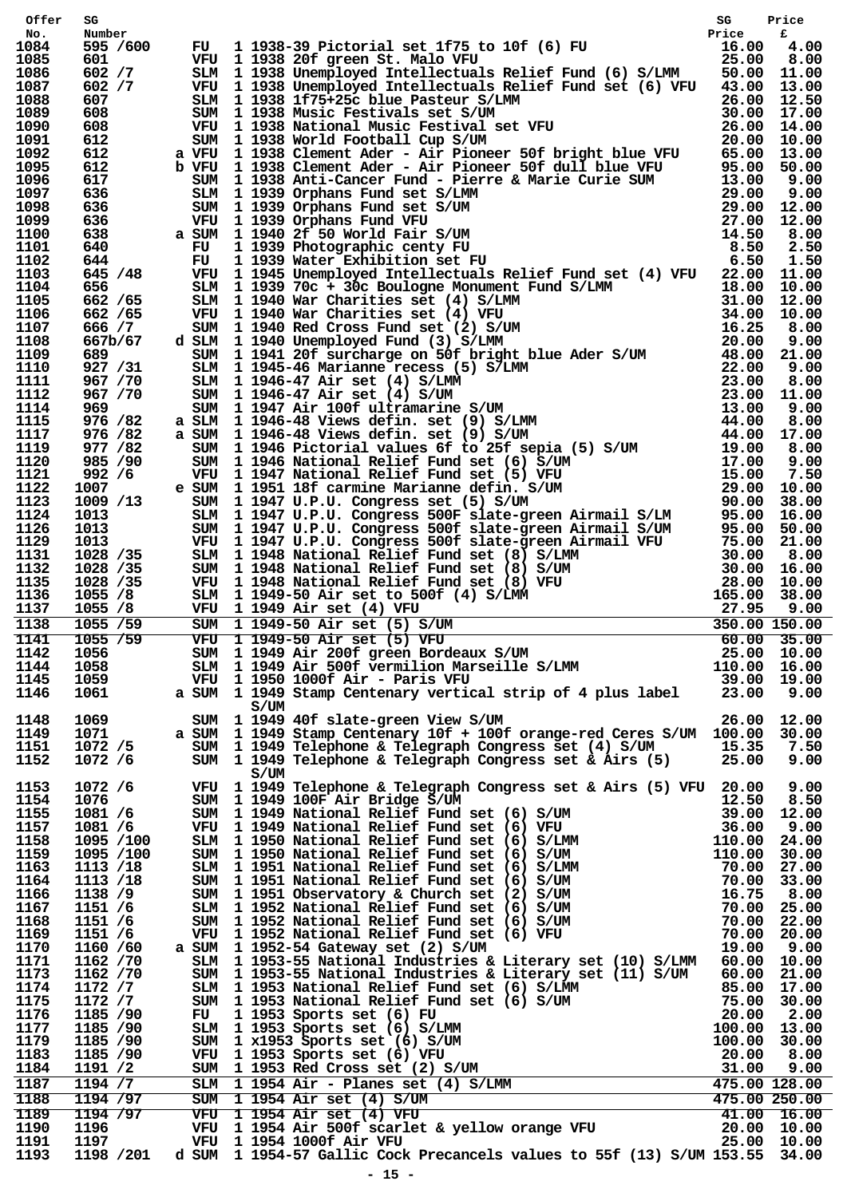| Offer No. | SG Number | | Cond. | Qty | Description | SG Price | Price £ |
|---|---|---|---|---|---|---|---|
| 1084 | 595 /600 | | FU | 1 | 1938-39 Pictorial set 1f75 to 10f (6) FU | 16.00 | 4.00 |
| 1085 | 601 | | VFU | 1 | 1938 20f green St. Malo VFU | 25.00 | 8.00 |
| 1086 | 602 /7 | | SLM | 1 | 1938 Unemployed Intellectuals Relief Fund (6) S/LMM | 50.00 | 11.00 |
| 1087 | 602 /7 | | VFU | 1 | 1938 Unemployed Intellectuals Relief Fund set (6) VFU | 43.00 | 13.00 |
| 1088 | 607 | | SLM | 1 | 1938 1f75+25c blue Pasteur S/LMM | 26.00 | 12.50 |
| 1089 | 608 | | SUM | 1 | 1938 Music Festivals set S/UM | 30.00 | 17.00 |
| 1090 | 608 | | VFU | 1 | 1938 National Music Festival set VFU | 26.00 | 14.00 |
| 1091 | 612 | | SUM | 1 | 1938 World Football Cup S/UM | 20.00 | 10.00 |
| 1092 | 612 | a | VFU | 1 | 1938 Clement Ader - Air Pioneer 50f bright blue VFU | 65.00 | 13.00 |
| 1095 | 612 | b | VFU | 1 | 1938 Clement Ader - Air Pioneer 50f dull blue VFU | 95.00 | 50.00 |
| 1096 | 617 | | SUM | 1 | 1938 Anti-Cancer Fund - Pierre & Marie Curie SUM | 13.00 | 9.00 |
| 1097 | 636 | | SLM | 1 | 1939 Orphans Fund set S/LMM | 29.00 | 9.00 |
| 1098 | 636 | | SUM | 1 | 1939 Orphans Fund set S/UM | 29.00 | 12.00 |
| 1099 | 636 | | VFU | 1 | 1939 Orphans Fund VFU | 27.00 | 12.00 |
| 1100 | 638 | a | SUM | 1 | 1940 2f 50 World Fair S/UM | 14.50 | 8.00 |
| 1101 | 640 | | FU | 1 | 1939 Photographic centy FU | 8.50 | 2.50 |
| 1102 | 644 | | FU | 1 | 1939 Water Exhibition set FU | 6.50 | 1.50 |
| 1103 | 645 /48 | | VFU | 1 | 1945 Unemployed Intellectuals Relief Fund set (4) VFU | 22.00 | 11.00 |
| 1104 | 656 | | SLM | 1 | 1939 70c + 30c Boulogne Monument Fund S/LMM | 18.00 | 10.00 |
| 1105 | 662 /65 | | SLM | 1 | 1940 War Charities set (4) S/LMM | 31.00 | 12.00 |
| 1106 | 662 /65 | | VFU | 1 | 1940 War Charities set (4) VFU | 34.00 | 10.00 |
| 1107 | 666 /7 | | SUM | 1 | 1940 Red Cross Fund set (2) S/UM | 16.25 | 8.00 |
| 1108 | 667b/67 | d | SLM | 1 | 1940 Unemployed Fund (3) S/LMM | 20.00 | 9.00 |
| 1109 | 689 | | SUM | 1 | 1941 20f surcharge on 50f bright blue Ader S/UM | 48.00 | 21.00 |
| 1110 | 927 /31 | | SLM | 1 | 1945-46 Marianne recess (5) S/LMM | 22.00 | 9.00 |
| 1111 | 967 /70 | | SLM | 1 | 1946-47 Air set (4) S/LMM | 23.00 | 8.00 |
| 1112 | 967 /70 | | SUM | 1 | 1946-47 Air set (4) S/UM | 23.00 | 11.00 |
| 1114 | 969 | | SUM | 1 | 1947 Air 100f ultramarine S/UM | 13.00 | 9.00 |
| 1115 | 976 /82 | a | SLM | 1 | 1946-48 Views defin. set (9) S/LMM | 44.00 | 8.00 |
| 1117 | 976 /82 | a | SUM | 1 | 1946-48 Views defin. set (9) S/UM | 44.00 | 17.00 |
| 1119 | 977 /82 | | SUM | 1 | 1946 Pictorial values 6f to 25f sepia (5) S/UM | 19.00 | 8.00 |
| 1120 | 985 /90 | | SUM | 1 | 1946 National Relief Fund set (6) S/UM | 17.00 | 9.00 |
| 1121 | 992 /6 | | VFU | 1 | 1947 National Relief Fund set (5) VFU | 15.00 | 7.50 |
| 1122 | 1007 | e | SUM | 1 | 1951 18f carmine Marianne defin. S/UM | 29.00 | 10.00 |
| 1123 | 1009 /13 | | SUM | 1 | 1947 U.P.U. Congress set (5) S/UM | 90.00 | 38.00 |
| 1124 | 1013 | | SLM | 1 | 1947 U.P.U. Congress 500F slate-green Airmail S/LM | 95.00 | 16.00 |
| 1126 | 1013 | | SUM | 1 | 1947 U.P.U. Congress 500f slate-green Airmail S/UM | 95.00 | 50.00 |
| 1129 | 1013 | | VFU | 1 | 1947 U.P.U. Congress 500f slate-green Airmail VFU | 75.00 | 21.00 |
| 1131 | 1028 /35 | | SLM | 1 | 1948 National Relief Fund set (8) S/LMM | 30.00 | 8.00 |
| 1132 | 1028 /35 | | SUM | 1 | 1948 National Relief Fund set (8) S/UM | 30.00 | 16.00 |
| 1135 | 1028 /35 | | VFU | 1 | 1948 National Relief Fund set (8) VFU | 28.00 | 10.00 |
| 1136 | 1055 /8 | | SLM | 1 | 1949-50 Air set to 500f (4) S/LMM | 165.00 | 38.00 |
| 1137 | 1055 /8 | | VFU | 1 | 1949 Air set (4) VFU | 27.95 | 9.00 |
| 1138 | 1055 /59 | | SUM | 1 | 1949-50 Air set (5) S/UM | 350.00 | 150.00 |
| 1141 | 1055 /59 | | VFU | 1 | 1949-50 Air set (5) VFU | 60.00 | 35.00 |
| 1142 | 1056 | | SUM | 1 | 1949 Air 200f green Bordeaux S/UM | 25.00 | 10.00 |
| 1144 | 1058 | | SLM | 1 | 1949 Air 500f vermilion Marseille S/LMM | 110.00 | 16.00 |
| 1145 | 1059 | | VFU | 1 | 1950 1000f Air - Paris VFU | 39.00 | 19.00 |
| 1146 | 1061 | a | SUM | 1 | 1949 Stamp Centenary vertical strip of 4 plus label S/UM | 23.00 | 9.00 |
| 1148 | 1069 | | SUM | 1 | 1949 40f slate-green View S/UM | 26.00 | 12.00 |
| 1149 | 1071 | a | SUM | 1 | 1949 Stamp Centenary 10f + 100f orange-red Ceres S/UM | 100.00 | 30.00 |
| 1151 | 1072 /5 | | SUM | 1 | 1949 Telephone & Telegraph Congress set (4) S/UM | 15.35 | 7.50 |
| 1152 | 1072 /6 | | SUM | 1 | 1949 Telephone & Telegraph Congress set & Airs (5) S/UM | 25.00 | 9.00 |
| 1153 | 1072 /6 | | VFU | 1 | 1949 Telephone & Telegraph Congress set & Airs (5) VFU | 20.00 | 9.00 |
| 1154 | 1076 | | SUM | 1 | 1949 100F Air Bridge S/UM | 12.50 | 8.50 |
| 1155 | 1081 /6 | | SUM | 1 | 1949 National Relief Fund set (6) S/UM | 39.00 | 12.00 |
| 1157 | 1081 /6 | | VFU | 1 | 1949 National Relief Fund set (6) VFU | 36.00 | 9.00 |
| 1158 | 1095 /100 | | SLM | 1 | 1950 National Relief Fund set (6) S/LMM | 110.00 | 24.00 |
| 1159 | 1095 /100 | | SUM | 1 | 1950 National Relief Fund set (6) S/UM | 110.00 | 30.00 |
| 1163 | 1113 /18 | | SLM | 1 | 1951 National Relief Fund set (6) S/LMM | 70.00 | 27.00 |
| 1164 | 1113 /18 | | SUM | 1 | 1951 National Relief Fund set (6) S/UM | 70.00 | 33.00 |
| 1166 | 1138 /9 | | SUM | 1 | 1951 Observatory & Church set (2) S/UM | 16.75 | 8.00 |
| 1167 | 1151 /6 | | SLM | 1 | 1952 National Relief Fund set (6) S/UM | 70.00 | 25.00 |
| 1168 | 1151 /6 | | SUM | 1 | 1952 National Relief Fund set (6) S/UM | 70.00 | 22.00 |
| 1169 | 1151 /6 | | VFU | 1 | 1952 National Relief Fund set (6) VFU | 70.00 | 20.00 |
| 1170 | 1160 /60 | a | SUM | 1 | 1952-54 Gateway set (2) S/UM | 19.00 | 9.00 |
| 1171 | 1162 /70 | | SLM | 1 | 1953-55 National Industries & Literary set (10) S/LMM | 60.00 | 10.00 |
| 1173 | 1162 /70 | | SUM | 1 | 1953-55 National Industries & Literary set (11) S/UM | 60.00 | 21.00 |
| 1174 | 1172 /7 | | SLM | 1 | 1953 National Relief Fund set (6) S/LMM | 85.00 | 17.00 |
| 1175 | 1172 /7 | | SUM | 1 | 1953 National Relief Fund set (6) S/UM | 75.00 | 30.00 |
| 1176 | 1185 /90 | | FU | 1 | 1953 Sports set (6) FU | 20.00 | 2.00 |
| 1177 | 1185 /90 | | SLM | 1 | 1953 Sports set (6) S/LMM | 100.00 | 13.00 |
| 1179 | 1185 /90 | | SUM | 1 | x1953 Sports set (6) S/UM | 100.00 | 30.00 |
| 1183 | 1185 /90 | | VFU | 1 | 1953 Sports set (6) VFU | 20.00 | 8.00 |
| 1184 | 1191 /2 | | SUM | 1 | 1953 Red Cross set (2) S/UM | 31.00 | 9.00 |
| 1187 | 1194 /7 | | SLM | 1 | 1954 Air - Planes set (4) S/LMM | 475.00 | 128.00 |
| 1188 | 1194 /97 | | SUM | 1 | 1954 Air set (4) S/UM | 475.00 | 250.00 |
| 1189 | 1194 /97 | | VFU | 1 | 1954 Air set (4) VFU | 41.00 | 16.00 |
| 1190 | 1196 | | VFU | 1 | 1954 Air 500f scarlet & yellow orange VFU | 20.00 | 10.00 |
| 1191 | 1197 | | VFU | 1 | 1954 1000f Air VFU | 25.00 | 10.00 |
| 1193 | 1198 /201 | d | SUM | 1 | 1954-57 Gallic Cock Precancels values to 55f (13) S/UM | 153.55 | 34.00 |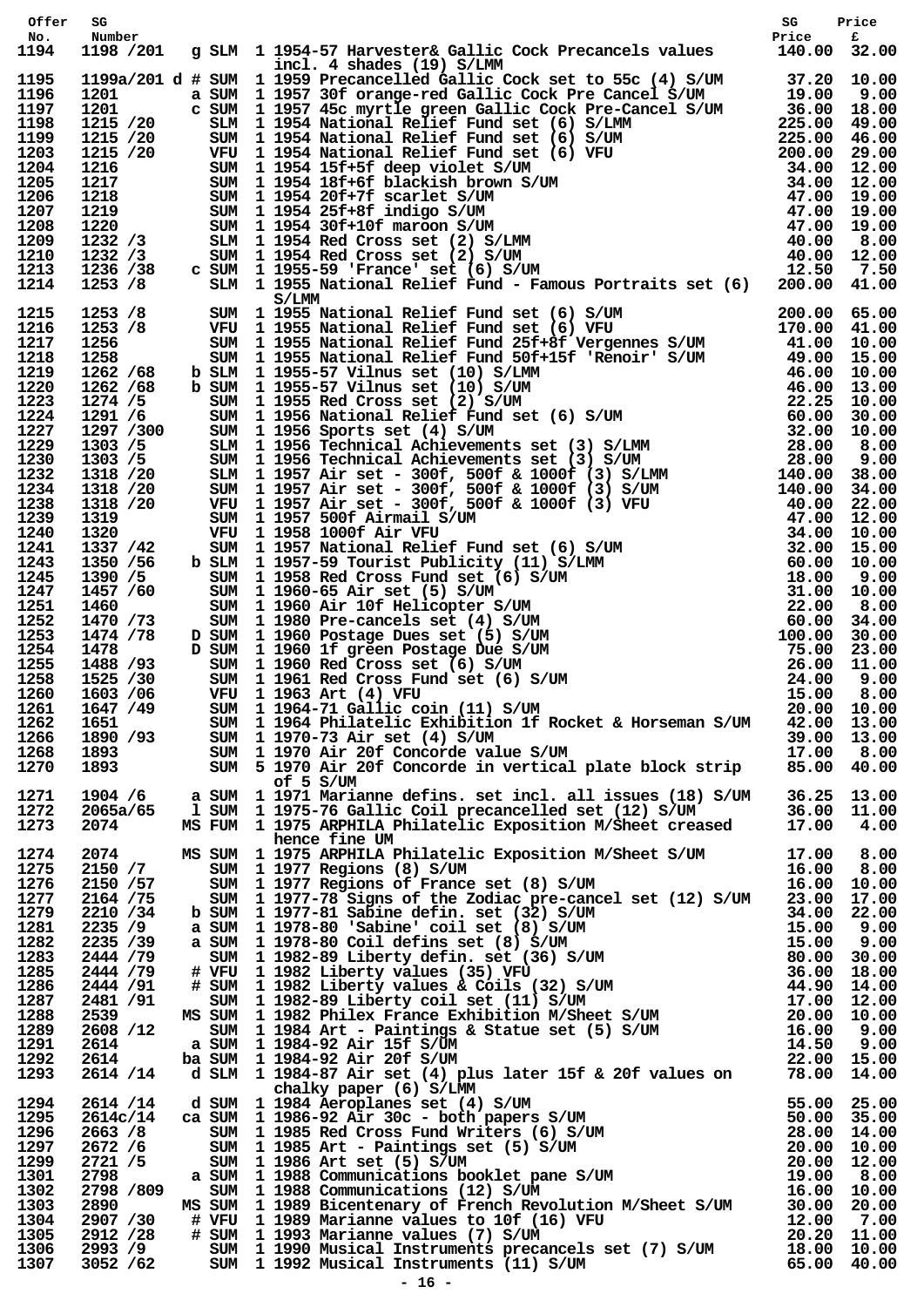| Offer No. | SG Number | | | | | SG Price | Price £ |
|---|---|---|---|---|---|---|---|
| 1194 | 1198 /201 | g | SLM | 1 | 1954-57 Harvester& Gallic Cock Precancels values incl. 4 shades (19) S/LMM | 140.00 | 32.00 |
| 1195 | 1199a/201 | d # | SUM | 1 | 1959 Precancelled Gallic Cock set to 55c (4) S/UM | 37.20 | 10.00 |
| 1196 | 1201 | a | SUM | 1 | 1957 30f orange-red Gallic Cock Pre Cancel S/UM | 19.00 | 9.00 |
| 1197 | 1201 | c | SUM | 1 | 1957 45c myrtle green Gallic Cock Pre-Cancel S/UM | 36.00 | 18.00 |
| 1198 | 1215 /20 | | SLM | 1 | 1954 National Relief Fund set (6) S/LMM | 225.00 | 49.00 |
| 1199 | 1215 /20 | | SUM | 1 | 1954 National Relief Fund set (6) S/UM | 225.00 | 46.00 |
| 1203 | 1215 /20 | | VFU | 1 | 1954 National Relief Fund set (6) VFU | 200.00 | 29.00 |
| 1204 | 1216 | | SUM | 1 | 1954 15f+5f deep violet S/UM | 34.00 | 12.00 |
| 1205 | 1217 | | SUM | 1 | 1954 18f+6f blackish brown S/UM | 34.00 | 12.00 |
| 1206 | 1218 | | SUM | 1 | 1954 20f+7f scarlet S/UM | 47.00 | 19.00 |
| 1207 | 1219 | | SUM | 1 | 1954 25f+8f indigo S/UM | 47.00 | 19.00 |
| 1208 | 1220 | | SUM | 1 | 1954 30f+10f maroon S/UM | 47.00 | 19.00 |
| 1209 | 1232 /3 | | SLM | 1 | 1954 Red Cross set (2) S/LMM | 40.00 | 8.00 |
| 1210 | 1232 /3 | | SUM | 1 | 1954 Red Cross set (2) S/UM | 40.00 | 12.00 |
| 1213 | 1236 /38 | c | SUM | 1 | 1955-59 'France' set (6) S/UM | 12.50 | 7.50 |
| 1214 | 1253 /8 | | SLM | 1 | 1955 National Relief Fund - Famous Portraits set (6) S/LMM | 200.00 | 41.00 |
| 1215 | 1253 /8 | | SUM | 1 | 1955 National Relief Fund set (6) S/UM | 200.00 | 65.00 |
| 1216 | 1253 /8 | | VFU | 1 | 1955 National Relief Fund set (6) VFU | 170.00 | 41.00 |
| 1217 | 1256 | | SUM | 1 | 1955 National Relief Fund 25f+8f Vergennes S/UM | 41.00 | 10.00 |
| 1218 | 1258 | | SUM | 1 | 1955 National Relief Fund 50f+15f 'Renoir' S/UM | 49.00 | 15.00 |
| 1219 | 1262 /68 | b | SLM | 1 | 1955-57 Vilnus set (10) S/LMM | 46.00 | 10.00 |
| 1220 | 1262 /68 | b | SUM | 1 | 1955-57 Vilnus set (10) S/UM | 46.00 | 13.00 |
| 1223 | 1274 /5 | | SUM | 1 | 1955 Red Cross set (2) S/UM | 22.25 | 10.00 |
| 1224 | 1291 /6 | | SUM | 1 | 1956 National Relief Fund set (6) S/UM | 60.00 | 30.00 |
| 1227 | 1297 /300 | | SUM | 1 | 1956 Sports set (4) S/UM | 32.00 | 10.00 |
| 1229 | 1303 /5 | | SLM | 1 | 1956 Technical Achievements set (3) S/LMM | 28.00 | 8.00 |
| 1230 | 1303 /5 | | SUM | 1 | 1956 Technical Achievements set (3) S/UM | 28.00 | 9.00 |
| 1232 | 1318 /20 | | SLM | 1 | 1957 Air set - 300f, 500f & 1000f (3) S/LMM | 140.00 | 38.00 |
| 1234 | 1318 /20 | | SUM | 1 | 1957 Air set - 300f, 500f & 1000f (3) S/UM | 140.00 | 34.00 |
| 1238 | 1318 /20 | | VFU | 1 | 1957 Air set - 300f, 500f & 1000f (3) VFU | 40.00 | 22.00 |
| 1239 | 1319 | | SUM | 1 | 1957 500f Airmail S/UM | 47.00 | 12.00 |
| 1240 | 1320 | | VFU | 1 | 1958 1000f Air VFU | 34.00 | 10.00 |
| 1241 | 1337 /42 | | SUM | 1 | 1957 National Relief Fund set (6) S/UM | 32.00 | 15.00 |
| 1243 | 1350 /56 | b | SLM | 1 | 1957-59 Tourist Publicity (11) S/LMM | 60.00 | 10.00 |
| 1245 | 1390 /5 | | SUM | 1 | 1958 Red Cross Fund set (6) S/UM | 18.00 | 9.00 |
| 1247 | 1457 /60 | | SUM | 1 | 1960-65 Air set (5) S/UM | 31.00 | 10.00 |
| 1251 | 1460 | | SUM | 1 | 1960 Air 10f Helicopter S/UM | 22.00 | 8.00 |
| 1252 | 1470 /73 | | SUM | 1 | 1980 Pre-cancels set (4) S/UM | 60.00 | 34.00 |
| 1253 | 1474 /78 | D | SUM | 1 | 1960 Postage Dues set (5) S/UM | 100.00 | 30.00 |
| 1254 | 1478 | D | SUM | 1 | 1960 1f green Postage Due S/UM | 75.00 | 23.00 |
| 1255 | 1488 /93 | | SUM | 1 | 1960 Red Cross set (6) S/UM | 26.00 | 11.00 |
| 1258 | 1525 /30 | | SUM | 1 | 1961 Red Cross Fund set (6) S/UM | 24.00 | 9.00 |
| 1260 | 1603 /06 | | VFU | 1 | 1963 Art (4) VFU | 15.00 | 8.00 |
| 1261 | 1647 /49 | | SUM | 1 | 1964-71 Gallic coin (11) S/UM | 20.00 | 10.00 |
| 1262 | 1651 | | SUM | 1 | 1964 Philatelic Exhibition 1f Rocket & Horseman S/UM | 42.00 | 13.00 |
| 1266 | 1890 /93 | | SUM | 1 | 1970-73 Air set (4) S/UM | 39.00 | 13.00 |
| 1268 | 1893 | | SUM | 1 | 1970 Air 20f Concorde value S/UM | 17.00 | 8.00 |
| 1270 | 1893 | | SUM | 5 | 1970 Air 20f Concorde in vertical plate block strip of 5 S/UM | 85.00 | 40.00 |
| 1271 | 1904 /6 | a | SUM | 1 | 1971 Marianne defins. set incl. all issues (18) S/UM | 36.25 | 13.00 |
| 1272 | 2065a/65 | l | SUM | 1 | 1975-76 Gallic Coil precancelled set (12) S/UM | 36.00 | 11.00 |
| 1273 | 2074 | MS | FUM | 1 | 1975 ARPHILA Philatelic Exposition M/Sheet creased hence fine UM | 17.00 | 4.00 |
| 1274 | 2074 | MS | SUM | 1 | 1975 ARPHILA Philatelic Exposition M/Sheet S/UM | 17.00 | 8.00 |
| 1275 | 2150 /7 | | SUM | 1 | 1977 Regions (8) S/UM | 16.00 | 8.00 |
| 1276 | 2150 /57 | | SUM | 1 | 1977 Regions of France set (8) S/UM | 16.00 | 10.00 |
| 1277 | 2164 /75 | | SUM | 1 | 1977-78 Signs of the Zodiac pre-cancel set (12) S/UM | 23.00 | 17.00 |
| 1279 | 2210 /34 | b | SUM | 1 | 1977-81 Sabine defin. set (32) S/UM | 34.00 | 22.00 |
| 1281 | 2235 /9 | a | SUM | 1 | 1978-80 'Sabine' coil set (8) S/UM | 15.00 | 9.00 |
| 1282 | 2235 /39 | a | SUM | 1 | 1978-80 Coil defins set (8) S/UM | 15.00 | 9.00 |
| 1283 | 2444 /79 | | SUM | 1 | 1982-89 Liberty defin. set (36) S/UM | 80.00 | 30.00 |
| 1285 | 2444 /79 | # | VFU | 1 | 1982 Liberty values (35) VFU | 36.00 | 18.00 |
| 1286 | 2444 /91 | # | SUM | 1 | 1982 Liberty values & Coils (32) S/UM | 44.90 | 14.00 |
| 1287 | 2481 /91 | | SUM | 1 | 1982-89 Liberty coil set (11) S/UM | 17.00 | 12.00 |
| 1288 | 2539 | MS | SUM | 1 | 1982 Philex France Exhibition M/Sheet S/UM | 20.00 | 10.00 |
| 1289 | 2608 /12 | | SUM | 1 | 1984 Art - Paintings & Statue set (5) S/UM | 16.00 | 9.00 |
| 1291 | 2614 | a | SUM | 1 | 1984-92 Air 15f S/UM | 14.50 | 9.00 |
| 1292 | 2614 | ba | SUM | 1 | 1984-92 Air 20f S/UM | 22.00 | 15.00 |
| 1293 | 2614 /14 | d | SLM | 1 | 1984-87 Air set (4) plus later 15f & 20f values on chalky paper (6) S/LMM | 78.00 | 14.00 |
| 1294 | 2614 /14 | d | SUM | 1 | 1984 Aeroplanes set (4) S/UM | 55.00 | 25.00 |
| 1295 | 2614c/14 | ca | SUM | 1 | 1986-92 Air 30c - both papers S/UM | 50.00 | 35.00 |
| 1296 | 2663 /8 | | SUM | 1 | 1985 Red Cross Fund Writers (6) S/UM | 28.00 | 14.00 |
| 1297 | 2672 /6 | | SUM | 1 | 1985 Art - Paintings set (5) S/UM | 20.00 | 10.00 |
| 1299 | 2721 /5 | | SUM | 1 | 1986 Art set (5) S/UM | 20.00 | 12.00 |
| 1301 | 2798 | a | SUM | 1 | 1988 Communications booklet pane S/UM | 19.00 | 8.00 |
| 1302 | 2798 /809 | | SUM | 1 | 1988 Communications (12) S/UM | 16.00 | 10.00 |
| 1303 | 2890 | MS | SUM | 1 | 1989 Bicentenary of French Revolution M/Sheet S/UM | 30.00 | 20.00 |
| 1304 | 2907 /30 | # | VFU | 1 | 1989 Marianne values to 10f (16) VFU | 12.00 | 7.00 |
| 1305 | 2912 /28 | # | SUM | 1 | 1993 Marianne values (7) S/UM | 20.20 | 11.00 |
| 1306 | 2993 /9 | | SUM | 1 | 1990 Musical Instruments precancels set (7) S/UM | 18.00 | 10.00 |
| 1307 | 3052 /62 | | SUM | 1 | 1992 Musical Instruments (11) S/UM | 65.00 | 40.00 |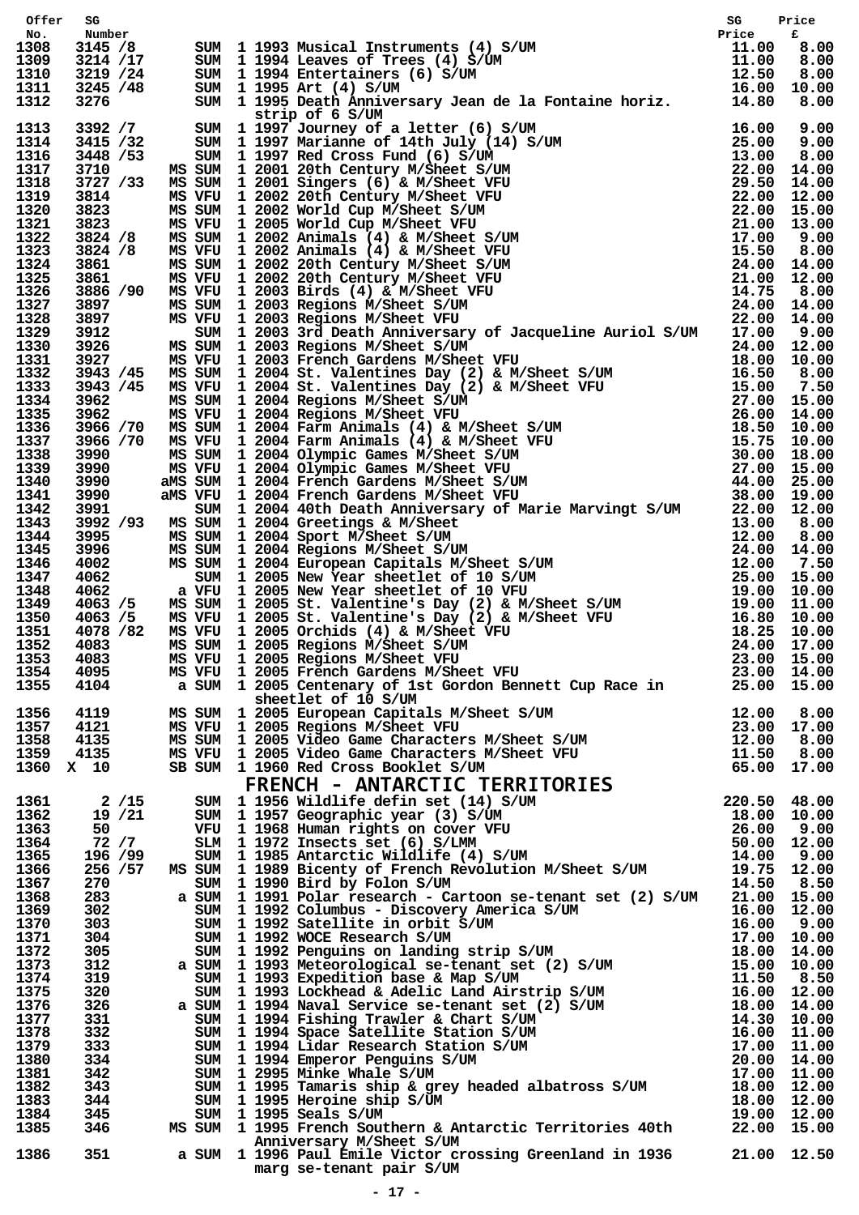| Offer No. | SG Number | | | | SG Price | Price £ |
|---|---|---|---|---|---|---|
| 1308 | 3145 /8 | | SUM | 1 1993 Musical Instruments (4) S/UM | 11.00 | 8.00 |
| 1309 | 3214 /17 | | SUM | 1 1994 Leaves of Trees (4) S/UM | 11.00 | 8.00 |
| 1310 | 3219 /24 | | SUM | 1 1994 Entertainers (6) S/UM | 12.50 | 8.00 |
| 1311 | 3245 /48 | | SUM | 1 1995 Art (4) S/UM | 16.00 | 10.00 |
| 1312 | 3276 | | SUM | 1 1995 Death Anniversary Jean de la Fontaine horiz. strip of 6 S/UM | 14.80 | 8.00 |
| 1313 | 3392 /7 | | SUM | 1 1997 Journey of a letter (6) S/UM | 16.00 | 9.00 |
| 1314 | 3415 /32 | | SUM | 1 1997 Marianne of 14th July (14) S/UM | 25.00 | 9.00 |
| 1316 | 3448 /53 | | SUM | 1 1997 Red Cross Fund (6) S/UM | 13.00 | 8.00 |
| 1317 | 3710 | MS | SUM | 1 2001 20th Century M/Sheet S/UM | 22.00 | 14.00 |
| 1318 | 3727 /33 | MS | SUM | 1 2001 Singers (6) & M/Sheet VFU | 29.50 | 14.00 |
| 1319 | 3814 | MS | VFU | 1 2002 20th Century M/Sheet VFU | 22.00 | 12.00 |
| 1320 | 3823 | MS | SUM | 1 2002 World Cup M/Sheet S/UM | 22.00 | 15.00 |
| 1321 | 3823 | MS | VFU | 1 2005 World Cup M/Sheet VFU | 21.00 | 13.00 |
| 1322 | 3824 /8 | MS | SUM | 1 2002 Animals (4) & M/Sheet S/UM | 17.00 | 9.00 |
| 1323 | 3824 /8 | MS | VFU | 1 2002 Animals (4) & M/Sheet VFU | 15.50 | 8.00 |
| 1324 | 3861 | MS | SUM | 1 2002 20th Century M/Sheet S/UM | 24.00 | 14.00 |
| 1325 | 3861 | MS | VFU | 1 2002 20th Century M/Sheet VFU | 21.00 | 12.00 |
| 1326 | 3886 /90 | MS | VFU | 1 2003 Birds (4) & M/Sheet VFU | 14.75 | 8.00 |
| 1327 | 3897 | MS | SUM | 1 2003 Regions M/Sheet S/UM | 24.00 | 14.00 |
| 1328 | 3897 | MS | VFU | 1 2003 Regions M/Sheet VFU | 22.00 | 14.00 |
| 1329 | 3912 | | SUM | 1 2003 3rd Death Anniversary of Jacqueline Auriol S/UM | 17.00 | 9.00 |
| 1330 | 3926 | MS | SUM | 1 2003 Regions M/Sheet S/UM | 24.00 | 12.00 |
| 1331 | 3927 | MS | VFU | 1 2003 French Gardens M/Sheet VFU | 18.00 | 10.00 |
| 1332 | 3943 /45 | MS | SUM | 1 2004 St. Valentines Day (2) & M/Sheet S/UM | 16.50 | 8.00 |
| 1333 | 3943 /45 | MS | VFU | 1 2004 St. Valentines Day (2) & M/Sheet VFU | 15.00 | 7.50 |
| 1334 | 3962 | MS | SUM | 1 2004 Regions M/Sheet S/UM | 27.00 | 15.00 |
| 1335 | 3962 | MS | VFU | 1 2004 Regions M/Sheet VFU | 26.00 | 14.00 |
| 1336 | 3966 /70 | MS | SUM | 1 2004 Farm Animals (4) & M/Sheet S/UM | 18.50 | 10.00 |
| 1337 | 3966 /70 | MS | VFU | 1 2004 Farm Animals (4) & M/Sheet VFU | 15.75 | 10.00 |
| 1338 | 3990 | MS | SUM | 1 2004 Olympic Games M/Sheet S/UM | 30.00 | 18.00 |
| 1339 | 3990 | MS | VFU | 1 2004 Olympic Games M/Sheet VFU | 27.00 | 15.00 |
| 1340 | 3990 | aMS | SUM | 1 2004 French Gardens M/Sheet S/UM | 44.00 | 25.00 |
| 1341 | 3990 | aMS | VFU | 1 2004 French Gardens M/Sheet VFU | 38.00 | 19.00 |
| 1342 | 3991 | | SUM | 1 2004 40th Death Anniversary of Marie Marvingt S/UM | 22.00 | 12.00 |
| 1343 | 3992 /93 | MS | SUM | 1 2004 Greetings & M/Sheet | 13.00 | 8.00 |
| 1344 | 3995 | MS | SUM | 1 2004 Sport M/Sheet S/UM | 12.00 | 8.00 |
| 1345 | 3996 | MS | SUM | 1 2004 Regions M/Sheet S/UM | 24.00 | 14.00 |
| 1346 | 4002 | MS | SUM | 1 2004 European Capitals M/Sheet S/UM | 12.00 | 7.50 |
| 1347 | 4062 | | SUM | 1 2005 New Year sheetlet of 10 S/UM | 25.00 | 15.00 |
| 1348 | 4062 | a | VFU | 1 2005 New Year sheetlet of 10 VFU | 19.00 | 10.00 |
| 1349 | 4063 /5 | MS | SUM | 1 2005 St. Valentine's Day (2) & M/Sheet S/UM | 19.00 | 11.00 |
| 1350 | 4063 /5 | MS | VFU | 1 2005 St. Valentine's Day (2) & M/Sheet VFU | 16.80 | 10.00 |
| 1351 | 4078 /82 | MS | VFU | 1 2005 Orchids (4) & M/Sheet VFU | 18.25 | 10.00 |
| 1352 | 4083 | MS | SUM | 1 2005 Regions M/Sheet S/UM | 24.00 | 17.00 |
| 1353 | 4083 | MS | VFU | 1 2005 Regions M/Sheet VFU | 23.00 | 15.00 |
| 1354 | 4095 | MS | VFU | 1 2005 French Gardens M/Sheet VFU | 23.00 | 14.00 |
| 1355 | 4104 | a | SUM | 1 2005 Centenary of 1st Gordon Bennett Cup Race in sheetlet of 10 S/UM | 25.00 | 15.00 |
| 1356 | 4119 | MS | SUM | 1 2005 European Capitals M/Sheet S/UM | 12.00 | 8.00 |
| 1357 | 4121 | MS | VFU | 1 2005 Regions M/Sheet VFU | 23.00 | 17.00 |
| 1358 | 4135 | MS | SUM | 1 2005 Video Game Characters M/Sheet S/UM | 12.00 | 8.00 |
| 1359 | 4135 | MS | VFU | 1 2005 Video Game Characters M/Sheet VFU | 11.50 | 8.00 |
| 1360 | X 10 | SB | SUM | 1 1960 Red Cross Booklet S/UM | 65.00 | 17.00 |

## FRENCH - ANTARCTIC TERRITORIES

| Offer No. | SG Number | | | | SG Price | Price £ |
|---|---|---|---|---|---|---|
| 1361 | 2 /15 | | SUM | 1 1956 Wildlife defin set (14) S/UM | 220.50 | 48.00 |
| 1362 | 19 /21 | | SUM | 1 1957 Geographic year (3) S/UM | 18.00 | 10.00 |
| 1363 | 50 | | VFU | 1 1968 Human rights on cover VFU | 26.00 | 9.00 |
| 1364 | 72 /7 | | SLM | 1 1972 Insects set (6) S/LMM | 50.00 | 12.00 |
| 1365 | 196 /99 | | SUM | 1 1985 Antarctic Wildlife (4) S/UM | 14.00 | 9.00 |
| 1366 | 256 /57 | MS | SUM | 1 1989 Bicenty of French Revolution M/Sheet S/UM | 19.75 | 12.00 |
| 1367 | 270 | | SUM | 1 1990 Bird by Folon S/UM | 14.50 | 8.50 |
| 1368 | 283 | a | SUM | 1 1991 Polar research - Cartoon se-tenant set (2) S/UM | 21.00 | 15.00 |
| 1369 | 302 | | SUM | 1 1992 Columbus - Discovery America S/UM | 16.00 | 12.00 |
| 1370 | 303 | | SUM | 1 1992 Satellite in orbit S/UM | 16.00 | 9.00 |
| 1371 | 304 | | SUM | 1 1992 WOCE Research S/UM | 17.00 | 10.00 |
| 1372 | 305 | | SUM | 1 1992 Penguins on landing strip S/UM | 18.00 | 14.00 |
| 1373 | 312 | a | SUM | 1 1993 Meteorological se-tenant set (2) S/UM | 15.00 | 10.00 |
| 1374 | 319 | | SUM | 1 1993 Expedition base & Map S/UM | 11.50 | 8.50 |
| 1375 | 320 | | SUM | 1 1993 Lockhead & Adelic Land Airstrip S/UM | 16.00 | 12.00 |
| 1376 | 326 | a | SUM | 1 1994 Naval Service se-tenant set (2) S/UM | 18.00 | 14.00 |
| 1377 | 331 | | SUM | 1 1994 Fishing Trawler & Chart S/UM | 14.30 | 10.00 |
| 1378 | 332 | | SUM | 1 1994 Space Satellite Station S/UM | 16.00 | 11.00 |
| 1379 | 333 | | SUM | 1 1994 Lidar Research Station S/UM | 17.00 | 11.00 |
| 1380 | 334 | | SUM | 1 1994 Emperor Penguins S/UM | 20.00 | 14.00 |
| 1381 | 342 | | SUM | 1 2995 Minke Whale S/UM | 17.00 | 11.00 |
| 1382 | 343 | | SUM | 1 1995 Tamaris ship & grey headed albatross S/UM | 18.00 | 12.00 |
| 1383 | 344 | | SUM | 1 1995 Heroine ship S/UM | 18.00 | 12.00 |
| 1384 | 345 | | SUM | 1 1995 Seals S/UM | 19.00 | 12.00 |
| 1385 | 346 | MS | SUM | 1 1995 French Southern & Antarctic Territories 40th Anniversary M/Sheet S/UM | 22.00 | 15.00 |
| 1386 | 351 | a | SUM | 1 1996 Paul Emile Victor crossing Greenland in 1936 marg se-tenant pair S/UM | 21.00 | 12.50 |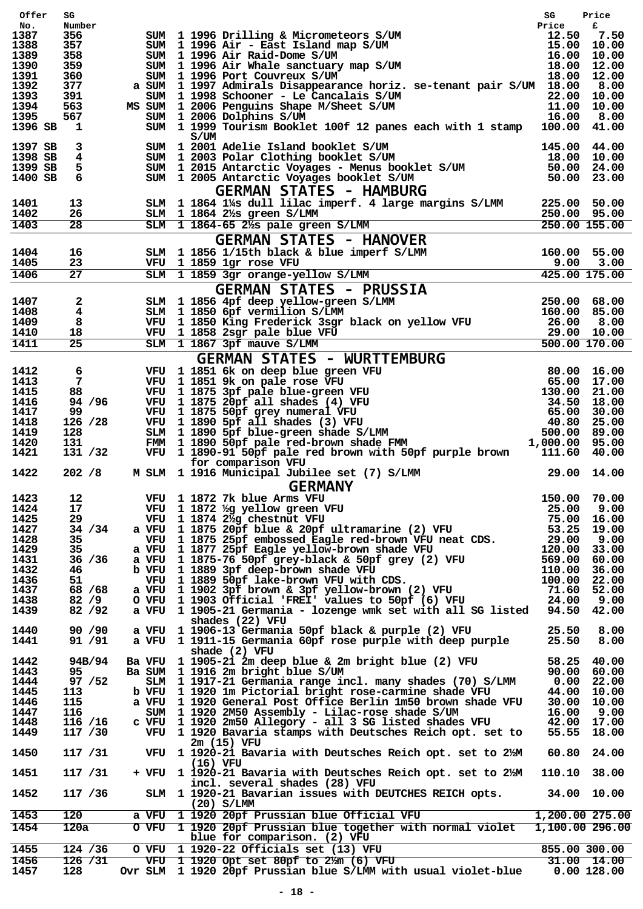| Offer No. | SG Number | | | SG Price | Price £ |
|---|---|---|---|---|---|
| 1387 | 356 | SUM | 1 1996 Drilling & Micrometeors S/UM | 12.50 | 7.50 |
| 1388 | 357 | SUM | 1 1996 Air - East Island map S/UM | 15.00 | 10.00 |
| 1389 | 358 | SUM | 1 1996 Air Raid-Dome S/UM | 16.00 | 10.00 |
| 1390 | 359 | SUM | 1 1996 Air Whale sanctuary map S/UM | 18.00 | 12.00 |
| 1391 | 360 | SUM | 1 1996 Port Couvreux S/UM | 18.00 | 12.00 |
| 1392 | 377 | a SUM | 1 1997 Admirals Disappearance horiz. se-tenant pair S/UM | 18.00 | 8.00 |
| 1393 | 391 | SUM | 1 1998 Schooner - Le Cancalais S/UM | 22.00 | 10.00 |
| 1394 | 563 | MS SUM | 1 2006 Penguins Shape M/Sheet S/UM | 11.00 | 10.00 |
| 1395 | 567 | SUM | 1 2006 Dolphins S/UM | 16.00 | 8.00 |
| 1396 SB | 1 | SUM | 1 1999 Tourism Booklet 100f 12 panes each with 1 stamp S/UM | 100.00 | 41.00 |
| 1397 SB | 3 | SUM | 1 2001 Adelie Island booklet S/UM | 145.00 | 44.00 |
| 1398 SB | 4 | SUM | 1 2003 Polar Clothing booklet S/UM | 18.00 | 10.00 |
| 1399 SB | 5 | SUM | 1 2015 Antarctic Voyages - Menus booklet S/UM | 50.00 | 24.00 |
| 1400 SB | 6 | SUM | 1 2005 Antarctic Voyages booklet S/UM | 50.00 | 23.00 |

## GERMAN STATES - HAMBURG

| Offer No. | SG Number | | | SG Price | Price £ |
|---|---|---|---|---|---|
| 1401 | 13 | SLM | 1 1864 1¼s dull lilac imperf. 4 large margins S/LMM | 225.00 | 50.00 |
| 1402 | 26 | SLM | 1 1864 2½s green S/LMM | 250.00 | 95.00 |
| 1403 | 28 | SLM | 1 1864-65 2½s pale green S/LMM | 250.00 | 155.00 |

## GERMAN STATES - HANOVER

| Offer No. | SG Number | | | SG Price | Price £ |
|---|---|---|---|---|---|
| 1404 | 16 | SLM | 1 1856 1/15th black & blue imperf S/LMM | 160.00 | 55.00 |
| 1405 | 23 | VFU | 1 1859 1gr rose VFU | 9.00 | 3.00 |
| 1406 | 27 | SLM | 1 1859 3gr orange-yellow S/LMM | 425.00 | 175.00 |

## GERMAN STATES - PRUSSIA

| Offer No. | SG Number | | | SG Price | Price £ |
|---|---|---|---|---|---|
| 1407 | 2 | SLM | 1 1856 4pf deep yellow-green S/LMM | 250.00 | 68.00 |
| 1408 | 4 | SLM | 1 1850 6pf vermilion S/LMM | 160.00 | 85.00 |
| 1409 | 8 | VFU | 1 1850 King Frederick 3sgr black on yellow VFU | 26.00 | 8.00 |
| 1410 | 18 | VFU | 1 1858 2sgr pale blue VFU | 29.00 | 10.00 |
| 1411 | 25 | SLM | 1 1867 3pf mauve S/LMM | 500.00 | 170.00 |

## GERMAN STATES - WURTTEMBURG

| Offer No. | SG Number | | | SG Price | Price £ |
|---|---|---|---|---|---|
| 1412 | 6 | VFU | 1 1851 6k on deep blue green VFU | 80.00 | 16.00 |
| 1413 | 7 | VFU | 1 1851 9k on pale rose VFU | 65.00 | 17.00 |
| 1415 | 88 | VFU | 1 1875 3pf pale blue-green VFU | 130.00 | 21.00 |
| 1416 | 94 /96 | VFU | 1 1875 20pf all shades (4) VFU | 34.50 | 18.00 |
| 1417 | 99 | VFU | 1 1875 50pf grey numeral VFU | 65.00 | 30.00 |
| 1418 | 126 /28 | VFU | 1 1890 5pf all shades (3) VFU | 40.80 | 25.00 |
| 1419 | 128 | SLM | 1 1890 5pf blue-green shade S/LMM | 500.00 | 89.00 |
| 1420 | 131 | FMM | 1 1890 50pf pale red-brown shade FMM | 1,000.00 | 95.00 |
| 1421 | 131 /32 | VFU | 1 1890-91 50pf pale red brown with 50pf purple brown for comparison VFU | 111.60 | 40.00 |
| 1422 | 202 /8 | M SLM | 1 1916 Municipal Jubilee set (7) S/LMM | 29.00 | 14.00 |

## GERMANY

| Offer No. | SG Number | | | SG Price | Price £ |
|---|---|---|---|---|---|
| 1423 | 12 | VFU | 1 1872 7k blue Arms VFU | 150.00 | 70.00 |
| 1424 | 17 | VFU | 1 1872 ½g yellow green VFU | 25.00 | 9.00 |
| 1425 | 29 | VFU | 1 1874 2½g chestnut VFU | 75.00 | 16.00 |
| 1427 | 34 /34 | a VFU | 1 1875 20pf blue & 20pf ultramarine (2) VFU | 53.25 | 19.00 |
| 1428 | 35 | VFU | 1 1875 25pf embossed Eagle red-brown VFU neat CDS. | 29.00 | 9.00 |
| 1429 | 35 | a VFU | 1 1877 25pf Eagle yellow-brown shade VFU | 120.00 | 33.00 |
| 1431 | 36 /36 | a VFU | 1 1875-76 50pf grey-black & 50pf grey (2) VFU | 569.00 | 60.00 |
| 1432 | 46 | b VFU | 1 1889 3pf deep-brown shade VFU | 110.00 | 36.00 |
| 1436 | 51 | VFU | 1 1889 50pf lake-brown VFU with CDS. | 100.00 | 22.00 |
| 1437 | 68 /68 | a VFU | 1 1902 3pf brown & 3pf yellow-brown (2) VFU | 71.60 | 52.00 |
| 1438 | 82 /9 | O VFU | 1 1903 Official 'FREI' values to 50pf (6) VFU | 24.00 | 9.00 |
| 1439 | 82 /92 | a VFU | 1 1905-21 Germania - lozenge wmk set with all SG listed shades (22) VFU | 94.50 | 42.00 |
| 1440 | 90 /90 | a VFU | 1 1906-13 Germania 50pf black & purple (2) VFU | 25.50 | 8.00 |
| 1441 | 91 /91 | a VFU | 1 1911-15 Germania 60pf rose purple with deep purple shade (2) VFU | 25.50 | 8.00 |
| 1442 | 94B/94 | Ba VFU | 1 1905-21 2m deep blue & 2m bright blue (2) VFU | 58.25 | 40.00 |
| 1443 | 95 | Ba SUM | 1 1916 2m bright blue S/UM | 90.00 | 60.00 |
| 1444 | 97 /52 | SLM | 1 1917-21 Germania range incl. many shades (70) S/LMM | 0.00 | 22.00 |
| 1445 | 113 | b VFU | 1 1920 1m Pictorial bright rose-carmine shade VFU | 44.00 | 10.00 |
| 1446 | 115 | a VFU | 1 1920 General Post Office Berlin 1m50 brown shade VFU | 30.00 | 10.00 |
| 1447 | 116 | SUM | 1 1920 2M50 Assembly - Lilac-rose shade S/UM | 16.00 | 9.00 |
| 1448 | 116 /16 | c VFU | 1 1920 2m50 Allegory - all 3 SG listed shades VFU | 42.00 | 17.00 |
| 1449 | 117 /30 | VFU | 1 1920 Bavaria stamps with Deutsches Reich opt. set to 2m (15) VFU | 55.55 | 18.00 |
| 1450 | 117 /31 | VFU | 1 1920-21 Bavaria with Deutsches Reich opt. set to 2½M (16) VFU | 60.80 | 24.00 |
| 1451 | 117 /31 | + VFU | 1 1920-21 Bavaria with Deutsches Reich opt. set to 2½M incl. several shades (28) VFU | 110.10 | 38.00 |
| 1452 | 117 /36 | SLM | 1 1920-21 Bavarian issues with DEUTCHES REICH opts. (20) S/LMM | 34.00 | 10.00 |
| 1453 | 120 | a VFU | 1 1920 20pf Prussian blue Official VFU | 1,200.00 | 275.00 |
| 1454 | 120a | O VFU | 1 1920 20pf Prussian blue together with normal violet blue for comparison. (2) VFU | 1,100.00 | 296.00 |
| 1455 | 124 /36 | O VFU | 1 1920-22 Officials set (13) VFU | 855.00 | 300.00 |
| 1456 | 126 /31 | VFU | 1 1920 Opt set 80pf to 2½m (6) VFU | 31.00 | 14.00 |
| 1457 | 128 | Ovr SLM | 1 1920 20pf Prussian blue S/LMM with usual violet-blue | 0.00 | 128.00 |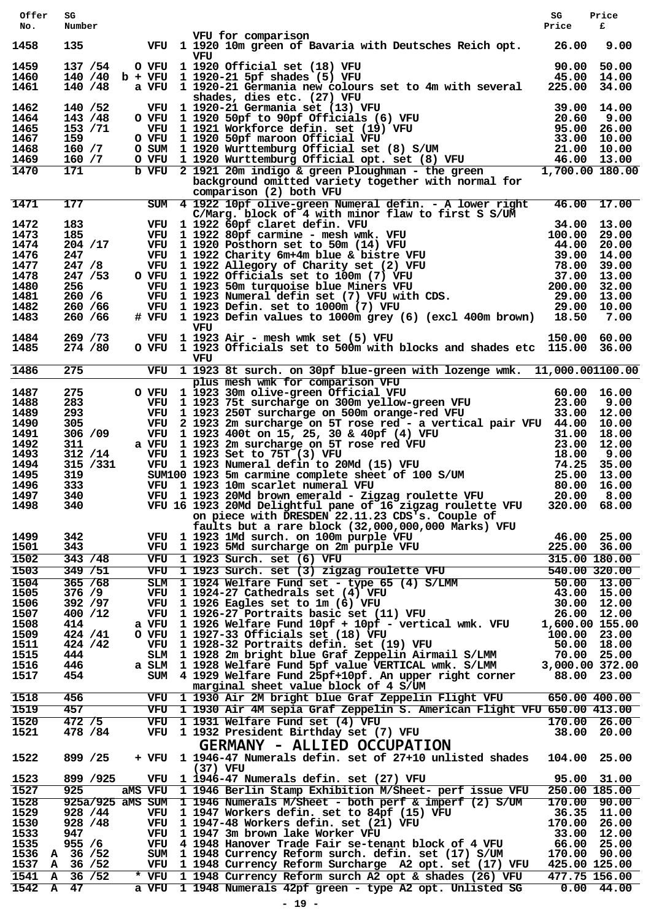| Offer No. | SG Number | | Description | SG Price | Price £ |
|---|---|---|---|---|---|
| | | | VFU for comparison | | |
| 1458 | 135 | VFU | 1 1920 10m green of Bavaria with Deutsches Reich opt. VFU | 26.00 | 9.00 |
| 1459 | 137 /54 | O VFU | 1 1920 Official set (18) VFU | 90.00 | 50.00 |
| 1460 | 140 /40 | b + VFU | 1 1920-21 5pf shades (5) VFU | 45.00 | 14.00 |
| 1461 | 140 /48 | a VFU | 1 1920-21 Germania new colours set to 4m with several shades, dies etc. (27) VFU | 225.00 | 34.00 |
| 1462 | 140 /52 | VFU | 1 1920-21 Germania set (13) VFU | 39.00 | 14.00 |
| 1464 | 143 /48 | O VFU | 1 1920 50pf to 90pf Officials (6) VFU | 20.60 | 9.00 |
| 1465 | 153 /71 | VFU | 1 1921 Workforce defin. set (19) VFU | 95.00 | 26.00 |
| 1467 | 159 | O VFU | 1 1920 50pf maroon Official VFU | 33.00 | 10.00 |
| 1468 | 160 /7 | O SUM | 1 1920 Wurttemburg Official set (8) S/UM | 21.00 | 10.00 |
| 1469 | 160 /7 | O VFU | 1 1920 Wurttemburg Official opt. set (8) VFU | 46.00 | 13.00 |
| 1470 | 171 | b VFU | 2 1921 20m indigo & green Ploughman - the green background omitted variety together with normal for comparison (2) both VFU | 1,700.00 | 180.00 |
| 1471 | 177 | SUM | 4 1922 10pf olive-green Numeral defin. - A lower right C/Marg. block of 4 with minor flaw to first S S/UM | 46.00 | 17.00 |
| 1472 | 183 | VFU | 1 1922 60pf claret defin. VFU | 34.00 | 13.00 |
| 1473 | 185 | VFU | 1 1922 80pf carmine - mesh wmk. VFU | 100.00 | 29.00 |
| 1474 | 204 /17 | VFU | 1 1920 Posthorn set to 50m (14) VFU | 44.00 | 20.00 |
| 1476 | 247 | VFU | 1 1922 Charity 6m+4m blue & bistre VFU | 39.00 | 14.00 |
| 1477 | 247 /8 | VFU | 1 1922 Allegory of Charity set (2) VFU | 78.00 | 39.00 |
| 1478 | 247 /53 | O VFU | 1 1922 Officials set to 100m (7) VFU | 37.00 | 13.00 |
| 1480 | 256 | VFU | 1 1923 50m turquoise blue Miners VFU | 200.00 | 32.00 |
| 1481 | 260 /6 | VFU | 1 1923 Numeral defin set (7) VFU with CDS. | 29.00 | 13.00 |
| 1482 | 260 /66 | VFU | 1 1923 Defin. set to 1000m (7) VFU | 29.00 | 10.00 |
| 1483 | 260 /66 | # VFU | 1 1923 Defin values to 1000m grey (6) (excl 400m brown) VFU | 18.50 | 7.00 |
| 1484 | 269 /73 | VFU | 1 1923 Air - mesh wmk set (5) VFU | 150.00 | 60.00 |
| 1485 | 274 /80 | O VFU | 1 1923 Officials set to 500m with blocks and shades etc VFU | 115.00 | 36.00 |
| 1486 | 275 | VFU | 1 1923 8t surch. on 30pf blue-green with lozenge wmk. plus mesh wmk for comparison VFU | 11,000.00 | 1100.00 |
| 1487 | 275 | O VFU | 1 1923 30m olive-green Official VFU | 60.00 | 16.00 |
| 1488 | 283 | VFU | 1 1923 75t surcharge on 300m yellow-green VFU | 23.00 | 9.00 |
| 1489 | 293 | VFU | 1 1923 250T surcharge on 500m orange-red VFU | 33.00 | 12.00 |
| 1490 | 305 | VFU | 2 1923 2m surcharge on 5T rose red - a vertical pair VFU | 44.00 | 10.00 |
| 1491 | 306 /09 | VFU | 1 1923 400t on 15, 25, 30 & 40pf (4) VFU | 31.00 | 18.00 |
| 1492 | 311 | a VFU | 1 1923 2m surcharge on 5T rose red VFU | 23.00 | 12.00 |
| 1493 | 312 /14 | VFU | 1 1923 Set to 75T (3) VFU | 18.00 | 9.00 |
| 1494 | 315 /331 | VFU | 1 1923 Numeral defin to 20Md (15) VFU | 74.25 | 35.00 |
| 1495 | 319 | SUM100 | 1923 5m carmine complete sheet of 100 S/UM | 25.00 | 13.00 |
| 1496 | 333 | VFU | 1 1923 10m scarlet numeral VFU | 80.00 | 16.00 |
| 1497 | 340 | VFU | 1 1923 20Md brown emerald - Zigzag roulette VFU | 20.00 | 8.00 |
| 1498 | 340 | VFU 16 | 1923 20Md Delightful pane of 16 zigzag roulette VFU on piece with DRESDEN 22.11.23 CDS's. Couple of faults but a rare block (32,000,000,000 Marks) VFU | 320.00 | 68.00 |
| 1499 | 342 | VFU | 1 1923 1Md surch. on 100m purple VFU | 46.00 | 25.00 |
| 1501 | 343 | VFU | 1 1923 5Md surcharge on 2m purple VFU | 225.00 | 36.00 |
| 1502 | 343 /48 | VFU | 1 1923 Surch. set (6) VFU | 315.00 | 180.00 |
| 1503 | 349 /51 | VFU | 1 1923 Surch. set (3) zigzag roulette VFU | 540.00 | 320.00 |
| 1504 | 365 /68 | SLM | 1 1924 Welfare Fund set - type 65 (4) S/LMM | 50.00 | 13.00 |
| 1505 | 376 /9 | VFU | 1 1924-27 Cathedrals set (4) VFU | 43.00 | 15.00 |
| 1506 | 392 /97 | VFU | 1 1926 Eagles set to 1m (6) VFU | 30.00 | 12.00 |
| 1507 | 400 /12 | VFU | 1 1926-27 Portraits basic set (11) VFU | 26.00 | 12.00 |
| 1508 | 414 | a VFU | 1 1926 Welfare Fund 10pf + 10pf - vertical wmk. VFU | 1,600.00 | 155.00 |
| 1509 | 424 /41 | O VFU | 1 1927-33 Officials set (18) VFU | 100.00 | 23.00 |
| 1511 | 424 /42 | VFU | 1 1928-32 Portraits defin. set (19) VFU | 50.00 | 18.00 |
| 1515 | 444 | SLM | 1 1928 2m bright blue Graf Zeppelin Airmail S/LMM | 70.00 | 25.00 |
| 1516 | 446 | a SLM | 1 1928 Welfare Fund 5pf value VERTICAL wmk. S/LMM | 3,000.00 | 372.00 |
| 1517 | 454 | SUM | 4 1929 Welfare Fund 25pf+10pf. An upper right corner marginal sheet value block of 4 S/UM | 88.00 | 23.00 |
| 1518 | 456 | VFU | 1 1930 Air 2M bright blue Graf Zeppelin Flight VFU | 650.00 | 400.00 |
| 1519 | 457 | VFU | 1 1930 Air 4M sepia Graf Zeppelin S. American Flight VFU | 650.00 | 413.00 |
| 1520 | 472 /5 | VFU | 1 1931 Welfare Fund set (4) VFU | 170.00 | 26.00 |
| 1521 | 478 /84 | VFU | 1 1932 President Birthday set (7) VFU | 38.00 | 20.00 |

## GERMANY - ALLIED OCCUPATION

| Offer No. | SG Number | | Description | SG Price | Price £ |
|---|---|---|---|---|---|
| 1522 | 899 /25 | + VFU | 1 1946-47 Numerals defin. set of 27+10 unlisted shades (37) VFU | 104.00 | 25.00 |
| 1523 | 899 /925 | VFU | 1 1946-47 Numerals defin. set (27) VFU | 95.00 | 31.00 |
| 1527 | 925 | aMS VFU | 1 1946 Berlin Stamp Exhibition M/Sheet- perf issue VFU | 250.00 | 185.00 |
| 1528 | 925a/925 | aMS SUM | 1 1946 Numerals M/Sheet - both perf & imperf (2) S/UM | 170.00 | 90.00 |
| 1529 | 928 /44 | VFU | 1 1947 Workers defin. set to 84pf (15) VFU | 36.35 | 11.00 |
| 1530 | 928 /48 | VFU | 1 1947-48 Workers defin. set (21) VFU | 170.00 | 26.00 |
| 1533 | 947 | VFU | 1 1947 3m brown lake Worker VFU | 33.00 | 12.00 |
| 1535 | 955 /6 | VFU | 4 1948 Hanover Trade Fair se-tenant block of 4 VFU | 66.00 | 25.00 |
| 1536 | A 36 /52 | SUM | 1 1948 Currency Reform surch. defin. set (17) S/UM | 170.00 | 90.00 |
| 1537 | A 36 /52 | VFU | 1 1948 Currency Reform Surcharge A2 opt. set (17) VFU | 425.00 | 125.00 |
| 1541 | A 36 /52 | * VFU | 1 1948 Currency Reform surch A2 opt & shades (26) VFU | 477.75 | 156.00 |
| 1542 | A 47 | a VFU | 1 1948 Numerals 42pf green - type A2 opt. Unlisted SG | 0.00 | 44.00 |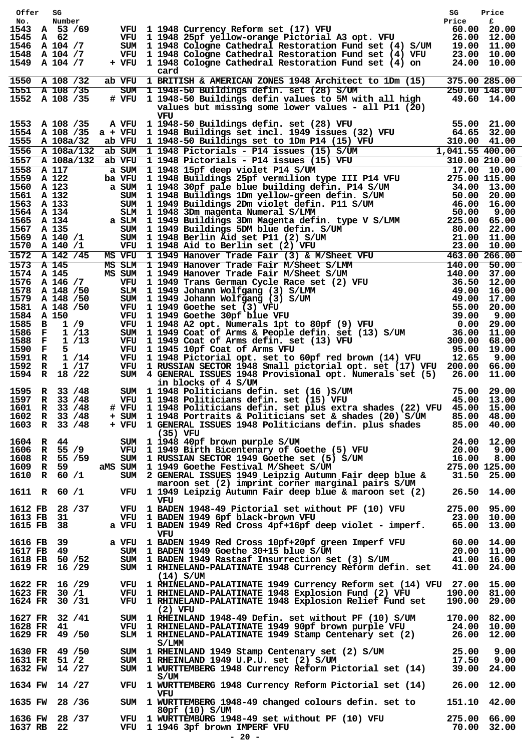| Offer No. | | SG Number | | | Description | SG Price | Price £ |
|---|---|---|---|---|---|---|---|
| 1543 | A | 53 /69 | | VFU | 1 1948 Currency Reform set (17) VFU | 60.00 | 20.00 |
| 1545 | A | 62 | | VFU | 1 1948 25pf yellow-orange Pictorial A3 opt. VFU | 26.00 | 12.00 |
| 1546 | A | 104 /7 | | SUM | 1 1948 Cologne Cathedral Restoration Fund set (4) S/UM | 19.00 | 11.00 |
| 1548 | A | 104 /7 | | VFU | 1 1948 Cologne Cathedral Restoration Fund set (4) VFU | 23.00 | 10.00 |
| 1549 | A | 104 /7 | + | VFU | 1 1948 Cologne Cathedral Restoration Fund set (4) on card | 24.00 | 10.00 |
| 1550 | A | 108 /32 | ab | VFU | 1 BRITISH & AMERICAN ZONES 1948 Architect to 1Dm (15) | 375.00 | 285.00 |
| 1551 | A | 108 /35 | | SUM | 1 1948-50 Buildings defin. set (28) S/UM | 250.00 | 148.00 |
| 1552 | A | 108 /35 | # | VFU | 1 1948-50 Buildings defin values to 5M with all high values but missing some lower values - all P11 (20) VFU | 49.60 | 14.00 |
| 1553 | A | 108 /35 | A | VFU | 1 1948-50 Buildings defin. set (28) VFU | 55.00 | 21.00 |
| 1554 | A | 108 /35 | a + | VFU | 1 1948 Buildings set incl. 1949 issues (32) VFU | 64.65 | 32.00 |
| 1555 | A | 108a/32 | ab | VFU | 1 1948-50 Buildings set to 1Dm P14 (15) VFU | 310.00 | 41.00 |
| 1556 | A | 108a/132 | ab | SUM | 1 1948 Pictorials - P14 issues (15) S/UM | 1,041.55 | 400.00 |
| 1557 | A | 108a/132 | ab | VFU | 1 1948 Pictorials - P14 issues (15) VFU | 310.00 | 210.00 |
| 1558 | A | 117 | a | SUM | 1 1948 15pf deep violet P14 S/UM | 17.00 | 10.00 |
| 1559 | A | 122 | ba | VFU | 1 1948 Buildings 25pf vermilion type III P14 VFU | 275.00 | 115.00 |
| 1560 | A | 123 | a | SUM | 1 1948 30pf pale blue building defin. P14 S/UM | 34.00 | 13.00 |
| 1561 | A | 132 | | SUM | 1 1948 Buildings 1Dm yellow-green defin. S/UM | 50.00 | 20.00 |
| 1563 | A | 133 | | SUM | 1 1949 Buildings 2Dm violet defin. P11 S/UM | 46.00 | 16.00 |
| 1564 | A | 134 | | SLM | 1 1948 3Dm magenta Numeral S/LMM | 50.00 | 9.00 |
| 1565 | A | 134 | a | SLM | 1 1949 Buildings 3Dm Magenta defin. type V S/LMM | 225.00 | 65.00 |
| 1567 | A | 135 | | SUM | 1 1949 Buildings 5DM blue defin. S/UM | 80.00 | 22.00 |
| 1569 | A | 140 /1 | | SUM | 1 1948 Berlin Aid set P11 (2) S/UM | 21.00 | 11.00 |
| 1570 | A | 140 /1 | | VFU | 1 1948 Aid to Berlin set (2) VFU | 23.00 | 10.00 |
| 1572 | A | 142 /45 | MS | VFU | 1 1949 Hanover Trade Fair (3) & M/Sheet VFU | 463.00 | 266.00 |
| 1573 | A | 145 | MS | SLM | 1 1949 Hanover Trade Fair M/Sheet S/LMM | 140.00 | 50.00 |
| 1574 | A | 145 | MS | SUM | 1 1949 Hanover Trade Fair M/Sheet S/UM | 140.00 | 37.00 |
| 1576 | A | 146 /7 | | VFU | 1 1949 Trans German Cycle Race set (2) VFU | 36.50 | 12.00 |
| 1578 | A | 148 /50 | | SLM | 1 1949 Johann Wolfgang (3) S/LMM | 49.00 | 16.00 |
| 1579 | A | 148 /50 | | SUM | 1 1949 Johann Wolfgang (3) S/UM | 49.00 | 17.00 |
| 1581 | A | 148 /50 | | VFU | 1 1949 Goethe set (3) VFU | 55.00 | 20.00 |
| 1584 | A | 150 | | VFU | 1 1949 Goethe 30pf blue VFU | 39.00 | 9.00 |
| 1585 | B | 1 /9 | | VFU | 1 1948 A2 opt. Numerals 1pt to 80pf (9) VFU | 0.00 | 29.00 |
| 1586 | F | 1 /13 | | SUM | 1 1949 Coat of Arms & People defin. set (13) S/UM | 36.00 | 11.00 |
| 1588 | F | 1 /13 | | VFU | 1 1949 Coat of Arms defin. set (13) VFU | 300.00 | 68.00 |
| 1590 | F | 5 | | VFU | 1 1945 10pf Coat of Arms VFU | 95.00 | 19.00 |
| 1591 | R | 1 /14 | | VFU | 1 1948 Pictorial opt. set to 60pf red brown (14) VFU | 12.65 | 9.00 |
| 1592 | R | 1 /17 | | VFU | 1 RUSSIAN SECTOR 1948 Small pictorial opt. set (17) VFU | 200.00 | 66.00 |
| 1594 | R | 18 /22 | | SUM | 4 GENERAL ISSUES 1948 Provisional opt. Numerals set (5) in blocks of 4 S/UM | 26.00 | 11.00 |
| 1595 | R | 33 /48 | | SUM | 1 1948 Politicians defin. set (16 )S/UM | 75.00 | 29.00 |
| 1597 | R | 33 /48 | | VFU | 1 1948 Politicians defin. set (15) VFU | 45.00 | 13.00 |
| 1601 | R | 33 /48 | # | VFU | 1 1948 Politicians defin. set plus extra shades (22) VFU | 45.00 | 15.00 |
| 1602 | R | 33 /48 | + | SUM | 1 1948 Portraits & Politicians set & shades (20) S/UM | 85.00 | 48.00 |
| 1603 | R | 33 /48 | + | VFU | 1 GENERAL ISSUES 1948 Politicians defin. plus shades (35) VFU | 85.00 | 40.00 |
| 1604 | R | 44 | | SUM | 1 1948 40pf brown purple S/UM | 24.00 | 12.00 |
| 1606 | R | 55 /9 | | VFU | 1 1949 Birth Bicentenary of Goethe (5) VFU | 20.00 | 9.00 |
| 1608 | R | 55 /59 | | SUM | 1 RUSSIAN SECTOR 1949 Goethe set (5) S/UM | 16.00 | 8.00 |
| 1609 | R | 59 | aMS | SUM | 1 1949 Goethe Festival M/Sheet S/UM | 275.00 | 125.00 |
| 1610 | R | 60 /1 | | SUM | 2 GENERAL ISSUES 1949 Leipzig Autumn Fair deep blue & maroon set (2) imprint corner marginal pairs S/UM | 31.50 | 25.00 |
| 1611 | R | 60 /1 | | VFU | 1 1949 Leipzig Autumn Fair deep blue & maroon set (2) VFU | 26.50 | 14.00 |
| 1612 | FB | 28 /37 | | VFU | 1 BADEN 1948-49 Pictorial set without PF (10) VFU | 275.00 | 95.00 |
| 1613 | FB | 31 | | VFU | 1 BADEN 1949 6pf black-brown VFU | 23.00 | 10.00 |
| 1615 | FB | 38 | a | VFU | 1 BADEN 1949 Red Cross 4pf+16pf deep violet - imperf. VFU | 65.00 | 13.00 |
| 1616 | FB | 39 | a | VFU | 1 BADEN 1949 Red Cross 10pf+20pf green Imperf VFU | 60.00 | 14.00 |
| 1617 | FB | 49 | | SUM | 1 BADEN 1949 Goethe 30+15 blue S/UM | 20.00 | 11.00 |
| 1618 | FB | 50 /52 | | SUM | 1 BADEN 1949 Rastaaf Insurrection set (3) S/UM | 41.00 | 16.00 |
| 1619 | FR | 16 /29 | | SUM | 1 RHINELAND-PALATINATE 1948 Currency Reform defin. set (14) S/UM | 41.00 | 24.00 |
| 1622 | FR | 16 /29 | | VFU | 1 RHINELAND-PALATINATE 1949 Currency Reform set (14) VFU | 27.00 | 15.00 |
| 1623 | FR | 30 /1 | | VFU | 1 RHINELAND-PALATINATE 1948 Explosion Fund (2) VFU | 190.00 | 81.00 |
| 1624 | FR | 30 /31 | | VFU | 1 RHINELAND-PALATINATE 1948 Explosion Relief Fund set (2) VFU | 190.00 | 29.00 |
| 1627 | FR | 32 /41 | | SUM | 1 RHEINLAND 1948-49 Defin. set without PF (10) S/UM | 170.00 | 82.00 |
| 1628 | FR | 41 | | VFU | 1 RHINELAND-PALATINATE 1949 90pf brown purple VFU | 24.00 | 10.00 |
| 1629 | FR | 49 /50 | | SLM | 1 RHINELAND-PALATINATE 1949 Stamp Centenary set (2) S/LMM | 26.00 | 12.00 |
| 1630 | FR | 49 /50 | | SUM | 1 RHEINLAND 1949 Stamp Centenary set (2) S/UM | 25.00 | 9.00 |
| 1631 | FR | 51 /2 | | SUM | 1 RHEINLAND 1949 U.P.U. set (2) S/UM | 17.50 | 9.00 |
| 1632 | FW | 14 /27 | | SUM | 1 WURTTEMBERG 1948 Currency Reform Pictorial set (14) S/UM | 39.00 | 24.00 |
| 1634 | FW | 14 /27 | | VFU | 1 WURTTEMBERG 1948 Currency Reform Pictorial set (14) VFU | 26.00 | 12.00 |
| 1635 | FW | 28 /36 | | SUM | 1 WURTTEMBERG 1948-49 changed colours defin. set to 80pf (10) S/UM | 151.10 | 42.00 |
| 1636 | FW | 28 /37 | | VFU | 1 WURTTEMBURG 1948-49 set without PF (10) VFU | 275.00 | 66.00 |
| 1637 | RB | 22 | | VFU | 1 1946 3pf brown IMPERF VFU | 70.00 | 32.00 |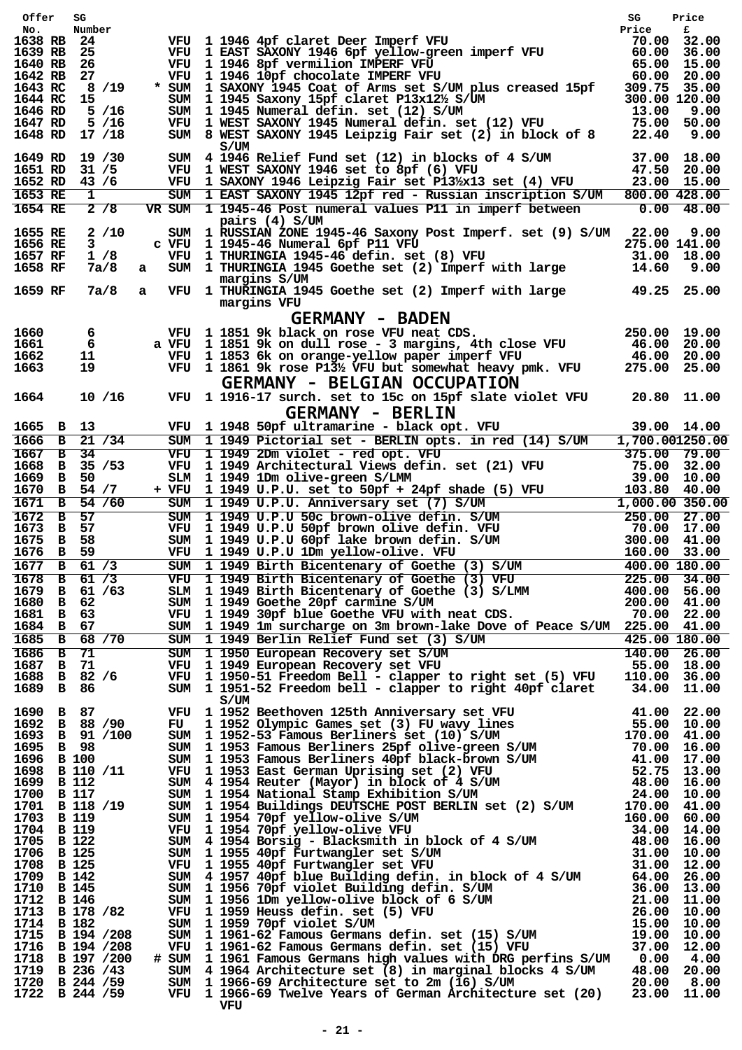| Offer No. | SG Number | | | | SG Price | Price £ |
|---|---|---|---|---|---|---|
| 1638 RB | 24 | | VFU | 1 1946 4pf claret Deer Imperf VFU | 70.00 | 32.00 |
| 1639 RB | 25 | | VFU | 1 EAST SAXONY 1946 6pf yellow-green imperf VFU | 60.00 | 36.00 |
| 1640 RB | 26 | | VFU | 1 1946 8pf vermilion IMPERF VFU | 65.00 | 15.00 |
| 1642 RB | 27 | | VFU | 1 1946 10pf chocolate IMPERF VFU | 60.00 | 20.00 |
| 1643 RC | 8 /19 | * | SUM | 1 SAXONY 1945 Coat of Arms set S/UM plus creased 15pf | 309.75 | 35.00 |
| 1644 RC | 15 | | SUM | 1 1945 Saxony 15pf claret P13x12½ S/UM | 300.00 | 120.00 |
| 1646 RD | 5 /16 | | SUM | 1 1945 Numeral defin. set (12) S/UM | 13.00 | 9.00 |
| 1647 RD | 5 /16 | | VFU | 1 WEST SAXONY 1945 Numeral defin. set (12) VFU | 75.00 | 50.00 |
| 1648 RD | 17 /18 | | SUM | 8 WEST SAXONY 1945 Leipzig Fair set (2) in block of 8 S/UM | 22.40 | 9.00 |
| 1649 RD | 19 /30 | | SUM | 4 1946 Relief Fund set (12) in blocks of 4 S/UM | 37.00 | 18.00 |
| 1651 RD | 31 /5 | | VFU | 1 WEST SAXONY 1946 set to 8pf (6) VFU | 47.50 | 20.00 |
| 1652 RD | 43 /6 | | VFU | 1 SAXONY 1946 Leipzig Fair set P13½x13 set (4) VFU | 23.00 | 15.00 |
| 1653 RE | 1 | | SUM | 1 EAST SAXONY 1945 12pf red - Russian inscription S/UM | 800.00 | 428.00 |
| 1654 RE | 2 /8 | VR | SUM | 1 1945-46 Post numeral values P11 in imperf between pairs (4) S/UM | 0.00 | 48.00 |
| 1655 RE | 2 /10 | | SUM | 1 RUSSIAN ZONE 1945-46 Saxony Post Imperf. set (9) S/UM | 22.00 | 9.00 |
| 1656 RE | 3 | c | VFU | 1 1945-46 Numeral 6pf P11 VFU | 275.00 | 141.00 |
| 1657 RF | 1 /8 | | VFU | 1 THURINGIA 1945-46 defin. set (8) VFU | 31.00 | 18.00 |
| 1658 RF | 7a/8 | a | SUM | 1 THURINGIA 1945 Goethe set (2) Imperf with large margins S/UM | 14.60 | 9.00 |
| 1659 RF | 7a/8 | a | VFU | 1 THURINGIA 1945 Goethe set (2) Imperf with large margins VFU | 49.25 | 25.00 |

## GERMANY - BADEN

| Offer No. | SG Number | | | | SG Price | Price £ |
|---|---|---|---|---|---|---|
| 1660 | 6 | | VFU | 1 1851 9k black on rose VFU neat CDS. | 250.00 | 19.00 |
| 1661 | 6 | a | VFU | 1 1851 9k on dull rose - 3 margins, 4th close VFU | 46.00 | 20.00 |
| 1662 | 11 | | VFU | 1 1853 6k on orange-yellow paper imperf VFU | 46.00 | 20.00 |
| 1663 | 19 | | VFU | 1 1861 9k rose P13½ VFU but somewhat heavy pmk. VFU | 275.00 | 25.00 |

## GERMANY - BELGIAN OCCUPATION

| Offer No. | SG Number | | | | SG Price | Price £ |
|---|---|---|---|---|---|---|
| 1664 | 10 /16 | | VFU | 1 1916-17 surch. set to 15c on 15pf slate violet VFU | 20.80 | 11.00 |

## GERMANY - BERLIN

| Offer No. | SG Number | | | | SG Price | Price £ |
|---|---|---|---|---|---|---|
| 1665 | B 13 | | VFU | 1 1948 50pf ultramarine - black opt. VFU | 39.00 | 14.00 |
| 1666 | B 21 /34 | | SUM | 1 1949 Pictorial set - BERLIN opts. in red (14) S/UM | 1,700.00 | 1250.00 |
| 1667 | B 34 | | VFU | 1 1949 2Dm violet - red opt. VFU | 375.00 | 79.00 |
| 1668 | B 35 /53 | | VFU | 1 1949 Architectural Views defin. set (21) VFU | 75.00 | 32.00 |
| 1669 | B 50 | | SLM | 1 1949 1Dm olive-green S/LMM | 39.00 | 10.00 |
| 1670 | B 54 /7 | + | VFU | 1 1949 U.P.U. set to 50pf + 24pf shade (5) VFU | 103.80 | 40.00 |
| 1671 | B 54 /60 | | SUM | 1 1949 U.P.U. Anniversary set (7) S/UM | 1,000.00 | 350.00 |
| 1672 | B 57 | | SUM | 1 1949 U.P.U 50c brown-olive defin. S/UM | 250.00 | 27.00 |
| 1673 | B 57 | | VFU | 1 1949 U.P.U 50pf brown olive defin. VFU | 70.00 | 17.00 |
| 1675 | B 58 | | SUM | 1 1949 U.P.U 60pf lake brown defin. S/UM | 300.00 | 41.00 |
| 1676 | B 59 | | VFU | 1 1949 U.P.U 1Dm yellow-olive. VFU | 160.00 | 33.00 |
| 1677 | B 61 /3 | | SUM | 1 1949 Birth Bicentenary of Goethe (3) S/UM | 400.00 | 180.00 |
| 1678 | B 61 /3 | | VFU | 1 1949 Birth Bicentenary of Goethe (3) VFU | 225.00 | 34.00 |
| 1679 | B 61 /63 | | SLM | 1 1949 Birth Bicentenary of Goethe (3) S/LMM | 400.00 | 56.00 |
| 1680 | B 62 | | SUM | 1 1949 Goethe 20pf carmine S/UM | 200.00 | 41.00 |
| 1681 | B 63 | | VFU | 1 1949 30pf blue Goethe VFU with neat CDS. | 70.00 | 22.00 |
| 1684 | B 67 | | SUM | 1 1949 1m surcharge on 3m brown-lake Dove of Peace S/UM | 225.00 | 41.00 |
| 1685 | B 68 /70 | | SUM | 1 1949 Berlin Relief Fund set (3) S/UM | 425.00 | 180.00 |
| 1686 | B 71 | | SUM | 1 1950 European Recovery set S/UM | 140.00 | 26.00 |
| 1687 | B 71 | | VFU | 1 1949 European Recovery set VFU | 55.00 | 18.00 |
| 1688 | B 82 /6 | | VFU | 1 1950-51 Freedom Bell - clapper to right set (5) VFU | 110.00 | 36.00 |
| 1689 | B 86 | | SUM | 1 1951-52 Freedom bell - clapper to right 40pf claret S/UM | 34.00 | 11.00 |
| 1690 | B 87 | | VFU | 1 1952 Beethoven 125th Anniversary set VFU | 41.00 | 22.00 |
| 1692 | B 88 /90 | | FU | 1 1952 Olympic Games set (3) FU wavy lines | 55.00 | 10.00 |
| 1693 | B 91 /100 | | SUM | 1 1952-53 Famous Berliners set (10) S/UM | 170.00 | 41.00 |
| 1695 | B 98 | | SUM | 1 1953 Famous Berliners 25pf olive-green S/UM | 70.00 | 16.00 |
| 1696 | B 100 | | SUM | 1 1953 Famous Berliners 40pf black-brown S/UM | 41.00 | 17.00 |
| 1698 | B 110 /11 | | VFU | 1 1953 East German Uprising set (2) VFU | 52.75 | 13.00 |
| 1699 | B 112 | | SUM | 4 1954 Reuter (Mayor) in block of 4 S/UM | 48.00 | 16.00 |
| 1700 | B 117 | | SUM | 1 1954 National Stamp Exhibition S/UM | 24.00 | 10.00 |
| 1701 | B 118 /19 | | SUM | 1 1954 Buildings DEUTSCHE POST BERLIN set (2) S/UM | 170.00 | 41.00 |
| 1703 | B 119 | | SUM | 1 1954 70pf yellow-olive S/UM | 160.00 | 60.00 |
| 1704 | B 119 | | VFU | 1 1954 70pf yellow-olive VFU | 34.00 | 14.00 |
| 1705 | B 122 | | SUM | 4 1954 Borsig - Blacksmith in block of 4 S/UM | 48.00 | 16.00 |
| 1706 | B 125 | | SUM | 1 1955 40pf Furtwangler set S/UM | 31.00 | 10.00 |
| 1708 | B 125 | | VFU | 1 1955 40pf Furtwangler set VFU | 31.00 | 12.00 |
| 1709 | B 142 | | SUM | 4 1957 40pf blue Building defin. in block of 4 S/UM | 64.00 | 26.00 |
| 1710 | B 145 | | SUM | 1 1956 70pf violet Building defin. S/UM | 36.00 | 13.00 |
| 1712 | B 146 | | SUM | 1 1956 1Dm yellow-olive block of 6 S/UM | 21.00 | 11.00 |
| 1713 | B 178 /82 | | VFU | 1 1959 Heuss defin. set (5) VFU | 26.00 | 10.00 |
| 1714 | B 182 | | SUM | 1 1959 70pf violet S/UM | 15.00 | 10.00 |
| 1715 | B 194 /208 | | SUM | 1 1961-62 Famous Germans defin. set (15) S/UM | 19.00 | 10.00 |
| 1716 | B 194 /208 | | VFU | 1 1961-62 Famous Germans defin. set (15) VFU | 37.00 | 12.00 |
| 1718 | B 197 /200 | # | SUM | 1 1961 Famous Germans high values with DRG perfins S/UM | 0.00 | 4.00 |
| 1719 | B 236 /43 | | SUM | 4 1964 Architecture set (8) in marginal blocks 4 S/UM | 48.00 | 20.00 |
| 1720 | B 244 /59 | | SUM | 1 1966-69 Architecture set to 2m (16) S/UM | 20.00 | 8.00 |
| 1722 | B 244 /59 | | VFU | 1 1966-69 Twelve Years of German Architecture set (20) VFU | 23.00 | 11.00 |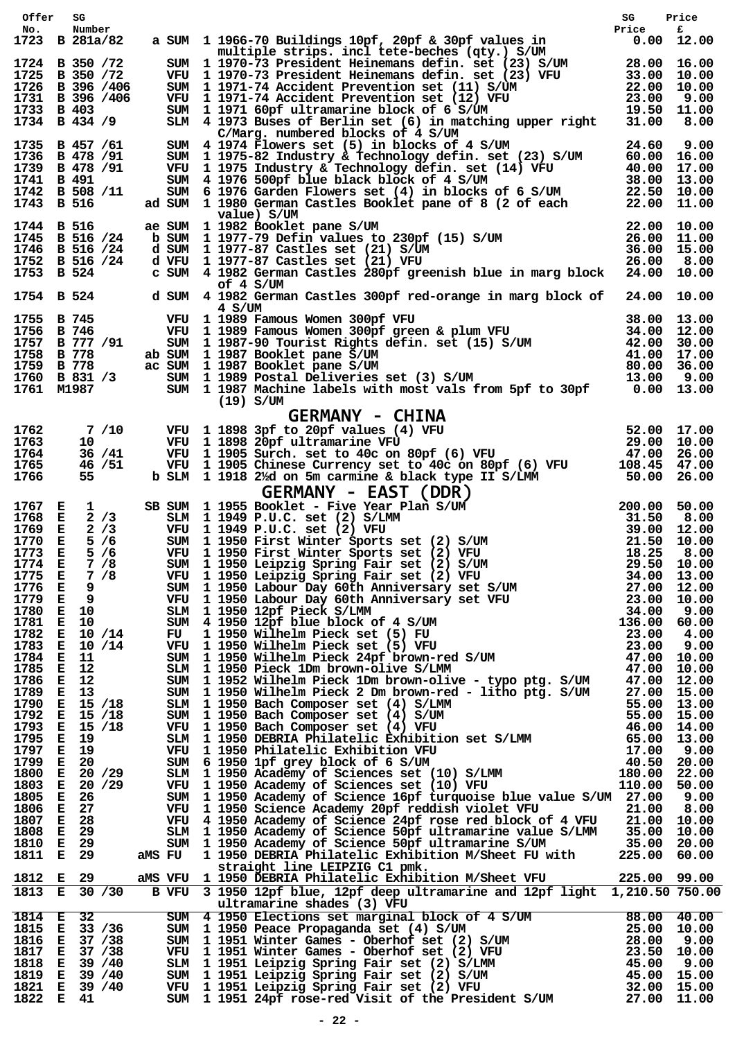| Offer No. | | SG Number | | | | SG Price | Price £ |
|---|---|---|---|---|---|---|---|
| 1723 | B | 281a/82 | a | SUM | 1 1966-70 Buildings 10pf, 20pf & 30pf values in multiple strips. incl tete-beches (qty.) S/UM | 0.00 | 12.00 |
| 1724 | B | 350 /72 | | SUM | 1 1970-73 President Heinemans defin. set (23) S/UM | 28.00 | 16.00 |
| 1725 | B | 350 /72 | | VFU | 1 1970-73 President Heinemans defin. set (23) VFU | 33.00 | 10.00 |
| 1726 | B | 396 /406 | | SUM | 1 1971-74 Accident Prevention set (11) S/UM | 22.00 | 10.00 |
| 1731 | B | 396 /406 | | VFU | 1 1971-74 Accident Prevention set (12) VFU | 23.00 | 9.00 |
| 1733 | B | 403 | | SUM | 1 1971 60pf ultramarine block of 6 S/UM | 19.50 | 11.00 |
| 1734 | B | 434 /9 | | SLM | 4 1973 Buses of Berlin set (6) in matching upper right C/Marg. numbered blocks of 4 S/UM | 31.00 | 8.00 |
| 1735 | B | 457 /61 | | SUM | 4 1974 Flowers set (5) in blocks of 4 S/UM | 24.60 | 9.00 |
| 1736 | B | 478 /91 | | SUM | 1 1975-82 Industry & Technology defin. set (23) S/UM | 60.00 | 16.00 |
| 1739 | B | 478 /91 | | VFU | 1 1975 Industry & Technology defin. set (14) VFU | 40.00 | 17.00 |
| 1741 | B | 491 | | SUM | 4 1976 500pf blue black block of 4 S/UM | 38.00 | 13.00 |
| 1742 | B | 508 /11 | | SUM | 6 1976 Garden Flowers set (4) in blocks of 6 S/UM | 22.50 | 10.00 |
| 1743 | B | 516 | ad | SUM | 1 1980 German Castles Booklet pane of 8 (2 of each value) S/UM | 22.00 | 11.00 |
| 1744 | B | 516 | ae | SUM | 1 1982 Booklet pane S/UM | 22.00 | 10.00 |
| 1745 | B | 516 /24 | b | SUM | 1 1977-79 Defin values to 230pf (15) S/UM | 26.00 | 11.00 |
| 1746 | B | 516 /24 | d | SUM | 1 1977-87 Castles set (21) S/UM | 36.00 | 15.00 |
| 1752 | B | 516 /24 | d | VFU | 1 1977-87 Castles set (21) VFU | 26.00 | 8.00 |
| 1753 | B | 524 | c | SUM | 4 1982 German Castles 280pf greenish blue in marg block of 4 S/UM | 24.00 | 10.00 |
| 1754 | B | 524 | d | SUM | 4 1982 German Castles 300pf red-orange in marg block of 4 S/UM | 24.00 | 10.00 |
| 1755 | B | 745 | | VFU | 1 1989 Famous Women 300pf VFU | 38.00 | 13.00 |
| 1756 | B | 746 | | VFU | 1 1989 Famous Women 300pf green & plum VFU | 34.00 | 12.00 |
| 1757 | B | 777 /91 | | SUM | 1 1987-90 Tourist Rights defin. set (15) S/UM | 42.00 | 30.00 |
| 1758 | B | 778 | ab | SUM | 1 1987 Booklet pane S/UM | 41.00 | 17.00 |
| 1759 | B | 778 | ac | SUM | 1 1987 Booklet pane S/UM | 80.00 | 36.00 |
| 1760 | B | 831 /3 | | SUM | 1 1989 Postal Deliveries set (3) S/UM | 13.00 | 9.00 |
| 1761 | | M1987 | | SUM | 1 1987 Machine labels with most vals from 5pf to 30pf (19) S/UM | 0.00 | 13.00 |

## GERMANY - CHINA

| Offer No. | | SG Number | | | | SG Price | Price £ |
|---|---|---|---|---|---|---|---|
| 1762 | | 7 /10 | | VFU | 1 1898 3pf to 20pf values (4) VFU | 52.00 | 17.00 |
| 1763 | | 10 | | VFU | 1 1898 20pf ultramarine VFU | 29.00 | 10.00 |
| 1764 | | 36 /41 | | VFU | 1 1905 Surch. set to 40c on 80pf (6) VFU | 47.00 | 26.00 |
| 1765 | | 46 /51 | | VFU | 1 1905 Chinese Currency set to 40c on 80pf (6) VFU | 108.45 | 47.00 |
| 1766 | | 55 | b | SLM | 1 1918 2½d on 5m carmine & black type II S/LMM | 50.00 | 26.00 |

## GERMANY - EAST (DDR)

| Offer No. | | SG Number | | | | SG Price | Price £ |
|---|---|---|---|---|---|---|---|
| 1767 | E | 1 | SB | SUM | 1 1955 Booklet - Five Year Plan S/UM | 200.00 | 50.00 |
| 1768 | E | 2 /3 | | SLM | 1 1949 P.U.C. set (2) S/LMM | 31.50 | 8.00 |
| 1769 | E | 2 /3 | | VFU | 1 1949 P.U.C. set (2) VFU | 39.00 | 12.00 |
| 1770 | E | 5 /6 | | SUM | 1 1950 First Winter Sports set (2) S/UM | 21.50 | 10.00 |
| 1773 | E | 5 /6 | | VFU | 1 1950 First Winter Sports set (2) VFU | 18.25 | 8.00 |
| 1774 | E | 7 /8 | | SUM | 1 1950 Leipzig Spring Fair set (2) S/UM | 29.50 | 10.00 |
| 1775 | E | 7 /8 | | VFU | 1 1950 Leipzig Spring Fair set (2) VFU | 34.00 | 13.00 |
| 1776 | E | 9 | | SUM | 1 1950 Labour Day 60th Anniversary set S/UM | 27.00 | 12.00 |
| 1779 | E | 9 | | VFU | 1 1950 Labour Day 60th Anniversary set VFU | 23.00 | 10.00 |
| 1780 | E | 10 | | SLM | 1 1950 12pf Pieck S/LMM | 34.00 | 9.00 |
| 1781 | E | 10 | | SUM | 4 1950 12pf blue block of 4 S/UM | 136.00 | 60.00 |
| 1782 | E | 10 /14 | | FU | 1 1950 Wilhelm Pieck set (5) FU | 23.00 | 4.00 |
| 1783 | E | 10 /14 | | VFU | 1 1950 Wilhelm Pieck set (5) VFU | 23.00 | 9.00 |
| 1784 | E | 11 | | SUM | 1 1950 Wilhelm Pieck 24pf brown-red S/UM | 47.00 | 10.00 |
| 1785 | E | 12 | | SLM | 1 1950 Pieck 1Dm brown-olive S/LMM | 47.00 | 10.00 |
| 1786 | E | 12 | | SUM | 1 1952 Wilhelm Pieck 1Dm brown-olive - typo ptg. S/UM | 47.00 | 12.00 |
| 1789 | E | 13 | | SUM | 1 1950 Wilhelm Pieck 2 Dm brown-red - litho ptg. S/UM | 27.00 | 15.00 |
| 1790 | E | 15 /18 | | SLM | 1 1950 Bach Composer set (4) S/LMM | 55.00 | 13.00 |
| 1792 | E | 15 /18 | | SUM | 1 1950 Bach Composer set (4) S/UM | 55.00 | 15.00 |
| 1793 | E | 15 /18 | | VFU | 1 1950 Bach Composer set (4) VFU | 46.00 | 14.00 |
| 1795 | E | 19 | | SLM | 1 1950 DEBRIA Philatelic Exhibition set S/LMM | 65.00 | 13.00 |
| 1797 | E | 19 | | VFU | 1 1950 Philatelic Exhibition VFU | 17.00 | 9.00 |
| 1799 | E | 20 | | SUM | 6 1950 1pf grey block of 6 S/UM | 40.50 | 20.00 |
| 1800 | E | 20 /29 | | SLM | 1 1950 Academy of Sciences set (10) S/LMM | 180.00 | 22.00 |
| 1803 | E | 20 /29 | | VFU | 1 1950 Academy of Sciences set (10) VFU | 110.00 | 50.00 |
| 1805 | E | 26 | | SUM | 1 1950 Academy of Science 16pf turquoise blue value S/UM | 27.00 | 9.00 |
| 1806 | E | 27 | | VFU | 1 1950 Science Academy 20pf reddish violet VFU | 21.00 | 8.00 |
| 1807 | E | 28 | | VFU | 4 1950 Academy of Science 24pf rose red block of 4 VFU | 21.00 | 10.00 |
| 1808 | E | 29 | | SLM | 1 1950 Academy of Science 50pf ultramarine value S/LMM | 35.00 | 10.00 |
| 1810 | E | 29 | | SUM | 1 1950 Academy of Science 50pf ultramarine S/UM | 35.00 | 20.00 |
| 1811 | E | 29 | aMS | FU | 1 1950 DEBRIA Philatelic Exhibition M/Sheet FU with straight line LEIPZIG C1 pmk. | 225.00 | 60.00 |
| 1812 | E | 29 | aMS | VFU | 1 1950 DEBRIA Philatelic Exhibition M/Sheet VFU | 225.00 | 99.00 |
| 1813 | E | 30 /30 | B | VFU | 3 1950 12pf blue, 12pf deep ultramarine and 12pf light ultramarine shades (3) VFU | 1,210.50 | 750.00 |
| 1814 | E | 32 | | SUM | 4 1950 Elections set marginal block of 4 S/UM | 88.00 | 40.00 |
| 1815 | E | 33 /36 | | SUM | 1 1950 Peace Propaganda set (4) S/UM | 25.00 | 10.00 |
| 1816 | E | 37 /38 | | SUM | 1 1951 Winter Games - Oberhof set (2) S/UM | 28.00 | 9.00 |
| 1817 | E | 37 /38 | | VFU | 1 1951 Winter Games - Oberhof set (2) VFU | 23.50 | 10.00 |
| 1818 | E | 39 /40 | | SLM | 1 1951 Leipzig Spring Fair set (2) S/LMM | 45.00 | 9.00 |
| 1819 | E | 39 /40 | | SUM | 1 1951 Leipzig Spring Fair set (2) S/UM | 45.00 | 15.00 |
| 1821 | E | 39 /40 | | VFU | 1 1951 Leipzig Spring Fair set (2) VFU | 32.00 | 15.00 |
| 1822 | E | 41 | | SUM | 1 1951 24pf rose-red Visit of the President S/UM | 27.00 | 11.00 |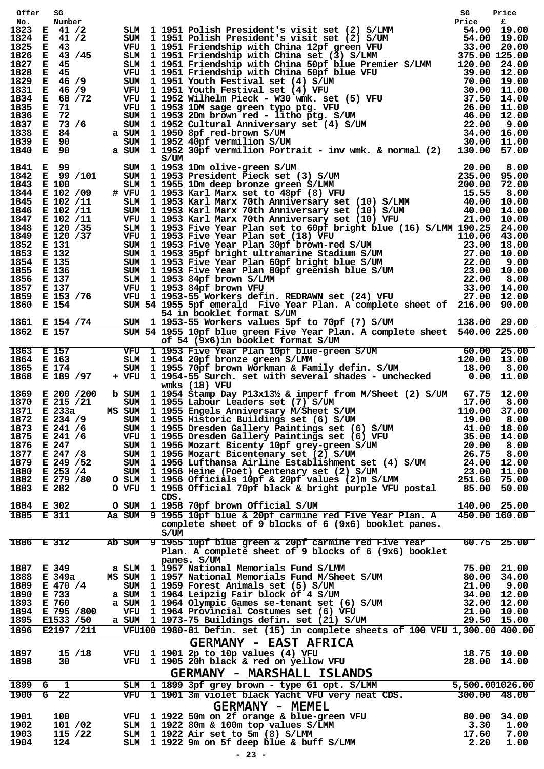| Offer No. | SG Number | | | | | SG Price | Price £ |
|---|---|---|---|---|---|---|---|
| 1823 | E 41 /2 | | SLM | 1 | 1951 Polish President's visit set (2) S/LMM | 54.00 | 19.00 |
| 1824 | E 41 /2 | | SUM | 1 | 1951 Polish President's visit set (2) S/UM | 54.00 | 19.00 |
| 1825 | E 43 | | VFU | 1 | 1951 Friendship with China 12pf green VFU | 33.00 | 20.00 |
| 1826 | E 43 /45 | | SLM | 1 | 1951 Friendship with China set (3) S/LMM | 375.00 | 125.00 |
| 1827 | E 45 | | SLM | 1 | 1951 Friendship with China 50pf blue Premier S/LMM | 120.00 | 24.00 |
| 1828 | E 45 | | VFU | 1 | 1951 Friendship with China 50pf blue VFU | 39.00 | 12.00 |
| 1829 | E 46 /9 | | SUM | 1 | 1951 Youth Festival set (4) S/UM | 70.00 | 19.00 |
| 1831 | E 46 /9 | | VFU | 1 | 1951 Youth Festival set (4) VFU | 30.00 | 11.00 |
| 1834 | E 68 /72 | | VFU | 1 | 1952 Wilhelm Pieck - W30 wmk. set (5) VFU | 37.50 | 14.00 |
| 1835 | E 71 | | VFU | 1 | 1953 1DM sage green typo ptg. VFU | 26.00 | 11.00 |
| 1836 | E 72 | | SUM | 1 | 1953 2Dm brown red - litho ptg. S/UM | 46.00 | 12.00 |
| 1837 | E 73 /6 | | SUM | 1 | 1952 Cultural Anniversary set (4) S/UM | 22.00 | 9.00 |
| 1838 | E 84 | a | SUM | 1 | 1950 8pf red-brown S/UM | 34.00 | 16.00 |
| 1839 | E 90 | | SUM | 1 | 1952 40pf vermilion S/UM | 30.00 | 11.00 |
| 1840 | E 90 | a | SUM | 1 | 1952 30pf vermilion Portrait - inv wmk. & normal (2) S/UM | 130.00 | 57.00 |
| 1841 | E 99 | | SUM | 1 | 1953 1Dm olive-green S/UM | 20.00 | 8.00 |
| 1842 | E 99 /101 | | SUM | 1 | 1953 President Pieck set (3) S/UM | 235.00 | 95.00 |
| 1843 | E 100 | | SLM | 1 | 1955 1Dm deep bronze green S/LMM | 200.00 | 72.00 |
| 1844 | E 102 /09 | # | VFU | 1 | 1953 Karl Marx set to 48pf (8) VFU | 15.55 | 8.00 |
| 1845 | E 102 /11 | | SLM | 1 | 1953 Karl Marx 70th Anniversary set (10) S/LMM | 40.00 | 10.00 |
| 1846 | E 102 /11 | | SUM | 1 | 1953 Karl Marx 70th Anniversary set (10) S/UM | 40.00 | 14.00 |
| 1847 | E 102 /11 | | VFU | 1 | 1953 Karl Marx 70th Anniversary set (10) VFU | 21.00 | 10.00 |
| 1848 | E 120 /35 | | SLM | 1 | 1953 Five Year Plan set to 60pf bright blue (16) S/LMM | 190.25 | 24.00 |
| 1849 | E 120 /37 | | VFU | 1 | 1953 Five Year Plan set (18) VFU | 110.00 | 43.00 |
| 1852 | E 131 | | SUM | 1 | 1953 Five Year Plan 30pf brown-red S/UM | 23.00 | 18.00 |
| 1853 | E 132 | | SUM | 1 | 1953 35pf bright ultramarine Stadium S/UM | 27.00 | 10.00 |
| 1854 | E 135 | | SUM | 1 | 1953 Five Year Plan 60pf bright blue S/UM | 22.00 | 9.00 |
| 1855 | E 136 | | SUM | 1 | 1953 Five Year Plan 80pf greenish blue S/UM | 23.00 | 10.00 |
| 1856 | E 137 | | SLM | 1 | 1953 84pf brown S/LMM | 22.00 | 8.00 |
| 1857 | E 137 | | VFU | 1 | 1953 84pf brown VFU | 33.00 | 14.00 |
| 1859 | E 153 /76 | | VFU | 1 | 1953-55 Workers defin. REDRAWN set (24) VFU | 27.00 | 12.00 |
| 1860 | E 154 | | SUM | 54 | 1955 5pf emerald Five Year Plan. A complete sheet of 54 in booklet format S/UM | 216.00 | 90.00 |
| 1861 | E 154 /74 | | SUM | 1 | 1953-55 Workers values 5pf to 70pf (7) S/UM | 138.00 | 29.00 |
| 1862 | E 157 | | SUM | 54 | 1955 10pf blue green Five Year Plan. A complete sheet of 54 (9x6)in booklet format S/UM | 540.00 | 225.00 |
| 1863 | E 157 | | VFU | 1 | 1953 Five Year Plan 10pf blue-green S/UM | 60.00 | 25.00 |
| 1864 | E 163 | | SLM | 1 | 1954 20pf bronze green S/LMM | 120.00 | 13.00 |
| 1865 | E 174 | | SUM | 1 | 1955 70pf brown Workman & Family defin. S/UM | 18.00 | 8.00 |
| 1868 | E 189 /97 | + | VFU | 1 | 1954-55 Surch. set with several shades - unchecked wmks (18) VFU | 0.00 | 11.00 |
| 1869 | E 200 /200 | b | SUM | 1 | 1954 Stamp Day P13x13½ & imperf from M/Sheet (2) S/UM | 67.75 | 12.00 |
| 1870 | E 215 /21 | | SUM | 1 | 1955 Labour Leaders set (7) S/UM | 17.00 | 8.00 |
| 1871 | E 233a | MS | SUM | 1 | 1955 Engels Anniversary M/Sheet S/UM | 110.00 | 37.00 |
| 1872 | E 234 /9 | | SUM | 1 | 1955 Historic Buildings set (6) S/UM | 19.00 | 8.00 |
| 1873 | E 241 /6 | | SUM | 1 | 1955 Dresden Gallery Paintings set (6) S/UM | 41.00 | 18.00 |
| 1875 | E 241 /6 | | VFU | 1 | 1955 Dresden Gallery Paintings set (6) VFU | 35.00 | 14.00 |
| 1876 | E 247 | | SUM | 1 | 1956 Mozart Bicenty 10pf grey-green S/UM | 20.00 | 8.00 |
| 1877 | E 247 /8 | | SUM | 1 | 1956 Mozart Bicentenary set (2) S/UM | 26.75 | 8.00 |
| 1879 | E 249 /52 | | SUM | 1 | 1956 Lufthansa Airline Establishment set (4) S/UM | 24.00 | 12.00 |
| 1880 | E 253 /4 | | SUM | 1 | 1956 Heine (Poet) Centenary set (2) S/UM | 23.00 | 11.00 |
| 1882 | E 279 /80 | O | SLM | 1 | 1956 Officials 10pf & 20pf values (2)m S/LMM | 251.60 | 75.00 |
| 1883 | E 282 | O | VFU | 1 | 1956 Official 70pf black & bright purple VFU postal CDS. | 85.00 | 50.00 |
| 1884 | E 302 | O | SUM | 1 | 1958 70pf brown Official S/UM | 140.00 | 25.00 |
| 1885 | E 311 | Aa | SUM | 9 | 1955 10pf blue & 20pf carmine red Five Year Plan. A complete sheet of 9 blocks of 6 (9x6) booklet panes. S/UM | 450.00 | 160.00 |
| 1886 | E 312 | Ab | SUM | 9 | 1955 10pf blue green & 20pf carmine red Five Year Plan. A complete sheet of 9 blocks of 6 (9x6) booklet panes. S/UM | 60.75 | 25.00 |
| 1887 | E 349 | a | SLM | 1 | 1957 National Memorials Fund S/LMM | 75.00 | 21.00 |
| 1888 | E 349a | MS | SUM | 1 | 1957 National Memorials Fund M/Sheet S/UM | 80.00 | 34.00 |
| 1889 | E 470 /4 | | SUM | 1 | 1959 Forest Animals set (5) S/UM | 21.00 | 9.00 |
| 1890 | E 733 | a | SUM | 1 | 1964 Leipzig Fair block of 4 S/UM | 34.00 | 12.00 |
| 1893 | E 760 | a | SUM | 1 | 1964 Olympic Games se-tenant set (6) S/UM | 32.00 | 12.00 |
| 1894 | E 795 /800 | | VFU | 1 | 1964 Provincial Costumes set (6) VFU | 21.00 | 10.00 |
| 1895 | E1533 /50 | a | SUM | 1 | 1973-75 Buildings defin. set (21) S/UM | 29.50 | 15.00 |
| 1896 | E2197 /211 | | VFU | 100 | 1980-81 Defin. set (15) in complete sheets of 100 VFU | 1,300.00 | 400.00 |

## GERMANY - EAST AFRICA

| Offer No. | SG Number | | | | | SG Price | Price £ |
|---|---|---|---|---|---|---|---|
| 1897 | 15 /18 | | VFU | 1 | 1901 2p to 10p values (4) VFU | 18.75 | 10.00 |
| 1898 | 30 | | VFU | 1 | 1905 20h black & red on yellow VFU | 28.00 | 14.00 |

## GERMANY - MARSHALL ISLANDS

| Offer No. | SG Number | | | | | SG Price | Price £ |
|---|---|---|---|---|---|---|---|
| 1899 | G 1 | | SLM | 1 | 1899 3pf grey brown - type G1 opt. S/LMM | 5,500.00 | 1026.00 |
| 1900 | G 22 | | VFU | 1 | 1901 3m violet black Yacht VFU very neat CDS. | 300.00 | 48.00 |

## GERMANY - MEMEL

| Offer No. | SG Number | | | | | SG Price | Price £ |
|---|---|---|---|---|---|---|---|
| 1901 | 100 | | VFU | 1 | 1922 50m on 2f orange & blue-green VFU | 80.00 | 34.00 |
| 1902 | 101 /02 | | SLM | 1 | 1922 80m & 100m top values S/LMM | 3.30 | 1.00 |
| 1903 | 115 /22 | | SLM | 1 | 1922 Air set to 5m (8) S/LMM | 17.60 | 7.00 |
| 1904 | 124 | | SLM | 1 | 1922 9m on 5f deep blue & buff S/LMM | 2.20 | 1.00 |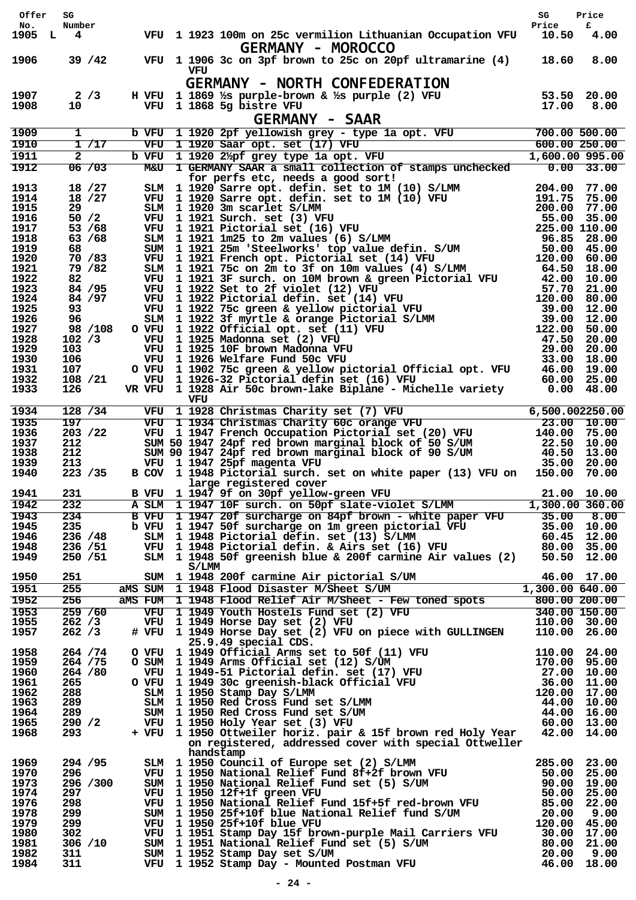| Offer No. | | SG Number | | | Description | SG Price | Price £ |
|---|---|---|---|---|---|---|---|
| 1905 | L | 4 | | VFU | 1 1923 100m on 25c vermilion Lithuanian Occupation VFU | 10.50 | 4.00 |

## GERMANY - MOROCCO

| Offer No. | | SG Number | | | Description | SG Price | Price £ |
|---|---|---|---|---|---|---|---|
| 1906 | | 39 /42 | | VFU | 1 1906 3c on 3pf brown to 25c on 20pf ultramarine (4) VFU | 18.60 | 8.00 |

## GERMANY - NORTH CONFEDERATION

| Offer No. | | SG Number | | | Description | SG Price | Price £ |
|---|---|---|---|---|---|---|---|
| 1907 | | 2 /3 | H | VFU | 1 1869 ½s purple-brown & ½s purple (2) VFU | 53.50 | 20.00 |
| 1908 | | 10 | | VFU | 1 1868 5g bistre VFU | 17.00 | 8.00 |

## GERMANY - SAAR

| Offer No. | | SG Number | | | Description | SG Price | Price £ |
|---|---|---|---|---|---|---|---|
| 1909 | | 1 | b | VFU | 1 1920 2pf yellowish grey - type 1a opt. VFU | 700.00 | 500.00 |
| 1910 | | 1 /17 | | VFU | 1 1920 Saar opt. set (17) VFU | 600.00 | 250.00 |
| 1911 | | 2 | b | VFU | 1 1920 2½pf grey type 1a opt. VFU | 1,600.00 | 995.00 |
| 1912 | | 06 /03 | | M&U | 1 GERMANY SAAR a small collection of stamps unchecked for perfs etc, needs a good sort! | 0.00 | 33.00 |
| 1913 | | 18 /27 | | SLM | 1 1920 Sarre opt. defin. set to 1M (10) S/LMM | 204.00 | 77.00 |
| 1914 | | 18 /27 | | VFU | 1 1920 Sarre opt. defin. set to 1M (10) VFU | 191.75 | 75.00 |
| 1915 | | 29 | | SLM | 1 1920 3m scarlet S/LMM | 200.00 | 77.00 |
| 1916 | | 50 /2 | | VFU | 1 1921 Surch. set (3) VFU | 55.00 | 35.00 |
| 1917 | | 53 /68 | | VFU | 1 1921 Pictorial set (16) VFU | 225.00 | 110.00 |
| 1918 | | 63 /68 | | SLM | 1 1921 1m25 to 2m values (6) S/LMM | 96.85 | 28.00 |
| 1919 | | 68 | | SUM | 1 1921 25m 'Steelworks' top value defin. S/UM | 50.00 | 45.00 |
| 1920 | | 70 /83 | | VFU | 1 1921 French opt. Pictorial set (14) VFU | 120.00 | 60.00 |
| 1921 | | 79 /82 | | SLM | 1 1921 75c on 2m to 3f on 10m values (4) S/LMM | 64.50 | 18.00 |
| 1922 | | 82 | | VFU | 1 1921 3F surch. on 10M brown & green Pictorial VFU | 42.00 | 10.00 |
| 1923 | | 84 /95 | | VFU | 1 1922 Set to 2f violet (12) VFU | 57.70 | 21.00 |
| 1924 | | 84 /97 | | VFU | 1 1922 Pictorial defin. set (14) VFU | 120.00 | 80.00 |
| 1925 | | 93 | | VFU | 1 1922 75c green & yellow pictorial VFU | 39.00 | 12.00 |
| 1926 | | 96 | | SLM | 1 1922 3f myrtle & orange Pictorial S/LMM | 39.00 | 12.00 |
| 1927 | | 98 /108 | O | VFU | 1 1922 Official opt. set (11) VFU | 122.00 | 50.00 |
| 1928 | | 102 /3 | | VFU | 1 1925 Madonna set (2) VFU | 47.50 | 20.00 |
| 1929 | | 103 | | VFU | 1 1925 10F brown Madonna VFU | 29.00 | 20.00 |
| 1930 | | 106 | | VFU | 1 1926 Welfare Fund 50c VFU | 33.00 | 18.00 |
| 1931 | | 107 | O | VFU | 1 1902 75c green & yellow pictorial Official opt. VFU | 46.00 | 19.00 |
| 1932 | | 108 /21 | | VFU | 1 1926-32 Pictorial defin set (16) VFU | 60.00 | 25.00 |
| 1933 | | 126 | VR | VFU | 1 1928 Air 50c brown-lake Biplane - Michelle variety VFU | 0.00 | 48.00 |
| 1934 | | 128 /34 | | VFU | 1 1928 Christmas Charity set (7) VFU | 6,500.00 | 2250.00 |
| 1935 | | 197 | | VFU | 1 1934 Christmas Charity 60c orange VFU | 23.00 | 10.00 |
| 1936 | | 203 /22 | | VFU | 1 1947 French Occupation Pictorial set (20) VFU | 140.00 | 75.00 |
| 1937 | | 212 | | SUM 50 | 1 1947 24pf red brown marginal block of 50 S/UM | 22.50 | 10.00 |
| 1938 | | 212 | | SUM 90 | 1 1947 24pf red brown marginal block of 90 S/UM | 40.50 | 13.00 |
| 1939 | | 213 | | VFU | 1 1947 25pf magenta VFU | 35.00 | 20.00 |
| 1940 | | 223 /35 | B | COV | 1 1948 Pictorial surch. set on white paper (13) VFU on large registered cover | 150.00 | 70.00 |
| 1941 | | 231 | B | VFU | 1 1947 9f on 30pf yellow-green VFU | 21.00 | 10.00 |
| 1942 | | 232 | A | SLM | 1 1947 10F surch. on 50pf slate-violet S/LMM | 1,300.00 | 360.00 |
| 1943 | | 234 | B | VFU | 1 1947 20f surcharge on 84pf brown - white paper VFU | 35.00 | 8.00 |
| 1945 | | 235 | b | VFU | 1 1947 50f surcharge on 1m green pictorial VFU | 35.00 | 10.00 |
| 1946 | | 236 /48 | | SLM | 1 1948 Pictorial defin. set (13) S/LMM | 60.45 | 12.00 |
| 1948 | | 236 /51 | | VFU | 1 1948 Pictorial defin. & Airs set (16) VFU | 80.00 | 35.00 |
| 1949 | | 250 /51 | | SLM | 1 1948 50f greenish blue & 200f carmine Air values (2) S/LMM | 50.50 | 12.00 |
| 1950 | | 251 | | SUM | 1 1948 200f carmine Air pictorial S/UM | 46.00 | 17.00 |
| 1951 | | 255 | aMS | SUM | 1 1948 Flood Disaster M/Sheet S/UM | 1,300.00 | 640.00 |
| 1952 | | 256 | aMS | FUM | 1 1948 Flood Relief Air M/Sheet - Few toned spots | 800.00 | 200.00 |
| 1953 | | 259 /60 | | VFU | 1 1949 Youth Hostels Fund set (2) VFU | 340.00 | 150.00 |
| 1955 | | 262 /3 | | VFU | 1 1949 Horse Day set (2) VFU | 110.00 | 30.00 |
| 1957 | | 262 /3 | # | VFU | 1 1949 Horse Day set (2) VFU on piece with GULLINGEN 25.9.49 special CDS. | 110.00 | 26.00 |
| 1958 | | 264 /74 | O | VFU | 1 1949 Official Arms set to 50f (11) VFU | 110.00 | 24.00 |
| 1959 | | 264 /75 | O | SUM | 1 1949 Arms Official set (12) S/UM | 170.00 | 95.00 |
| 1960 | | 264 /80 | | VFU | 1 1949-51 Pictorial defin. set (17) VFU | 27.00 | 10.00 |
| 1961 | | 265 | O | VFU | 1 1949 30c greenish-black Official VFU | 36.00 | 11.00 |
| 1962 | | 288 | | SLM | 1 1950 Stamp Day S/LMM | 120.00 | 17.00 |
| 1963 | | 289 | | SLM | 1 1950 Red Cross Fund set S/LMM | 44.00 | 10.00 |
| 1964 | | 289 | | SUM | 1 1950 Red Cross Fund set S/UM | 44.00 | 16.00 |
| 1965 | | 290 /2 | | VFU | 1 1950 Holy Year set (3) VFU | 60.00 | 13.00 |
| 1968 | | 293 | + | VFU | 1 1950 Ottweiler horiz. pair & 15f brown red Holy Year on registered, addressed cover with special Ottweiler handstamp | 42.00 | 14.00 |
| 1969 | | 294 /95 | | SLM | 1 1950 Council of Europe set (2) S/LMM | 285.00 | 23.00 |
| 1970 | | 296 | | VFU | 1 1950 National Relief Fund 8f+2f brown VFU | 50.00 | 25.00 |
| 1973 | | 296 /300 | | SUM | 1 1950 National Relief Fund set (5) S/UM | 90.00 | 19.00 |
| 1974 | | 297 | | VFU | 1 1950 12f+1f green VFU | 50.00 | 25.00 |
| 1976 | | 298 | | VFU | 1 1950 National Relief Fund 15f+5f red-brown VFU | 85.00 | 22.00 |
| 1978 | | 299 | | SUM | 1 1950 25f+10f blue National Relief fund S/UM | 20.00 | 9.00 |
| 1979 | | 299 | | VFU | 1 1950 25f+10f blue VFU | 120.00 | 45.00 |
| 1980 | | 302 | | VFU | 1 1951 Stamp Day 15f brown-purple Mail Carriers VFU | 30.00 | 17.00 |
| 1981 | | 306 /10 | | SUM | 1 1951 National Relief Fund set (5) S/UM | 80.00 | 21.00 |
| 1982 | | 311 | | SUM | 1 1952 Stamp Day set S/UM | 20.00 | 9.00 |
| 1984 | | 311 | | VFU | 1 1952 Stamp Day - Mounted Postman VFU | 46.00 | 18.00 |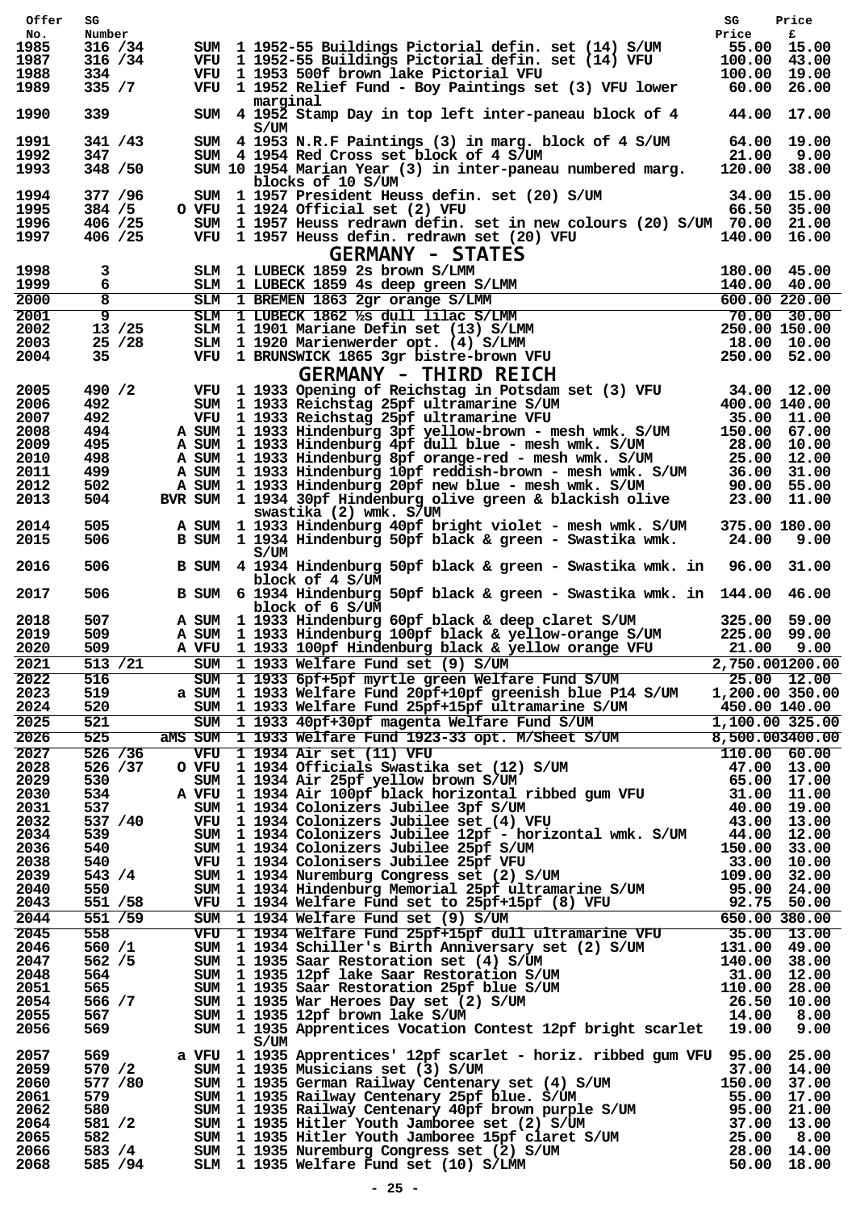| Offer No. | SG Number | | | | Description | SG Price | Price £ |
|---|---|---|---|---|---|---|---|
| 1985 | 316 /34 | | SUM | 1 | 1952-55 Buildings Pictorial defin. set (14) S/UM | 55.00 | 15.00 |
| 1987 | 316 /34 | | VFU | 1 | 1952-55 Buildings Pictorial defin. set (14) VFU | 100.00 | 43.00 |
| 1988 | 334 | | VFU | 1 | 1953 500f brown lake Pictorial VFU | 100.00 | 19.00 |
| 1989 | 335 /7 | | VFU | 1 | 1952 Relief Fund - Boy Paintings set (3) VFU lower marginal | 60.00 | 26.00 |
| 1990 | 339 | | SUM | 4 | 1952 Stamp Day in top left inter-paneau block of 4 S/UM | 44.00 | 17.00 |
| 1991 | 341 /43 | | SUM | 4 | 1953 N.R.F Paintings (3) in marg. block of 4 S/UM | 64.00 | 19.00 |
| 1992 | 347 | | SUM | 4 | 1954 Red Cross set block of 4 S/UM | 21.00 | 9.00 |
| 1993 | 348 /50 | | SUM | 10 | 1954 Marian Year (3) in inter-paneau numbered marg. blocks of 10 S/UM | 120.00 | 38.00 |
| 1994 | 377 /96 | | SUM | 1 | 1957 President Heuss defin. set (20) S/UM | 34.00 | 15.00 |
| 1995 | 384 /5 | O | VFU | 1 | 1924 Official set (2) VFU | 66.50 | 35.00 |
| 1996 | 406 /25 | | SUM | 1 | 1957 Heuss redrawn defin. set in new colours (20) S/UM | 70.00 | 21.00 |
| 1997 | 406 /25 | | VFU | 1 | 1957 Heuss defin. redrawn set (20) VFU | 140.00 | 16.00 |

## GERMANY - STATES

| Offer No. | SG Number | | | | Description | SG Price | Price £ |
|---|---|---|---|---|---|---|---|
| 1998 | 3 | | SLM | 1 | LUBECK 1859 2s brown S/LMM | 180.00 | 45.00 |
| 1999 | 6 | | SLM | 1 | LUBECK 1859 4s deep green S/LMM | 140.00 | 40.00 |
| 2000 | 8 | | SLM | 1 | BREMEN 1863 2gr orange S/LMM | 600.00 | 220.00 |
| 2001 | 9 | | SLM | 1 | LUBECK 1862 ½s dull lilac S/LMM | 70.00 | 30.00 |
| 2002 | 13 /25 | | SLM | 1 | 1901 Mariane Defin set (13) S/LMM | 250.00 | 150.00 |
| 2003 | 25 /28 | | SLM | 1 | 1920 Marienwerder opt. (4) S/LMM | 18.00 | 10.00 |
| 2004 | 35 | | VFU | 1 | BRUNSWICK 1865 3gr bistre-brown VFU | 250.00 | 52.00 |

## GERMANY - THIRD REICH

| Offer No. | SG Number | | | | Description | SG Price | Price £ |
|---|---|---|---|---|---|---|---|
| 2005 | 490 /2 | | VFU | 1 | 1933 Opening of Reichstag in Potsdam set (3) VFU | 34.00 | 12.00 |
| 2006 | 492 | | SUM | 1 | 1933 Reichstag 25pf ultramarine S/UM | 400.00 | 140.00 |
| 2007 | 492 | | VFU | 1 | 1933 Reichstag 25pf ultramarine VFU | 35.00 | 11.00 |
| 2008 | 494 | A | SUM | 1 | 1933 Hindenburg 3pf yellow-brown - mesh wmk. S/UM | 150.00 | 67.00 |
| 2009 | 495 | A | SUM | 1 | 1933 Hindenburg 4pf dull blue - mesh wmk. S/UM | 28.00 | 10.00 |
| 2010 | 498 | A | SUM | 1 | 1933 Hindenburg 8pf orange-red - mesh wmk. S/UM | 25.00 | 12.00 |
| 2011 | 499 | A | SUM | 1 | 1933 Hindenburg 10pf reddish-brown - mesh wmk. S/UM | 36.00 | 31.00 |
| 2012 | 502 | A | SUM | 1 | 1933 Hindenburg 20pf new blue - mesh wmk. S/UM | 90.00 | 55.00 |
| 2013 | 504 | BVR | SUM | 1 | 1934 30pf Hindenburg olive green & blackish olive swastika (2) wmk. S/UM | 23.00 | 11.00 |
| 2014 | 505 | A | SUM | 1 | 1933 Hindenburg 40pf bright violet - mesh wmk. S/UM | 375.00 | 180.00 |
| 2015 | 506 | B | SUM | 1 | 1934 Hindenburg 50pf black & green - Swastika wmk. S/UM | 24.00 | 9.00 |
| 2016 | 506 | B | SUM | 4 | 1934 Hindenburg 50pf black & green - Swastika wmk. in block of 4 S/UM | 96.00 | 31.00 |
| 2017 | 506 | B | SUM | 6 | 1934 Hindenburg 50pf black & green - Swastika wmk. in block of 6 S/UM | 144.00 | 46.00 |
| 2018 | 507 | A | SUM | 1 | 1933 Hindenburg 60pf black & deep claret S/UM | 325.00 | 59.00 |
| 2019 | 509 | A | SUM | 1 | 1933 Hindenburg 100pf black & yellow-orange S/UM | 225.00 | 99.00 |
| 2020 | 509 | A | VFU | 1 | 1933 100pf Hindenburg black & yellow orange VFU | 21.00 | 9.00 |
| 2021 | 513 /21 | | SUM | 1 | 1933 Welfare Fund set (9) S/UM | 2,750.00 | 1200.00 |
| 2022 | 516 | | SUM | 1 | 1933 6pf+5pf myrtle green Welfare Fund S/UM | 25.00 | 12.00 |
| 2023 | 519 | a | SUM | 1 | 1933 Welfare Fund 20pf+10pf greenish blue P14 S/UM | 1,200.00 | 350.00 |
| 2024 | 520 | | SUM | 1 | 1933 Welfare Fund 25pf+15pf ultramarine S/UM | 450.00 | 140.00 |
| 2025 | 521 | | SUM | 1 | 1933 40pf+30pf magenta Welfare Fund S/UM | 1,100.00 | 325.00 |
| 2026 | 525 | aMS | SUM | 1 | 1933 Welfare Fund 1923-33 opt. M/Sheet S/UM | 8,500.00 | 3400.00 |
| 2027 | 526 /36 | | VFU | 1 | 1934 Air set (11) VFU | 110.00 | 60.00 |
| 2028 | 526 /37 | O | VFU | 1 | 1934 Officials Swastika set (12) S/UM | 47.00 | 13.00 |
| 2029 | 530 | | SUM | 1 | 1934 Air 25pf yellow brown S/UM | 65.00 | 17.00 |
| 2030 | 534 | A | VFU | 1 | 1934 Air 100pf black horizontal ribbed gum VFU | 31.00 | 11.00 |
| 2031 | 537 | | SUM | 1 | 1934 Colonizers Jubilee 3pf S/UM | 40.00 | 19.00 |
| 2032 | 537 /40 | | VFU | 1 | 1934 Colonizers Jubilee set (4) VFU | 43.00 | 13.00 |
| 2034 | 539 | | SUM | 1 | 1934 Colonizers Jubilee 12pf - horizontal wmk. S/UM | 44.00 | 12.00 |
| 2036 | 540 | | SUM | 1 | 1934 Colonizers Jubilee 25pf S/UM | 150.00 | 33.00 |
| 2038 | 540 | | VFU | 1 | 1934 Colonisers Jubilee 25pf VFU | 33.00 | 10.00 |
| 2039 | 543 /4 | | SUM | 1 | 1934 Nuremburg Congress set (2) S/UM | 109.00 | 32.00 |
| 2040 | 550 | | SUM | 1 | 1934 Hindenburg Memorial 25pf ultramarine S/UM | 95.00 | 24.00 |
| 2043 | 551 /58 | | VFU | 1 | 1934 Welfare Fund set to 25pf+15pf (8) VFU | 92.75 | 50.00 |
| 2044 | 551 /59 | | SUM | 1 | 1934 Welfare Fund set (9) S/UM | 650.00 | 380.00 |
| 2045 | 558 | | VFU | 1 | 1934 Welfare Fund 25pf+15pf dull ultramarine VFU | 35.00 | 13.00 |
| 2046 | 560 /1 | | SUM | 1 | 1934 Schiller's Birth Anniversary set (2) S/UM | 131.00 | 49.00 |
| 2047 | 562 /5 | | SUM | 1 | 1935 Saar Restoration set (4) S/UM | 140.00 | 38.00 |
| 2048 | 564 | | SUM | 1 | 1935 12pf lake Saar Restoration S/UM | 31.00 | 12.00 |
| 2051 | 565 | | SUM | 1 | 1935 Saar Restoration 25pf blue S/UM | 110.00 | 28.00 |
| 2054 | 566 /7 | | SUM | 1 | 1935 War Heroes Day set (2) S/UM | 26.50 | 10.00 |
| 2055 | 567 | | SUM | 1 | 1935 12pf brown lake S/UM | 14.00 | 8.00 |
| 2056 | 569 | | SUM | 1 | 1935 Apprentices Vocation Contest 12pf bright scarlet S/UM | 19.00 | 9.00 |
| 2057 | 569 | a | VFU | 1 | 1935 Apprentices' 12pf scarlet - horiz. ribbed gum VFU | 95.00 | 25.00 |
| 2059 | 570 /2 | | SUM | 1 | 1935 Musicians set (3) S/UM | 37.00 | 14.00 |
| 2060 | 577 /80 | | SUM | 1 | 1935 German Railway Centenary set (4) S/UM | 150.00 | 37.00 |
| 2061 | 579 | | SUM | 1 | 1935 Railway Centenary 25pf blue. S/UM | 55.00 | 17.00 |
| 2062 | 580 | | SUM | 1 | 1935 Railway Centenary 40pf brown purple S/UM | 95.00 | 21.00 |
| 2064 | 581 /2 | | SUM | 1 | 1935 Hitler Youth Jamboree set (2) S/UM | 37.00 | 13.00 |
| 2065 | 582 | | SUM | 1 | 1935 Hitler Youth Jamboree 15pf claret S/UM | 25.00 | 8.00 |
| 2066 | 583 /4 | | SUM | 1 | 1935 Nuremburg Congress set (2) S/UM | 28.00 | 14.00 |
| 2068 | 585 /94 | | SLM | 1 | 1935 Welfare Fund set (10) S/LMM | 50.00 | 18.00 |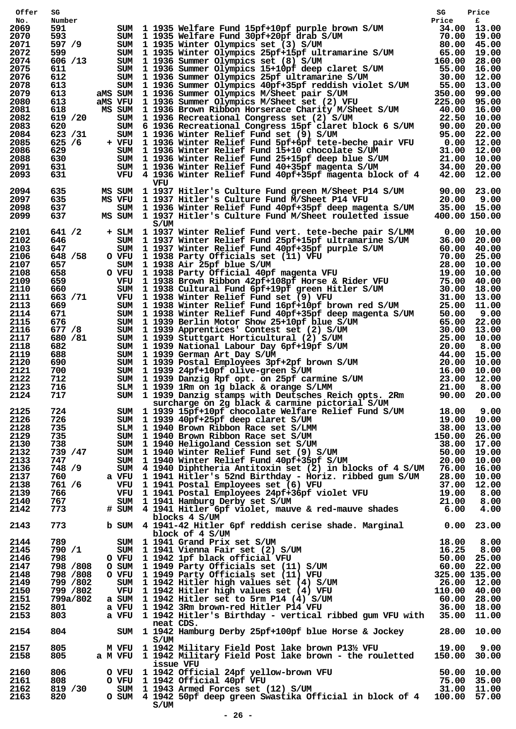| Offer No. | SG Number | | | Description | SG Price | Price £ |
|---|---|---|---|---|---|---|
| 2069 | 591 | | SUM | 1 1935 Welfare Fund 15pf+10pf purple brown S/UM | 34.00 | 13.00 |
| 2070 | 593 | | SUM | 1 1935 Welfare Fund 30pf+20pf drab S/UM | 70.00 | 19.00 |
| 2071 | 597 /9 | | SUM | 1 1935 Winter Olympics set (3) S/UM | 80.00 | 45.00 |
| 2072 | 599 | | SUM | 1 1935 Winter Olympics 25pf+15pf ultramarine S/UM | 65.00 | 19.00 |
| 2074 | 606 /13 | | SUM | 1 1936 Summer Olympics set (8) S/UM | 160.00 | 28.00 |
| 2075 | 611 | | SUM | 1 1936 Summer Olympics 15+10pf deep claret S/UM | 55.00 | 16.00 |
| 2076 | 612 | | SUM | 1 1936 Summer Olympics 25pf ultramarine S/UM | 30.00 | 12.00 |
| 2078 | 613 | | SUM | 1 1936 Summer Olympics 40pf+35pf reddish violet S/UM | 55.00 | 13.00 |
| 2079 | 613 | aMS | SUM | 1 1936 Summer Olympics M/Sheet pair S/UM | 350.00 | 99.00 |
| 2080 | 613 | aMS | VFU | 1 1936 Summer Olympics M/Sheet set (2) VFU | 225.00 | 95.00 |
| 2081 | 618 | MS | SUM | 1 1936 Brown Ribbon Horserace Charity M/Sheet S/UM | 40.00 | 16.00 |
| 2082 | 619 /20 | | SUM | 1 1936 Recreational Congress set (2) S/UM | 22.50 | 10.00 |
| 2083 | 620 | | SUM | 6 1936 Recreational Congress 15pf claret block 6 S/UM | 90.00 | 20.00 |
| 2084 | 623 /31 | | SUM | 1 1936 Winter Relief Fund set (9) S/UM | 95.00 | 22.00 |
| 2085 | 625 /6 | + | VFU | 1 1936 Winter Relief Fund 5pf+6pf tete-beche pair VFU | 0.00 | 12.00 |
| 2086 | 629 | | SUM | 1 1936 Winter Relief Fund 15+10 chocolate S/UM | 31.00 | 12.00 |
| 2088 | 630 | | SUM | 1 1936 Winter Relief Fund 25+15pf deep blue S/UM | 21.00 | 10.00 |
| 2091 | 631 | | SUM | 1 1936 Winter Relief Fund 40+35pf magenta S/UM | 34.00 | 20.00 |
| 2093 | 631 | | VFU | 4 1936 Winter Relief Fund 40pf+35pf magenta block of 4 VFU | 42.00 | 12.00 |
| 2094 | 635 | MS | SUM | 1 1937 Hitler's Culture Fund green M/Sheet P14 S/UM | 90.00 | 23.00 |
| 2097 | 635 | MS | VFU | 1 1937 Hitler's Culture Fund M/Sheet P14 VFU | 20.00 | 9.00 |
| 2098 | 637 | | SUM | 1 1936 Winter Relief Fund 40pf+35pf deep magenta S/UM | 35.00 | 15.00 |
| 2099 | 637 | MS | SUM | 1 1937 Hitler's Culture Fund M/Sheet rouletted issue S/UM | 400.00 | 150.00 |
| 2101 | 641 /2 | + | SLM | 1 1937 Winter Relief Fund vert. tete-beche pair S/LMM | 0.00 | 10.00 |
| 2102 | 646 | | SUM | 1 1937 Winter Relief Fund 25pf+15pf ultramarine S/UM | 36.00 | 20.00 |
| 2103 | 647 | | SUM | 1 1937 Winter Relief Fund 40pf+35pf purple S/UM | 60.00 | 40.00 |
| 2106 | 648 /58 | O | VFU | 1 1938 Party Officials set (11) VFU | 70.00 | 25.00 |
| 2107 | 657 | | SUM | 1 1938 Air 25pf blue S/UM | 28.00 | 10.00 |
| 2108 | 658 | O | VFU | 1 1938 Party Official 40pf magenta VFU | 19.00 | 10.00 |
| 2109 | 659 | | VFU | 1 1938 Brown Ribbon 42pf+108pf Horse & Rider VFU | 75.00 | 40.00 |
| 2110 | 660 | | SUM | 1 1938 Cultural Fund 6pf+19pf green Hitler S/UM | 30.00 | 18.00 |
| 2111 | 663 /71 | | VFU | 1 1938 Winter Relief Fund set (9) VFU | 31.00 | 13.00 |
| 2113 | 669 | | SUM | 1 1938 Winter Relief Fund 16pf+10pf brown red S/UM | 25.00 | 11.00 |
| 2114 | 671 | | SUM | 1 1938 Winter Relief Fund 40pf+35pf deep magenta S/UM | 50.00 | 9.00 |
| 2115 | 676 | | SUM | 1 1939 Berlin Motor Show 25+10pf blue S/UM | 65.00 | 22.00 |
| 2116 | 677 /8 | | SUM | 1 1939 Apprentices' Contest set (2) S/UM | 30.00 | 13.00 |
| 2117 | 680 /81 | | SUM | 1 1939 Stuttgart Horticultural (2) S/UM | 25.00 | 10.00 |
| 2118 | 682 | | SUM | 1 1939 National Labour Day 6pf+19pf S/UM | 20.00 | 8.00 |
| 2119 | 688 | | SUM | 1 1939 German Art Day S/UM | 44.00 | 15.00 |
| 2120 | 690 | | SUM | 1 1939 Postal Employees 3pf+2pf brown S/UM | 20.00 | 10.00 |
| 2121 | 700 | | SUM | 1 1939 24pf+10pf olive-green S/UM | 16.00 | 10.00 |
| 2122 | 712 | | SUM | 1 1939 Danzig Rpf opt. on 25pf carmine S/UM | 23.00 | 12.00 |
| 2123 | 716 | | SLM | 1 1939 1Rm on 1g black & orange S/LMM | 21.00 | 8.00 |
| 2124 | 717 | | SUM | 1 1939 Danzig stamps with Deutsches Reich opts. 2Rm surcharge on 2g black & carmine pictorial S/UM | 90.00 | 20.00 |
| 2125 | 724 | | SUM | 1 1939 15pf+10pf chocolate Welfare Relief Fund S/UM | 18.00 | 9.00 |
| 2126 | 726 | | SUM | 1 1939 40pf+25pf deep claret S/UM | 19.00 | 10.00 |
| 2128 | 735 | | SLM | 1 1940 Brown Ribbon Race set S/LMM | 38.00 | 13.00 |
| 2129 | 735 | | SUM | 1 1940 Brown Ribbon Race set S/UM | 150.00 | 26.00 |
| 2130 | 738 | | SUM | 1 1940 Heligoland Cession set S/UM | 38.00 | 17.00 |
| 2132 | 739 /47 | | SUM | 1 1940 Winter Relief Fund set (9) S/UM | 50.00 | 19.00 |
| 2133 | 747 | | SUM | 1 1940 Winter Relief Fund 40pf+35pf S/UM | 20.00 | 10.00 |
| 2136 | 748 /9 | | SUM | 4 1940 Diphtheria Antitoxin set (2) in blocks of 4 S/UM | 76.00 | 16.00 |
| 2137 | 760 | a | VFU | 1 1941 Hitler's 52nd Birthday - Horiz. ribbed gum S/UM | 28.00 | 10.00 |
| 2138 | 761 /6 | | VFU | 1 1941 Postal Employees set (6) VFU | 37.00 | 12.00 |
| 2139 | 766 | | VFU | 1 1941 Postal Employees 24pf+36pf violet VFU | 19.00 | 8.00 |
| 2140 | 767 | | SUM | 1 1941 Hamburg Derby set S/UM | 21.00 | 8.00 |
| 2142 | 773 | # | SUM | 4 1941 Hitler 6pf violet, mauve & red-mauve shades blocks 4 S/UM | 6.00 | 4.00 |
| 2143 | 773 | b | SUM | 4 1941-42 Hitler 6pf reddish cerise shade. Marginal block of 4 S/UM | 0.00 | 23.00 |
| 2144 | 789 | | SUM | 1 1941 Grand Prix set S/UM | 18.00 | 8.00 |
| 2145 | 790 /1 | | SUM | 1 1941 Vienna Fair set (2) S/UM | 16.25 | 8.00 |
| 2146 | 798 | O | VFU | 1 1942 1pf black official VFU | 50.00 | 25.00 |
| 2147 | 798 /808 | O | SUM | 1 1949 Party Officials set (11) S/UM | 60.00 | 22.00 |
| 2148 | 798 /808 | O | VFU | 1 1949 Party Officials set (11) VFU | 325.00 | 135.00 |
| 2149 | 799 /802 | | SUM | 1 1942 Hitler high values set (4) S/UM | 26.00 | 12.00 |
| 2150 | 799 /802 | | VFU | 1 1942 Hitler high values set (4) VFU | 110.00 | 40.00 |
| 2151 | 799a/802 | a | SUM | 1 1942 Hitler set to 5rm P14 (4) S/UM | 60.00 | 28.00 |
| 2152 | 801 | a | VFU | 1 1942 3Rm brown-red Hitler P14 VFU | 36.00 | 18.00 |
| 2153 | 803 | a | VFU | 1 1942 Hitler's Birthday - vertical ribbed gum VFU with neat CDS. | 35.00 | 11.00 |
| 2154 | 804 | | SUM | 1 1942 Hamburg Derby 25pf+100pf blue Horse & Jockey S/UM | 28.00 | 10.00 |
| 2157 | 805 | M | VFU | 1 1942 Military Field Post lake brown P13½ VFU | 19.00 | 9.00 |
| 2158 | 805 | a M | VFU | 1 1942 Military Field Post lake brown - the rouletted issue VFU | 150.00 | 30.00 |
| 2160 | 806 | O | VFU | 1 1942 Official 24pf yellow-brown VFU | 50.00 | 10.00 |
| 2161 | 808 | O | VFU | 1 1942 Official 40pf VFU | 75.00 | 35.00 |
| 2162 | 819 /30 | | SUM | 1 1943 Armed Forces set (12) S/UM | 31.00 | 11.00 |
| 2163 | 820 | O | SUM | 4 1942 50pf deep green Swastika Official in block of 4 S/UM | 100.00 | 57.00 |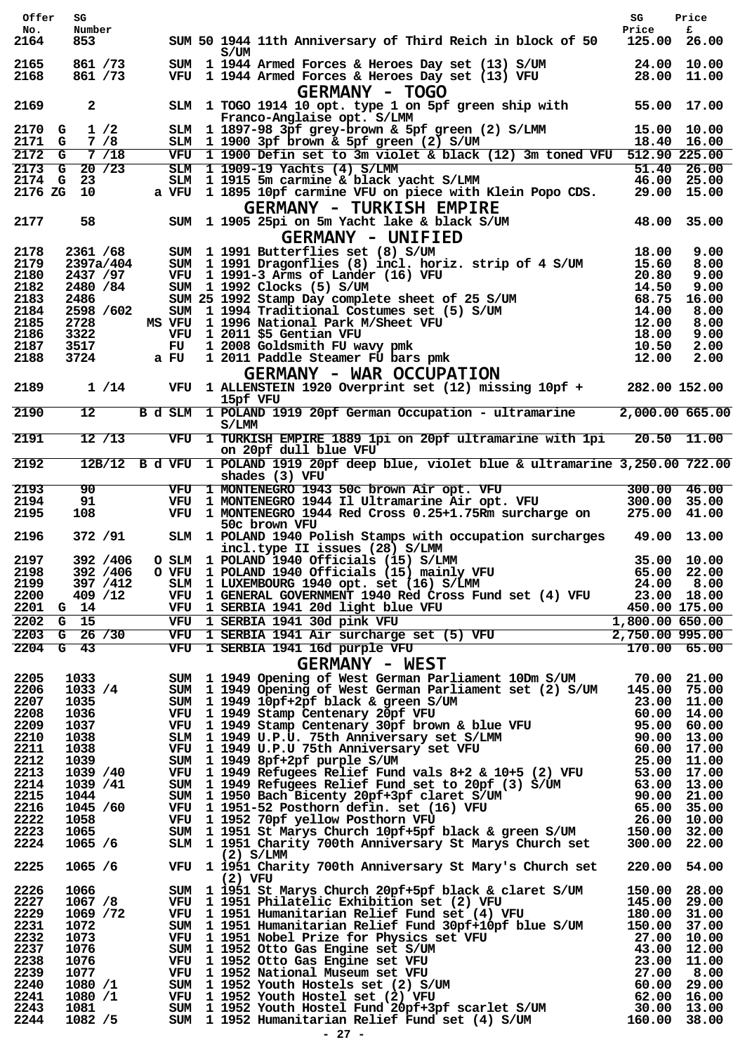| Offer No. | SG Number | | Description | SG Price | Price £ |
|---|---|---|---|---|---|
| 2164 | 853 | SUM 50 | 1944 11th Anniversary of Third Reich in block of 50 S/UM | 125.00 | 26.00 |
| 2165 | 861 /73 | SUM 1 | 1944 Armed Forces & Heroes Day set (13) S/UM | 24.00 | 10.00 |
| 2168 | 861 /73 | VFU 1 | 1944 Armed Forces & Heroes Day set (13) VFU | 28.00 | 11.00 |

## GERMANY - TOGO

| Offer No. | SG Number | | Description | SG Price | Price £ |
|---|---|---|---|---|---|
| 2169 | 2 | SLM 1 | TOGO 1914 10 opt. type 1 on 5pf green ship with Franco-Anglaise opt. S/LMM | 55.00 | 17.00 |
| 2170 | G 1 /2 | SLM 1 | 1897-98 3pf grey-brown & 5pf green (2) S/LMM | 15.00 | 10.00 |
| 2171 | G 7 /8 | SLM 1 | 1900 3pf brown & 5pf green (2) S/UM | 18.40 | 16.00 |
| 2172 | G 7 /18 | VFU 1 | 1900 Defin set to 3m violet & black (12) 3m toned VFU | 512.90 | 225.00 |
| 2173 | G 20 /23 | SLM 1 | 1909-19 Yachts (4) S/LMM | 51.40 | 26.00 |
| 2174 | G 23 | SLM 1 | 1915 5m carmine & black yacht S/LMM | 46.00 | 25.00 |
| 2176 | ZG 10 | a VFU 1 | 1895 10pf carmine VFU on piece with Klein Popo CDS. | 29.00 | 15.00 |

## GERMANY - TURKISH EMPIRE

| Offer No. | SG Number | | Description | SG Price | Price £ |
|---|---|---|---|---|---|
| 2177 | 58 | SUM 1 | 1905 25pi on 5m Yacht lake & black S/UM | 48.00 | 35.00 |

## GERMANY - UNIFIED

| Offer No. | SG Number | | Description | SG Price | Price £ |
|---|---|---|---|---|---|
| 2178 | 2361 /68 | SUM 1 | 1991 Butterflies set (8) S/UM | 18.00 | 9.00 |
| 2179 | 2397a/404 | SUM 1 | 1991 Dragonflies (8) incl. horiz. strip of 4 S/UM | 15.60 | 8.00 |
| 2180 | 2437 /97 | VFU 1 | 1991-3 Arms of Lander (16) VFU | 20.80 | 9.00 |
| 2182 | 2480 /84 | SUM 1 | 1992 Clocks (5) S/UM | 14.50 | 9.00 |
| 2183 | 2486 | SUM 25 | 1992 Stamp Day complete sheet of 25 S/UM | 68.75 | 16.00 |
| 2184 | 2598 /602 | SUM 1 | 1994 Traditional Costumes set (5) S/UM | 14.00 | 8.00 |
| 2185 | 2728 | MS VFU 1 | 1996 National Park M/Sheet VFU | 12.00 | 8.00 |
| 2186 | 3322 | VFU 1 | 2011 $5 Gentian VFU | 18.00 | 9.00 |
| 2187 | 3517 | FU 1 | 2008 Goldsmith FU wavy pmk | 10.50 | 2.00 |
| 2188 | 3724 | a FU 1 | 2011 Paddle Steamer FU bars pmk | 12.00 | 2.00 |

## GERMANY - WAR OCCUPATION

| Offer No. | SG Number | | Description | SG Price | Price £ |
|---|---|---|---|---|---|
| 2189 | 1 /14 | VFU 1 | ALLENSTEIN 1920 Overprint set (12) missing 10pf + 15pf VFU | 282.00 | 152.00 |
| 2190 | 12 | B d SLM 1 | POLAND 1919 20pf German Occupation - ultramarine S/LMM | 2,000.00 | 665.00 |
| 2191 | 12 /13 | VFU 1 | TURKISH EMPIRE 1889 1pi on 20pf ultramarine with 1pi on 20pf dull blue VFU | 20.50 | 11.00 |
| 2192 | 12B/12 | B d VFU 1 | POLAND 1919 20pf deep blue, violet blue & ultramarine shades (3) VFU | 3,250.00 | 722.00 |
| 2193 | 90 | VFU 1 | MONTENEGRO 1943 50c brown Air opt. VFU | 300.00 | 46.00 |
| 2194 | 91 | VFU 1 | MONTENEGRO 1944 Il Ultramarine Air opt. VFU | 300.00 | 35.00 |
| 2195 | 108 | VFU 1 | MONTENEGRO 1944 Red Cross 0.25+1.75Rm surcharge on 50c brown VFU | 275.00 | 41.00 |
| 2196 | 372 /91 | SLM 1 | POLAND 1940 Polish Stamps with occupation surcharges incl.type II issues (28) S/LMM | 49.00 | 13.00 |
| 2197 | 392 /406 | O SLM 1 | POLAND 1940 Officials (15) S/LMM | 35.00 | 10.00 |
| 2198 | 392 /406 | O VFU 1 | POLAND 1940 Officials (15) mainly VFU | 65.00 | 22.00 |
| 2199 | 397 /412 | SLM 1 | LUXEMBOURG 1940 opt. set (16) S/LMM | 24.00 | 8.00 |
| 2200 | 409 /12 | VFU 1 | GENERAL GOVERNMENT 1940 Red Cross Fund set (4) VFU | 23.00 | 18.00 |
| 2201 | G 14 | VFU 1 | SERBIA 1941 20d light blue VFU | 450.00 | 175.00 |
| 2202 | G 15 | VFU 1 | SERBIA 1941 30d pink VFU | 1,800.00 | 650.00 |
| 2203 | G 26 /30 | VFU 1 | SERBIA 1941 Air surcharge set (5) VFU | 2,750.00 | 995.00 |
| 2204 | G 43 | VFU 1 | SERBIA 1941 16d purple VFU | 170.00 | 65.00 |

## GERMANY - WEST

| Offer No. | SG Number | | Description | SG Price | Price £ |
|---|---|---|---|---|---|
| 2205 | 1033 | SUM 1 | 1949 Opening of West German Parliament 10Dm S/UM | 70.00 | 21.00 |
| 2206 | 1033 /4 | SUM 1 | 1949 Opening of West German Parliament set (2) S/UM | 145.00 | 75.00 |
| 2207 | 1035 | SUM 1 | 1949 10pf+2pf black & green S/UM | 23.00 | 11.00 |
| 2208 | 1036 | VFU 1 | 1949 Stamp Centenary 20pf VFU | 60.00 | 14.00 |
| 2209 | 1037 | VFU 1 | 1949 Stamp Centenary 30pf brown & blue VFU | 95.00 | 60.00 |
| 2210 | 1038 | SLM 1 | 1949 U.P.U. 75th Anniversary set S/LMM | 90.00 | 13.00 |
| 2211 | 1038 | VFU 1 | 1949 U.P.U 75th Anniversary set VFU | 60.00 | 17.00 |
| 2212 | 1039 | SUM 1 | 1949 8pf+2pf purple S/UM | 25.00 | 11.00 |
| 2213 | 1039 /40 | VFU 1 | 1949 Refugees Relief Fund vals 8+2 & 10+5 (2) VFU | 53.00 | 17.00 |
| 2214 | 1039 /41 | SUM 1 | 1949 Refugees Relief Fund set to 20pf (3) S/UM | 63.00 | 13.00 |
| 2215 | 1044 | SUM 1 | 1950 Bach Bicenty 20pf+3pf claret S/UM | 90.00 | 21.00 |
| 2216 | 1045 /60 | VFU 1 | 1951-52 Posthorn defin. set (16) VFU | 65.00 | 35.00 |
| 2222 | 1058 | VFU 1 | 1952 70pf yellow Posthorn VFU | 26.00 | 10.00 |
| 2223 | 1065 | SUM 1 | 1951 St Marys Church 10pf+5pf black & green S/UM | 150.00 | 32.00 |
| 2224 | 1065 /6 | SLM 1 | 1951 Charity 700th Anniversary St Marys Church set (2) S/LMM | 300.00 | 22.00 |
| 2225 | 1065 /6 | VFU 1 | 1951 Charity 700th Anniversary St Mary's Church set (2) VFU | 220.00 | 54.00 |
| 2226 | 1066 | SUM 1 | 1951 St Marys Church 20pf+5pf black & claret S/UM | 150.00 | 28.00 |
| 2227 | 1067 /8 | VFU 1 | 1951 Philatelic Exhibition set (2) VFU | 145.00 | 29.00 |
| 2229 | 1069 /72 | VFU 1 | 1951 Humanitarian Relief Fund set (4) VFU | 180.00 | 31.00 |
| 2231 | 1072 | SUM 1 | 1951 Humanitarian Relief Fund 30pf+10pf blue S/UM | 150.00 | 37.00 |
| 2232 | 1073 | VFU 1 | 1951 Nobel Prize for Physics set VFU | 27.00 | 10.00 |
| 2237 | 1076 | SUM 1 | 1952 Otto Gas Engine set S/UM | 43.00 | 12.00 |
| 2238 | 1076 | VFU 1 | 1952 Otto Gas Engine set VFU | 23.00 | 11.00 |
| 2239 | 1077 | VFU 1 | 1952 National Museum set VFU | 27.00 | 8.00 |
| 2240 | 1080 /1 | SUM 1 | 1952 Youth Hostels set (2) S/UM | 60.00 | 29.00 |
| 2241 | 1080 /1 | VFU 1 | 1952 Youth Hostel set (2) VFU | 62.00 | 16.00 |
| 2243 | 1081 | SUM 1 | 1952 Youth Hostel Fund 20pf+3pf scarlet S/UM | 30.00 | 13.00 |
| 2244 | 1082 /5 | SUM 1 | 1952 Humanitarian Relief Fund set (4) S/UM | 160.00 | 38.00 |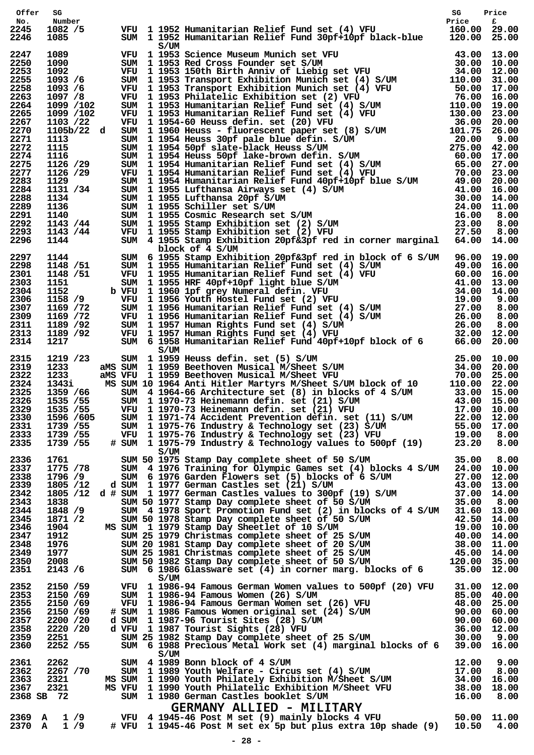| Offer No. | SG Number | | | | Description | SG Price | Price £ |
|---|---|---|---|---|---|---|---|
| 2245 | 1082 /5 | | VFU | 1 | 1952 Humanitarian Relief Fund set (4) VFU | 160.00 | 29.00 |
| 2246 | 1085 | | SUM | 1 | 1952 Humanitarian Relief Fund 30pf+10pf black-blue S/UM | 120.00 | 25.00 |
| 2247 | 1089 | | VFU | 1 | 1953 Science Museum Munich set VFU | 43.00 | 13.00 |
| 2250 | 1090 | | SUM | 1 | 1953 Red Cross Founder set S/UM | 30.00 | 10.00 |
| 2253 | 1092 | | VFU | 1 | 1953 150th Birth Anniv of Liebig set VFU | 34.00 | 12.00 |
| 2255 | 1093 /6 | | SUM | 1 | 1953 Transport Exhibition Munich set (4) S/UM | 110.00 | 31.00 |
| 2258 | 1093 /6 | | VFU | 1 | 1953 Transport Exhibition Munich set (4) VFU | 50.00 | 17.00 |
| 2263 | 1097 /8 | | VFU | 1 | 1953 Philatelic Exhibition set (2) VFU | 76.00 | 16.00 |
| 2264 | 1099 /102 | | SUM | 1 | 1953 Humanitarian Relief Fund set (4) S/UM | 110.00 | 19.00 |
| 2265 | 1099 /102 | | VFU | 1 | 1953 Humanitarian Relief Fund set (4) VFU | 130.00 | 23.00 |
| 2267 | 1103 /22 | | VFU | 1 | 1954-60 Heuss defin. set (20) VFU | 36.00 | 20.00 |
| 2270 | 1105b/22 | d | SUM | 1 | 1960 Heuss - fluorescent paper set (8) S/UM | 101.75 | 26.00 |
| 2271 | 1113 | | SUM | 1 | 1954 Heuss 30pf pale blue defin. S/UM | 20.00 | 9.00 |
| 2272 | 1115 | | SUM | 1 | 1954 50pf slate-black Heuss S/UM | 275.00 | 42.00 |
| 2274 | 1116 | | SUM | 1 | 1954 Heuss 50pf lake-brown defin. S/UM | 60.00 | 17.00 |
| 2275 | 1126 /29 | | SUM | 1 | 1954 Humanitarian Relief Fund set (4) S/UM | 65.00 | 27.00 |
| 2277 | 1126 /29 | | VFU | 1 | 1954 Humanitarian Relief Fund set (4) VFU | 70.00 | 23.00 |
| 2283 | 1129 | | SUM | 1 | 1954 Humanitarian Relief Fund 40pf+10pf blue S/UM | 49.00 | 20.00 |
| 2284 | 1131 /34 | | SUM | 1 | 1955 Lufthansa Airways set (4) S/UM | 41.00 | 16.00 |
| 2288 | 1134 | | SUM | 1 | 1955 Lufthansa 20pf S/UM | 30.00 | 14.00 |
| 2289 | 1136 | | SUM | 1 | 1955 Schiller set S/UM | 24.00 | 11.00 |
| 2291 | 1140 | | SUM | 1 | 1955 Cosmic Research set S/UM | 16.00 | 8.00 |
| 2292 | 1143 /44 | | SUM | 1 | 1955 Stamp Exhibition set (2) S/UM | 23.00 | 8.00 |
| 2293 | 1143 /44 | | VFU | 1 | 1955 Stamp Exhibition set (2) VFU | 27.50 | 8.00 |
| 2296 | 1144 | | SUM | 4 | 1955 Stamp Exhibition 20pf&3pf red in corner marginal block of 4 S/UM | 64.00 | 14.00 |
| 2297 | 1144 | | SUM | 6 | 1955 Stamp Exhibition 20pf&3pf red in block of 6 S/UM | 96.00 | 19.00 |
| 2298 | 1148 /51 | | SUM | 1 | 1955 Humanitarian Relief Fund set (4) S/UM | 49.00 | 16.00 |
| 2301 | 1148 /51 | | VFU | 1 | 1955 Humanitarian Relief Fund set (4) VFU | 60.00 | 16.00 |
| 2303 | 1151 | | SUM | 1 | 1955 HRF 40pf+10pf light blue S/UM | 41.00 | 13.00 |
| 2304 | 1152 | b | VFU | 1 | 1960 1pf grey Numeral defin. VFU | 34.00 | 14.00 |
| 2306 | 1158 /9 | | VFU | 1 | 1956 Youth Hostel Fund set (2) VFU | 19.00 | 9.00 |
| 2307 | 1169 /72 | | SUM | 1 | 1956 Humanitarian Relief Fund set (4) S/UM | 27.00 | 8.00 |
| 2309 | 1169 /72 | | VFU | 1 | 1956 Humanitarian Relief Fund set (4) S/UM | 26.00 | 8.00 |
| 2311 | 1189 /92 | | SUM | 1 | 1957 Human Rights Fund set (4) S/UM | 26.00 | 8.00 |
| 2313 | 1189 /92 | | VFU | 1 | 1957 Human Rights Fund set (4) VFU | 32.00 | 12.00 |
| 2314 | 1217 | | SUM | 6 | 1958 Humanitarian Relief Fund 40pf+10pf block of 6 S/UM | 66.00 | 20.00 |
| 2315 | 1219 /23 | | SUM | 1 | 1959 Heuss defin. set (5) S/UM | 25.00 | 10.00 |
| 2319 | 1233 | aMS | SUM | 1 | 1959 Beethoven Musical M/Sheet S/UM | 34.00 | 20.00 |
| 2322 | 1233 | aMS | VFU | 1 | 1959 Beethoven Musical M/Sheet VFU | 70.00 | 25.00 |
| 2324 | 1343i | MS | SUM | 10 | 1964 Anti Hitler Martyrs M/Sheet S/UM block of 10 | 110.00 | 22.00 |
| 2325 | 1359 /66 | | SUM | 4 | 1964-66 Architecture set (8) in blocks of 4 S/UM | 33.00 | 15.00 |
| 2326 | 1535 /55 | | SUM | 1 | 1970-73 Heinemann defin. set (21) S/UM | 43.00 | 15.00 |
| 2329 | 1535 /55 | | VFU | 1 | 1970-73 Heinemann defin. set (21) VFU | 17.00 | 10.00 |
| 2330 | 1596 /605 | | SUM | 1 | 1971-74 Accident Prevention defin. set (11) S/UM | 22.00 | 12.00 |
| 2331 | 1739 /55 | | SUM | 1 | 1975-76 Industry & Technology set (23) S/UM | 55.00 | 17.00 |
| 2333 | 1739 /55 | | VFU | 1 | 1975-76 Industry & Technology set (23) VFU | 19.00 | 8.00 |
| 2335 | 1739 /55 | # | SUM | 1 | 1975-79 Industry & Technology values to 500pf (19) S/UM | 23.20 | 8.00 |
| 2336 | 1761 | | SUM | 50 | 1975 Stamp Day complete sheet of 50 S/UM | 35.00 | 8.00 |
| 2337 | 1775 /78 | | SUM | 4 | 1976 Training for Olympic Games set (4) blocks 4 S/UM | 24.00 | 10.00 |
| 2338 | 1796 /9 | | SUM | 6 | 1976 Garden Flowers set (5) blocks of 6 S/UM | 27.00 | 12.00 |
| 2339 | 1805 /12 | d | SUM | 1 | 1977 German Castles set (21) S/UM | 43.00 | 13.00 |
| 2342 | 1805 /12 | d # | SUM | 1 | 1977 German Castles values to 300pf (19) S/UM | 37.00 | 14.00 |
| 2343 | 1838 | | SUM | 50 | 1977 Stamp Day complete sheet of 50 S/UM | 35.00 | 8.00 |
| 2344 | 1848 /9 | | SUM | 4 | 1978 Sport Promotion Fund set (2) in blocks of 4 S/UM | 31.60 | 13.00 |
| 2345 | 1871 /2 | | SUM | 50 | 1978 Stamp Day complete sheet of 50 S/UM | 42.50 | 14.00 |
| 2346 | 1904 | MS | SUM | 1 | 1979 Stamp Day Sheetlet of 10 S/UM | 19.00 | 10.00 |
| 2347 | 1912 | | SUM | 25 | 1979 Christmas complete sheet of 25 S/UM | 40.00 | 14.00 |
| 2348 | 1976 | | SUM | 20 | 1981 Stamp Day complete sheet of 20 S/UM | 38.00 | 11.00 |
| 2349 | 1977 | | SUM | 25 | 1981 Christmas complete sheet of 25 S/UM | 45.00 | 14.00 |
| 2350 | 2008 | | SUM | 50 | 1982 Stamp Day complete sheet of 50 S/UM | 120.00 | 35.00 |
| 2351 | 2143 /6 | | SUM | 6 | 1986 Glassware set (4) in corner marg. blocks of 6 S/UM | 35.00 | 12.00 |
| 2352 | 2150 /59 | | VFU | 1 | 1986-94 Famous German Women values to 500pf (20) VFU | 31.00 | 12.00 |
| 2353 | 2150 /69 | | SUM | 1 | 1986-94 Famous Women (26) S/UM | 85.00 | 40.00 |
| 2355 | 2150 /69 | | VFU | 1 | 1986-94 Famous German Women set (26) VFU | 48.00 | 25.00 |
| 2356 | 2150 /69 | # | SUM | 1 | 1986 Famous Women original set (24) S/UM | 90.00 | 60.00 |
| 2357 | 2200 /20 | d | SUM | 1 | 1987-96 Tourist Sites (28) S/UM | 90.00 | 60.00 |
| 2358 | 2220 /20 | d | VFU | 1 | 1987 Tourist Sights (28) VFU | 36.00 | 12.00 |
| 2359 | 2251 | | SUM | 25 | 1982 Stamp Day complete sheet of 25 S/UM | 30.00 | 9.00 |
| 2360 | 2252 /55 | | SUM | 6 | 1988 Precious Metal Work set (4) marginal blocks of 6 S/UM | 39.00 | 16.00 |
| 2361 | 2262 | | SUM | 4 | 1989 Bonn block of 4 S/UM | 12.00 | 9.00 |
| 2362 | 2267 /70 | | SUM | 1 | 1989 Youth Welfare - Circus set (4) S/UM | 17.00 | 8.00 |
| 2363 | 2321 | MS | SUM | 1 | 1990 Youth Philately Exhibition M/Sheet S/UM | 34.00 | 16.00 |
| 2367 | 2321 | MS | VFU | 1 | 1990 Youth Philatelic Exhibition M/Sheet VFU | 38.00 | 18.00 |
| 2368 | SB 72 | | SUM | 1 | 1980 German Castles booklet S/UM | 16.00 | 8.00 |

## GERMANY ALLIED - MILITARY

| Offer No. | SG Number | | | | Description | SG Price | Price £ |
|---|---|---|---|---|---|---|---|
| 2369 | A 1 /9 | | VFU | 4 | 1945-46 Post M set (9) mainly blocks 4 VFU | 50.00 | 11.00 |
| 2370 | A 1 /9 | # | VFU | 1 | 1945-46 Post M set ex 5p but plus extra 10p shade (9) | 10.50 | 4.00 |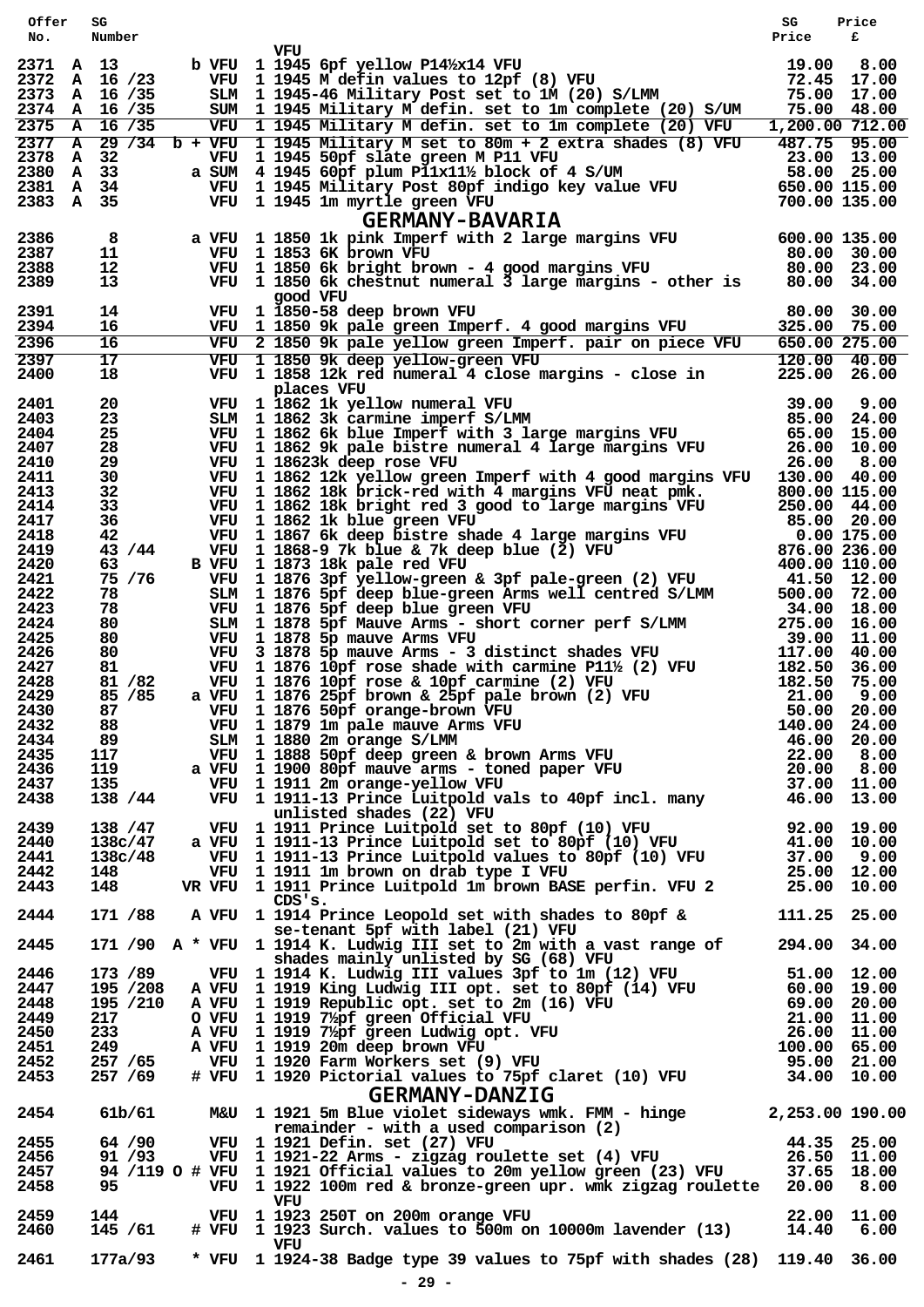| Offer No. | SG Number | | Description | SG Price | Price £ |
|---|---|---|---|---|---|
| | | | VFU | | |
| 2371 | A 13 | b VFU | 1 1945 6pf yellow P14½x14 VFU | 19.00 | 8.00 |
| 2372 | A 16 /23 | VFU | 1 1945 M defin values to 12pf (8) VFU | 72.45 | 17.00 |
| 2373 | A 16 /35 | SLM | 1 1945-46 Military Post set to 1M (20) S/LMM | 75.00 | 17.00 |
| 2374 | A 16 /35 | SUM | 1 1945 Military M defin. set to 1m complete (20) S/UM | 75.00 | 48.00 |
| 2375 | A 16 /35 | VFU | 1 1945 Military M defin. set to 1m complete (20) VFU | 1,200.00 | 712.00 |
| 2377 | A 29 /34 | b + VFU | 1 1945 Military M set to 80m + 2 extra shades (8) VFU | 487.75 | 95.00 |
| 2378 | A 32 | VFU | 1 1945 50pf slate green M P11 VFU | 23.00 | 13.00 |
| 2380 | A 33 | a SUM | 4 1945 60pf plum P11x11½ block of 4 S/UM | 58.00 | 25.00 |
| 2381 | A 34 | VFU | 1 1945 Military Post 80pf indigo key value VFU | 650.00 | 115.00 |
| 2383 | A 35 | VFU | 1 1945 1m myrtle green VFU | 700.00 | 135.00 |

## GERMANY-BAVARIA

| Offer No. | SG Number | | Description | SG Price | Price £ |
|---|---|---|---|---|---|
| 2386 | 8 | a VFU | 1 1850 1k pink Imperf with 2 large margins VFU | 600.00 | 135.00 |
| 2387 | 11 | VFU | 1 1853 6K brown VFU | 80.00 | 30.00 |
| 2388 | 12 | VFU | 1 1850 6k bright brown - 4 good margins VFU | 80.00 | 23.00 |
| 2389 | 13 | VFU | 1 1850 6k chestnut numeral 3 large margins - other is good VFU | 80.00 | 34.00 |
| 2391 | 14 | VFU | 1 1850-58 deep brown VFU | 80.00 | 30.00 |
| 2394 | 16 | VFU | 1 1850 9k pale green Imperf. 4 good margins VFU | 325.00 | 75.00 |
| 2396 | 16 | VFU | 2 1850 9k pale yellow green Imperf. pair on piece VFU | 650.00 | 275.00 |
| 2397 | 17 | VFU | 1 1850 9k deep yellow-green VFU | 120.00 | 40.00 |
| 2400 | 18 | VFU | 1 1858 12k red numeral 4 close margins - close in places VFU | 225.00 | 26.00 |
| 2401 | 20 | VFU | 1 1862 1k yellow numeral VFU | 39.00 | 9.00 |
| 2403 | 23 | SLM | 1 1862 3k carmine imperf S/LMM | 85.00 | 24.00 |
| 2404 | 25 | VFU | 1 1862 6k blue Imperf with 3 large margins VFU | 65.00 | 15.00 |
| 2407 | 28 | VFU | 1 1862 9k pale bistre numeral 4 large margins VFU | 26.00 | 10.00 |
| 2410 | 29 | VFU | 1 18623k deep rose VFU | 26.00 | 8.00 |
| 2411 | 30 | VFU | 1 1862 12k yellow green Imperf with 4 good margins VFU | 130.00 | 40.00 |
| 2413 | 32 | VFU | 1 1862 18k brick-red with 4 margins VFU neat pmk. | 800.00 | 115.00 |
| 2414 | 33 | VFU | 1 1862 18k bright red 3 good to large margins VFU | 250.00 | 44.00 |
| 2417 | 36 | VFU | 1 1862 1k blue green VFU | 85.00 | 20.00 |
| 2418 | 42 | VFU | 1 1867 6k deep bistre shade 4 large margins VFU | 0.00 | 175.00 |
| 2419 | 43 /44 | VFU | 1 1868-9 7k blue & 7k deep blue (2) VFU | 876.00 | 236.00 |
| 2420 | 63 | B VFU | 1 1873 18k pale red VFU | 400.00 | 110.00 |
| 2421 | 75 /76 | VFU | 1 1876 3pf yellow-green & 3pf pale-green (2) VFU | 41.50 | 12.00 |
| 2422 | 78 | SLM | 1 1876 5pf deep blue-green Arms well centred S/LMM | 500.00 | 72.00 |
| 2423 | 78 | VFU | 1 1876 5pf deep blue green VFU | 34.00 | 18.00 |
| 2424 | 80 | SLM | 1 1878 5pf Mauve Arms - short corner perf S/LMM | 275.00 | 16.00 |
| 2425 | 80 | VFU | 1 1878 5p mauve Arms VFU | 39.00 | 11.00 |
| 2426 | 80 | VFU | 3 1878 5p mauve Arms - 3 distinct shades VFU | 117.00 | 40.00 |
| 2427 | 81 | VFU | 1 1876 10pf rose shade with carmine P11½ (2) VFU | 182.50 | 36.00 |
| 2428 | 81 /82 | VFU | 1 1876 10pf rose & 10pf carmine (2) VFU | 182.50 | 75.00 |
| 2429 | 85 /85 | a VFU | 1 1876 25pf brown & 25pf pale brown (2) VFU | 21.00 | 9.00 |
| 2430 | 87 | VFU | 1 1876 50pf orange-brown VFU | 50.00 | 20.00 |
| 2432 | 88 | VFU | 1 1879 1m pale mauve Arms VFU | 140.00 | 24.00 |
| 2434 | 89 | SLM | 1 1880 2m orange S/LMM | 46.00 | 20.00 |
| 2435 | 117 | VFU | 1 1888 50pf deep green & brown Arms VFU | 22.00 | 8.00 |
| 2436 | 119 | a VFU | 1 1900 80pf mauve arms - toned paper VFU | 20.00 | 8.00 |
| 2437 | 135 | VFU | 1 1911 2m orange-yellow VFU | 37.00 | 11.00 |
| 2438 | 138 /44 | VFU | 1 1911-13 Prince Luitpold vals to 40pf incl. many unlisted shades (22) VFU | 46.00 | 13.00 |
| 2439 | 138 /47 | VFU | 1 1911 Prince Luitpold set to 80pf (10) VFU | 92.00 | 19.00 |
| 2440 | 138c/47 | a VFU | 1 1911-13 Prince Luitpold set to 80pf (10) VFU | 41.00 | 10.00 |
| 2441 | 138c/48 | VFU | 1 1911-13 Prince Luitpold values to 80pf (10) VFU | 37.00 | 9.00 |
| 2442 | 148 | VFU | 1 1911 1m brown on drab type I VFU | 25.00 | 12.00 |
| 2443 | 148 | VR VFU | 1 1911 Prince Luitpold 1m brown BASE perfin. VFU 2 CDS's. | 25.00 | 10.00 |
| 2444 | 171 /88 | A VFU | 1 1914 Prince Leopold set with shades to 80pf & se-tenant 5pf with label (21) VFU | 111.25 | 25.00 |
| 2445 | 171 /90 | A * VFU | 1 1914 K. Ludwig III set to 2m with a vast range of shades mainly unlisted by SG (68) VFU | 294.00 | 34.00 |
| 2446 | 173 /89 | VFU | 1 1914 K. Ludwig III values 3pf to 1m (12) VFU | 51.00 | 12.00 |
| 2447 | 195 /208 | A VFU | 1 1919 King Ludwig III opt. set to 80pf (14) VFU | 60.00 | 19.00 |
| 2448 | 195 /210 | A VFU | 1 1919 Republic opt. set to 2m (16) VFU | 69.00 | 20.00 |
| 2449 | 217 | O VFU | 1 1919 7½pf green Official VFU | 21.00 | 11.00 |
| 2450 | 233 | A VFU | 1 1919 7½pf green Ludwig opt. VFU | 26.00 | 11.00 |
| 2451 | 249 | A VFU | 1 1919 20m deep brown VFU | 100.00 | 65.00 |
| 2452 | 257 /65 | VFU | 1 1920 Farm Workers set (9) VFU | 95.00 | 21.00 |
| 2453 | 257 /69 | # VFU | 1 1920 Pictorial values to 75pf claret (10) VFU | 34.00 | 10.00 |

## GERMANY-DANZIG

| Offer No. | SG Number | | Description | SG Price | Price £ |
|---|---|---|---|---|---|
| 2454 | 61b/61 | M&U | 1 1921 5m Blue violet sideways wmk. FMM - hinge remainder - with a used comparison (2) | 2,253.00 | 190.00 |
| 2455 | 64 /90 | VFU | 1 1921 Defin. set (27) VFU | 44.35 | 25.00 |
| 2456 | 91 /93 | VFU | 1 1921-22 Arms - zigzag roulette set (4) VFU | 26.50 | 11.00 |
| 2457 | 94 /119 | O # VFU | 1 1921 Official values to 20m yellow green (23) VFU | 37.65 | 18.00 |
| 2458 | 95 | VFU | 1 1922 100m red & bronze-green upr. wmk zigzag roulette VFU | 20.00 | 8.00 |
| 2459 | 144 | VFU | 1 1923 250T on 200m orange VFU | 22.00 | 11.00 |
| 2460 | 145 /61 | # VFU | 1 1923 Surch. values to 500m on 10000m lavender (13) VFU | 14.40 | 6.00 |
| 2461 | 177a/93 | * VFU | 1 1924-38 Badge type 39 values to 75pf with shades (28) | 119.40 | 36.00 |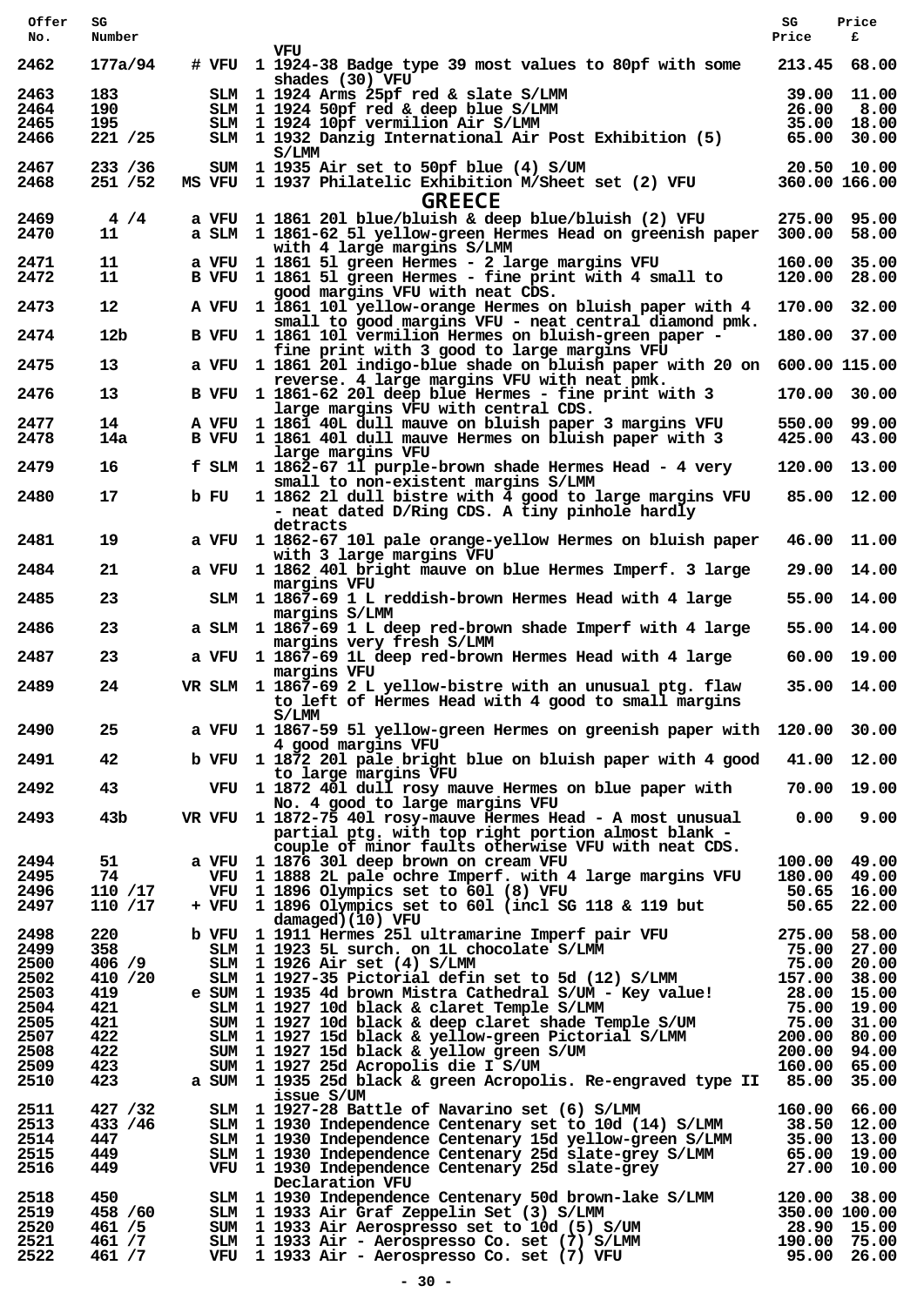| Offer No. | SG Number | | | | SG Price | Price £ |
|---|---|---|---|---|---|---|
| | | | | VFU | | |
| 2462 | 177a/94 | # | VFU | 1 1924-38 Badge type 39 most values to 80pf with some shades (30) VFU | 213.45 | 68.00 |
| 2463 | 183 | | SLM | 1 1924 Arms 25pf red & slate S/LMM | 39.00 | 11.00 |
| 2464 | 190 | | SLM | 1 1924 50pf red & deep blue S/LMM | 26.00 | 8.00 |
| 2465 | 195 | | SLM | 1 1924 10pf vermilion Air S/LMM | 35.00 | 18.00 |
| 2466 | 221 /25 | | SLM | 1 1932 Danzig International Air Post Exhibition (5) S/LMM | 65.00 | 30.00 |
| 2467 | 233 /36 | | SUM | 1 1935 Air set to 50pf blue (4) S/UM | 20.50 | 10.00 |
| 2468 | 251 /52 | MS | VFU | 1 1937 Philatelic Exhibition M/Sheet set (2) VFU | 360.00 | 166.00 |

## GREECE

| Offer No. | SG Number | | | | SG Price | Price £ |
|---|---|---|---|---|---|---|
| 2469 | 4 /4 | a | VFU | 1 1861 20l blue/bluish & deep blue/bluish (2) VFU | 275.00 | 95.00 |
| 2470 | 11 | a | SLM | 1 1861-62 5l yellow-green Hermes Head on greenish paper with 4 large margins S/LMM | 300.00 | 58.00 |
| 2471 | 11 | a | VFU | 1 1861 5l green Hermes - 2 large margins VFU | 160.00 | 35.00 |
| 2472 | 11 | B | VFU | 1 1861 5l green Hermes - fine print with 4 small to good margins VFU with neat CDS. | 120.00 | 28.00 |
| 2473 | 12 | A | VFU | 1 1861 10l yellow-orange Hermes on bluish paper with 4 small to good margins VFU - neat central diamond pmk. | 170.00 | 32.00 |
| 2474 | 12b | B | VFU | 1 1861 10l vermilion Hermes on bluish-green paper - fine print with 3 good to large margins VFU | 180.00 | 37.00 |
| 2475 | 13 | a | VFU | 1 1861 20l indigo-blue shade on bluish paper with 20 on reverse. 4 large margins VFU with neat pmk. | 600.00 | 115.00 |
| 2476 | 13 | B | VFU | 1 1861-62 20l deep blue Hermes - fine print with 3 large margins VFU with central CDS. | 170.00 | 30.00 |
| 2477 | 14 | A | VFU | 1 1861 40L dull mauve on bluish paper 3 margins VFU | 550.00 | 99.00 |
| 2478 | 14a | B | VFU | 1 1861 40l dull mauve Hermes on bluish paper with 3 large margins VFU | 425.00 | 43.00 |
| 2479 | 16 | f | SLM | 1 1862-67 1l purple-brown shade Hermes Head - 4 very small to non-existent margins S/LMM | 120.00 | 13.00 |
| 2480 | 17 | b | FU | 1 1862 2l dull bistre with 4 good to large margins VFU - neat dated D/Ring CDS. A tiny pinhole hardly detracts | 85.00 | 12.00 |
| 2481 | 19 | a | VFU | 1 1862-67 10l pale orange-yellow Hermes on bluish paper with 3 large margins VFU | 46.00 | 11.00 |
| 2484 | 21 | a | VFU | 1 1862 40l bright mauve on blue Hermes Imperf. 3 large margins VFU | 29.00 | 14.00 |
| 2485 | 23 | | SLM | 1 1867-69 1 L reddish-brown Hermes Head with 4 large margins S/LMM | 55.00 | 14.00 |
| 2486 | 23 | a | SLM | 1 1867-69 1 L deep red-brown shade Imperf with 4 large margins very fresh S/LMM | 55.00 | 14.00 |
| 2487 | 23 | a | VFU | 1 1867-69 1L deep red-brown Hermes Head with 4 large margins VFU | 60.00 | 19.00 |
| 2489 | 24 | VR | SLM | 1 1867-69 2 L yellow-bistre with an unusual ptg. flaw to left of Hermes Head with 4 good to small margins S/LMM | 35.00 | 14.00 |
| 2490 | 25 | a | VFU | 1 1867-59 5l yellow-green Hermes on greenish paper with 4 good margins VFU | 120.00 | 30.00 |
| 2491 | 42 | b | VFU | 1 1872 20l pale bright blue on bluish paper with 4 good to large margins VFU | 41.00 | 12.00 |
| 2492 | 43 | | VFU | 1 1872 40l dull rosy mauve Hermes on blue paper with No. 4 good to large margins VFU | 70.00 | 19.00 |
| 2493 | 43b | VR | VFU | 1 1872-75 40l rosy-mauve Hermes Head - A most unusual partial ptg. with top right portion almost blank - couple of minor faults otherwise VFU with neat CDS. | 0.00 | 9.00 |
| 2494 | 51 | a | VFU | 1 1876 30l deep brown on cream VFU | 100.00 | 49.00 |
| 2495 | 74 | | VFU | 1 1888 2L pale ochre Imperf. with 4 large margins VFU | 180.00 | 49.00 |
| 2496 | 110 /17 | | VFU | 1 1896 Olympics set to 60l (8) VFU | 50.65 | 16.00 |
| 2497 | 110 /17 | + | VFU | 1 1896 Olympics set to 60l (incl SG 118 & 119 but damaged)(10) VFU | 50.65 | 22.00 |
| 2498 | 220 | b | VFU | 1 1911 Hermes 25l ultramarine Imperf pair VFU | 275.00 | 58.00 |
| 2499 | 358 | | SLM | 1 1923 5L surch. on 1L chocolate S/LMM | 75.00 | 27.00 |
| 2500 | 406 /9 | | SLM | 1 1926 Air set (4) S/LMM | 75.00 | 20.00 |
| 2502 | 410 /20 | | SLM | 1 1927-35 Pictorial defin set to 5d (12) S/LMM | 157.00 | 38.00 |
| 2503 | 419 | e | SUM | 1 1935 4d brown Mistra Cathedral S/UM - Key value! | 28.00 | 15.00 |
| 2504 | 421 | | SLM | 1 1927 10d black & claret Temple S/LMM | 75.00 | 19.00 |
| 2505 | 421 | | SUM | 1 1927 10d black & deep claret shade Temple S/UM | 75.00 | 31.00 |
| 2507 | 422 | | SLM | 1 1927 15d black & yellow-green Pictorial S/LMM | 200.00 | 80.00 |
| 2508 | 422 | | SUM | 1 1927 15d black & yellow green S/UM | 200.00 | 94.00 |
| 2509 | 423 | | SUM | 1 1927 25d Acropolis die I S/UM | 160.00 | 65.00 |
| 2510 | 423 | a | SUM | 1 1935 25d black & green Acropolis. Re-engraved type II issue S/UM | 85.00 | 35.00 |
| 2511 | 427 /32 | | SLM | 1 1927-28 Battle of Navarino set (6) S/LMM | 160.00 | 66.00 |
| 2513 | 433 /46 | | SLM | 1 1930 Independence Centenary set to 10d (14) S/LMM | 38.50 | 12.00 |
| 2514 | 447 | | SLM | 1 1930 Independence Centenary 15d yellow-green S/LMM | 35.00 | 13.00 |
| 2515 | 449 | | SLM | 1 1930 Independence Centenary 25d slate-grey S/LMM | 65.00 | 19.00 |
| 2516 | 449 | | VFU | 1 1930 Independence Centenary 25d slate-grey Declaration VFU | 27.00 | 10.00 |
| 2518 | 450 | | SLM | 1 1930 Independence Centenary 50d brown-lake S/LMM | 120.00 | 38.00 |
| 2519 | 458 /60 | | SLM | 1 1933 Air Graf Zeppelin Set (3) S/LMM | 350.00 | 100.00 |
| 2520 | 461 /5 | | SUM | 1 1933 Air Aerospresso set to 10d (5) S/UM | 28.90 | 15.00 |
| 2521 | 461 /7 | | SLM | 1 1933 Air - Aerospresso Co. set (7) S/LMM | 190.00 | 75.00 |
| 2522 | 461 /7 | | VFU | 1 1933 Air - Aerospresso Co. set (7) VFU | 95.00 | 26.00 |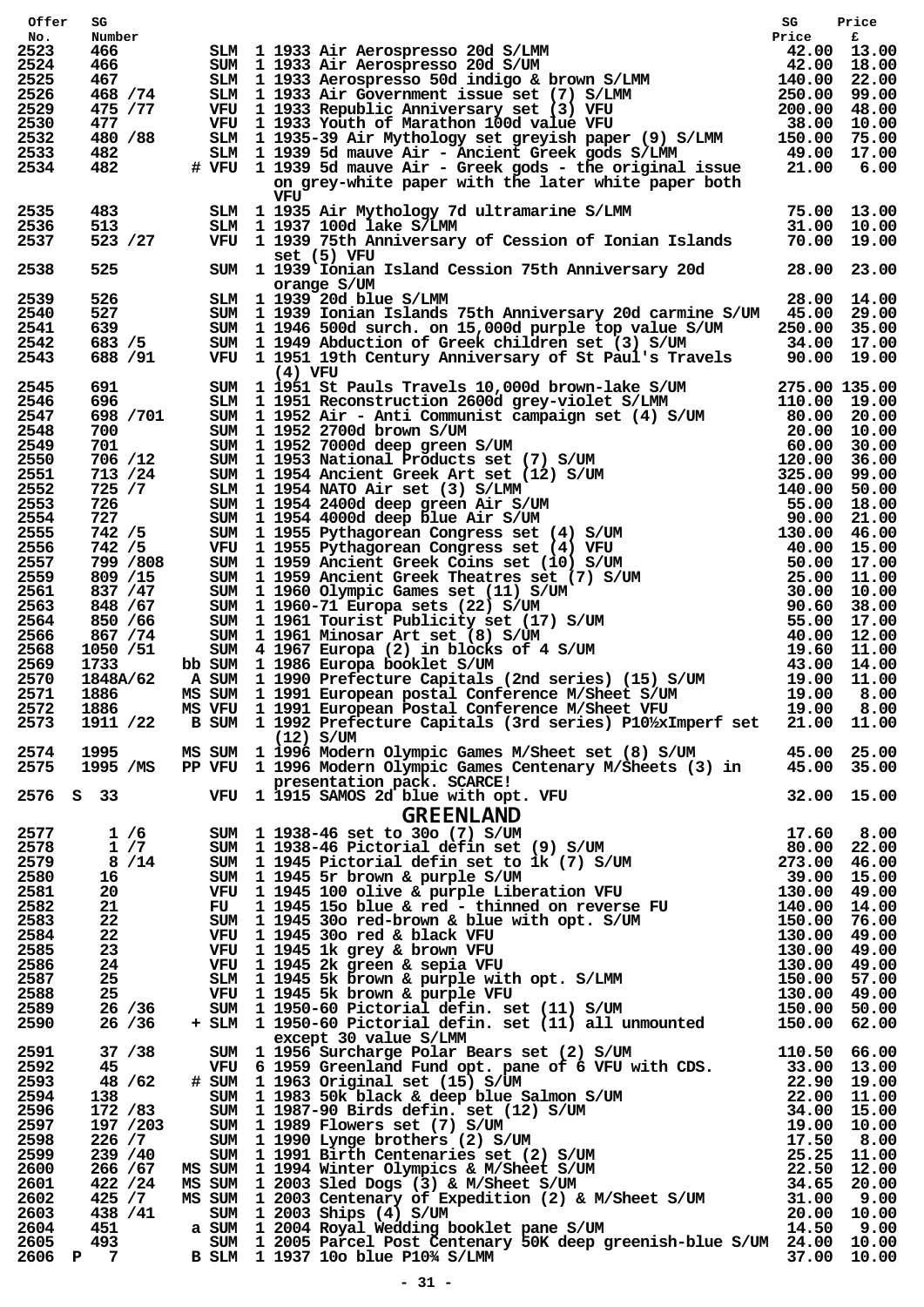| Offer No. | SG Number | | | Description | SG Price | Price £ |
|---|---|---|---|---|---|---|
| 2523 | 466 | | SLM | 1 1933 Air Aerospresso 20d S/LMM | 42.00 | 13.00 |
| 2524 | 466 | | SUM | 1 1933 Air Aerospresso 20d S/UM | 42.00 | 18.00 |
| 2525 | 467 | | SLM | 1 1933 Aerospresso 50d indigo & brown S/LMM | 140.00 | 22.00 |
| 2526 | 468 /74 | | SLM | 1 1933 Air Government issue set (7) S/LMM | 250.00 | 99.00 |
| 2529 | 475 /77 | | VFU | 1 1933 Republic Anniversary set (3) VFU | 200.00 | 48.00 |
| 2530 | 477 | | VFU | 1 1933 Youth of Marathon 100d value VFU | 38.00 | 10.00 |
| 2532 | 480 /88 | | SLM | 1 1935-39 Air Mythology set greyish paper (9) S/LMM | 150.00 | 75.00 |
| 2533 | 482 | | SLM | 1 1939 5d mauve Air - Ancient Greek gods S/LMM | 49.00 | 17.00 |
| 2534 | 482 | # | VFU | 1 1939 5d mauve Air - Greek gods - the original issue on grey-white paper with the later white paper both VFU | 21.00 | 6.00 |
| 2535 | 483 | | SLM | 1 1935 Air Mythology 7d ultramarine S/LMM | 75.00 | 13.00 |
| 2536 | 513 | | SLM | 1 1937 100d lake S/LMM | 31.00 | 10.00 |
| 2537 | 523 /27 | | VFU | 1 1939 75th Anniversary of Cession of Ionian Islands set (5) VFU | 70.00 | 19.00 |
| 2538 | 525 | | SUM | 1 1939 Ionian Island Cession 75th Anniversary 20d orange S/UM | 28.00 | 23.00 |
| 2539 | 526 | | SLM | 1 1939 20d blue S/LMM | 28.00 | 14.00 |
| 2540 | 527 | | SUM | 1 1939 Ionian Islands 75th Anniversary 20d carmine S/UM | 45.00 | 29.00 |
| 2541 | 639 | | SUM | 1 1946 500d surch. on 15,000d purple top value S/UM | 250.00 | 35.00 |
| 2542 | 683 /5 | | SUM | 1 1949 Abduction of Greek children set (3) S/UM | 34.00 | 17.00 |
| 2543 | 688 /91 | | VFU | 1 1951 19th Century Anniversary of St Paul's Travels (4) VFU | 90.00 | 19.00 |
| 2545 | 691 | | SUM | 1 1951 St Pauls Travels 10,000d brown-lake S/UM | 275.00 | 135.00 |
| 2546 | 696 | | SLM | 1 1951 Reconstruction 2600d grey-violet S/LMM | 110.00 | 19.00 |
| 2547 | 698 /701 | | SUM | 1 1952 Air - Anti Communist campaign set (4) S/UM | 80.00 | 20.00 |
| 2548 | 700 | | SUM | 1 1952 2700d brown S/UM | 20.00 | 10.00 |
| 2549 | 701 | | SUM | 1 1952 7000d deep green S/UM | 60.00 | 30.00 |
| 2550 | 706 /12 | | SUM | 1 1953 National Products set (7) S/UM | 120.00 | 36.00 |
| 2551 | 713 /24 | | SUM | 1 1954 Ancient Greek Art set (12) S/UM | 325.00 | 99.00 |
| 2552 | 725 /7 | | SLM | 1 1954 NATO Air set (3) S/LMM | 140.00 | 50.00 |
| 2553 | 726 | | SUM | 1 1954 2400d deep green Air S/UM | 55.00 | 18.00 |
| 2554 | 727 | | SUM | 1 1954 4000d deep blue Air S/UM | 90.00 | 21.00 |
| 2555 | 742 /5 | | SUM | 1 1955 Pythagorean Congress set (4) S/UM | 130.00 | 46.00 |
| 2556 | 742 /5 | | VFU | 1 1955 Pythagorean Congress set (4) VFU | 40.00 | 15.00 |
| 2557 | 799 /808 | | SUM | 1 1959 Ancient Greek Coins set (10) S/UM | 50.00 | 17.00 |
| 2559 | 809 /15 | | SUM | 1 1959 Ancient Greek Theatres set (7) S/UM | 25.00 | 11.00 |
| 2561 | 837 /47 | | SUM | 1 1960 Olympic Games set (11) S/UM | 30.00 | 10.00 |
| 2563 | 848 /67 | | SUM | 1 1960-71 Europa sets (22) S/UM | 90.60 | 38.00 |
| 2564 | 850 /66 | | SUM | 1 1961 Tourist Publicity set (17) S/UM | 55.00 | 17.00 |
| 2566 | 867 /74 | | SUM | 1 1961 Minosar Art set (8) S/UM | 40.00 | 12.00 |
| 2568 | 1050 /51 | | SUM | 4 1967 Europa (2) in blocks of 4 S/UM | 19.60 | 11.00 |
| 2569 | 1733 | bb | SUM | 1 1986 Europa booklet S/UM | 43.00 | 14.00 |
| 2570 | 1848A/62 | A | SUM | 1 1990 Prefecture Capitals (2nd series) (15) S/UM | 19.00 | 11.00 |
| 2571 | 1886 | MS | SUM | 1 1991 European postal Conference M/Sheet S/UM | 19.00 | 8.00 |
| 2572 | 1886 | MS | VFU | 1 1991 European Postal Conference M/Sheet VFU | 19.00 | 8.00 |
| 2573 | 1911 /22 | B | SUM | 1 1992 Prefecture Capitals (3rd series) P10½xImperf set (12) S/UM | 21.00 | 11.00 |
| 2574 | 1995 | MS | SUM | 1 1996 Modern Olympic Games M/Sheet set (8) S/UM | 45.00 | 25.00 |
| 2575 | 1995 /MS | PP | VFU | 1 1996 Modern Olympic Games Centenary M/Sheets (3) in presentation pack. SCARCE! | 45.00 | 35.00 |
| 2576 | S 33 | | VFU | 1 1915 SAMOS 2d blue with opt. VFU | 32.00 | 15.00 |

## GREENLAND

| Offer No. | SG Number | | | Description | SG Price | Price £ |
|---|---|---|---|---|---|---|
| 2577 | 1 /6 | | SUM | 1 1938-46 set to 30o (7) S/UM | 17.60 | 8.00 |
| 2578 | 1 /7 | | SUM | 1 1938-46 Pictorial defin set (9) S/UM | 80.00 | 22.00 |
| 2579 | 8 /14 | | SUM | 1 1945 Pictorial defin set to 1k (7) S/UM | 273.00 | 46.00 |
| 2580 | 16 | | SUM | 1 1945 5r brown & purple S/UM | 39.00 | 15.00 |
| 2581 | 20 | | VFU | 1 1945 100 olive & purple Liberation VFU | 130.00 | 49.00 |
| 2582 | 21 | | FU | 1 1945 15o blue & red - thinned on reverse FU | 140.00 | 14.00 |
| 2583 | 22 | | SUM | 1 1945 30o red-brown & blue with opt. S/UM | 150.00 | 76.00 |
| 2584 | 22 | | VFU | 1 1945 30o red & black VFU | 130.00 | 49.00 |
| 2585 | 23 | | VFU | 1 1945 1k grey & brown VFU | 130.00 | 49.00 |
| 2586 | 24 | | VFU | 1 1945 2k green & sepia VFU | 130.00 | 49.00 |
| 2587 | 25 | | SLM | 1 1945 5k brown & purple with opt. S/LMM | 150.00 | 57.00 |
| 2588 | 25 | | VFU | 1 1945 5k brown & purple VFU | 130.00 | 49.00 |
| 2589 | 26 /36 | | SUM | 1 1950-60 Pictorial defin. set (11) S/UM | 150.00 | 50.00 |
| 2590 | 26 /36 | + | SLM | 1 1950-60 Pictorial defin. set (11) all unmounted except 30 value S/LMM | 150.00 | 62.00 |
| 2591 | 37 /38 | | SUM | 1 1956 Surcharge Polar Bears set (2) S/UM | 110.50 | 66.00 |
| 2592 | 45 | | VFU | 6 1959 Greenland Fund opt. pane of 6 VFU with CDS. | 33.00 | 13.00 |
| 2593 | 48 /62 | # | SUM | 1 1963 Original set (15) S/UM | 22.90 | 19.00 |
| 2594 | 138 | | SUM | 1 1983 50k black & deep blue Salmon S/UM | 22.00 | 11.00 |
| 2596 | 172 /83 | | SUM | 1 1987-90 Birds defin. set (12) S/UM | 34.00 | 15.00 |
| 2597 | 197 /203 | | SUM | 1 1989 Flowers set (7) S/UM | 19.00 | 10.00 |
| 2598 | 226 /7 | | SUM | 1 1990 Lynge brothers (2) S/UM | 17.50 | 8.00 |
| 2599 | 239 /40 | | SUM | 1 1991 Birth Centenaries set (2) S/UM | 25.25 | 11.00 |
| 2600 | 266 /67 | MS | SUM | 1 1994 Winter Olympics & M/Sheet S/UM | 22.50 | 12.00 |
| 2601 | 422 /24 | MS | SUM | 1 2003 Sled Dogs (3) & M/Sheet S/UM | 34.65 | 20.00 |
| 2602 | 425 /7 | MS | SUM | 1 2003 Centenary of Expedition (2) & M/Sheet S/UM | 31.00 | 9.00 |
| 2603 | 438 /41 | | SUM | 1 2003 Ships (4) S/UM | 20.00 | 10.00 |
| 2604 | 451 | a | SUM | 1 2004 Royal Wedding booklet pane S/UM | 14.50 | 9.00 |
| 2605 | 493 | | SUM | 1 2005 Parcel Post Centenary 50K deep greenish-blue S/UM | 24.00 | 10.00 |
| 2606 | P 7 | B | SLM | 1 1937 10o blue P10¾ S/LMM | 37.00 | 10.00 |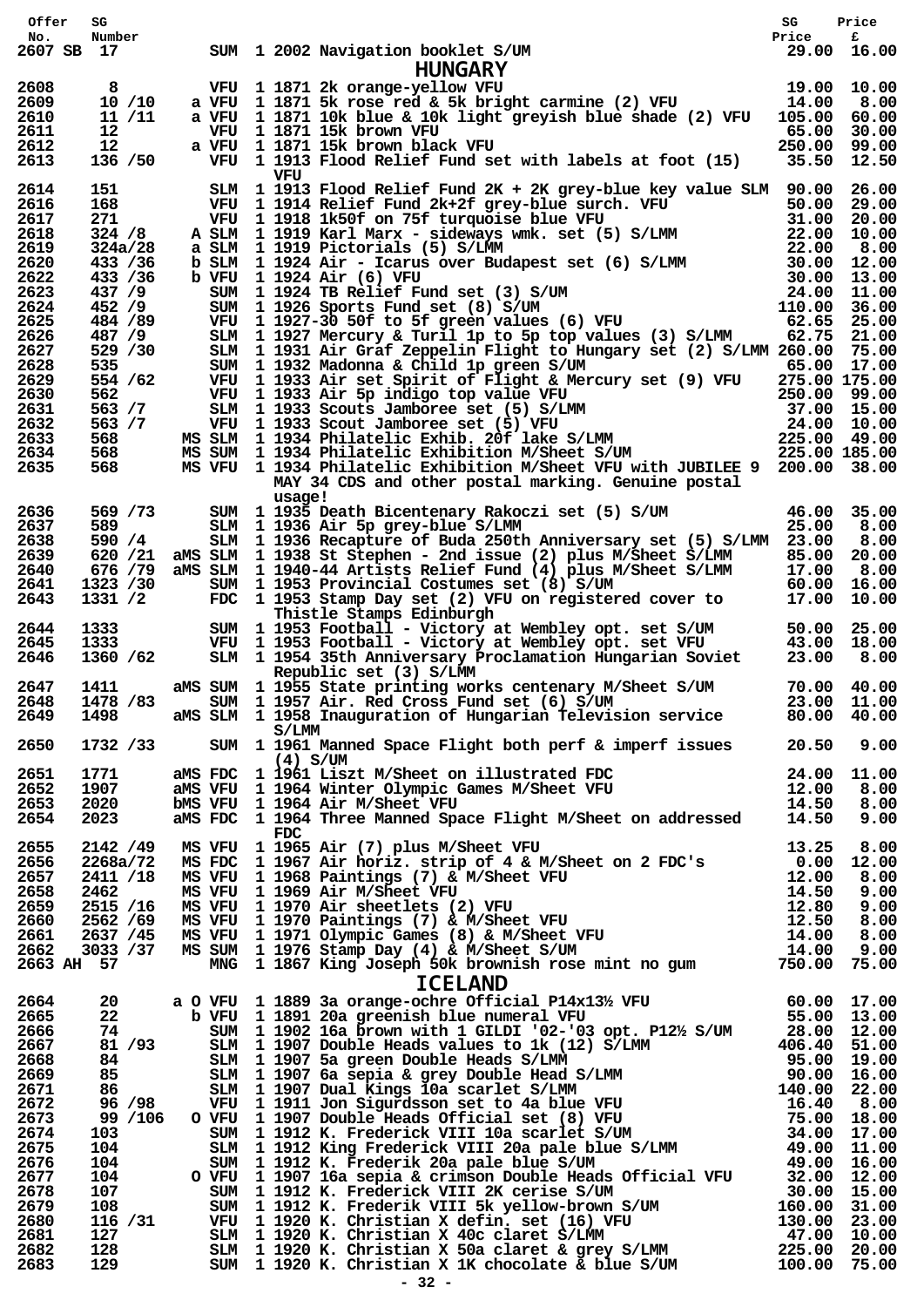| Offer No. | SG Number | | | SG Price | Price £ |
|---|---|---|---|---|---|
| 2607 SB | 17 | SUM | 1 2002 Navigation booklet S/UM | 29.00 | 16.00 |

## HUNGARY

| Offer No. | SG Number | | | SG Price | Price £ |
|---|---|---|---|---|---|
| 2608 | 8 | VFU | 1 1871 2k orange-yellow VFU | 19.00 | 10.00 |
| 2609 | 10 /10 | a VFU | 1 1871 5k rose red & 5k bright carmine (2) VFU | 14.00 | 8.00 |
| 2610 | 11 /11 | a VFU | 1 1871 10k blue & 10k light greyish blue shade (2) VFU | 105.00 | 60.00 |
| 2611 | 12 | VFU | 1 1871 15k brown VFU | 65.00 | 30.00 |
| 2612 | 12 | a VFU | 1 1871 15k brown black VFU | 250.00 | 99.00 |
| 2613 | 136 /50 | VFU | 1 1913 Flood Relief Fund set with labels at foot (15) VFU | 35.50 | 12.50 |
| 2614 | 151 | SLM | 1 1913 Flood Relief Fund 2K + 2K grey-blue key value SLM | 90.00 | 26.00 |
| 2616 | 168 | VFU | 1 1914 Relief Fund 2k+2f grey-blue surch. VFU | 50.00 | 29.00 |
| 2617 | 271 | VFU | 1 1918 1k50f on 75f turquoise blue VFU | 31.00 | 20.00 |
| 2618 | 324 /8 | A SLM | 1 1919 Karl Marx - sideways wmk. set (5) S/LMM | 22.00 | 10.00 |
| 2619 | 324a/28 | a SLM | 1 1919 Pictorials (5) S/LMM | 22.00 | 8.00 |
| 2620 | 433 /36 | b SLM | 1 1924 Air - Icarus over Budapest set (6) S/LMM | 30.00 | 12.00 |
| 2622 | 433 /36 | b VFU | 1 1924 Air (6) VFU | 30.00 | 13.00 |
| 2623 | 437 /9 | SUM | 1 1924 TB Relief Fund set (3) S/UM | 24.00 | 11.00 |
| 2624 | 452 /9 | SUM | 1 1926 Sports Fund set (8) S/UM | 110.00 | 36.00 |
| 2625 | 484 /89 | VFU | 1 1927-30 50f to 5f green values (6) VFU | 62.65 | 25.00 |
| 2626 | 487 /9 | SLM | 1 1927 Mercury & Turil 1p to 5p top values (3) S/LMM | 62.75 | 21.00 |
| 2627 | 529 /30 | SLM | 1 1931 Air Graf Zeppelin Flight to Hungary set (2) S/LMM | 260.00 | 75.00 |
| 2628 | 535 | SUM | 1 1932 Madonna & Child 1p green S/UM | 65.00 | 17.00 |
| 2629 | 554 /62 | VFU | 1 1933 Air set Spirit of Flight & Mercury set (9) VFU | 275.00 | 175.00 |
| 2630 | 562 | VFU | 1 1933 Air 5p indigo top value VFU | 250.00 | 99.00 |
| 2631 | 563 /7 | SLM | 1 1933 Scouts Jamboree set (5) S/LMM | 37.00 | 15.00 |
| 2632 | 563 /7 | VFU | 1 1933 Scout Jamboree set (5) VFU | 24.00 | 10.00 |
| 2633 | 568 | MS SLM | 1 1934 Philatelic Exhib. 20f lake S/LMM | 225.00 | 49.00 |
| 2634 | 568 | MS SUM | 1 1934 Philatelic Exhibition M/Sheet S/UM | 225.00 | 185.00 |
| 2635 | 568 | MS VFU | 1 1934 Philatelic Exhibition M/Sheet VFU with JUBILEE 9 MAY 34 CDS and other postal marking. Genuine postal usage! | 200.00 | 38.00 |
| 2636 | 569 /73 | SUM | 1 1935 Death Bicentenary Rakoczi set (5) S/UM | 46.00 | 35.00 |
| 2637 | 589 | SLM | 1 1936 Air 5p grey-blue S/LMM | 25.00 | 8.00 |
| 2638 | 590 /4 | SLM | 1 1936 Recapture of Buda 250th Anniversary set (5) S/LMM | 23.00 | 8.00 |
| 2639 | 620 /21 | aMS SLM | 1 1938 St Stephen - 2nd issue (2) plus M/Sheet S/LMM | 85.00 | 20.00 |
| 2640 | 676 /79 | aMS SLM | 1 1940-44 Artists Relief Fund (4) plus M/Sheet S/LMM | 17.00 | 8.00 |
| 2641 | 1323 /30 | SUM | 1 1953 Provincial Costumes set (8) S/UM | 60.00 | 16.00 |
| 2643 | 1331 /2 | FDC | 1 1953 Stamp Day set (2) VFU on registered cover to Thistle Stamps Edinburgh | 17.00 | 10.00 |
| 2644 | 1333 | SUM | 1 1953 Football - Victory at Wembley opt. set S/UM | 50.00 | 25.00 |
| 2645 | 1333 | VFU | 1 1953 Football - Victory at Wembley opt. set VFU | 43.00 | 18.00 |
| 2646 | 1360 /62 | SLM | 1 1954 35th Anniversary Proclamation Hungarian Soviet Republic set (3) S/LMM | 23.00 | 8.00 |
| 2647 | 1411 | aMS SUM | 1 1955 State printing works centenary M/Sheet S/UM | 70.00 | 40.00 |
| 2648 | 1478 /83 | SUM | 1 1957 Air. Red Cross Fund set (6) S/UM | 23.00 | 11.00 |
| 2649 | 1498 | aMS SLM | 1 1958 Inauguration of Hungarian Television service S/LMM | 80.00 | 40.00 |
| 2650 | 1732 /33 | SUM | 1 1961 Manned Space Flight both perf & imperf issues (4) S/UM | 20.50 | 9.00 |
| 2651 | 1771 | aMS FDC | 1 1961 Liszt M/Sheet on illustrated FDC | 24.00 | 11.00 |
| 2652 | 1907 | aMS VFU | 1 1964 Winter Olympic Games M/Sheet VFU | 12.00 | 8.00 |
| 2653 | 2020 | bMS VFU | 1 1964 Air M/Sheet VFU | 14.50 | 8.00 |
| 2654 | 2023 | aMS FDC | 1 1964 Three Manned Space Flight M/Sheet on addressed FDC | 14.50 | 9.00 |
| 2655 | 2142 /49 | MS VFU | 1 1965 Air (7) plus M/Sheet VFU | 13.25 | 8.00 |
| 2656 | 2268a/72 | MS FDC | 1 1967 Air horiz. strip of 4 & M/Sheet on 2 FDC's | 0.00 | 12.00 |
| 2657 | 2411 /18 | MS VFU | 1 1968 Paintings (7) & M/Sheet VFU | 12.00 | 8.00 |
| 2658 | 2462 | MS VFU | 1 1969 Air M/Sheet VFU | 14.50 | 9.00 |
| 2659 | 2515 /16 | MS VFU | 1 1970 Air sheetlets (2) VFU | 12.80 | 9.00 |
| 2660 | 2562 /69 | MS VFU | 1 1970 Paintings (7) & M/Sheet VFU | 12.50 | 8.00 |
| 2661 | 2637 /45 | MS VFU | 1 1971 Olympic Games (8) & M/Sheet VFU | 14.00 | 8.00 |
| 2662 | 3033 /37 | MS SUM | 1 1976 Stamp Day (4) & M/Sheet S/UM | 14.00 | 9.00 |
| 2663 AH | 57 | MNG | 1 1867 King Joseph 50k brownish rose mint no gum | 750.00 | 75.00 |

## ICELAND

| Offer No. | SG Number | | | SG Price | Price £ |
|---|---|---|---|---|---|
| 2664 | 20 | a O VFU | 1 1889 3a orange-ochre Official P14x13½ VFU | 60.00 | 17.00 |
| 2665 | 22 | b VFU | 1 1891 20a greenish blue numeral VFU | 55.00 | 13.00 |
| 2666 | 74 | SUM | 1 1902 16a brown with 1 GILDI '02-'03 opt. P12½ S/UM | 28.00 | 12.00 |
| 2667 | 81 /93 | SLM | 1 1907 Double Heads values to 1k (12) S/LMM | 406.40 | 51.00 |
| 2668 | 84 | SLM | 1 1907 5a green Double Heads S/LMM | 95.00 | 19.00 |
| 2669 | 85 | SLM | 1 1907 6a sepia & grey Double Head S/LMM | 90.00 | 16.00 |
| 2671 | 86 | SLM | 1 1907 Dual Kings 10a scarlet S/LMM | 140.00 | 22.00 |
| 2672 | 96 /98 | VFU | 1 1911 Jon Sigurdsson set to 4a blue VFU | 16.40 | 8.00 |
| 2673 | 99 /106 | O VFU | 1 1907 Double Heads Official set (8) VFU | 75.00 | 18.00 |
| 2674 | 103 | SUM | 1 1912 K. Frederick VIII 10a scarlet S/UM | 34.00 | 17.00 |
| 2675 | 104 | SLM | 1 1912 King Frederick VIII 20a pale blue S/LMM | 49.00 | 11.00 |
| 2676 | 104 | SUM | 1 1912 K. Frederik 20a pale blue S/UM | 49.00 | 16.00 |
| 2677 | 104 | O VFU | 1 1907 16a sepia & crimson Double Heads Official VFU | 32.00 | 12.00 |
| 2678 | 107 | SUM | 1 1912 K. Frederick VIII 2K cerise S/UM | 30.00 | 15.00 |
| 2679 | 108 | SUM | 1 1912 K. Frederik VIII 5k yellow-brown S/UM | 160.00 | 31.00 |
| 2680 | 116 /31 | VFU | 1 1920 K. Christian X defin. set (16) VFU | 130.00 | 23.00 |
| 2681 | 127 | SLM | 1 1920 K. Christian X 40c claret S/LMM | 47.00 | 10.00 |
| 2682 | 128 | SLM | 1 1920 K. Christian X 50a claret & grey S/LMM | 225.00 | 20.00 |
| 2683 | 129 | SUM | 1 1920 K. Christian X 1K chocolate & blue S/UM | 100.00 | 75.00 |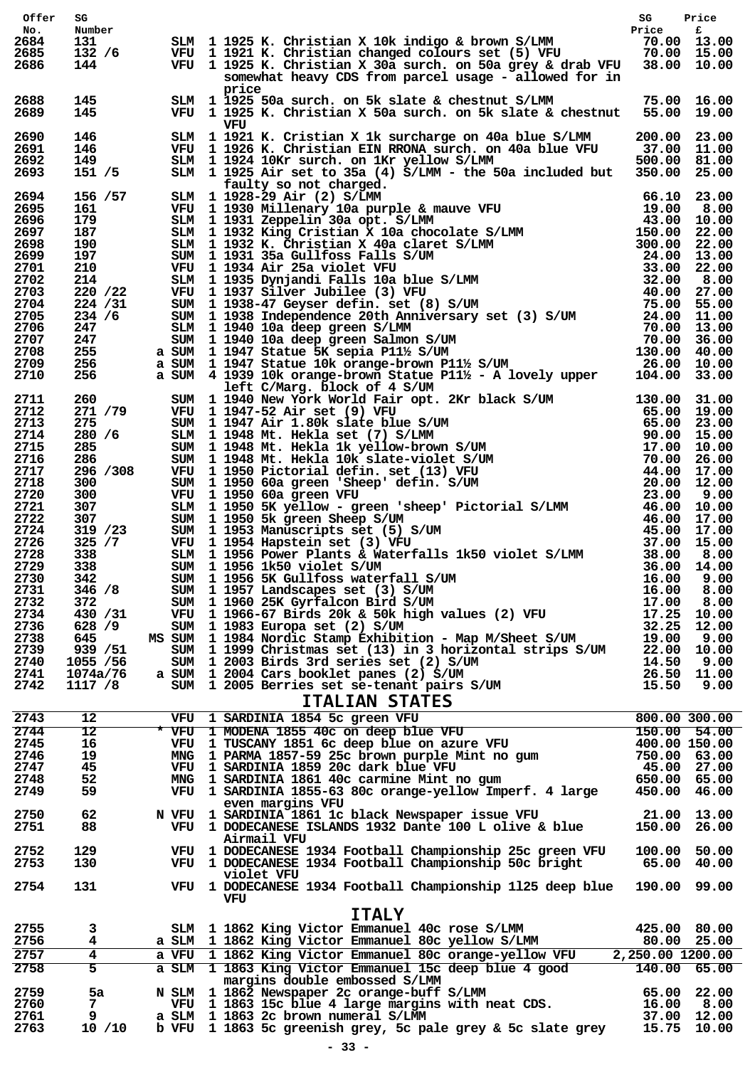| Offer No. | SG Number | | | | | SG Price | Price £ |
|---|---|---|---|---|---|---|---|
| 2684 | 131 | | SLM | 1 | 1925 K. Christian X 10k indigo & brown S/LMM | 70.00 | 13.00 |
| 2685 | 132 /6 | | VFU | 1 | 1921 K. Christian changed colours set (5) VFU | 70.00 | 15.00 |
| 2686 | 144 | | VFU | 1 | 1925 K. Christian X 30a surch. on 50a grey & drab VFU somewhat heavy CDS from parcel usage - allowed for in price | 38.00 | 10.00 |
| 2688 | 145 | | SLM | 1 | 1925 50a surch. on 5k slate & chestnut S/LMM | 75.00 | 16.00 |
| 2689 | 145 | | VFU | 1 | 1925 K. Christian X 50a surch. on 5k slate & chestnut VFU | 55.00 | 19.00 |
| 2690 | 146 | | SLM | 1 | 1921 K. Cristian X 1k surcharge on 40a blue S/LMM | 200.00 | 23.00 |
| 2691 | 146 | | VFU | 1 | 1926 K. Christian EIN RRONA surch. on 40a blue VFU | 37.00 | 11.00 |
| 2692 | 149 | | SLM | 1 | 1924 10Kr surch. on 1Kr yellow S/LMM | 500.00 | 81.00 |
| 2693 | 151 /5 | | SLM | 1 | 1925 Air set to 35a (4) S/LMM - the 50a included but faulty so not charged. | 350.00 | 25.00 |
| 2694 | 156 /57 | | SLM | 1 | 1928-29 Air (2) S/LMM | 66.10 | 23.00 |
| 2695 | 161 | | VFU | 1 | 1930 Millenary 10a purple & mauve VFU | 19.00 | 8.00 |
| 2696 | 179 | | SLM | 1 | 1931 Zeppelin 30a opt. S/LMM | 43.00 | 10.00 |
| 2697 | 187 | | SLM | 1 | 1932 King Cristian X 10a chocolate S/LMM | 150.00 | 22.00 |
| 2698 | 190 | | SLM | 1 | 1932 K. Christian X 40a claret S/LMM | 300.00 | 22.00 |
| 2699 | 197 | | SUM | 1 | 1931 35a Gullfoss Falls S/UM | 24.00 | 13.00 |
| 2701 | 210 | | VFU | 1 | 1934 Air 25a violet VFU | 33.00 | 22.00 |
| 2702 | 214 | | SLM | 1 | 1935 Dynjandi Falls 10a blue S/LMM | 32.00 | 8.00 |
| 2703 | 220 /22 | | VFU | 1 | 1937 Silver Jubilee (3) VFU | 40.00 | 27.00 |
| 2704 | 224 /31 | | SUM | 1 | 1938-47 Geyser defin. set (8) S/UM | 75.00 | 55.00 |
| 2705 | 234 /6 | | SUM | 1 | 1938 Independence 20th Anniversary set (3) S/UM | 24.00 | 11.00 |
| 2706 | 247 | | SLM | 1 | 1940 10a deep green S/LMM | 70.00 | 13.00 |
| 2707 | 247 | | SUM | 1 | 1940 10a deep green Salmon S/UM | 70.00 | 36.00 |
| 2708 | 255 | a | SUM | 1 | 1947 Statue 5K sepia P11½ S/UM | 130.00 | 40.00 |
| 2709 | 256 | a | SUM | 1 | 1947 Statue 10k orange-brown P11½ S/UM | 26.00 | 10.00 |
| 2710 | 256 | a | SUM | 4 | 1939 10k orange-brown Statue P11½ - A lovely upper left C/Marg. block of 4 S/UM | 104.00 | 33.00 |
| 2711 | 260 | | SUM | 1 | 1940 New York World Fair opt. 2Kr black S/UM | 130.00 | 31.00 |
| 2712 | 271 /79 | | VFU | 1 | 1947-52 Air set (9) VFU | 65.00 | 19.00 |
| 2713 | 275 | | SUM | 1 | 1947 Air 1.80k slate blue S/UM | 65.00 | 23.00 |
| 2714 | 280 /6 | | SLM | 1 | 1948 Mt. Hekla set (7) S/LMM | 90.00 | 15.00 |
| 2715 | 285 | | SUM | 1 | 1948 Mt. Hekla 1k yellow-brown S/UM | 17.00 | 10.00 |
| 2716 | 286 | | SUM | 1 | 1948 Mt. Hekla 10k slate-violet S/UM | 70.00 | 26.00 |
| 2717 | 296 /308 | | VFU | 1 | 1950 Pictorial defin. set (13) VFU | 44.00 | 17.00 |
| 2718 | 300 | | SUM | 1 | 1950 60a green 'Sheep' defin. S/UM | 20.00 | 12.00 |
| 2720 | 300 | | VFU | 1 | 1950 60a green VFU | 23.00 | 9.00 |
| 2721 | 307 | | SLM | 1 | 1950 5K yellow - green 'sheep' Pictorial S/LMM | 46.00 | 10.00 |
| 2722 | 307 | | SUM | 1 | 1950 5k green Sheep S/UM | 46.00 | 17.00 |
| 2724 | 319 /23 | | SUM | 1 | 1953 Manuscripts set (5) S/UM | 45.00 | 17.00 |
| 2726 | 325 /7 | | VFU | 1 | 1954 Hapstein set (3) VFU | 37.00 | 15.00 |
| 2728 | 338 | | SLM | 1 | 1956 Power Plants & Waterfalls 1k50 violet S/LMM | 38.00 | 8.00 |
| 2729 | 338 | | SUM | 1 | 1956 1k50 violet S/UM | 36.00 | 14.00 |
| 2730 | 342 | | SUM | 1 | 1956 5K Gullfoss waterfall S/UM | 16.00 | 9.00 |
| 2731 | 346 /8 | | SUM | 1 | 1957 Landscapes set (3) S/UM | 16.00 | 8.00 |
| 2732 | 372 | | SUM | 1 | 1960 25K Gyrfalcon Bird S/UM | 17.00 | 8.00 |
| 2734 | 430 /31 | | VFU | 1 | 1966-67 Birds 20k & 50k high values (2) VFU | 17.25 | 10.00 |
| 2736 | 628 /9 | | SUM | 1 | 1983 Europa set (2) S/UM | 32.25 | 12.00 |
| 2738 | 645 | MS | SUM | 1 | 1984 Nordic Stamp Exhibition - Map M/Sheet S/UM | 19.00 | 9.00 |
| 2739 | 939 /51 | | SUM | 1 | 1999 Christmas set (13) in 3 horizontal strips S/UM | 22.00 | 10.00 |
| 2740 | 1055 /56 | | SUM | 1 | 2003 Birds 3rd series set (2) S/UM | 14.50 | 9.00 |
| 2741 | 1074a/76 | a | SUM | 1 | 2004 Cars booklet panes (2) S/UM | 26.50 | 11.00 |
| 2742 | 1117 /8 | | SUM | 1 | 2005 Berries set se-tenant pairs S/UM | 15.50 | 9.00 |

## ITALIAN STATES

| Offer No. | SG Number | | | | | SG Price | Price £ |
|---|---|---|---|---|---|---|---|
| 2743 | 12 | | VFU | 1 | SARDINIA 1854 5c green VFU | 800.00 | 300.00 |
| 2744 | 12 | * | VFU | 1 | MODENA 1855 40c on deep blue VFU | 150.00 | 54.00 |
| 2745 | 16 | | VFU | 1 | TUSCANY 1851 6c deep blue on azure VFU | 400.00 | 150.00 |
| 2746 | 19 | | MNG | 1 | PARMA 1857-59 25c brown purple Mint no gum | 750.00 | 63.00 |
| 2747 | 45 | | VFU | 1 | SARDINIA 1859 20c dark blue VFU | 45.00 | 27.00 |
| 2748 | 52 | | MNG | 1 | SARDINIA 1861 40c carmine Mint no gum | 650.00 | 65.00 |
| 2749 | 59 | | VFU | 1 | SARDINIA 1855-63 80c orange-yellow Imperf. 4 large even margins VFU | 450.00 | 46.00 |
| 2750 | 62 | N | VFU | 1 | SARDINIA 1861 1c black Newspaper issue VFU | 21.00 | 13.00 |
| 2751 | 88 | | VFU | 1 | DODECANESE ISLANDS 1932 Dante 100 L olive & blue Airmail VFU | 150.00 | 26.00 |
| 2752 | 129 | | VFU | 1 | DODECANESE 1934 Football Championship 25c green VFU | 100.00 | 50.00 |
| 2753 | 130 | | VFU | 1 | DODECANESE 1934 Football Championship 50c bright violet VFU | 65.00 | 40.00 |
| 2754 | 131 | | VFU | 1 | DODECANESE 1934 Football Championship 1l25 deep blue VFU | 190.00 | 99.00 |

## ITALY

| Offer No. | SG Number | | | | | SG Price | Price £ |
|---|---|---|---|---|---|---|---|
| 2755 | 3 | | SLM | 1 | 1862 King Victor Emmanuel 40c rose S/LMM | 425.00 | 80.00 |
| 2756 | 4 | a | SLM | 1 | 1862 King Victor Emmanuel 80c yellow S/LMM | 80.00 | 25.00 |
| 2757 | 4 | a | VFU | 1 | 1862 King Victor Emmanuel 80c orange-yellow VFU | 2,250.00 | 1200.00 |
| 2758 | 5 | a | SLM | 1 | 1863 King Victor Emmanuel 15c deep blue 4 good margins double embossed S/LMM | 140.00 | 65.00 |
| 2759 | 5a | N | SLM | 1 | 1862 Newspaper 2c orange-buff S/LMM | 65.00 | 22.00 |
| 2760 | 7 | | VFU | 1 | 1863 15c blue 4 large margins with neat CDS. | 16.00 | 8.00 |
| 2761 | 9 | a | SLM | 1 | 1863 2c brown numeral S/LMM | 37.00 | 12.00 |
| 2763 | 10 /10 | b | VFU | 1 | 1863 5c greenish grey, 5c pale grey & 5c slate grey | 15.75 | 10.00 |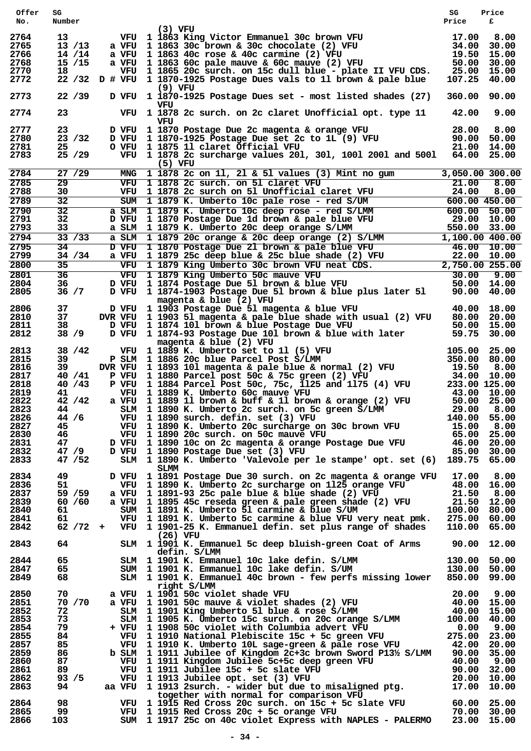| Offer No. | SG Number | | | | | SG Price | Price £ |
|---|---|---|---|---|---|---|---|
| | | | | | (3) VFU | | |
| 2764 | 13 | | VFU | 1 | 1863 King Victor Emmanuel 30c brown VFU | 17.00 | 8.00 |
| 2765 | 13 /13 | a | VFU | 1 | 1863 30c brown & 30c chocolate (2) VFU | 34.00 | 30.00 |
| 2766 | 14 /14 | a | VFU | 1 | 1863 40c rose & 40c carmine (2) VFU | 19.50 | 15.00 |
| 2768 | 15 /15 | a | VFU | 1 | 1863 60c pale mauve & 60c mauve (2) VFU | 50.00 | 30.00 |
| 2770 | 18 | | VFU | 1 | 1865 20c surch. on 15c dull blue - plate II VFU CDS. | 25.00 | 15.00 |
| 2772 | 22 /32 | D # | VFU | 1 | 1870-1925 Postage Dues vals to 1l brown & pale blue (9) VFU | 107.25 | 40.00 |
| 2773 | 22 /39 | D | VFU | 1 | 1870-1925 Postage Dues set - most listed shades (27) VFU | 360.00 | 90.00 |
| 2774 | 23 | | VFU | 1 | 1878 2c surch. on 2c claret Unofficial opt. type 11 VFU | 42.00 | 9.00 |
| 2777 | 23 | D | VFU | 1 | 1870 Postage Due 2c magenta & orange VFU | 28.00 | 8.00 |
| 2780 | 23 /32 | D | VFU | 1 | 1870-1925 Postage Due set 2c to 1L (9) VFU | 90.00 | 50.00 |
| 2781 | 25 | O | VFU | 1 | 1875 1l claret Official VFU | 21.00 | 14.00 |
| 2783 | 25 /29 | | VFU | 1 | 1878 2c surcharge values 20l, 30l, 100l 200l and 500l (5) VFU | 64.00 | 25.00 |
| 2784 | 27 /29 | | MNG | 1 | 1878 2c on 1l, 2l & 5l values (3) Mint no gum | 3,050.00 | 300.00 |
| 2785 | 29 | | VFU | 1 | 1878 2c surch. on 5l claret VFU | 21.00 | 8.00 |
| 2788 | 30 | | VFU | 1 | 1878 2c surch on 5l Unofficial claret VFU | 24.00 | 8.00 |
| 2789 | 32 | | SUM | 1 | 1879 K. Umberto 10c pale rose - red S/UM | 600.00 | 450.00 |
| 2790 | 32 | a | SLM | 1 | 1879 K. Umberto 10c deep rose - red S/LMM | 600.00 | 50.00 |
| 2791 | 32 | D | VFU | 1 | 1870 Postage Due 1d brown & pale blue VFU | 29.00 | 10.00 |
| 2793 | 33 | a | SLM | 1 | 1879 K. Umberto 20c deep orange S/LMM | 550.00 | 33.00 |
| 2794 | 33 /33 | a | SLM | 1 | 1879 20c orange & 20c deep orange (2) S/LMM | 1,100.00 | 400.00 |
| 2795 | 34 | D | VFU | 1 | 1870 Postage Due 2l brown & pale blue VFU | 46.00 | 10.00 |
| 2799 | 34 /34 | a | VFU | 1 | 1879 25c deep blue & 25c blue shade (2) VFU | 22.00 | 10.00 |
| 2800 | 35 | | VFU | 1 | 1879 King Umberto 30c brown VFU neat CDS. | 2,750.00 | 255.00 |
| 2801 | 36 | | VFU | 1 | 1879 King Umberto 50c mauve VFU | 30.00 | 9.00 |
| 2804 | 36 | D | VFU | 1 | 1874 Postage Due 5l brown & blue VFU | 50.00 | 14.00 |
| 2805 | 36 /7 | D | VFU | 1 | 1874-1903 Postage Due 5l brown & blue plus later 5l magenta & blue (2) VFU | 90.00 | 40.00 |
| 2806 | 37 | D | VFU | 1 | 1903 Postage Due 5l magenta & blue VFU | 40.00 | 18.00 |
| 2810 | 37 | DVR | VFU | 1 | 1903 5l magenta & pale blue shade with usual (2) VFU | 80.00 | 20.00 |
| 2811 | 38 | D | VFU | 1 | 1874 10l brown & blue Postage Due VFU | 50.00 | 15.00 |
| 2812 | 38 /9 | D | VFU | 1 | 1874-93 Postage Due 10l brown & blue with later magenta & blue (2) VFU | 59.75 | 30.00 |
| 2813 | 38 /42 | | VFU | 1 | 1889 K. Umberto set to 1l (5) VFU | 105.00 | 25.00 |
| 2815 | 39 | P | SLM | 1 | 1886 20c blue Parcel Post S/LMM | 350.00 | 80.00 |
| 2816 | 39 | DVR | VFU | 1 | 1893 10l magenta & pale blue & normal (2) VFU | 19.50 | 8.00 |
| 2817 | 40 /41 | P | VFU | 1 | 1880 Parcel post 50c & 75c green (2) VFU | 34.00 | 10.00 |
| 2818 | 40 /43 | P | VFU | 1 | 1884 Parcel Post 50c, 75c, 1l25 and 1l75 (4) VFU | 233.00 | 125.00 |
| 2819 | 41 | | VFU | 1 | 1889 K. Umberto 60c mauve VFU | 43.00 | 10.00 |
| 2822 | 42 /42 | a | VFU | 1 | 1889 1l brown & buff & 1l brown & orange (2) VFU | 50.00 | 25.00 |
| 2823 | 44 | | SLM | 1 | 1890 K. Umberto 2c surch. on 5c green S/LMM | 29.00 | 8.00 |
| 2826 | 44 /6 | | VFU | 1 | 1890 surch. defin. set (3) VFU | 140.00 | 55.00 |
| 2827 | 45 | | VFU | 1 | 1890 K. Umberto 20c surcharge on 30c brown VFU | 15.00 | 8.00 |
| 2830 | 46 | | VFU | 1 | 1890 20c surch. on 50c mauve VFU | 65.00 | 25.00 |
| 2831 | 47 | D | VFU | 1 | 1890 10c on 2c magenta & orange Postage Due VFU | 46.00 | 20.00 |
| 2832 | 47 /9 | D | VFU | 1 | 1890 Postage Due set (3) VFU | 85.00 | 30.00 |
| 2833 | 47 /52 | | SLM | 1 | 1890 K. Umberto 'Valevole per le stampe' opt. set (6) SLMM | 189.75 | 65.00 |
| 2834 | 49 | D | VFU | 1 | 1891 Postage Due 30 surch. on 2c magenta & orange VFU | 17.00 | 8.00 |
| 2836 | 51 | | VFU | 1 | 1890 K. Umberto 2c surcharge on 1l25 orange VFU | 48.00 | 16.00 |
| 2837 | 59 /59 | a | VFU | 1 | 1891-93 25c pale blue & blue shade (2) VFU | 21.50 | 8.00 |
| 2839 | 60 /60 | a | VFU | 1 | 1895 45c reseda green & pale green shade (2) VFU | 21.50 | 12.00 |
| 2840 | 61 | | SUM | 1 | 1891 K. Umberto 5l carmine & blue S/UM | 100.00 | 80.00 |
| 2841 | 61 | | VFU | 1 | 1891 K. Umberto 5c carmine & blue VFU very neat pmk. | 275.00 | 60.00 |
| 2842 | 62 /72 | + | VFU | 1 | 1901-25 K. Emmanuel defin. set plus range of shades (26) VFU | 110.00 | 65.00 |
| 2843 | 64 | | SLM | 1 | 1901 K. Emmanuel 5c deep bluish-green Coat of Arms defin. S/LMM | 90.00 | 12.00 |
| 2844 | 65 | | SLM | 1 | 1901 K. Emmanuel 10c lake defin. S/LMM | 130.00 | 50.00 |
| 2847 | 65 | | SUM | 1 | 1901 K. Emmanuel 10c lake defin. S/UM | 130.00 | 50.00 |
| 2849 | 68 | | SLM | 1 | 1901 K. Emmanuel 40c brown - few perfs missing lower right S/LMM | 850.00 | 99.00 |
| 2850 | 70 | a | VFU | 1 | 1901 50c violet shade VFU | 20.00 | 9.00 |
| 2851 | 70 /70 | a | VFU | 1 | 1901 50c mauve & violet shades (2) VFU | 40.00 | 15.00 |
| 2852 | 72 | | SLM | 1 | 1901 King Umberto 5l blue & rose S/LMM | 40.00 | 15.00 |
| 2853 | 73 | | SLM | 1 | 1905 K. Umberto 15c surch. on 20c orange S/LMM | 100.00 | 40.00 |
| 2854 | 79 | + | VFU | 1 | 1908 50c violet with Columbia advert VFU | 0.00 | 9.00 |
| 2855 | 84 | | VFU | 1 | 1910 National Plebiscite 15c + 5c green VFU | 275.00 | 23.00 |
| 2857 | 85 | | VFU | 1 | 1910 K. Umberto 10L sage-green & pale rose VFU | 42.00 | 20.00 |
| 2859 | 86 | b | SLM | 1 | 1911 Jubilee of Kingdom 2c+3c brown Sword P13½ S/LMM | 90.00 | 35.00 |
| 2860 | 87 | | VFU | 1 | 1911 Kingdom Jubilee 5c+5c deep green VFU | 40.00 | 9.00 |
| 2861 | 89 | | VFU | 1 | 1911 Jubilee 15c + 5c slate VFU | 90.00 | 32.00 |
| 2862 | 93 /5 | | VFU | 1 | 1913 Jubilee opt. set (3) VFU | 20.00 | 10.00 |
| 2863 | 94 | aa | VFU | 1 | 1913 2surch. - wider but due to misaligned ptg. together with normal for comparison VFU | 17.00 | 10.00 |
| 2864 | 98 | | VFU | 1 | 1915 Red Cross 20c surch. on 15c + 5c slate VFU | 60.00 | 25.00 |
| 2865 | 99 | | VFU | 1 | 1915 Red Cross 20c + 5c orange VFU | 70.00 | 30.00 |
| 2866 | 103 | | SUM | 1 | 1917 25c on 40c violet Express with NAPLES - PALERMO | 23.00 | 15.00 |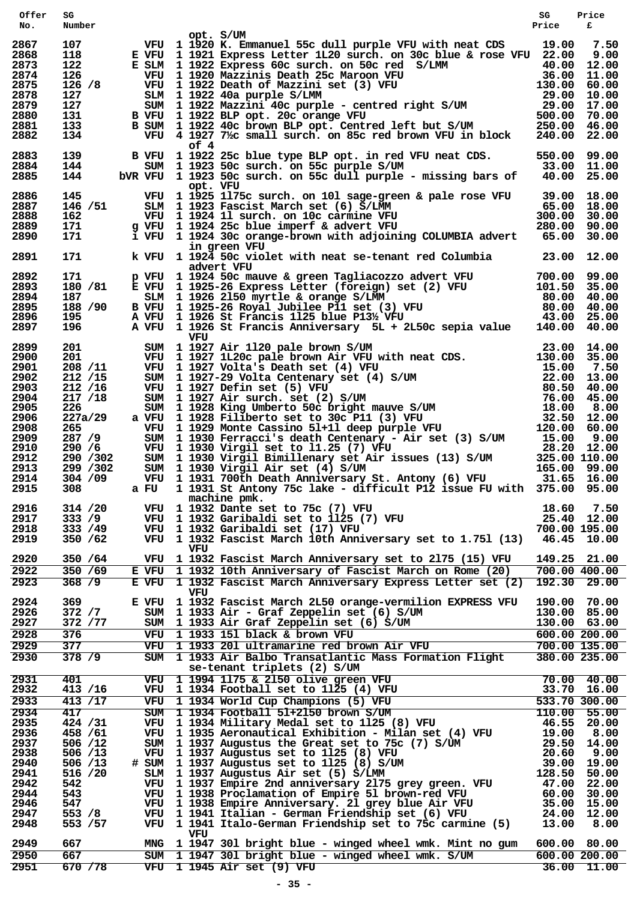| Offer No. | SG Number | | | | SG Price | Price £ |
|---|---|---|---|---|---|---|
| | | | | opt. S/UM | | |
| 2867 | 107 | VFU | 1 | 1920 K. Emmanuel 55c dull purple VFU with neat CDS | 19.00 | 7.50 |
| 2868 | 118 | E VFU | 1 | 1921 Express Letter 1L20 surch. on 30c blue & rose VFU | 22.00 | 9.00 |
| 2873 | 122 | E SLM | 1 | 1922 Express 60c surch. on 50c red S/LMM | 40.00 | 12.00 |
| 2874 | 126 | VFU | 1 | 1920 Mazzinis Death 25c Maroon VFU | 36.00 | 11.00 |
| 2875 | 126 /8 | VFU | 1 | 1922 Death of Mazzini set (3) VFU | 130.00 | 60.00 |
| 2878 | 127 | SLM | 1 | 1922 40a purple S/LMM | 29.00 | 10.00 |
| 2879 | 127 | SUM | 1 | 1922 Mazzini 40c purple - centred right S/UM | 29.00 | 17.00 |
| 2880 | 131 | B VFU | 1 | 1922 BLP opt. 20c orange VFU | 500.00 | 70.00 |
| 2881 | 133 | B SUM | 1 | 1922 40c brown BLP opt. Centred left but S/UM | 250.00 | 46.00 |
| 2882 | 134 | VFU | 4 | 1927 7½c small surch. on 85c red brown VFU in block of 4 | 240.00 | 22.00 |
| 2883 | 139 | B VFU | 1 | 1922 25c blue type BLP opt. in red VFU neat CDS. | 550.00 | 99.00 |
| 2884 | 144 | SUM | 1 | 1923 50c surch. on 55c purple S/UM | 33.00 | 11.00 |
| 2885 | 144 | bVR VFU | 1 | 1923 50c surch. on 55c dull purple - missing bars of opt. VFU | 40.00 | 25.00 |
| 2886 | 145 | VFU | 1 | 1925 1l75c surch. on 10l sage-green & pale rose VFU | 39.00 | 18.00 |
| 2887 | 146 /51 | SLM | 1 | 1923 Fascist March set (6) S/LMM | 65.00 | 18.00 |
| 2888 | 162 | VFU | 1 | 1924 1l surch. on 10c carmine VFU | 300.00 | 30.00 |
| 2889 | 171 | g VFU | 1 | 1924 25c blue imperf & advert VFU | 280.00 | 90.00 |
| 2890 | 171 | i VFU | 1 | 1924 30c orange-brown with adjoining COLUMBIA advert in green VFU | 65.00 | 30.00 |
| 2891 | 171 | k VFU | 1 | 1924 50c violet with neat se-tenant red Columbia advert VFU | 23.00 | 12.00 |
| 2892 | 171 | p VFU | 1 | 1924 50c mauve & green Tagliacozzo advert VFU | 700.00 | 99.00 |
| 2893 | 180 /81 | E VFU | 1 | 1925-26 Express Letter (foreign) set (2) VFU | 101.50 | 35.00 |
| 2894 | 187 | SLM | 1 | 1926 2l50 myrtle & orange S/LMM | 80.00 | 40.00 |
| 2895 | 188 /90 | B VFU | 1 | 1925-26 Royal Jubilee P11 set (3) VFU | 80.00 | 40.00 |
| 2896 | 195 | A VFU | 1 | 1926 St Francis 1l25 blue P13½ VFU | 43.00 | 25.00 |
| 2897 | 196 | A VFU | 1 | 1926 St Francis Anniversary 5L + 2L50c sepia value VFU | 140.00 | 40.00 |
| 2899 | 201 | SUM | 1 | 1927 Air 1l20 pale brown S/UM | 23.00 | 14.00 |
| 2900 | 201 | VFU | 1 | 1927 1L20c pale brown Air VFU with neat CDS. | 130.00 | 35.00 |
| 2901 | 208 /11 | VFU | 1 | 1927 Volta's Death set (4) VFU | 15.00 | 7.50 |
| 2902 | 212 /15 | SUM | 1 | 1927-29 Volta Centenary set (4) S/UM | 22.00 | 13.00 |
| 2903 | 212 /16 | VFU | 1 | 1927 Defin set (5) VFU | 80.50 | 40.00 |
| 2904 | 217 /18 | SUM | 1 | 1927 Air surch. set (2) S/UM | 76.00 | 45.00 |
| 2905 | 226 | SUM | 1 | 1928 King Umberto 50c bright mauve S/UM | 18.00 | 8.00 |
| 2906 | 227a/29 | a VFU | 1 | 1928 Filiberto set to 30c P11 (3) VFU | 32.50 | 12.00 |
| 2908 | 265 | VFU | 1 | 1929 Monte Cassino 5l+1l deep purple VFU | 120.00 | 60.00 |
| 2909 | 287 /9 | SUM | 1 | 1930 Ferracci's death Centenary - Air set (3) S/UM | 15.00 | 9.00 |
| 2910 | 290 /6 | VFU | 1 | 1930 Virgil set to l1.25 (7) VFU | 28.20 | 12.00 |
| 2912 | 290 /302 | SUM | 1 | 1930 Virgil Bimillenary set Air issues (13) S/UM | 325.00 | 110.00 |
| 2913 | 299 /302 | SUM | 1 | 1930 Virgil Air set (4) S/UM | 165.00 | 99.00 |
| 2914 | 304 /09 | VFU | 1 | 1931 700th Death Anniversary St. Antony (6) VFU | 31.65 | 16.00 |
| 2915 | 308 | a FU | 1 | 1931 St Antony 75c lake - difficult P12 issue FU with machine pmk. | 375.00 | 95.00 |
| 2916 | 314 /20 | VFU | 1 | 1932 Dante set to 75c (7) VFU | 18.60 | 7.50 |
| 2917 | 333 /9 | VFU | 1 | 1932 Garibaldi set to 1l25 (7) VFU | 25.40 | 12.00 |
| 2918 | 333 /49 | VFU | 1 | 1932 Garibaldi set (17) VFU | 700.00 | 195.00 |
| 2919 | 350 /62 | VFU | 1 | 1932 Fascist March 10th Anniversary set to 1.75l (13) VFU | 46.45 | 10.00 |
| 2920 | 350 /64 | VFU | 1 | 1932 Fascist March Anniversary set to 2l75 (15) VFU | 149.25 | 21.00 |
| 2922 | 350 /69 | E VFU | 1 | 1932 10th Anniversary of Fascist March on Rome (20) | 700.00 | 400.00 |
| 2923 | 368 /9 | E VFU | 1 | 1932 Fascist March Anniversary Express Letter set (2) VFU | 192.30 | 29.00 |
| 2924 | 369 | E VFU | 1 | 1932 Fascist March 2L50 orange-vermilion EXPRESS VFU | 190.00 | 70.00 |
| 2926 | 372 /7 | SUM | 1 | 1933 Air - Graf Zeppelin set (6) S/UM | 130.00 | 85.00 |
| 2927 | 372 /77 | SUM | 1 | 1933 Air Graf Zeppelin set (6) S/UM | 130.00 | 63.00 |
| 2928 | 376 | VFU | 1 | 1933 15l black & brown VFU | 600.00 | 200.00 |
| 2929 | 377 | VFU | 1 | 1933 20l ultramarine red brown Air VFU | 700.00 | 135.00 |
| 2930 | 378 /9 | SUM | 1 | 1933 Air Balbo Transatlantic Mass Formation Flight se-tenant triplets (2) S/UM | 380.00 | 235.00 |
| 2931 | 401 | VFU | 1 | 1994 1l75 & 2l50 olive green VFU | 70.00 | 40.00 |
| 2932 | 413 /16 | VFU | 1 | 1934 Football set to 1l25 (4) VFU | 33.70 | 16.00 |
| 2933 | 413 /17 | VFU | 1 | 1934 World Cup Champions (5) VFU | 533.70 | 300.00 |
| 2934 | 417 | SUM | 1 | 1934 Football 5l+2l50 brown S/UM | 110.00 | 55.00 |
| 2935 | 424 /31 | VFU | 1 | 1934 Military Medal set to 1l25 (8) VFU | 46.55 | 20.00 |
| 2936 | 458 /61 | VFU | 1 | 1935 Aeronautical Exhibition - Milan set (4) VFU | 19.00 | 8.00 |
| 2937 | 506 /12 | SUM | 1 | 1937 Augustus the Great set to 75c (7) S/UM | 29.50 | 14.00 |
| 2938 | 506 /13 | VFU | 1 | 1937 Augustus set to 1l25 (8) VFU | 20.60 | 9.00 |
| 2940 | 506 /13 | # SUM | 1 | 1937 Augustus set to 1l25 (8) S/UM | 39.00 | 19.00 |
| 2941 | 516 /20 | SLM | 1 | 1937 Augustus Air set (5) S/LMM | 128.50 | 50.00 |
| 2942 | 542 | VFU | 1 | 1937 Empire 2nd anniversary 2l75 grey green. VFU | 47.00 | 22.00 |
| 2944 | 543 | VFU | 1 | 1938 Proclamation of Empire 5l brown-red VFU | 60.00 | 30.00 |
| 2946 | 547 | VFU | 1 | 1938 Empire Anniversary. 2l grey blue Air VFU | 35.00 | 15.00 |
| 2947 | 553 /8 | VFU | 1 | 1941 Italian - German Friendship set (6) VFU | 24.00 | 12.00 |
| 2948 | 553 /57 | VFU | 1 | 1941 Italo-German Friendship set to 75c carmine (5) VFU | 13.00 | 8.00 |
| 2949 | 667 | MNG | 1 | 1947 30l bright blue - winged wheel wmk. Mint no gum | 600.00 | 80.00 |
| 2950 | 667 | SUM | 1 | 1947 30l bright blue - winged wheel wmk. S/UM | 600.00 | 200.00 |
| 2951 | 670 /78 | VFU | 1 | 1945 Air set (9) VFU | 36.00 | 11.00 |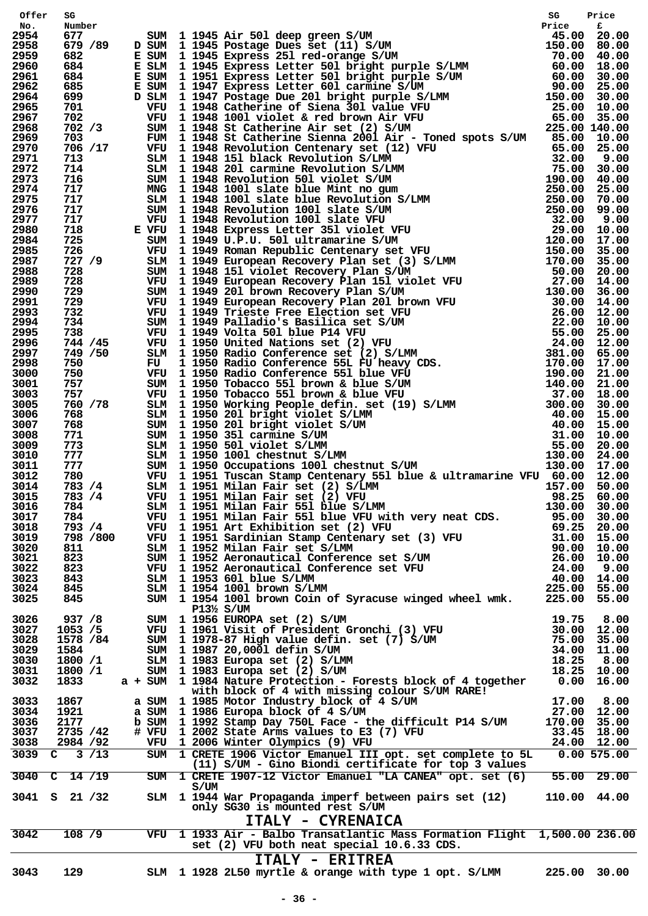| Offer No. | SG Number | | | | | SG Price | Price £ |
|---|---|---|---|---|---|---|---|
| 2954 | 677 | | SUM | 1 | 1945 Air 50l deep green S/UM | 45.00 | 20.00 |
| 2958 | 679 /89 | D | SUM | 1 | 1945 Postage Dues set (11) S/UM | 150.00 | 80.00 |
| 2959 | 682 | E | SUM | 1 | 1945 Express 25l red-orange S/UM | 70.00 | 40.00 |
| 2960 | 684 | E | SLM | 1 | 1945 Express Letter 50l bright purple S/LMM | 60.00 | 18.00 |
| 2961 | 684 | E | SUM | 1 | 1951 Express Letter 50l bright purple S/UM | 60.00 | 30.00 |
| 2962 | 685 | E | SUM | 1 | 1947 Express Letter 60l carmine S/UM | 90.00 | 25.00 |
| 2964 | 699 | D | SLM | 1 | 1947 Postage Due 20l bright purple S/LMM | 150.00 | 30.00 |
| 2965 | 701 | | VFU | 1 | 1948 Catherine of Siena 30l value VFU | 25.00 | 10.00 |
| 2967 | 702 | | VFU | 1 | 1948 100l violet & red brown Air VFU | 65.00 | 35.00 |
| 2968 | 702 /3 | | SUM | 1 | 1948 St Catherine Air set (2) S/UM | 225.00 | 140.00 |
| 2969 | 703 | | FUM | 1 | 1948 St Catherine Sienna 200l Air - Toned spots S/UM | 85.00 | 10.00 |
| 2970 | 706 /17 | | VFU | 1 | 1948 Revolution Centenary set (12) VFU | 65.00 | 25.00 |
| 2971 | 713 | | SLM | 1 | 1948 15l black Revolution S/LMM | 32.00 | 9.00 |
| 2972 | 714 | | SLM | 1 | 1948 20l carmine Revolution S/LMM | 75.00 | 30.00 |
| 2973 | 716 | | SUM | 1 | 1948 Revolution 50l violet S/UM | 190.00 | 40.00 |
| 2974 | 717 | | MNG | 1 | 1948 100l slate blue Mint no gum | 250.00 | 25.00 |
| 2975 | 717 | | SLM | 1 | 1948 100l slate blue Revolution S/LMM | 250.00 | 70.00 |
| 2976 | 717 | | SUM | 1 | 1948 Revolution 100l slate S/UM | 250.00 | 99.00 |
| 2977 | 717 | | VFU | 1 | 1948 Revolution 100l slate VFU | 32.00 | 9.00 |
| 2980 | 718 | E | VFU | 1 | 1948 Express Letter 35l violet VFU | 29.00 | 10.00 |
| 2984 | 725 | | SUM | 1 | 1949 U.P.U. 50l ultramarine S/UM | 120.00 | 17.00 |
| 2985 | 726 | | VFU | 1 | 1949 Roman Republic Centenary set VFU | 150.00 | 35.00 |
| 2987 | 727 /9 | | SLM | 1 | 1949 European Recovery Plan set (3) S/LMM | 170.00 | 35.00 |
| 2988 | 728 | | SUM | 1 | 1948 15l violet Recovery Plan S/UM | 50.00 | 20.00 |
| 2989 | 728 | | VFU | 1 | 1949 European Recovery Plan 15l violet VFU | 27.00 | 14.00 |
| 2990 | 729 | | SUM | 1 | 1949 20l brown Recovery Plan S/UM | 130.00 | 36.00 |
| 2991 | 729 | | VFU | 1 | 1949 European Recovery Plan 20l brown VFU | 30.00 | 14.00 |
| 2993 | 732 | | VFU | 1 | 1949 Trieste Free Election set VFU | 26.00 | 12.00 |
| 2994 | 734 | | SUM | 1 | 1949 Palladio's Basilica set S/UM | 22.00 | 10.00 |
| 2995 | 738 | | VFU | 1 | 1949 Volta 50l blue P14 VFU | 55.00 | 25.00 |
| 2996 | 744 /45 | | VFU | 1 | 1950 United Nations set (2) VFU | 24.00 | 12.00 |
| 2997 | 749 /50 | | SLM | 1 | 1950 Radio Conference set (2) S/LMM | 381.00 | 65.00 |
| 2998 | 750 | | FU | 1 | 1950 Radio Conference 55L FU heavy CDS. | 170.00 | 17.00 |
| 3000 | 750 | | VFU | 1 | 1950 Radio Conference 55l blue VFU | 190.00 | 21.00 |
| 3001 | 757 | | SUM | 1 | 1950 Tobacco 55l brown & blue S/UM | 140.00 | 21.00 |
| 3003 | 757 | | VFU | 1 | 1950 Tobacco 55l brown & blue VFU | 37.00 | 18.00 |
| 3005 | 760 /78 | | SLM | 1 | 1950 Working People defin. set (19) S/LMM | 300.00 | 30.00 |
| 3006 | 768 | | SLM | 1 | 1950 20l bright violet S/LMM | 40.00 | 15.00 |
| 3007 | 768 | | SUM | 1 | 1950 20l bright violet S/UM | 40.00 | 15.00 |
| 3008 | 771 | | SUM | 1 | 1950 35l carmine S/UM | 31.00 | 10.00 |
| 3009 | 773 | | SLM | 1 | 1950 50l violet S/LMM | 55.00 | 20.00 |
| 3010 | 777 | | SLM | 1 | 1950 100l chestnut S/LMM | 130.00 | 24.00 |
| 3011 | 777 | | SUM | 1 | 1950 Occupations 100l chestnut S/UM | 130.00 | 17.00 |
| 3012 | 780 | | VFU | 1 | 1951 Tuscan Stamp Centenary 55l blue & ultramarine VFU | 60.00 | 12.00 |
| 3014 | 783 /4 | | SLM | 1 | 1951 Milan Fair set (2) S/LMM | 157.00 | 50.00 |
| 3015 | 783 /4 | | VFU | 1 | 1951 Milan Fair set (2) VFU | 98.25 | 60.00 |
| 3016 | 784 | | SLM | 1 | 1951 Milan Fair 55l blue S/LMM | 130.00 | 30.00 |
| 3017 | 784 | | VFU | 1 | 1951 Milan Fair 55l blue VFU with very neat CDS. | 95.00 | 30.00 |
| 3018 | 793 /4 | | VFU | 1 | 1951 Art Exhibition set (2) VFU | 69.25 | 20.00 |
| 3019 | 798 /800 | | VFU | 1 | 1951 Sardinian Stamp Centenary set (3) VFU | 31.00 | 15.00 |
| 3020 | 811 | | SLM | 1 | 1952 Milan Fair set S/LMM | 90.00 | 10.00 |
| 3021 | 823 | | SUM | 1 | 1952 Aeronautical Conference set S/UM | 26.00 | 10.00 |
| 3022 | 823 | | VFU | 1 | 1952 Aeronautical Conference set VFU | 24.00 | 9.00 |
| 3023 | 843 | | SLM | 1 | 1953 60l blue S/LMM | 40.00 | 14.00 |
| 3024 | 845 | | SLM | 1 | 1954 100l brown S/LMM | 225.00 | 55.00 |
| 3025 | 845 | | SUM | 1 | 1954 100l brown Coin of Syracuse winged wheel wmk. P13½ S/UM | 225.00 | 55.00 |
| 3026 | 937 /8 | | SUM | 1 | 1956 EUROPA set (2) S/UM | 19.75 | 8.00 |
| 3027 | 1053 /5 | | VFU | 1 | 1961 Visit of President Gronchi (3) VFU | 30.00 | 12.00 |
| 3028 | 1578 /84 | | SUM | 1 | 1978-87 High value defin. set (7) S/UM | 75.00 | 35.00 |
| 3029 | 1584 | | SUM | 1 | 1987 20,000l defin S/UM | 34.00 | 11.00 |
| 3030 | 1800 /1 | | SLM | 1 | 1983 Europa set (2) S/LMM | 18.25 | 8.00 |
| 3031 | 1800 /1 | | SUM | 1 | 1983 Europa set (2) S/UM | 18.25 | 10.00 |
| 3032 | 1833 | a + | SUM | 1 | 1984 Nature Protection - Forests block of 4 together with block of 4 with missing colour S/UM RARE! | 0.00 | 16.00 |
| 3033 | 1867 | a | SUM | 1 | 1985 Motor Industry block of 4 S/UM | 17.00 | 8.00 |
| 3034 | 1921 | a | SUM | 1 | 1986 Europa block of 4 S/UM | 27.00 | 12.00 |
| 3036 | 2177 | b | SUM | 1 | 1992 Stamp Day 750L Face - the difficult P14 S/UM | 170.00 | 35.00 |
| 3037 | 2735 /42 | # | VFU | 1 | 2002 State Arms values to E3 (7) VFU | 33.45 | 18.00 |
| 3038 | 2984 /92 | | VFU | 1 | 2006 Winter Olympics (9) VFU | 24.00 | 12.00 |
| 3039 | C 3 /13 | | SUM | 1 | CRETE 1906 Victor Emanuel III opt. set complete to 5L (11) S/UM - Gino Biondi certificate for top 3 values | 0.00 | 575.00 |
| 3040 | C 14 /19 | | SUM | 1 | CRETE 1907-12 Victor Emanuel "LA CANEA" opt. set (6) S/UM | 55.00 | 29.00 |
| 3041 | S 21 /32 | | SLM | 1 | 1944 War Propaganda imperf between pairs set (12) only SG30 is mounted rest S/UM | 110.00 | 44.00 |

## ITALY - CYRENAICA

| Offer No. | SG Number | | | | | SG Price | Price £ |
|---|---|---|---|---|---|---|---|
| 3042 | 108 /9 | | VFU | 1 | 1933 Air - Balbo Transatlantic Mass Formation Flight set (2) VFU both neat special 10.6.33 CDS. | 1,500.00 | 236.00 |

## ITALY - ERITREA

| Offer No. | SG Number | | | | | SG Price | Price £ |
|---|---|---|---|---|---|---|---|
| 3043 | 129 | | SLM | 1 | 1928 2L50 myrtle & orange with type 1 opt. S/LMM | 225.00 | 30.00 |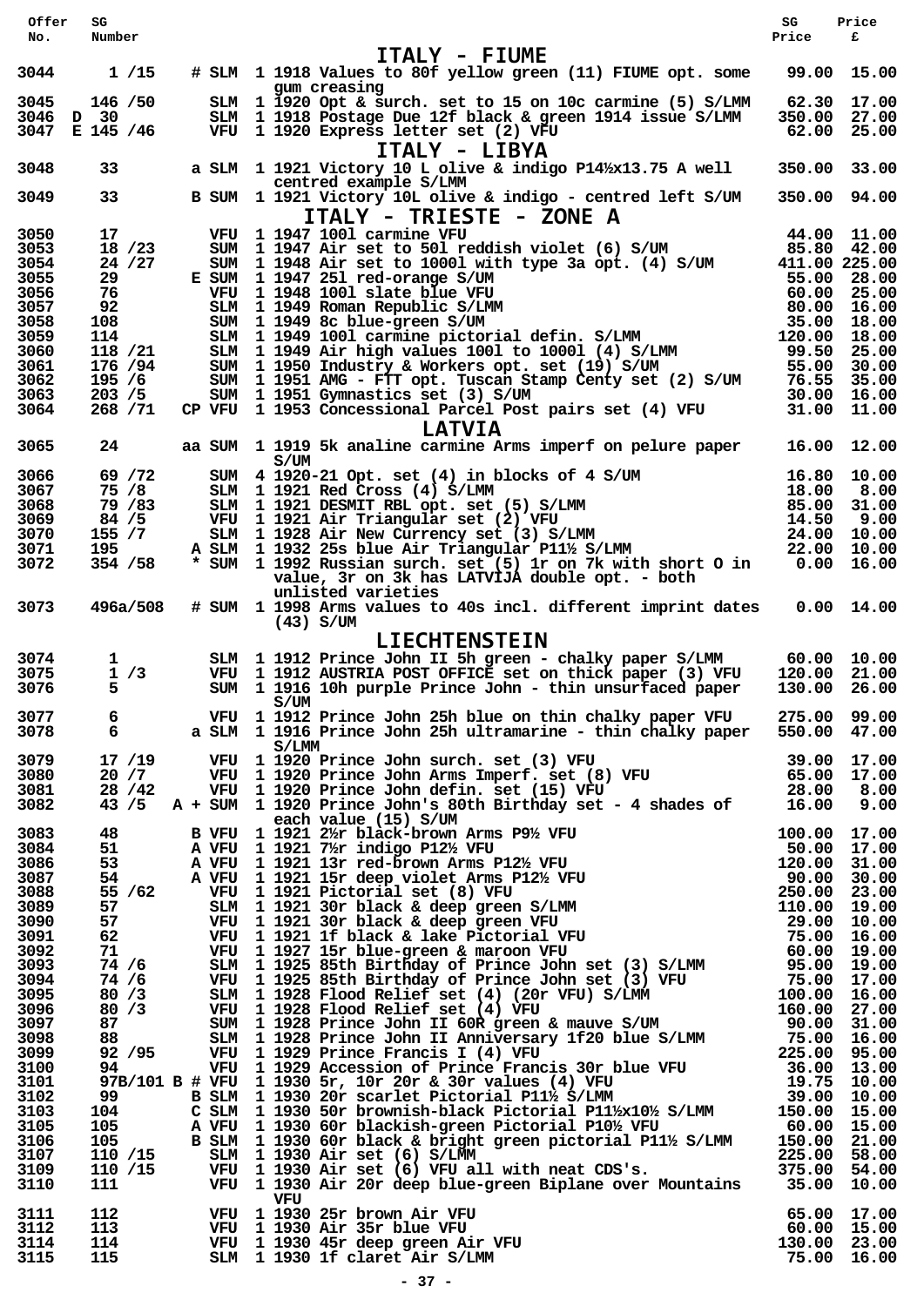| Offer No. | SG Number | | | | | SG Price | Price £ |
|---|---|---|---|---|---|---|---|

## ITALY - FIUME

| Offer No. | SG Number | | | | Description | SG Price | Price £ |
|---|---|---|---|---|---|---|---|
| 3044 | 1 /15 | # | SLM | 1 | 1918 Values to 80f yellow green (11) FIUME opt. some gum creasing | 99.00 | 15.00 |
| 3045 | 146 /50 | | SLM | 1 | 1920 Opt & surch. set to 15 on 10c carmine (5) S/LMM | 62.30 | 17.00 |
| 3046 | D 30 | | SLM | 1 | 1918 Postage Due 12f black & green 1914 issue S/LMM | 350.00 | 27.00 |
| 3047 | E 145 /46 | | VFU | 1 | 1920 Express letter set (2) VFU | 62.00 | 25.00 |

## ITALY - LIBYA

| Offer No. | SG Number | | | | Description | SG Price | Price £ |
|---|---|---|---|---|---|---|---|
| 3048 | 33 | a | SLM | 1 | 1921 Victory 10 L olive & indigo P14½x13.75 A well centred example S/LMM | 350.00 | 33.00 |
| 3049 | 33 | B | SUM | 1 | 1921 Victory 10L olive & indigo - centred left S/UM | 350.00 | 94.00 |

## ITALY - TRIESTE - ZONE A

| Offer No. | SG Number | | | | Description | SG Price | Price £ |
|---|---|---|---|---|---|---|---|
| 3050 | 17 | | VFU | 1 | 1947 100l carmine VFU | 44.00 | 11.00 |
| 3053 | 18 /23 | | SUM | 1 | 1947 Air set to 50l reddish violet (6) S/UM | 85.80 | 42.00 |
| 3054 | 24 /27 | | SUM | 1 | 1948 Air set to 1000l with type 3a opt. (4) S/UM | 411.00 | 225.00 |
| 3055 | 29 | E | SUM | 1 | 1947 25l red-orange S/UM | 55.00 | 28.00 |
| 3056 | 76 | | VFU | 1 | 1948 100l slate blue VFU | 60.00 | 25.00 |
| 3057 | 92 | | SLM | 1 | 1949 Roman Republic S/LMM | 80.00 | 16.00 |
| 3058 | 108 | | SUM | 1 | 1949 8c blue-green S/UM | 35.00 | 18.00 |
| 3059 | 114 | | SLM | 1 | 1949 100l carmine pictorial defin. S/LMM | 120.00 | 18.00 |
| 3060 | 118 /21 | | SLM | 1 | 1949 Air high values 100l to 1000l (4) S/LMM | 99.50 | 25.00 |
| 3061 | 176 /94 | | SUM | 1 | 1950 Industry & Workers opt. set (19) S/UM | 55.00 | 30.00 |
| 3062 | 195 /6 | | SUM | 1 | 1951 AMG - FTT opt. Tuscan Stamp Centy set (2) S/UM | 76.55 | 35.00 |
| 3063 | 203 /5 | | SUM | 1 | 1951 Gymnastics set (3) S/UM | 30.00 | 16.00 |
| 3064 | 268 /71 | CP | VFU | 1 | 1953 Concessional Parcel Post pairs set (4) VFU | 31.00 | 11.00 |

## LATVIA

| Offer No. | SG Number | | | | Description | SG Price | Price £ |
|---|---|---|---|---|---|---|---|
| 3065 | 24 | aa | SUM | 1 | 1919 5k analine carmine Arms imperf on pelure paper S/UM | 16.00 | 12.00 |
| 3066 | 69 /72 | | SUM | 4 | 1920-21 Opt. set (4) in blocks of 4 S/UM | 16.80 | 10.00 |
| 3067 | 75 /8 | | SLM | 1 | 1921 Red Cross (4) S/LMM | 18.00 | 8.00 |
| 3068 | 79 /83 | | SLM | 1 | 1921 DESMIT RBL opt. set (5) S/LMM | 85.00 | 31.00 |
| 3069 | 84 /5 | | VFU | 1 | 1921 Air Triangular set (2) VFU | 14.50 | 9.00 |
| 3070 | 155 /7 | | SLM | 1 | 1928 Air New Currency set (3) S/LMM | 24.00 | 10.00 |
| 3071 | 195 | A | SLM | 1 | 1932 25s blue Air Triangular P11½ S/LMM | 22.00 | 10.00 |
| 3072 | 354 /58 | * | SUM | 1 | 1992 Russian surch. set (5) 1r on 7k with short O in value, 3r on 3k has LATVIJA double opt. - both unlisted varieties | 0.00 | 16.00 |
| 3073 | 496a/508 | # | SUM | 1 | 1998 Arms values to 40s incl. different imprint dates (43) S/UM | 0.00 | 14.00 |

## LIECHTENSTEIN

| Offer No. | SG Number | | | | Description | SG Price | Price £ |
|---|---|---|---|---|---|---|---|
| 3074 | 1 | | SLM | 1 | 1912 Prince John II 5h green - chalky paper S/LMM | 60.00 | 10.00 |
| 3075 | 1 /3 | | VFU | 1 | 1912 AUSTRIA POST OFFICE set on thick paper (3) VFU | 120.00 | 21.00 |
| 3076 | 5 | | SUM | 1 | 1916 10h purple Prince John - thin unsurfaced paper S/UM | 130.00 | 26.00 |
| 3077 | 6 | | VFU | 1 | 1912 Prince John 25h blue on thin chalky paper VFU | 275.00 | 99.00 |
| 3078 | 6 | a | SLM | 1 | 1916 Prince John 25h ultramarine - thin chalky paper S/LMM | 550.00 | 47.00 |
| 3079 | 17 /19 | | VFU | 1 | 1920 Prince John surch. set (3) VFU | 39.00 | 17.00 |
| 3080 | 20 /7 | | VFU | 1 | 1920 Prince John Arms Imperf. set (8) VFU | 65.00 | 17.00 |
| 3081 | 28 /42 | | VFU | 1 | 1920 Prince John defin. set (15) VFU | 28.00 | 8.00 |
| 3082 | 43 /5 | A + | SUM | 1 | 1920 Prince John's 80th Birthday set - 4 shades of each value (15) S/UM | 16.00 | 9.00 |
| 3083 | 48 | B | VFU | 1 | 1921 2½r black-brown Arms P9½ VFU | 100.00 | 17.00 |
| 3084 | 51 | A | VFU | 1 | 1921 7½r indigo P12½ VFU | 50.00 | 17.00 |
| 3086 | 53 | A | VFU | 1 | 1921 13r red-brown Arms P12½ VFU | 120.00 | 31.00 |
| 3087 | 54 | A | VFU | 1 | 1921 15r deep violet Arms P12½ VFU | 90.00 | 30.00 |
| 3088 | 55 /62 | | VFU | 1 | 1921 Pictorial set (8) VFU | 250.00 | 23.00 |
| 3089 | 57 | | SLM | 1 | 1921 30r black & deep green S/LMM | 110.00 | 19.00 |
| 3090 | 57 | | VFU | 1 | 1921 30r black & deep green VFU | 29.00 | 10.00 |
| 3091 | 62 | | VFU | 1 | 1921 1f black & lake Pictorial VFU | 75.00 | 16.00 |
| 3092 | 71 | | VFU | 1 | 1927 15r blue-green & maroon VFU | 60.00 | 19.00 |
| 3093 | 74 /6 | | SLM | 1 | 1925 85th Birthday of Prince John set (3) S/LMM | 95.00 | 19.00 |
| 3094 | 74 /6 | | VFU | 1 | 1925 85th Birthday of Prince John set (3) VFU | 75.00 | 17.00 |
| 3095 | 80 /3 | | SLM | 1 | 1928 Flood Relief set (4) (20r VFU) S/LMM | 100.00 | 16.00 |
| 3096 | 80 /3 | | VFU | 1 | 1928 Flood Relief set (4) VFU | 160.00 | 27.00 |
| 3097 | 87 | | SUM | 1 | 1928 Prince John II 60R green & mauve S/UM | 90.00 | 31.00 |
| 3098 | 88 | | SLM | 1 | 1928 Prince John II Anniversary 1f20 blue S/LMM | 75.00 | 16.00 |
| 3099 | 92 /95 | | VFU | 1 | 1929 Prince Francis I (4) VFU | 225.00 | 95.00 |
| 3100 | 94 | | VFU | 1 | 1929 Accession of Prince Francis 30r blue VFU | 36.00 | 13.00 |
| 3101 | 97B/101 | B # | VFU | 1 | 1930 5r, 10r 20r & 30r values (4) VFU | 19.75 | 10.00 |
| 3102 | 99 | B | SLM | 1 | 1930 20r scarlet Pictorial P11½ S/LMM | 39.00 | 10.00 |
| 3103 | 104 | C | SLM | 1 | 1930 50r brownish-black Pictorial P11½x10½ S/LMM | 150.00 | 15.00 |
| 3105 | 105 | A | VFU | 1 | 1930 60r blackish-green Pictorial P10½ VFU | 60.00 | 15.00 |
| 3106 | 105 | B | SLM | 1 | 1930 60r black & bright green pictorial P11½ S/LMM | 150.00 | 21.00 |
| 3107 | 110 /15 | | SLM | 1 | 1930 Air set (6) S/LMM | 225.00 | 58.00 |
| 3109 | 110 /15 | | VFU | 1 | 1930 Air set (6) VFU all with neat CDS's. | 375.00 | 54.00 |
| 3110 | 111 | | VFU | 1 | 1930 Air 20r deep blue-green Biplane over Mountains VFU | 35.00 | 10.00 |
| 3111 | 112 | | VFU | 1 | 1930 25r brown Air VFU | 65.00 | 17.00 |
| 3112 | 113 | | VFU | 1 | 1930 Air 35r blue VFU | 60.00 | 15.00 |
| 3114 | 114 | | VFU | 1 | 1930 45r deep green Air VFU | 130.00 | 23.00 |
| 3115 | 115 | | SLM | 1 | 1930 1f claret Air S/LMM | 75.00 | 16.00 |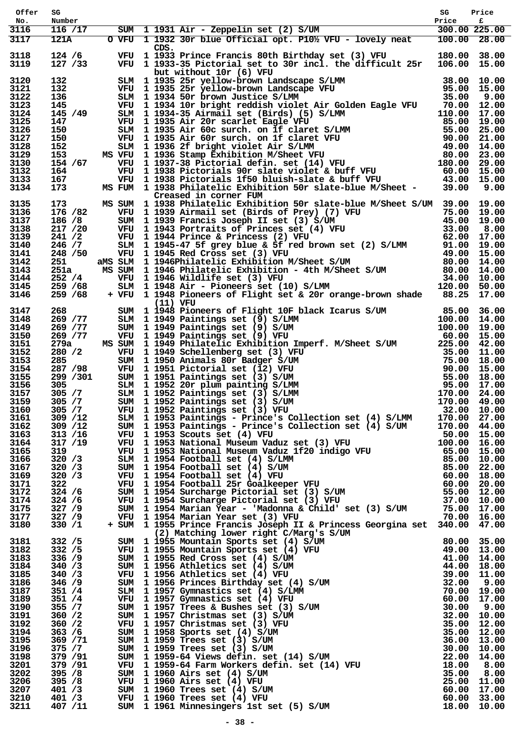| Offer No. | SG Number | | | | SG Price | Price £ |
|---|---|---|---|---|---|---|
| 3116 | 116 /17 | | SUM | 1 1931 Air - Zeppelin set (2) S/UM | 300.00 | 225.00 |
| 3117 | 121A | O | VFU | 1 1932 30r blue Official opt. P10½ VFU - lovely neat CDS. | 100.00 | 28.00 |
| 3118 | 124 /6 | | VFU | 1 1933 Prince Francis 80th Birthday set (3) VFU | 180.00 | 38.00 |
| 3119 | 127 /33 | | VFU | 1 1933-35 Pictorial set to 30r incl. the difficult 25r but without 10r (6) VFU | 106.00 | 15.00 |
| 3120 | 132 | | SLM | 1 1935 25r yellow-brown Landscape S/LMM | 38.00 | 10.00 |
| 3121 | 132 | | VFU | 1 1935 25r yellow-brown Landscape VFU | 95.00 | 15.00 |
| 3122 | 136 | | SLM | 1 1934 50r brown Justice S/LMM | 35.00 | 9.00 |
| 3123 | 145 | | VFU | 1 1934 10r bright reddish violet Air Golden Eagle VFU | 70.00 | 12.00 |
| 3124 | 145 /49 | | SLM | 1 1934-35 Airmail set (Birds) (5) S/LMM | 110.00 | 17.00 |
| 3125 | 147 | | VFU | 1 1935 Air 20r scarlet Eagle VFU | 85.00 | 19.00 |
| 3126 | 150 | | SLM | 1 1935 Air 60c surch. on 1f claret S/LMM | 55.00 | 25.00 |
| 3127 | 150 | | VFU | 1 1935 Air 60r surch. on 1f claret VFU | 90.00 | 21.00 |
| 3128 | 152 | | SLM | 1 1936 2f bright violet Air S/LMM | 49.00 | 14.00 |
| 3129 | 153 | MS | VFU | 1 1936 Stamp Exhibition M/Sheet VFU | 80.00 | 23.00 |
| 3130 | 154 /67 | | VFU | 1 1937-38 Pictorial defin. set (14) VFU | 180.00 | 29.00 |
| 3132 | 164 | | VFU | 1 1938 Pictorials 90r slate violet & buff VFU | 60.00 | 15.00 |
| 3133 | 167 | | VFU | 1 1938 Pictorials 1f50 bluish-slate & buff VFU | 43.00 | 15.00 |
| 3134 | 173 | MS | FUM | 1 1938 Philatelic Exhibition 50r slate-blue M/Sheet - Creased in corner FUM | 39.00 | 9.00 |
| 3135 | 173 | MS | SUM | 1 1938 Philatelic Exhibition 50r slate-blue M/Sheet S/UM | 39.00 | 19.00 |
| 3136 | 176 /82 | | VFU | 1 1939 Airmail set (Birds of Prey) (7) VFU | 75.00 | 19.00 |
| 3137 | 186 /8 | | SUM | 1 1939 Francis Joseph II set (3) S/UM | 45.00 | 19.00 |
| 3138 | 217 /20 | | VFU | 1 1943 Portraits of Princes set (4) VFU | 33.00 | 8.00 |
| 3139 | 241 /2 | | VFU | 1 1944 Prince & Princess (2) VFU | 62.00 | 17.00 |
| 3140 | 246 /7 | | SLM | 1 1945-47 5f grey blue & 5f red brown set (2) S/LMM | 91.00 | 19.00 |
| 3141 | 248 /50 | | VFU | 1 1945 Red Cross set (3) VFU | 49.00 | 15.00 |
| 3142 | 251 | aMS | SLM | 1 1946Philatelic Exhibition M/Sheet S/UM | 80.00 | 14.00 |
| 3143 | 251a | MS | SUM | 1 1946 Philatelic Exhibition - 4th M/Sheet S/UM | 80.00 | 14.00 |
| 3144 | 252 /4 | | VFU | 1 1946 Wildlife set (3) VFU | 34.00 | 10.00 |
| 3145 | 259 /68 | | SLM | 1 1948 Air - Pioneers set (10) S/LMM | 120.00 | 50.00 |
| 3146 | 259 /68 | + | VFU | 1 1948 Pioneers of Flight set & 20r orange-brown shade (11) VFU | 88.25 | 17.00 |
| 3147 | 268 | | SUM | 1 1948 Pioneers of Flight 10F black Icarus S/UM | 85.00 | 36.00 |
| 3148 | 269 /77 | | SLM | 1 1949 Paintings set (9) S/LMM | 100.00 | 14.00 |
| 3149 | 269 /77 | | SUM | 1 1949 Paintings set (9) S/UM | 100.00 | 19.00 |
| 3150 | 269 /77 | | VFU | 1 1949 Paintings set (9) VFU | 60.00 | 15.00 |
| 3151 | 279a | MS | SUM | 1 1949 Philatelic Exhibition Imperf. M/Sheet S/UM | 225.00 | 42.00 |
| 3152 | 280 /2 | | VFU | 1 1949 Schellenberg set (3) VFU | 35.00 | 11.00 |
| 3153 | 285 | | SUM | 1 1950 Animals 80r Badger S/UM | 75.00 | 18.00 |
| 3154 | 287 /98 | | VFU | 1 1951 Pictorial set (12) VFU | 90.00 | 15.00 |
| 3155 | 299 /301 | | SUM | 1 1951 Paintings set (3) S/UM | 55.00 | 18.00 |
| 3156 | 305 | | SLM | 1 1952 20r plum painting S/LMM | 95.00 | 17.00 |
| 3157 | 305 /7 | | SLM | 1 1952 Paintings set (3) S/LMM | 170.00 | 24.00 |
| 3159 | 305 /7 | | SUM | 1 1952 Paintings set (3) S/UM | 170.00 | 49.00 |
| 3160 | 305 /7 | | VFU | 1 1952 Paintings set (3) VFU | 32.00 | 10.00 |
| 3161 | 309 /12 | | SLM | 1 1953 Paintings - Prince's Collection set (4) S/LMM | 170.00 | 27.00 |
| 3162 | 309 /12 | | SUM | 1 1953 Paintings - Prince's Collection set (4) S/UM | 170.00 | 44.00 |
| 3163 | 313 /16 | | VFU | 1 1953 Scouts set (4) VFU | 50.00 | 15.00 |
| 3164 | 317 /19 | | VFU | 1 1953 National Museum Vaduz set (3) VFU | 100.00 | 16.00 |
| 3165 | 319 | | VFU | 1 1953 National Museum Vaduz 1f20 indigo VFU | 65.00 | 15.00 |
| 3166 | 320 /3 | | SLM | 1 1954 Football set (4) S/LMM | 85.00 | 10.00 |
| 3167 | 320 /3 | | SUM | 1 1954 Football set (4) S/UM | 85.00 | 22.00 |
| 3169 | 320 /3 | | VFU | 1 1954 Football set (4) VFU | 60.00 | 18.00 |
| 3171 | 322 | | VFU | 1 1954 Football 25r Goalkeeper VFU | 60.00 | 20.00 |
| 3172 | 324 /6 | | SUM | 1 1954 Surcharge Pictorial set (3) S/UM | 55.00 | 12.00 |
| 3174 | 324 /6 | | VFU | 1 1954 Surcharge Pictorial set (3) VFU | 37.00 | 10.00 |
| 3175 | 327 /9 | | SUM | 1 1954 Marian Year - 'Madonna & Child' set (3) S/UM | 75.00 | 17.00 |
| 3177 | 327 /9 | | VFU | 1 1954 Marian Year set (3) VFU | 70.00 | 16.00 |
| 3180 | 330 /1 | + | SUM | 1 1955 Prince Francis Joseph II & Princess Georgina set (2) Matching lower right C/Marg's S/UM | 340.00 | 47.00 |
| 3181 | 332 /5 | | SUM | 1 1955 Mountain Sports set (4) S/UM | 80.00 | 35.00 |
| 3182 | 332 /5 | | VFU | 1 1955 Mountain Sports set (4) VFU | 49.00 | 13.00 |
| 3183 | 336 /9 | | SUM | 1 1955 Red Cross set (4) S/UM | 41.00 | 14.00 |
| 3184 | 340 /3 | | SUM | 1 1956 Athletics set (4) S/UM | 44.00 | 18.00 |
| 3185 | 340 /3 | | VFU | 1 1956 Athletics set (4) VFU | 39.00 | 11.00 |
| 3186 | 346 /9 | | SUM | 1 1956 Princes Birthday set (4) S/UM | 32.00 | 9.00 |
| 3187 | 351 /4 | | SLM | 1 1957 Gymnastics set (4) S/LMM | 70.00 | 19.00 |
| 3189 | 351 /4 | | VFU | 1 1957 Gymnastics set (4) VFU | 60.00 | 17.00 |
| 3190 | 355 /7 | | SUM | 1 1957 Trees & Bushes set (3) S/UM | 30.00 | 9.00 |
| 3191 | 360 /2 | | SUM | 1 1957 Christmas set (3) S/UM | 32.00 | 10.00 |
| 3192 | 360 /2 | | VFU | 1 1957 Christmas set (3) VFU | 35.00 | 12.00 |
| 3194 | 363 /6 | | SUM | 1 1958 Sports set (4) S/UM | 35.00 | 12.00 |
| 3195 | 369 /71 | | SUM | 1 1959 Trees set (3) S/UM | 36.00 | 13.00 |
| 3196 | 375 /7 | | SUM | 1 1959 Trees set (3) S/UM | 30.00 | 10.00 |
| 3198 | 379 /91 | | SUM | 1 1959-64 Views defin. set (14) S/UM | 22.00 | 14.00 |
| 3201 | 379 /91 | | VFU | 1 1959-64 Farm Workers defin. set (14) VFU | 18.00 | 8.00 |
| 3202 | 395 /8 | | SUM | 1 1960 Airs set (4) S/UM | 35.00 | 8.00 |
| 3206 | 395 /8 | | VFU | 1 1960 Airs set (4) VFU | 25.00 | 11.00 |
| 3207 | 401 /3 | | SUM | 1 1960 Trees set (4) S/UM | 60.00 | 17.00 |
| 3210 | 401 /3 | | VFU | 1 1960 Trees set (4) VFU | 60.00 | 33.00 |
| 3211 | 407 /11 | | SUM | 1 1961 Minnesingers 1st set (5) S/UM | 18.00 | 10.00 |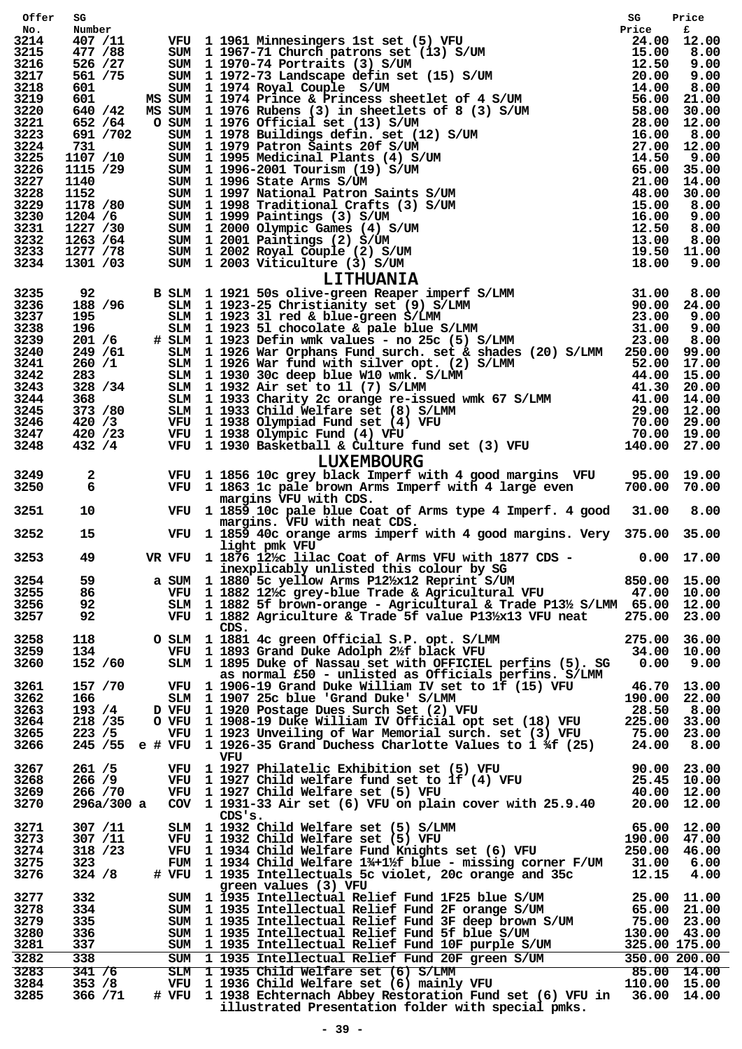| Offer No. | SG Number | | | | SG Price | Price £ |
|---|---|---|---|---|---|---|
| 3214 | 407 /11 | | VFU | 1 1961 Minnesingers 1st set (5) VFU | 24.00 | 12.00 |
| 3215 | 477 /88 | | SUM | 1 1967-71 Church patrons set (13) S/UM | 15.00 | 8.00 |
| 3216 | 526 /27 | | SUM | 1 1970-74 Portraits (3) S/UM | 12.50 | 9.00 |
| 3217 | 561 /75 | | SUM | 1 1972-73 Landscape defin set (15) S/UM | 20.00 | 9.00 |
| 3218 | 601 | | SUM | 1 1974 Royal Couple S/UM | 14.00 | 8.00 |
| 3219 | 601 | MS | SUM | 1 1974 Prince & Princess sheetlet of 4 S/UM | 56.00 | 21.00 |
| 3220 | 640 /42 | MS | SUM | 1 1976 Rubens (3) in sheetlets of 8 (3) S/UM | 58.00 | 30.00 |
| 3221 | 652 /64 | O | SUM | 1 1976 Official set (13) S/UM | 28.00 | 12.00 |
| 3223 | 691 /702 | | SUM | 1 1978 Buildings defin. set (12) S/UM | 16.00 | 8.00 |
| 3224 | 731 | | SUM | 1 1979 Patron Saints 20f S/UM | 27.00 | 12.00 |
| 3225 | 1107 /10 | | SUM | 1 1995 Medicinal Plants (4) S/UM | 14.50 | 9.00 |
| 3226 | 1115 /29 | | SUM | 1 1996-2001 Tourism (19) S/UM | 65.00 | 35.00 |
| 3227 | 1140 | | SUM | 1 1996 State Arms S/UM | 21.00 | 14.00 |
| 3228 | 1152 | | SUM | 1 1997 National Patron Saints S/UM | 48.00 | 30.00 |
| 3229 | 1178 /80 | | SUM | 1 1998 Traditional Crafts (3) S/UM | 15.00 | 8.00 |
| 3230 | 1204 /6 | | SUM | 1 1999 Paintings (3) S/UM | 16.00 | 9.00 |
| 3231 | 1227 /30 | | SUM | 1 2000 Olympic Games (4) S/UM | 12.50 | 8.00 |
| 3232 | 1263 /64 | | SUM | 1 2001 Paintings (2) S/UM | 13.00 | 8.00 |
| 3233 | 1277 /78 | | SUM | 1 2002 Royal Couple (2) S/UM | 19.50 | 11.00 |
| 3234 | 1301 /03 | | SUM | 1 2003 Viticulture (3) S/UM | 18.00 | 9.00 |

## LITHUANIA

| Offer No. | SG Number | | | | SG Price | Price £ |
|---|---|---|---|---|---|---|
| 3235 | 92 | B | SLM | 1 1921 50s olive-green Reaper imperf S/LMM | 31.00 | 8.00 |
| 3236 | 188 /96 | | SLM | 1 1923-25 Christianity set (9) S/LMM | 90.00 | 24.00 |
| 3237 | 195 | | SLM | 1 1923 3l red & blue-green S/LMM | 23.00 | 9.00 |
| 3238 | 196 | | SLM | 1 1923 5l chocolate & pale blue S/LMM | 31.00 | 9.00 |
| 3239 | 201 /6 | # | SLM | 1 1923 Defin wmk values - no 25c (5) S/LMM | 23.00 | 8.00 |
| 3240 | 249 /61 | | SLM | 1 1926 War Orphans Fund surch. set & shades (20) S/LMM | 250.00 | 99.00 |
| 3241 | 260 /1 | | SLM | 1 1926 War fund with silver opt. (2) S/LMM | 52.00 | 17.00 |
| 3242 | 283 | | SLM | 1 1930 30c deep blue W10 wmk. S/LMM | 44.00 | 15.00 |
| 3243 | 328 /34 | | SLM | 1 1932 Air set to 1l (7) S/LMM | 41.30 | 20.00 |
| 3244 | 368 | | SLM | 1 1933 Charity 2c orange re-issued wmk 67 S/LMM | 41.00 | 14.00 |
| 3245 | 373 /80 | | SLM | 1 1933 Child Welfare set (8) S/LMM | 29.00 | 12.00 |
| 3246 | 420 /3 | | VFU | 1 1938 Olympiad Fund set (4) VFU | 70.00 | 29.00 |
| 3247 | 420 /23 | | VFU | 1 1938 Olympic Fund (4) VFU | 70.00 | 19.00 |
| 3248 | 432 /4 | | VFU | 1 1930 Basketball & Culture fund set (3) VFU | 140.00 | 27.00 |

## LUXEMBOURG

| Offer No. | SG Number | | | | SG Price | Price £ |
|---|---|---|---|---|---|---|
| 3249 | 2 | | VFU | 1 1856 10c grey black Imperf with 4 good margins VFU | 95.00 | 19.00 |
| 3250 | 6 | | VFU | 1 1863 1c pale brown Arms Imperf with 4 large even margins VFU with CDS. | 700.00 | 70.00 |
| 3251 | 10 | | VFU | 1 1859 10c pale blue Coat of Arms type 4 Imperf. 4 good margins. VFU with neat CDS. | 31.00 | 8.00 |
| 3252 | 15 | | VFU | 1 1859 40c orange arms imperf with 4 good margins. Very light pmk VFU | 375.00 | 35.00 |
| 3253 | 49 | VR | VFU | 1 1876 12½c lilac Coat of Arms VFU with 1877 CDS - inexplicably unlisted this colour by SG | 0.00 | 17.00 |
| 3254 | 59 | a | SUM | 1 1880 5c yellow Arms P12½x12 Reprint S/UM | 850.00 | 15.00 |
| 3255 | 86 | | VFU | 1 1882 12½c grey-blue Trade & Agricultural VFU | 47.00 | 10.00 |
| 3256 | 92 | | SLM | 1 1882 5f brown-orange - Agricultural & Trade P13½ S/LMM | 65.00 | 12.00 |
| 3257 | 92 | | VFU | 1 1882 Agriculture & Trade 5f value P13½x13 VFU neat CDS. | 275.00 | 23.00 |
| 3258 | 118 | O | SLM | 1 1881 4c green Official S.P. opt. S/LMM | 275.00 | 36.00 |
| 3259 | 134 | | VFU | 1 1893 Grand Duke Adolph 2½f black VFU | 34.00 | 10.00 |
| 3260 | 152 /60 | | SLM | 1 1895 Duke of Nassau set with OFFICIEL perfins (5). SG as normal £50 - unlisted as Officials perfins. S/LMM | 0.00 | 9.00 |
| 3261 | 157 /70 | | VFU | 1 1906-19 Grand Duke William IV set to 1f (15) VFU | 46.70 | 13.00 |
| 3262 | 166 | | SLM | 1 1907 25c blue 'Grand Duke' S/LMM | 190.00 | 22.00 |
| 3263 | 193 /4 | D | VFU | 1 1920 Postage Dues Surch Set (2) VFU | 28.50 | 8.00 |
| 3264 | 218 /35 | O | VFU | 1 1908-19 Duke William IV Official opt set (18) VFU | 225.00 | 33.00 |
| 3265 | 223 /5 | | VFU | 1 1923 Unveiling of War Memorial surch. set (3) VFU | 75.00 | 23.00 |
| 3266 | 245 /55 | e # | VFU | 1 1926-35 Grand Duchess Charlotte Values to 1 ¾f (25) VFU | 24.00 | 8.00 |
| 3267 | 261 /5 | | VFU | 1 1927 Philatelic Exhibition set (5) VFU | 90.00 | 23.00 |
| 3268 | 266 /9 | | VFU | 1 1927 Child welfare fund set to 1f (4) VFU | 25.45 | 10.00 |
| 3269 | 266 /70 | | VFU | 1 1927 Child Welfare set (5) VFU | 40.00 | 12.00 |
| 3270 | 296a/300 a | | COV | 1 1931-33 Air set (6) VFU on plain cover with 25.9.40 CDS's. | 20.00 | 12.00 |
| 3271 | 307 /11 | | SLM | 1 1932 Child Welfare set (5) S/LMM | 65.00 | 12.00 |
| 3273 | 307 /11 | | VFU | 1 1932 Child Welfare set (5) VFU | 190.00 | 47.00 |
| 3274 | 318 /23 | | VFU | 1 1934 Child Welfare Fund Knights set (6) VFU | 250.00 | 46.00 |
| 3275 | 323 | | FUM | 1 1934 Child Welfare 1¾+1½f blue - missing corner F/UM | 31.00 | 6.00 |
| 3276 | 324 /8 | # | VFU | 1 1935 Intellectuals 5c violet, 20c orange and 35c green values (3) VFU | 12.15 | 4.00 |
| 3277 | 332 | | SUM | 1 1935 Intellectual Relief Fund 1F25 blue S/UM | 25.00 | 11.00 |
| 3278 | 334 | | SUM | 1 1935 Intellectual Relief Fund 2F orange S/UM | 65.00 | 21.00 |
| 3279 | 335 | | SUM | 1 1935 Intellectual Relief Fund 3F deep brown S/UM | 75.00 | 23.00 |
| 3280 | 336 | | SUM | 1 1935 Intellectual Relief Fund 5f blue S/UM | 130.00 | 43.00 |
| 3281 | 337 | | SUM | 1 1935 Intellectual Relief Fund 10F purple S/UM | 325.00 | 175.00 |
| 3282 | 338 | | SUM | 1 1935 Intellectual Relief Fund 20F green S/UM | 350.00 | 200.00 |
| 3283 | 341 /6 | | SLM | 1 1935 Child Welfare set (6) S/LMM | 85.00 | 14.00 |
| 3284 | 353 /8 | | VFU | 1 1936 Child Welfare set (6) mainly VFU | 110.00 | 15.00 |
| 3285 | 366 /71 | # | VFU | 1 1938 Echternach Abbey Restoration Fund set (6) VFU in illustrated Presentation folder with special pmks. | 36.00 | 14.00 |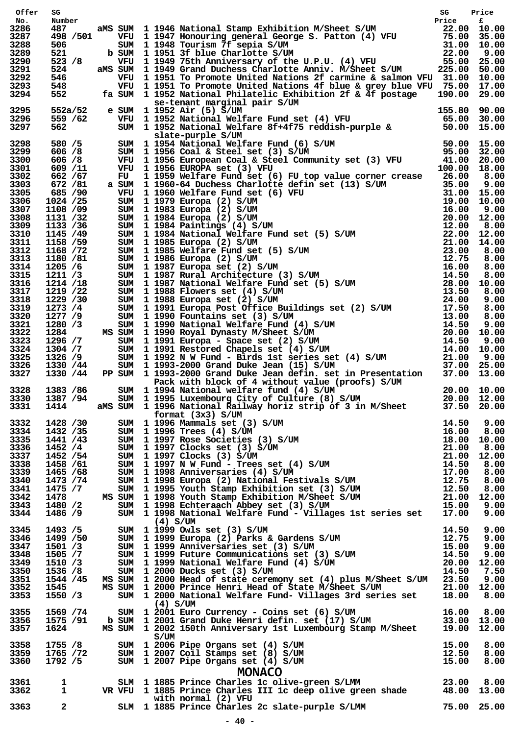| Offer No. | SG Number | | | Description | SG Price | Price £ |
|---|---|---|---|---|---|---|
| 3286 | 487 | aMS | SUM | 1 1946 National Stamp Exhibition M/Sheet S/UM | 22.00 | 10.00 |
| 3287 | 498 /501 | | VFU | 1 1947 Honouring general George S. Patton (4) VFU | 75.00 | 35.00 |
| 3288 | 506 | | SUM | 1 1948 Tourism 7f sepia S/UM | 31.00 | 10.00 |
| 3289 | 521 | b | SUM | 1 1951 3f blue Charlotte S/UM | 22.00 | 9.00 |
| 3290 | 523 /8 | | VFU | 1 1949 75th Anniversary of the U.P.U. (4) VFU | 55.00 | 25.00 |
| 3291 | 524 | aMS | SUM | 1 1949 Grand Duchess Charlotte Anniv. M/Sheet S/UM | 225.00 | 50.00 |
| 3292 | 546 | | VFU | 1 1951 To Promote United Nations 2f carmine & salmon VFU | 31.00 | 10.00 |
| 3293 | 548 | | VFU | 1 1951 To Promote United Nations 4f blue & grey blue VFU | 75.00 | 17.00 |
| 3294 | 552 | fa | SUM | 1 1952 National Philatelic Exhibition 2f & 4f postage se-tenant marginal pair S/UM | 190.00 | 29.00 |
| 3295 | 552a/52 | e | SUM | 1 1952 Air (5) S/UM | 155.80 | 90.00 |
| 3296 | 559 /62 | | VFU | 1 1952 National Welfare Fund set (4) VFU | 65.00 | 30.00 |
| 3297 | 562 | | SUM | 1 1952 National Welfare 8f+4f75 reddish-purple & slate-purple S/UM | 50.00 | 15.00 |
| 3298 | 580 /5 | | SUM | 1 1954 National Welfare Fund (6) S/UM | 50.00 | 15.00 |
| 3299 | 606 /8 | | SUM | 1 1956 Coal & Steel set (3) S/UM | 95.00 | 32.00 |
| 3300 | 606 /8 | | VFU | 1 1956 European Coal & Steel Community set (3) VFU | 41.00 | 20.00 |
| 3301 | 609 /11 | | VFU | 1 1956 EUROPA set (3) VFU | 100.00 | 18.00 |
| 3302 | 662 /67 | | FU | 1 1959 Welfare Fund set (6) FU top value corner crease | 26.00 | 8.00 |
| 3303 | 672 /81 | a | SUM | 1 1960-64 Duchess Charlotte defin set (13) S/UM | 35.00 | 9.00 |
| 3305 | 685 /90 | | VFU | 1 1960 Welfare Fund set (6) VFU | 31.00 | 15.00 |
| 3306 | 1024 /25 | | SUM | 1 1979 Europa (2) S/UM | 19.00 | 10.00 |
| 3307 | 1108 /09 | | SUM | 1 1983 Europa (2) S/UM | 16.00 | 9.00 |
| 3308 | 1131 /32 | | SUM | 1 1984 Europa (2) S/UM | 20.00 | 12.00 |
| 3309 | 1133 /36 | | SUM | 1 1984 Paintings (4) S/UM | 12.00 | 8.00 |
| 3310 | 1145 /49 | | SUM | 1 1984 National Welfare Fund set (5) S/UM | 22.00 | 12.00 |
| 3311 | 1158 /59 | | SUM | 1 1985 Europa (2) S/UM | 21.00 | 14.00 |
| 3312 | 1168 /72 | | SUM | 1 1985 Welfare Fund set (5) S/UM | 23.00 | 8.00 |
| 3313 | 1180 /81 | | SUM | 1 1986 Europa (2) S/UM | 12.75 | 8.00 |
| 3314 | 1205 /6 | | SUM | 1 1987 Europa set (2) S/UM | 16.00 | 8.00 |
| 3315 | 1211 /3 | | SUM | 1 1987 Rural Architecture (3) S/UM | 14.50 | 8.00 |
| 3316 | 1214 /18 | | SUM | 1 1987 National Welfare Fund set (5) S/UM | 28.00 | 10.00 |
| 3317 | 1219 /22 | | SUM | 1 1988 Flowers set (4) S/UM | 13.50 | 8.00 |
| 3318 | 1229 /30 | | SUM | 1 1988 Europa set (2) S/UM | 24.00 | 9.00 |
| 3319 | 1273 /4 | | SUM | 1 1991 Europa Post Office Buildings set (2) S/UM | 17.50 | 8.00 |
| 3320 | 1277 /9 | | SUM | 1 1990 Fountains set (3) S/UM | 13.00 | 8.00 |
| 3321 | 1280 /3 | | SUM | 1 1990 National Welfare Fund (4) S/UM | 14.50 | 9.00 |
| 3322 | 1284 | MS | SUM | 1 1990 Royal Dynasty M/Sheet S/UM | 20.00 | 10.00 |
| 3323 | 1296 /7 | | SUM | 1 1991 Europa - Space set (2) S/UM | 14.50 | 9.00 |
| 3324 | 1304 /7 | | SUM | 1 1991 Restored Chapels set (4) S/UM | 14.00 | 10.00 |
| 3325 | 1326 /9 | | SUM | 1 1992 N W Fund - Birds 1st series set (4) S/UM | 21.00 | 9.00 |
| 3326 | 1330 /44 | | SUM | 1 1993-2000 Grand Duke Jean (15) S/UM | 37.00 | 25.00 |
| 3327 | 1330 /44 | PP | SUM | 1 1993-2000 Grand Duke Jean defin. set in Presentation Pack with block of 4 without value (proofs) S/UM | 37.00 | 13.00 |
| 3328 | 1383 /86 | | SUM | 1 1994 National welfare fund (4) S/UM | 20.00 | 10.00 |
| 3330 | 1387 /94 | | SUM | 1 1995 Luxembourg City of Culture (8) S/UM | 20.00 | 12.00 |
| 3331 | 1414 | aMS | SUM | 1 1996 National Railway horiz strip of 3 in M/Sheet format (3x3) S/UM | 37.50 | 20.00 |
| 3332 | 1428 /30 | | SUM | 1 1996 Mammals set (3) S/UM | 14.50 | 9.00 |
| 3334 | 1432 /35 | | SUM | 1 1996 Trees (4) S/UM | 16.00 | 8.00 |
| 3335 | 1441 /43 | | SUM | 1 1997 Rose Societies (3) S/UM | 18.00 | 10.00 |
| 3336 | 1452 /4 | | SUM | 1 1997 Clocks set (3) S/UM | 21.00 | 8.00 |
| 3337 | 1452 /54 | | SUM | 1 1997 Clocks (3) S/UM | 21.00 | 12.00 |
| 3338 | 1458 /61 | | SUM | 1 1997 N W Fund - Trees set (4) S/UM | 14.50 | 8.00 |
| 3339 | 1465 /68 | | SUM | 1 1998 Anniversaries (4) S/UM | 17.00 | 8.00 |
| 3340 | 1473 /74 | | SUM | 1 1998 Europa (2) National Festivals S/UM | 12.75 | 8.00 |
| 3341 | 1475 /7 | | SUM | 1 1995 Youth Stamp Exhibition set (3) S/UM | 12.50 | 8.00 |
| 3342 | 1478 | MS | SUM | 1 1998 Youth Stamp Exhibition M/Sheet S/UM | 21.00 | 12.00 |
| 3343 | 1480 /2 | | SUM | 1 1998 Echteraach Abbey set (3) S/UM | 15.00 | 9.00 |
| 3344 | 1486 /9 | | SUM | 1 1998 National Welfare Fund - Villages 1st series set (4) S/UM | 17.00 | 9.00 |
| 3345 | 1493 /5 | | SUM | 1 1999 Owls set (3) S/UM | 14.50 | 9.00 |
| 3346 | 1499 /50 | | SUM | 1 1999 Europa (2) Parks & Gardens S/UM | 12.75 | 9.00 |
| 3347 | 1501 /3 | | SUM | 1 1999 Anniversaries set (3) S/UM | 15.00 | 9.00 |
| 3348 | 1505 /7 | | SUM | 1 1999 Future Communications set (3) S/UM | 14.50 | 9.00 |
| 3349 | 1510 /3 | | SUM | 1 1999 National Welfare Fund (4) S/UM | 20.00 | 12.00 |
| 3350 | 1536 /8 | | SUM | 1 2000 Ducks set (3) S/UM | 14.50 | 7.50 |
| 3351 | 1544 /45 | MS | SUM | 1 2000 Head of state ceremony set (4) plus M/Sheet S/UM | 23.50 | 9.00 |
| 3352 | 1545 | MS | SUM | 1 2000 Prince Henri Head of State M/Sheet S/UM | 21.00 | 12.00 |
| 3353 | 1550 /3 | | SUM | 1 2000 National Welfare Fund- Villages 3rd series set (4) S/UM | 18.00 | 8.00 |
| 3355 | 1569 /74 | | SUM | 1 2001 Euro Currency - Coins set (6) S/UM | 16.00 | 8.00 |
| 3356 | 1575 /91 | b | SUM | 1 2001 Grand Duke Henri defin. set (17) S/UM | 33.00 | 13.00 |
| 3357 | 1624 | MS | SUM | 1 2002 150th Anniversary 1st Luxembourg Stamp M/Sheet S/UM | 19.00 | 12.00 |
| 3358 | 1755 /8 | | SUM | 1 2006 Pipe Organs set (4) S/UM | 15.00 | 8.00 |
| 3359 | 1765 /72 | | SUM | 1 2007 Coil Stamps set (8) S/UM | 12.50 | 8.00 |
| 3360 | 1792 /5 | | SUM | 1 2007 Pipe Organs set (4) S/UM | 15.00 | 8.00 |

## MONACO

| Offer No. | SG Number | | | Description | SG Price | Price £ |
|---|---|---|---|---|---|---|
| 3361 | 1 | | SLM | 1 1885 Prince Charles 1c olive-green S/LMM | 23.00 | 8.00 |
| 3362 | 1 | VR | VFU | 1 1885 Prince Charles III 1c deep olive green shade with normal (2) VFU | 48.00 | 13.00 |
| 3363 | 2 | | SLM | 1 1885 Prince Charles 2c slate-purple S/LMM | 75.00 | 25.00 |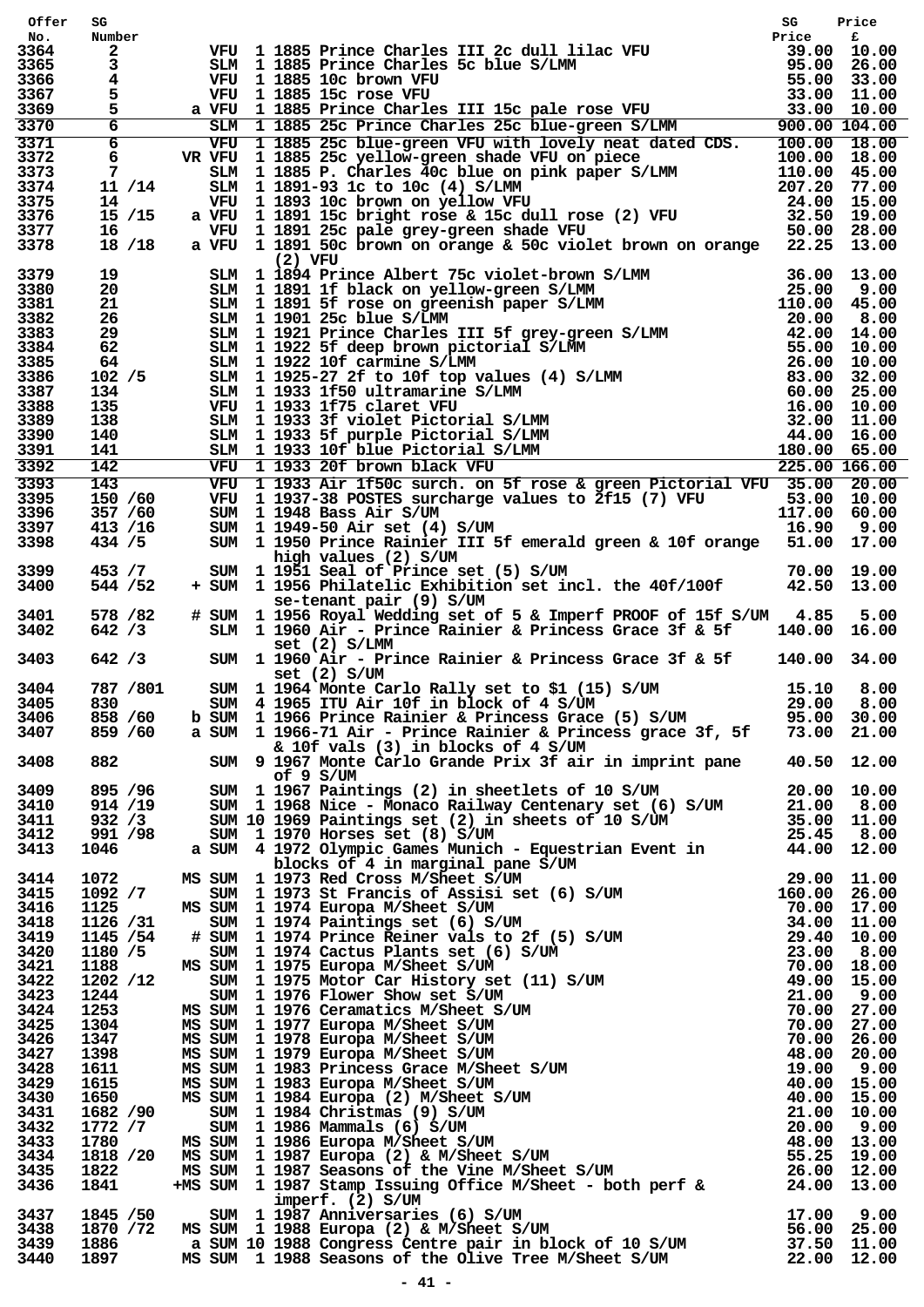| Offer No. | SG Number | | | | Description | SG Price | Price £ |
|---|---|---|---|---|---|---|---|
| 3364 | 2 | | VFU | 1 | 1885 Prince Charles III 2c dull lilac VFU | 39.00 | 10.00 |
| 3365 | 3 | | SLM | 1 | 1885 Prince Charles 5c blue S/LMM | 95.00 | 26.00 |
| 3366 | 4 | | VFU | 1 | 1885 10c brown VFU | 55.00 | 33.00 |
| 3367 | 5 | | VFU | 1 | 1885 15c rose VFU | 33.00 | 11.00 |
| 3369 | 5 | a | VFU | 1 | 1885 Prince Charles III 15c pale rose VFU | 33.00 | 10.00 |
| 3370 | 6 | | SLM | 1 | 1885 25c Prince Charles 25c blue-green S/LMM | 900.00 | 104.00 |
| 3371 | 6 | | VFU | 1 | 1885 25c blue-green VFU with lovely neat dated CDS. | 100.00 | 18.00 |
| 3372 | 6 | VR | VFU | 1 | 1885 25c yellow-green shade VFU on piece | 100.00 | 18.00 |
| 3373 | 7 | | SLM | 1 | 1885 P. Charles 40c blue on pink paper S/LMM | 110.00 | 45.00 |
| 3374 | 11 /14 | | SLM | 1 | 1891-93 1c to 10c (4) S/LMM | 207.20 | 77.00 |
| 3375 | 14 | | VFU | 1 | 1893 10c brown on yellow VFU | 24.00 | 15.00 |
| 3376 | 15 /15 | a | VFU | 1 | 1891 15c bright rose & 15c dull rose (2) VFU | 32.50 | 19.00 |
| 3377 | 16 | | VFU | 1 | 1891 25c pale grey-green shade VFU | 50.00 | 28.00 |
| 3378 | 18 /18 | a | VFU | 1 | 1891 50c brown on orange & 50c violet brown on orange (2) VFU | 22.25 | 13.00 |
| 3379 | 19 | | SLM | 1 | 1894 Prince Albert 75c violet-brown S/LMM | 36.00 | 13.00 |
| 3380 | 20 | | SLM | 1 | 1891 1f black on yellow-green S/LMM | 25.00 | 9.00 |
| 3381 | 21 | | SLM | 1 | 1891 5f rose on greenish paper S/LMM | 110.00 | 45.00 |
| 3382 | 26 | | SLM | 1 | 1901 25c blue S/LMM | 20.00 | 8.00 |
| 3383 | 29 | | SLM | 1 | 1921 Prince Charles III 5f grey-green S/LMM | 42.00 | 14.00 |
| 3384 | 62 | | SLM | 1 | 1922 5f deep brown pictorial S/LMM | 55.00 | 10.00 |
| 3385 | 64 | | SLM | 1 | 1922 10f carmine S/LMM | 26.00 | 10.00 |
| 3386 | 102 /5 | | SLM | 1 | 1925-27 2f to 10f top values (4) S/LMM | 83.00 | 32.00 |
| 3387 | 134 | | SLM | 1 | 1933 1f50 ultramarine S/LMM | 60.00 | 25.00 |
| 3388 | 135 | | VFU | 1 | 1933 1f75 claret VFU | 16.00 | 10.00 |
| 3389 | 138 | | SLM | 1 | 1933 3f violet Pictorial S/LMM | 32.00 | 11.00 |
| 3390 | 140 | | SLM | 1 | 1933 5f purple Pictorial S/LMM | 44.00 | 16.00 |
| 3391 | 141 | | SLM | 1 | 1933 10f blue Pictorial S/LMM | 180.00 | 65.00 |
| 3392 | 142 | | VFU | 1 | 1933 20f brown black VFU | 225.00 | 166.00 |
| 3393 | 143 | | VFU | 1 | 1933 Air 1f50c surch. on 5f rose & green Pictorial VFU | 35.00 | 20.00 |
| 3395 | 150 /60 | | VFU | 1 | 1937-38 POSTES surcharge values to 2f15 (7) VFU | 53.00 | 10.00 |
| 3396 | 357 /60 | | SUM | 1 | 1948 Bass Air S/UM | 117.00 | 60.00 |
| 3397 | 413 /16 | | SUM | 1 | 1949-50 Air set (4) S/UM | 16.90 | 9.00 |
| 3398 | 434 /5 | | SUM | 1 | 1950 Prince Rainier III 5f emerald green & 10f orange high values (2) S/UM | 51.00 | 17.00 |
| 3399 | 453 /7 | | SUM | 1 | 1951 Seal of Prince set (5) S/UM | 70.00 | 19.00 |
| 3400 | 544 /52 | + | SUM | 1 | 1956 Philatelic Exhibition set incl. the 40f/100f se-tenant pair (9) S/UM | 42.50 | 13.00 |
| 3401 | 578 /82 | # | SUM | 1 | 1956 Royal Wedding set of 5 & Imperf PROOF of 15f S/UM | 4.85 | 5.00 |
| 3402 | 642 /3 | | SLM | 1 | 1960 Air - Prince Rainier & Princess Grace 3f & 5f set (2) S/LMM | 140.00 | 16.00 |
| 3403 | 642 /3 | | SUM | 1 | 1960 Air - Prince Rainier & Princess Grace 3f & 5f set (2) S/UM | 140.00 | 34.00 |
| 3404 | 787 /801 | | SUM | 1 | 1964 Monte Carlo Rally set to $1 (15) S/UM | 15.10 | 8.00 |
| 3405 | 830 | | SUM | 4 | 1965 ITU Air 10f in block of 4 S/UM | 29.00 | 8.00 |
| 3406 | 858 /60 | b | SUM | 1 | 1966 Prince Rainier & Princess Grace (5) S/UM | 95.00 | 30.00 |
| 3407 | 859 /60 | a | SUM | 1 | 1966-71 Air - Prince Rainier & Princess grace 3f, 5f & 10f vals (3) in blocks of 4 S/UM | 73.00 | 21.00 |
| 3408 | 882 | | SUM | 9 | 1967 Monte Carlo Grande Prix 3f air in imprint pane of 9 S/UM | 40.50 | 12.00 |
| 3409 | 895 /96 | | SUM | 1 | 1967 Paintings (2) in sheetlets of 10 S/UM | 20.00 | 10.00 |
| 3410 | 914 /19 | | SUM | 1 | 1968 Nice - Monaco Railway Centenary set (6) S/UM | 21.00 | 8.00 |
| 3411 | 932 /3 | | SUM | 10 | 1969 Paintings set (2) in sheets of 10 S/UM | 35.00 | 11.00 |
| 3412 | 991 /98 | | SUM | 1 | 1970 Horses set (8) S/UM | 25.45 | 8.00 |
| 3413 | 1046 | a | SUM | 4 | 1972 Olympic Games Munich - Equestrian Event in blocks of 4 in marginal pane S/UM | 44.00 | 12.00 |
| 3414 | 1072 | MS | SUM | 1 | 1973 Red Cross M/Sheet S/UM | 29.00 | 11.00 |
| 3415 | 1092 /7 | | SUM | 1 | 1973 St Francis of Assisi set (6) S/UM | 160.00 | 26.00 |
| 3416 | 1125 | MS | SUM | 1 | 1974 Europa M/Sheet S/UM | 70.00 | 17.00 |
| 3418 | 1126 /31 | | SUM | 1 | 1974 Paintings set (6) S/UM | 34.00 | 11.00 |
| 3419 | 1145 /54 | # | SUM | 1 | 1974 Prince Reiner vals to 2f (5) S/UM | 29.40 | 10.00 |
| 3420 | 1180 /5 | | SUM | 1 | 1974 Cactus Plants set (6) S/UM | 23.00 | 8.00 |
| 3421 | 1188 | MS | SUM | 1 | 1975 Europa M/Sheet S/UM | 70.00 | 18.00 |
| 3422 | 1202 /12 | | SUM | 1 | 1975 Motor Car History set (11) S/UM | 49.00 | 15.00 |
| 3423 | 1244 | | SUM | 1 | 1976 Flower Show set S/UM | 21.00 | 9.00 |
| 3424 | 1253 | MS | SUM | 1 | 1976 Ceramatics M/Sheet S/UM | 70.00 | 27.00 |
| 3425 | 1304 | MS | SUM | 1 | 1977 Europa M/Sheet S/UM | 70.00 | 27.00 |
| 3426 | 1347 | MS | SUM | 1 | 1978 Europa M/Sheet S/UM | 70.00 | 26.00 |
| 3427 | 1398 | MS | SUM | 1 | 1979 Europa M/Sheet S/UM | 48.00 | 20.00 |
| 3428 | 1611 | MS | SUM | 1 | 1983 Princess Grace M/Sheet S/UM | 19.00 | 9.00 |
| 3429 | 1615 | MS | SUM | 1 | 1983 Europa M/Sheet S/UM | 40.00 | 15.00 |
| 3430 | 1650 | MS | SUM | 1 | 1984 Europa (2) M/Sheet S/UM | 40.00 | 15.00 |
| 3431 | 1682 /90 | | SUM | 1 | 1984 Christmas (9) S/UM | 21.00 | 10.00 |
| 3432 | 1772 /7 | | SUM | 1 | 1986 Mammals (6) S/UM | 20.00 | 9.00 |
| 3433 | 1780 | MS | SUM | 1 | 1986 Europa M/Sheet S/UM | 48.00 | 13.00 |
| 3434 | 1818 /20 | MS | SUM | 1 | 1987 Europa (2) & M/Sheet S/UM | 55.25 | 19.00 |
| 3435 | 1822 | MS | SUM | 1 | 1987 Seasons of the Vine M/Sheet S/UM | 26.00 | 12.00 |
| 3436 | 1841 | +MS | SUM | 1 | 1987 Stamp Issuing Office M/Sheet - both perf & imperf. (2) S/UM | 24.00 | 13.00 |
| 3437 | 1845 /50 | | SUM | 1 | 1987 Anniversaries (6) S/UM | 17.00 | 9.00 |
| 3438 | 1870 /72 | MS | SUM | 1 | 1988 Europa (2) & M/Sheet S/UM | 56.00 | 25.00 |
| 3439 | 1886 | a | SUM | 10 | 1988 Congress Centre pair in block of 10 S/UM | 37.50 | 11.00 |
| 3440 | 1897 | MS | SUM | 1 | 1988 Seasons of the Olive Tree M/Sheet S/UM | 22.00 | 12.00 |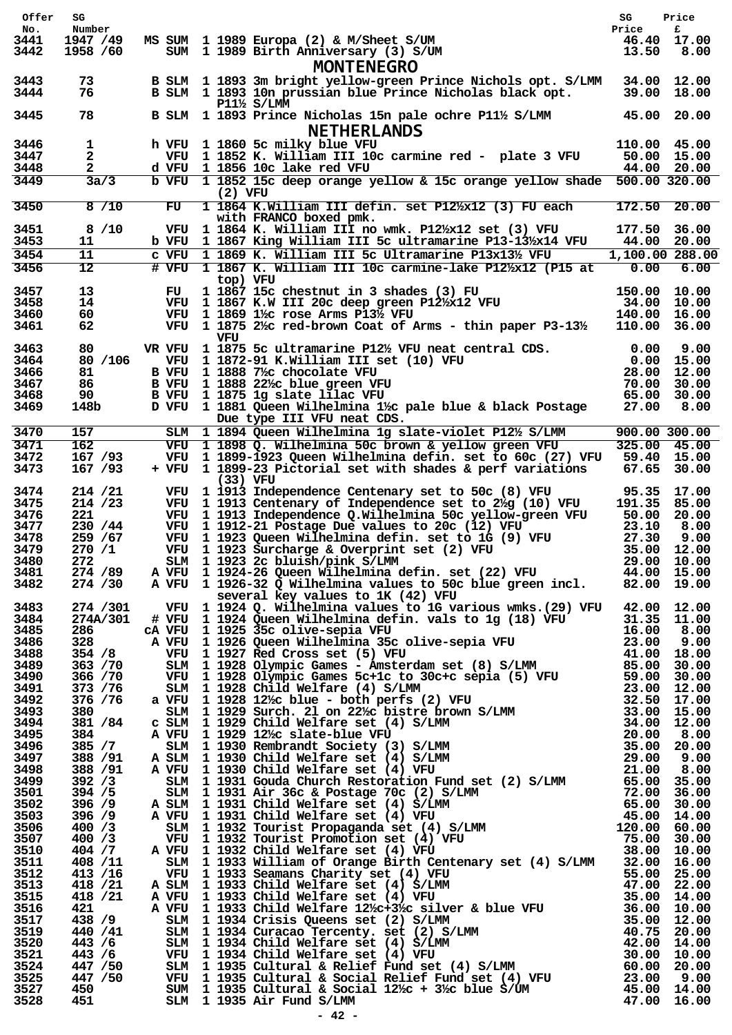| Offer No. | SG Number | | | | | SG Price | Price £ |
|---|---|---|---|---|---|---|---|
| 3441 | 1947 /49 | MS | SUM | 1 | 1989 Europa (2) & M/Sheet S/UM | 46.40 | 17.00 |
| 3442 | 1958 /60 | | SUM | 1 | 1989 Birth Anniversary (3) S/UM | 13.50 | 8.00 |

## MONTENEGRO

| Offer No. | SG Number | | | | | SG Price | Price £ |
|---|---|---|---|---|---|---|---|
| 3443 | 73 | B | SLM | 1 | 1893 3m bright yellow-green Prince Nichols opt. S/LMM | 34.00 | 12.00 |
| 3444 | 76 | B | SLM | 1 | 1893 10n prussian blue Prince Nicholas black opt. P11½ S/LMM | 39.00 | 18.00 |
| 3445 | 78 | B | SLM | 1 | 1893 Prince Nicholas 15n pale ochre P11½ S/LMM | 45.00 | 20.00 |

## NETHERLANDS

| Offer No. | SG Number | | | | | SG Price | Price £ |
|---|---|---|---|---|---|---|---|
| 3446 | 1 | h | VFU | 1 | 1860 5c milky blue VFU | 110.00 | 45.00 |
| 3447 | 2 | | VFU | 1 | 1852 K. William III 10c carmine red - plate 3 VFU | 50.00 | 15.00 |
| 3448 | 2 | d | VFU | 1 | 1856 10c lake red VFU | 44.00 | 20.00 |
| 3449 | 3a/3 | b | VFU | 1 | 1852 15c deep orange yellow & 15c orange yellow shade (2) VFU | 500.00 | 320.00 |
| 3450 | 8 /10 | | FU | 1 | 1864 K.William III defin. set P12½x12 (3) FU each with FRANCO boxed pmk. | 172.50 | 20.00 |
| 3451 | 8 /10 | | VFU | 1 | 1864 K. William III no wmk. P12½x12 set (3) VFU | 177.50 | 36.00 |
| 3453 | 11 | b | VFU | 1 | 1867 King William III 5c ultramarine P13-13½x14 VFU | 44.00 | 20.00 |
| 3454 | 11 | c | VFU | 1 | 1869 K. William III 5c Ultramarine P13x13½ VFU | 1,100.00 | 288.00 |
| 3456 | 12 | # | VFU | 1 | 1867 K. William III 10c carmine-lake P12½x12 (P15 at top) VFU | 0.00 | 6.00 |
| 3457 | 13 | | FU | 1 | 1867 15c chestnut in 3 shades (3) FU | 150.00 | 10.00 |
| 3458 | 14 | | VFU | 1 | 1867 K.W III 20c deep green P12½x12 VFU | 34.00 | 10.00 |
| 3460 | 60 | | VFU | 1 | 1869 1½c rose Arms P13½ VFU | 140.00 | 16.00 |
| 3461 | 62 | | VFU | 1 | 1875 2½c red-brown Coat of Arms - thin paper P3-13½ VFU | 110.00 | 36.00 |
| 3463 | 80 | VR | VFU | 1 | 1875 5c ultramarine P12½ VFU neat central CDS. | 0.00 | 9.00 |
| 3464 | 80 /106 | | VFU | 1 | 1872-91 K.William III set (10) VFU | 0.00 | 15.00 |
| 3466 | 81 | B | VFU | 1 | 1888 7½c chocolate VFU | 28.00 | 12.00 |
| 3467 | 86 | B | VFU | 1 | 1888 22½c blue green VFU | 70.00 | 30.00 |
| 3468 | 90 | B | VFU | 1 | 1875 1g slate lilac VFU | 65.00 | 30.00 |
| 3469 | 148b | D | VFU | 1 | 1881 Queen Wilhelmina 1½c pale blue & black Postage Due type III VFU neat CDS. | 27.00 | 8.00 |
| 3470 | 157 | | SLM | 1 | 1894 Queen Wilhelmina 1g slate-violet P12½ S/LMM | 900.00 | 300.00 |
| 3471 | 162 | | VFU | 1 | 1898 Q. Wilhelmina 50c brown & yellow green VFU | 325.00 | 45.00 |
| 3472 | 167 /93 | | VFU | 1 | 1899-1923 Queen Wilhelmina defin. set to 60c (27) VFU | 59.40 | 15.00 |
| 3473 | 167 /93 | + | VFU | 1 | 1899-23 Pictorial set with shades & perf variations (33) VFU | 67.65 | 30.00 |
| 3474 | 214 /21 | | VFU | 1 | 1913 Independence Centenary set to 50c (8) VFU | 95.35 | 17.00 |
| 3475 | 214 /23 | | VFU | 1 | 1913 Centenary of Independence set to 2½g (10) VFU | 191.35 | 85.00 |
| 3476 | 221 | | VFU | 1 | 1913 Independence Q.Wilhelmina 50c yellow-green VFU | 50.00 | 20.00 |
| 3477 | 230 /44 | | VFU | 1 | 1912-21 Postage Due values to 20c (12) VFU | 23.10 | 8.00 |
| 3478 | 259 /67 | | VFU | 1 | 1923 Queen Wilhelmina defin. set to 1G (9) VFU | 27.30 | 9.00 |
| 3479 | 270 /1 | | VFU | 1 | 1923 Surcharge & Overprint set (2) VFU | 35.00 | 12.00 |
| 3480 | 272 | | SLM | 1 | 1923 2c bluish/pink S/LMM | 29.00 | 10.00 |
| 3481 | 274 /89 | A | VFU | 1 | 1924-26 Queen Wilhelmina defin. set (22) VFU | 44.00 | 15.00 |
| 3482 | 274 /30 | A | VFU | 1 | 1926-32 Q Wilhelmina values to 50c blue green incl. several key values to 1K (42) VFU | 82.00 | 19.00 |
| 3483 | 274 /301 | | VFU | 1 | 1924 Q. Wilhelmina values to 1G various wmks.(29) VFU | 42.00 | 12.00 |
| 3484 | 274A/301 | # | VFU | 1 | 1924 Queen Wilhelmina defin. vals to 1g (18) VFU | 31.35 | 11.00 |
| 3485 | 286 | cA | VFU | 1 | 1925 35c olive-sepia VFU | 16.00 | 8.00 |
| 3486 | 328 | A | VFU | 1 | 1926 Queen Wilhelmina 35c olive-sepia VFU | 23.00 | 9.00 |
| 3488 | 354 /8 | | VFU | 1 | 1927 Red Cross set (5) VFU | 41.00 | 18.00 |
| 3489 | 363 /70 | | SLM | 1 | 1928 Olympic Games - Amsterdam set (8) S/LMM | 85.00 | 30.00 |
| 3490 | 366 /70 | | VFU | 1 | 1928 Olympic Games 5c+1c to 30c+c sepia (5) VFU | 59.00 | 30.00 |
| 3491 | 373 /76 | | SLM | 1 | 1928 Child Welfare (4) S/LMM | 23.00 | 12.00 |
| 3492 | 376 /76 | a | VFU | 1 | 1928 12½c blue - both perfs (2) VFU | 32.50 | 17.00 |
| 3493 | 380 | | SLM | 1 | 1929 Surch. 2l on 22½c bistre brown S/LMM | 33.00 | 15.00 |
| 3494 | 381 /84 | c | SLM | 1 | 1929 Child Welfare set (4) S/LMM | 34.00 | 12.00 |
| 3495 | 384 | A | VFU | 1 | 1929 12½c slate-blue VFU | 20.00 | 8.00 |
| 3496 | 385 /7 | | SLM | 1 | 1930 Rembrandt Society (3) S/LMM | 35.00 | 20.00 |
| 3497 | 388 /91 | A | SLM | 1 | 1930 Child Welfare set (4) S/LMM | 29.00 | 9.00 |
| 3498 | 388 /91 | A | VFU | 1 | 1930 Child Welfare set (4) VFU | 21.00 | 8.00 |
| 3499 | 392 /3 | | SLM | 1 | 1931 Gouda Church Restoration Fund set (2) S/LMM | 65.00 | 35.00 |
| 3501 | 394 /5 | | SLM | 1 | 1931 Air 36c & Postage 70c (2) S/LMM | 72.00 | 36.00 |
| 3502 | 396 /9 | A | SLM | 1 | 1931 Child Welfare set (4) S/LMM | 65.00 | 30.00 |
| 3503 | 396 /9 | A | VFU | 1 | 1931 Child Welfare set (4) VFU | 45.00 | 14.00 |
| 3506 | 400 /3 | | SLM | 1 | 1932 Tourist Propaganda set (4) S/LMM | 120.00 | 60.00 |
| 3507 | 400 /3 | | VFU | 1 | 1932 Tourist Promotion set (4) VFU | 75.00 | 30.00 |
| 3510 | 404 /7 | A | VFU | 1 | 1932 Child Welfare set (4) VFU | 38.00 | 10.00 |
| 3511 | 408 /11 | | SLM | 1 | 1933 William of Orange Birth Centenary set (4) S/LMM | 32.00 | 16.00 |
| 3512 | 413 /16 | | VFU | 1 | 1933 Seamans Charity set (4) VFU | 55.00 | 25.00 |
| 3513 | 418 /21 | A | SLM | 1 | 1933 Child Welfare set (4) S/LMM | 47.00 | 22.00 |
| 3515 | 418 /21 | A | VFU | 1 | 1933 Child Welfare set (4) VFU | 35.00 | 14.00 |
| 3516 | 421 | A | VFU | 1 | 1933 Child Welfare 12½c+3½c silver & blue VFU | 36.00 | 10.00 |
| 3517 | 438 /9 | | SLM | 1 | 1934 Crisis Queens set (2) S/LMM | 35.00 | 12.00 |
| 3519 | 440 /41 | | SLM | 1 | 1934 Curacao Tercenty. set (2) S/LMM | 40.75 | 20.00 |
| 3520 | 443 /6 | | SLM | 1 | 1934 Child Welfare set (4) S/LMM | 42.00 | 14.00 |
| 3521 | 443 /6 | | VFU | 1 | 1934 Child Welfare set (4) VFU | 30.00 | 10.00 |
| 3524 | 447 /50 | | SLM | 1 | 1935 Cultural & Relief Fund set (4) S/LMM | 60.00 | 20.00 |
| 3525 | 447 /50 | | VFU | 1 | 1935 Cultural & Social Relief Fund set (4) VFU | 23.00 | 9.00 |
| 3527 | 450 | | SUM | 1 | 1935 Cultural & Social 12½c + 3½c blue S/UM | 45.00 | 14.00 |
| 3528 | 451 | | SLM | 1 | 1935 Air Fund S/LMM | 47.00 | 16.00 |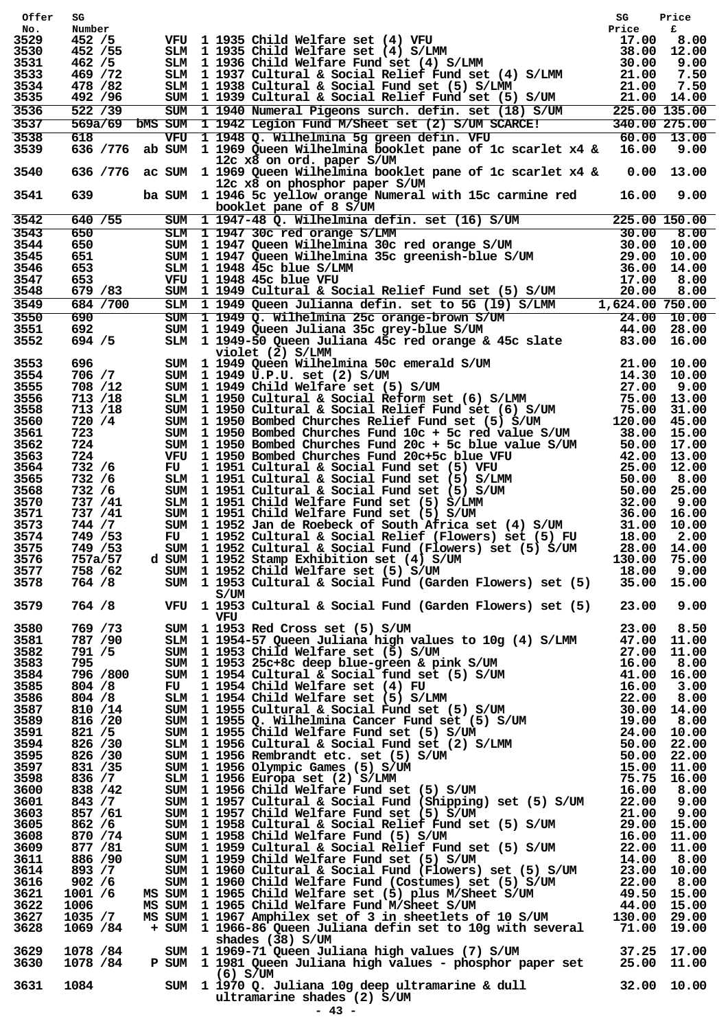| Offer No. | SG Number | | | Description | SG Price | Price £ |
|---|---|---|---|---|---|---|
| 3529 | 452 /5 | | VFU | 1 1935 Child Welfare set (4) VFU | 17.00 | 8.00 |
| 3530 | 452 /55 | | SLM | 1 1935 Child Welfare set (4) S/LMM | 38.00 | 12.00 |
| 3531 | 462 /5 | | SLM | 1 1936 Child Welfare Fund set (4) S/LMM | 30.00 | 9.00 |
| 3533 | 469 /72 | | SLM | 1 1937 Cultural & Social Relief Fund set (4) S/LMM | 21.00 | 7.50 |
| 3534 | 478 /82 | | SLM | 1 1938 Cultural & Social Fund set (5) S/LMM | 21.00 | 7.50 |
| 3535 | 492 /96 | | SUM | 1 1939 Cultural & Social Relief Fund set (5) S/UM | 21.00 | 14.00 |
| 3536 | 522 /39 | | SUM | 1 1940 Numeral Pigeons surch. defin. set (18) S/UM | 225.00 | 135.00 |
| 3537 | 569a/69 | bMS | SUM | 1 1942 Legion Fund M/Sheet set (2) S/UM SCARCE! | 340.00 | 275.00 |
| 3538 | 618 | | VFU | 1 1948 Q. Wilhelmina 5g green defin. VFU | 60.00 | 13.00 |
| 3539 | 636 /776 | ab | SUM | 1 1969 Queen Wilhelmina booklet pane of 1c scarlet x4 & 12c x8 on ord. paper S/UM | 16.00 | 9.00 |
| 3540 | 636 /776 | ac | SUM | 1 1969 Queen Wilhelmina booklet pane of 1c scarlet x4 & 12c x8 on phosphor paper S/UM | 0.00 | 13.00 |
| 3541 | 639 | ba | SUM | 1 1946 5c yellow orange Numeral with 15c carmine red booklet pane of 8 S/UM | 16.00 | 9.00 |
| 3542 | 640 /55 | | SUM | 1 1947-48 Q. Wilhelmina defin. set (16) S/UM | 225.00 | 150.00 |
| 3543 | 650 | | SLM | 1 1947 30c red orange S/LMM | 30.00 | 8.00 |
| 3544 | 650 | | SUM | 1 1947 Queen Wilhelmina 30c red orange S/UM | 30.00 | 10.00 |
| 3545 | 651 | | SUM | 1 1947 Queen Wilhelmina 35c greenish-blue S/UM | 29.00 | 10.00 |
| 3546 | 653 | | SLM | 1 1948 45c blue S/LMM | 36.00 | 14.00 |
| 3547 | 653 | | VFU | 1 1948 45c blue VFU | 17.00 | 8.00 |
| 3548 | 679 /83 | | SUM | 1 1949 Cultural & Social Relief Fund set (5) S/UM | 20.00 | 8.00 |
| 3549 | 684 /700 | | SLM | 1 1949 Queen Julianna defin. set to 5G (19) S/LMM | 1,624.00 | 750.00 |
| 3550 | 690 | | SUM | 1 1949 Q. Wilhelmina 25c orange-brown S/UM | 24.00 | 10.00 |
| 3551 | 692 | | SUM | 1 1949 Queen Juliana 35c grey-blue S/UM | 44.00 | 28.00 |
| 3552 | 694 /5 | | SLM | 1 1949-50 Queen Juliana 45c red orange & 45c slate violet (2) S/LMM | 83.00 | 16.00 |
| 3553 | 696 | | SUM | 1 1949 Queen Wilhelmina 50c emerald S/UM | 21.00 | 10.00 |
| 3554 | 706 /7 | | SUM | 1 1949 U.P.U. set (2) S/UM | 14.30 | 10.00 |
| 3555 | 708 /12 | | SUM | 1 1949 Child Welfare set (5) S/UM | 27.00 | 9.00 |
| 3556 | 713 /18 | | SLM | 1 1950 Cultural & Social Reform set (6) S/LMM | 75.00 | 13.00 |
| 3558 | 713 /18 | | SUM | 1 1950 Cultural & Social Relief Fund set (6) S/UM | 75.00 | 31.00 |
| 3560 | 720 /4 | | SUM | 1 1950 Bombed Churches Relief Fund set (5) S/UM | 120.00 | 45.00 |
| 3561 | 723 | | SUM | 1 1950 Bombed Churches Fund 10c + 5c red value S/UM | 38.00 | 15.00 |
| 3562 | 724 | | SUM | 1 1950 Bombed Churches Fund 20c + 5c blue value S/UM | 50.00 | 17.00 |
| 3563 | 724 | | VFU | 1 1950 Bombed Churches Fund 20c+5c blue VFU | 42.00 | 13.00 |
| 3564 | 732 /6 | | FU | 1 1951 Cultural & Social Fund set (5) VFU | 25.00 | 12.00 |
| 3565 | 732 /6 | | SLM | 1 1951 Cultural & Social Fund set (5) S/LMM | 50.00 | 8.00 |
| 3568 | 732 /6 | | SUM | 1 1951 Cultural & Social Fund set (5) S/UM | 50.00 | 25.00 |
| 3570 | 737 /41 | | SLM | 1 1951 Child Welfare Fund set (5) S/LMM | 32.00 | 9.00 |
| 3571 | 737 /41 | | SUM | 1 1951 Child Welfare Fund set (5) S/UM | 36.00 | 16.00 |
| 3573 | 744 /7 | | SUM | 1 1952 Jan de Roebeck of South Africa set (4) S/UM | 31.00 | 10.00 |
| 3574 | 749 /53 | | FU | 1 1952 Cultural & Social Relief (Flowers) set (5) FU | 18.00 | 2.00 |
| 3575 | 749 /53 | | SUM | 1 1952 Cultural & Social Fund (Flowers) set (5) S/UM | 28.00 | 14.00 |
| 3576 | 757a/57 | d | SUM | 1 1952 Stamp Exhibition set (4) S/UM | 130.00 | 75.00 |
| 3577 | 758 /62 | | SUM | 1 1952 Child Welfare set (5) S/UM | 18.00 | 9.00 |
| 3578 | 764 /8 | | SUM | 1 1953 Cultural & Social Fund (Garden Flowers) set (5) S/UM | 35.00 | 15.00 |
| 3579 | 764 /8 | | VFU | 1 1953 Cultural & Social Fund (Garden Flowers) set (5) VFU | 23.00 | 9.00 |
| 3580 | 769 /73 | | SUM | 1 1953 Red Cross set (5) S/UM | 23.00 | 8.50 |
| 3581 | 787 /90 | | SLM | 1 1954-57 Queen Juliana high values to 10g (4) S/LMM | 47.00 | 11.00 |
| 3582 | 791 /5 | | SUM | 1 1953 Child Welfare set (5) S/UM | 27.00 | 11.00 |
| 3583 | 795 | | SUM | 1 1953 25c+8c deep blue-green & pink S/UM | 16.00 | 8.00 |
| 3584 | 796 /800 | | SUM | 1 1954 Cultural & Social fund set (5) S/UM | 41.00 | 16.00 |
| 3585 | 804 /8 | | FU | 1 1954 Child Welfare set (4) FU | 16.00 | 3.00 |
| 3586 | 804 /8 | | SLM | 1 1954 Child Welfare set (5) S/LMM | 22.00 | 8.00 |
| 3587 | 810 /14 | | SUM | 1 1955 Cultural & Social Fund set (5) S/UM | 30.00 | 14.00 |
| 3589 | 816 /20 | | SUM | 1 1955 Q. Wilhelmina Cancer Fund set (5) S/UM | 19.00 | 8.00 |
| 3591 | 821 /5 | | SUM | 1 1955 Child Welfare Fund set (5) S/UM | 24.00 | 10.00 |
| 3594 | 826 /30 | | SLM | 1 1956 Cultural & Social Fund set (2) S/LMM | 50.00 | 22.00 |
| 3595 | 826 /30 | | SUM | 1 1956 Rembrandt etc. set (5) S/UM | 50.00 | 22.00 |
| 3597 | 831 /35 | | SUM | 1 1956 Olympic Games (5) S/UM | 15.00 | 11.00 |
| 3598 | 836 /7 | | SLM | 1 1956 Europa set (2) S/LMM | 75.75 | 16.00 |
| 3600 | 838 /42 | | SUM | 1 1956 Child Welfare Fund set (5) S/UM | 16.00 | 8.00 |
| 3601 | 843 /7 | | SUM | 1 1957 Cultural & Social Fund (Shipping) set (5) S/UM | 22.00 | 9.00 |
| 3603 | 857 /61 | | SUM | 1 1957 Child Welfare Fund set (5) S/UM | 21.00 | 9.00 |
| 3605 | 862 /6 | | SUM | 1 1958 Cultural & Social Relief Fund set (5) S/UM | 29.00 | 15.00 |
| 3608 | 870 /74 | | SUM | 1 1958 Child Welfare Fund (5) S/UM | 16.00 | 11.00 |
| 3609 | 877 /81 | | SUM | 1 1959 Cultural & Social Relief Fund set (5) S/UM | 22.00 | 11.00 |
| 3611 | 886 /90 | | SUM | 1 1959 Child Welfare Fund set (5) S/UM | 14.00 | 8.00 |
| 3614 | 893 /7 | | SUM | 1 1960 Cultural & Social Fund (Flowers) set (5) S/UM | 23.00 | 10.00 |
| 3616 | 902 /6 | | SUM | 1 1960 Child Welfare Fund (Costumes) set (5) S/UM | 22.00 | 8.00 |
| 3621 | 1001 /6 | MS | SUM | 1 1965 Child Welfare set (5) plus M/Sheet S/UM | 49.50 | 15.00 |
| 3622 | 1006 | MS | SUM | 1 1965 Child Welfare Fund M/Sheet S/UM | 44.00 | 15.00 |
| 3627 | 1035 /7 | MS | SUM | 1 1967 Amphilex set of 3 in sheetlets of 10 S/UM | 130.00 | 29.00 |
| 3628 | 1069 /84 | + | SUM | 1 1966-86 Queen Juliana defin set to 10g with several shades (38) S/UM | 71.00 | 19.00 |
| 3629 | 1078 /84 | | SUM | 1 1969-71 Queen Juliana high values (7) S/UM | 37.25 | 17.00 |
| 3630 | 1078 /84 | P | SUM | 1 1981 Queen Juliana high values - phosphor paper set (6) S/UM | 25.00 | 11.00 |
| 3631 | 1084 | | SUM | 1 1970 Q. Juliana 10g deep ultramarine & dull ultramarine shades (2) S/UM | 32.00 | 10.00 |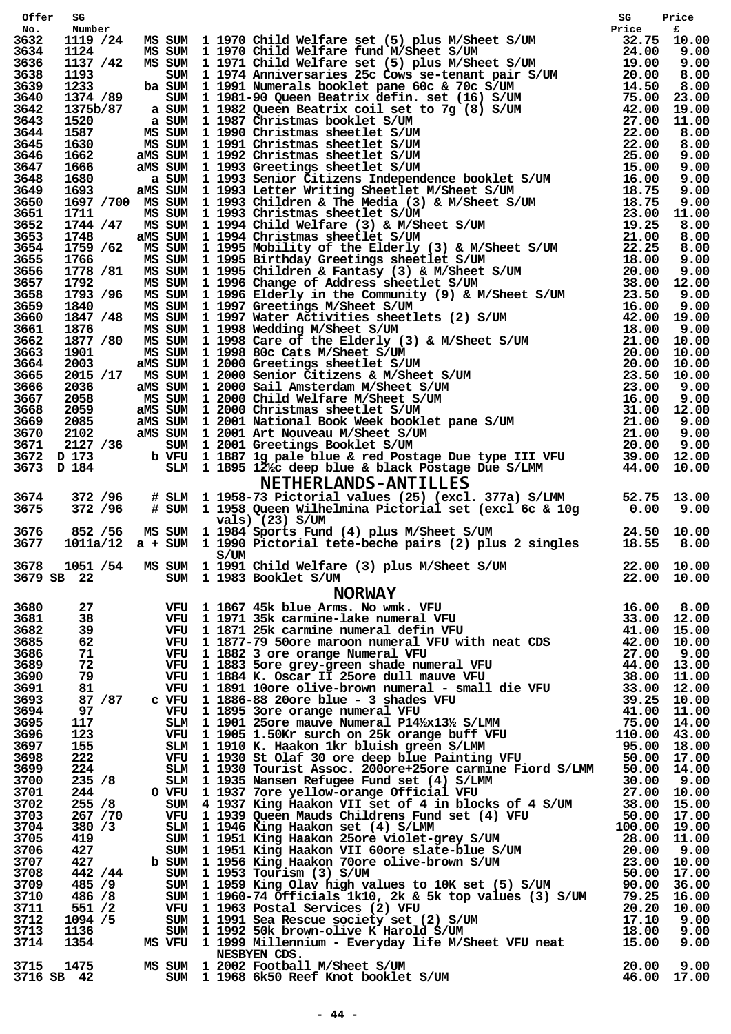| Offer No. | SG Number | | | Description | SG Price | Price £ |
|---|---|---|---|---|---|---|
| 3632 | 1119 /24 | MS SUM | 1 | 1970 Child Welfare set (5) plus M/Sheet S/UM | 32.75 | 10.00 |
| 3634 | 1124 | MS SUM | 1 | 1970 Child Welfare fund M/Sheet S/UM | 24.00 | 9.00 |
| 3636 | 1137 /42 | MS SUM | 1 | 1971 Child Welfare set (5) plus M/Sheet S/UM | 19.00 | 9.00 |
| 3638 | 1193 | SUM | 1 | 1974 Anniversaries 25c Cows se-tenant pair S/UM | 20.00 | 8.00 |
| 3639 | 1233 | ba SUM | 1 | 1991 Numerals booklet pane 60c & 70c S/UM | 14.50 | 8.00 |
| 3640 | 1374 /89 | SUM | 1 | 1981-90 Queen Beatrix defin. set (16) S/UM | 75.00 | 23.00 |
| 3642 | 1375b/87 | a SUM | 1 | 1982 Queen Beatrix coil set to 7g (8) S/UM | 42.00 | 19.00 |
| 3643 | 1520 | a SUM | 1 | 1987 Christmas booklet S/UM | 27.00 | 11.00 |
| 3644 | 1587 | MS SUM | 1 | 1990 Christmas sheetlet S/UM | 22.00 | 8.00 |
| 3645 | 1630 | MS SUM | 1 | 1991 Christmas sheetlet S/UM | 22.00 | 8.00 |
| 3646 | 1662 | aMS SUM | 1 | 1992 Christmas sheetlet S/UM | 25.00 | 9.00 |
| 3647 | 1666 | aMS SUM | 1 | 1993 Greetings sheetlet S/UM | 15.00 | 9.00 |
| 3648 | 1680 | a SUM | 1 | 1993 Senior Citizens Independence booklet S/UM | 16.00 | 9.00 |
| 3649 | 1693 | aMS SUM | 1 | 1993 Letter Writing Sheetlet M/Sheet S/UM | 18.75 | 9.00 |
| 3650 | 1697 /700 | MS SUM | 1 | 1993 Children & The Media (3) & M/Sheet S/UM | 18.75 | 9.00 |
| 3651 | 1711 | MS SUM | 1 | 1993 Christmas sheetlet S/UM | 23.00 | 11.00 |
| 3652 | 1744 /47 | MS SUM | 1 | 1994 Child Welfare (3) & M/Sheet S/UM | 19.25 | 8.00 |
| 3653 | 1748 | aMS SUM | 1 | 1994 Christmas sheetlet S/UM | 21.00 | 8.00 |
| 3654 | 1759 /62 | MS SUM | 1 | 1995 Mobility of the Elderly (3) & M/Sheet S/UM | 22.25 | 8.00 |
| 3655 | 1766 | MS SUM | 1 | 1995 Birthday Greetings sheetlet S/UM | 18.00 | 9.00 |
| 3656 | 1778 /81 | MS SUM | 1 | 1995 Children & Fantasy (3) & M/Sheet S/UM | 20.00 | 9.00 |
| 3657 | 1792 | MS SUM | 1 | 1996 Change of Address sheetlet S/UM | 38.00 | 12.00 |
| 3658 | 1793 /96 | MS SUM | 1 | 1996 Elderly in the Community (9) & M/Sheet S/UM | 23.50 | 9.00 |
| 3659 | 1840 | MS SUM | 1 | 1997 Greetings M/Sheet S/UM | 16.00 | 9.00 |
| 3660 | 1847 /48 | MS SUM | 1 | 1997 Water Activities sheetlets (2) S/UM | 42.00 | 19.00 |
| 3661 | 1876 | MS SUM | 1 | 1998 Wedding M/Sheet S/UM | 18.00 | 9.00 |
| 3662 | 1877 /80 | MS SUM | 1 | 1998 Care of the Elderly (3) & M/Sheet S/UM | 21.00 | 10.00 |
| 3663 | 1901 | MS SUM | 1 | 1998 80c Cats M/Sheet S/UM | 20.00 | 10.00 |
| 3664 | 2003 | aMS SUM | 1 | 2000 Greetings sheetlet S/UM | 20.00 | 10.00 |
| 3665 | 2015 /17 | MS SUM | 1 | 2000 Senior Citizens & M/Sheet S/UM | 23.50 | 10.00 |
| 3666 | 2036 | aMS SUM | 1 | 2000 Sail Amsterdam M/Sheet S/UM | 23.00 | 9.00 |
| 3667 | 2058 | MS SUM | 1 | 2000 Child Welfare M/Sheet S/UM | 16.00 | 9.00 |
| 3668 | 2059 | aMS SUM | 1 | 2000 Christmas sheetlet S/UM | 31.00 | 12.00 |
| 3669 | 2085 | aMS SUM | 1 | 2001 National Book Week booklet pane S/UM | 21.00 | 9.00 |
| 3670 | 2102 | aMS SUM | 1 | 2001 Art Nouveau M/Sheet S/UM | 21.00 | 9.00 |
| 3671 | 2127 /36 | SUM | 1 | 2001 Greetings Booklet S/UM | 20.00 | 9.00 |
| 3672 | D 173 | b VFU | 1 | 1887 1g pale blue & red Postage Due type III VFU | 39.00 | 12.00 |
| 3673 | D 184 | SLM | 1 | 1895 12½c deep blue & black Postage Due S/LMM | 44.00 | 10.00 |

## NETHERLANDS-ANTILLES

| Offer No. | SG Number | | | Description | SG Price | Price £ |
|---|---|---|---|---|---|---|
| 3674 | 372 /96 | # SLM | 1 | 1958-73 Pictorial values (25) (excl. 377a) S/LMM | 52.75 | 13.00 |
| 3675 | 372 /96 | # SUM | 1 | 1958 Queen Wilhelmina Pictorial set (excl 6c & 10g vals) (23) S/UM | 0.00 | 9.00 |
| 3676 | 852 /56 | MS SUM | 1 | 1984 Sports Fund (4) plus M/Sheet S/UM | 24.50 | 10.00 |
| 3677 | 1011a/12 | a + SUM | 1 | 1990 Pictorial tete-beche pairs (2) plus 2 singles S/UM | 18.55 | 8.00 |
| 3678 | 1051 /54 | MS SUM | 1 | 1991 Child Welfare (3) plus M/Sheet S/UM | 22.00 | 10.00 |
| 3679 | SB 22 | SUM | 1 | 1983 Booklet S/UM | 22.00 | 10.00 |

## NORWAY

| Offer No. | SG Number | | | Description | SG Price | Price £ |
|---|---|---|---|---|---|---|
| 3680 | 27 | VFU | 1 | 1867 45k blue Arms. No wmk. VFU | 16.00 | 8.00 |
| 3681 | 38 | VFU | 1 | 1971 35k carmine-lake numeral VFU | 33.00 | 12.00 |
| 3682 | 39 | VFU | 1 | 1871 25k carmine numeral defin VFU | 41.00 | 15.00 |
| 3685 | 62 | VFU | 1 | 1877-79 50ore maroon numeral VFU with neat CDS | 42.00 | 10.00 |
| 3686 | 71 | VFU | 1 | 1882 3 ore orange Numeral VFU | 27.00 | 9.00 |
| 3689 | 72 | VFU | 1 | 1883 5ore grey-green shade numeral VFU | 44.00 | 13.00 |
| 3690 | 79 | VFU | 1 | 1884 K. Oscar II 25ore dull mauve VFU | 38.00 | 11.00 |
| 3691 | 81 | VFU | 1 | 1891 10ore olive-brown numeral - small die VFU | 33.00 | 12.00 |
| 3693 | 87 /87 | c VFU | 1 | 1886-88 20ore blue - 3 shades VFU | 39.25 | 10.00 |
| 3694 | 97 | VFU | 1 | 1895 3ore orange numeral VFU | 41.00 | 11.00 |
| 3695 | 117 | SLM | 1 | 1901 25ore mauve Numeral P14½x13½ S/LMM | 75.00 | 14.00 |
| 3696 | 123 | VFU | 1 | 1905 1.50Kr surch on 25k orange buff VFU | 110.00 | 43.00 |
| 3697 | 155 | SLM | 1 | 1910 K. Haakon 1kr bluish green S/LMM | 95.00 | 18.00 |
| 3698 | 222 | VFU | 1 | 1930 St Olaf 30 ore deep blue Painting VFU | 50.00 | 17.00 |
| 3699 | 224 | SLM | 1 | 1930 Tourist Assoc. 200ore+25ore carmine Fiord S/LMM | 50.00 | 14.00 |
| 3700 | 235 /8 | SLM | 1 | 1935 Nansen Refugee Fund set (4) S/LMM | 30.00 | 9.00 |
| 3701 | 244 | O VFU | 1 | 1937 7ore yellow-orange Official VFU | 27.00 | 10.00 |
| 3702 | 255 /8 | SUM | 4 | 1937 King Haakon VII set of 4 in blocks of 4 S/UM | 38.00 | 15.00 |
| 3703 | 267 /70 | VFU | 1 | 1939 Queen Mauds Childrens Fund set (4) VFU | 50.00 | 17.00 |
| 3704 | 380 /3 | SLM | 1 | 1946 King Haakon set (4) S/LMM | 100.00 | 19.00 |
| 3705 | 419 | SUM | 1 | 1951 King Haakon 25ore violet-grey S/UM | 28.00 | 11.00 |
| 3706 | 427 | SUM | 1 | 1951 King Haakon VII 60ore slate-blue S/UM | 20.00 | 9.00 |
| 3707 | 427 | b SUM | 1 | 1956 King Haakon 70ore olive-brown S/UM | 23.00 | 10.00 |
| 3708 | 442 /44 | SUM | 1 | 1953 Tourism (3) S/UM | 50.00 | 17.00 |
| 3709 | 485 /9 | SUM | 1 | 1959 King Olav high values to 10K set (5) S/UM | 90.00 | 36.00 |
| 3710 | 486 /8 | SUM | 1 | 1960-74 Officials 1k10, 2k & 5k top values (3) S/UM | 79.25 | 16.00 |
| 3711 | 551 /2 | VFU | 1 | 1963 Postal Services (2) VFU | 20.20 | 10.00 |
| 3712 | 1094 /5 | SUM | 1 | 1991 Sea Rescue society set (2) S/UM | 17.10 | 9.00 |
| 3713 | 1136 | SUM | 1 | 1992 50k brown-olive K Harold S/UM | 18.00 | 9.00 |
| 3714 | 1354 | MS VFU | 1 | 1999 Millennium - Everyday life M/Sheet VFU neat NESBYEN CDS. | 15.00 | 9.00 |
| 3715 | 1475 | MS SUM | 1 | 2002 Football M/Sheet S/UM | 20.00 | 9.00 |
| 3716 | SB 42 | SUM | 1 | 1968 6k50 Reef Knot booklet S/UM | 46.00 | 17.00 |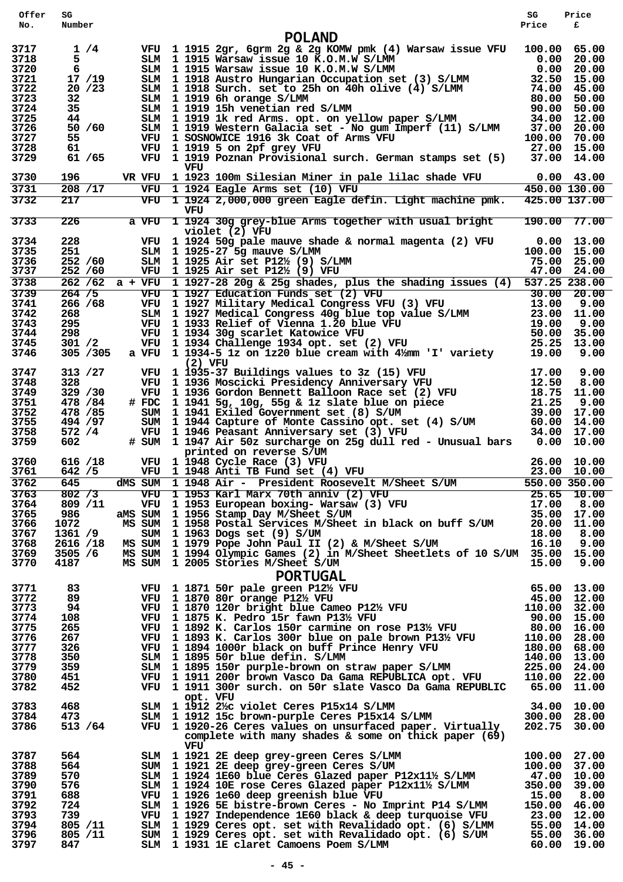| Offer No. | SG Number | | | SG Price | Price £ |
|---|---|---|---|---|---|

## POLAND

| Offer No. | SG Number | | Description | SG Price | Price £ |
|---|---|---|---|---|---|
| 3717 | 1 /4 | VFU | 1 1915 2gr, 6grm 2g & 2g KOMW pmk (4) Warsaw issue VFU | 100.00 | 65.00 |
| 3718 | 5 | SLM | 1 1915 Warsaw issue 10 K.O.M.W S/LMM | 0.00 | 20.00 |
| 3720 | 6 | SLM | 1 1915 Warsaw issue 10 K.O.M.W S/LMM | 0.00 | 20.00 |
| 3721 | 17 /19 | SLM | 1 1918 Austro Hungarian Occupation set (3) S/LMM | 32.50 | 15.00 |
| 3722 | 20 /23 | SLM | 1 1918 Surch. set to 25h on 40h olive (4) S/LMM | 74.00 | 45.00 |
| 3723 | 32 | SLM | 1 1919 6h orange S/LMM | 80.00 | 50.00 |
| 3724 | 35 | SLM | 1 1919 15h venetian red S/LMM | 90.00 | 50.00 |
| 3725 | 44 | SLM | 1 1919 1k red Arms. opt. on yellow paper S/LMM | 34.00 | 12.00 |
| 3726 | 50 /60 | SLM | 1 1919 Western Galacia set - No gum Imperf (11) S/LMM | 37.00 | 20.00 |
| 3727 | 55 | VFU | 1 SOSNOWICE 1916 3k Coat of Arms VFU | 100.00 | 70.00 |
| 3728 | 61 | VFU | 1 1919 5 on 2pf grey VFU | 27.00 | 15.00 |
| 3729 | 61 /65 | VFU | 1 1919 Poznan Provisional surch. German stamps set (5) VFU | 37.00 | 14.00 |
| 3730 | 196 | VR VFU | 1 1923 100m Silesian Miner in pale lilac shade VFU | 0.00 | 43.00 |
| 3731 | 208 /17 | VFU | 1 1924 Eagle Arms set (10) VFU | 450.00 | 130.00 |
| 3732 | 217 | VFU | 1 1924 2,000,000 green Eagle defin. Light machine pmk. VFU | 425.00 | 137.00 |
| 3733 | 226 | a VFU | 1 1924 30g grey-blue Arms together with usual bright violet (2) VFU | 190.00 | 77.00 |
| 3734 | 228 | VFU | 1 1924 50g pale mauve shade & normal magenta (2) VFU | 0.00 | 13.00 |
| 3735 | 251 | SLM | 1 1925-27 5g mauve S/LMM | 100.00 | 15.00 |
| 3736 | 252 /60 | SLM | 1 1925 Air set P12½ (9) S/LMM | 75.00 | 25.00 |
| 3737 | 252 /60 | VFU | 1 1925 Air set P12½ (9) VFU | 47.00 | 24.00 |
| 3738 | 262 /62 | a + VFU | 1 1927-28 20g & 25g shades, plus the shading issues (4) | 537.25 | 238.00 |
| 3739 | 264 /5 | VFU | 1 1927 Education Funds set (2) VFU | 30.00 | 20.00 |
| 3741 | 266 /68 | VFU | 1 1927 Military Medical Congress VFU (3) VFU | 13.00 | 9.00 |
| 3742 | 268 | SLM | 1 1927 Medical Congress 40g blue top value S/LMM | 23.00 | 11.00 |
| 3743 | 295 | VFU | 1 1933 Relief of Vienna 1.20 blue VFU | 19.00 | 9.00 |
| 3744 | 298 | VFU | 1 1934 30g scarlet Katowice VFU | 50.00 | 35.00 |
| 3745 | 301 /2 | VFU | 1 1934 Challenge 1934 opt. set (2) VFU | 25.25 | 13.00 |
| 3746 | 305 /305 | a VFU | 1 1934-5 1z on 1z20 blue cream with 4½mm 'I' variety (2) VFU | 19.00 | 9.00 |
| 3747 | 313 /27 | VFU | 1 1935-37 Buildings values to 3z (15) VFU | 17.00 | 9.00 |
| 3748 | 328 | VFU | 1 1936 Moscicki Presidency Anniversary VFU | 12.50 | 8.00 |
| 3749 | 329 /30 | VFU | 1 1936 Gordon Bennett Balloon Race set (2) VFU | 18.75 | 11.00 |
| 3751 | 478 /84 | # FDC | 1 1941 5g, 10g, 55g & 1z slate blue on piece | 21.25 | 9.00 |
| 3752 | 478 /85 | SUM | 1 1941 Exiled Government set (8) S/UM | 39.00 | 17.00 |
| 3755 | 494 /97 | SUM | 1 1944 Capture of Monte Cassino opt. set (4) S/UM | 60.00 | 14.00 |
| 3758 | 572 /4 | VFU | 1 1946 Peasant Anniversary set (3) VFU | 34.00 | 17.00 |
| 3759 | 602 | # SUM | 1 1947 Air 50z surcharge on 25g dull red - Unusual bars printed on reverse S/UM | 0.00 | 10.00 |
| 3760 | 616 /18 | VFU | 1 1948 Cycle Race (3) VFU | 26.00 | 10.00 |
| 3761 | 642 /5 | VFU | 1 1948 Anti TB Fund set (4) VFU | 23.00 | 10.00 |
| 3762 | 645 | dMS SUM | 1 1948 Air - President Roosevelt M/Sheet S/UM | 550.00 | 350.00 |
| 3763 | 802 /3 | VFU | 1 1953 Karl Marx 70th anniv (2) VFU | 25.65 | 10.00 |
| 3764 | 809 /11 | VFU | 1 1953 European boxing- Warsaw (3) VFU | 17.00 | 8.00 |
| 3765 | 986 | aMS SUM | 1 1956 Stamp Day M/Sheet S/UM | 35.00 | 17.00 |
| 3766 | 1072 | MS SUM | 1 1958 Postal Services M/Sheet in black on buff S/UM | 20.00 | 11.00 |
| 3767 | 1361 /9 | SUM | 1 1963 Dogs set (9) S/UM | 18.00 | 8.00 |
| 3768 | 2616 /18 | MS SUM | 1 1979 Pope John Paul II (2) & M/Sheet S/UM | 16.10 | 9.00 |
| 3769 | 3505 /6 | MS SUM | 1 1994 Olympic Games (2) in M/Sheet Sheetlets of 10 S/UM | 35.00 | 15.00 |
| 3770 | 4187 | MS SUM | 1 2005 Stories M/Sheet S/UM | 15.00 | 9.00 |

## PORTUGAL

| Offer No. | SG Number | | Description | SG Price | Price £ |
|---|---|---|---|---|---|
| 3771 | 83 | VFU | 1 1871 50r pale green P12½ VFU | 65.00 | 13.00 |
| 3772 | 89 | VFU | 1 1870 80r orange P12½ VFU | 45.00 | 12.00 |
| 3773 | 94 | VFU | 1 1870 120r bright blue Cameo P12½ VFU | 110.00 | 32.00 |
| 3774 | 108 | VFU | 1 1875 K. Pedro 15r fawn P13½ VFU | 90.00 | 15.00 |
| 3775 | 265 | VFU | 1 1892 K. Carlos 150r carmine on rose P13½ VFU | 80.00 | 16.00 |
| 3776 | 267 | VFU | 1 1893 K. Carlos 300r blue on pale brown P13½ VFU | 110.00 | 28.00 |
| 3777 | 326 | VFU | 1 1894 1000r black on buff Prince Henry VFU | 180.00 | 68.00 |
| 3778 | 350 | SLM | 1 1895 50r blue defin. S/LMM | 140.00 | 13.00 |
| 3779 | 359 | SLM | 1 1895 150r purple-brown on straw paper S/LMM | 225.00 | 24.00 |
| 3780 | 451 | VFU | 1 1911 200r brown Vasco Da Gama REPUBLICA opt. VFU | 110.00 | 22.00 |
| 3782 | 452 | VFU | 1 1911 300r surch. on 50r slate Vasco Da Gama REPUBLIC opt. VFU | 65.00 | 11.00 |
| 3783 | 468 | SLM | 1 1912 2½c violet Ceres P15x14 S/LMM | 34.00 | 10.00 |
| 3784 | 473 | SLM | 1 1912 15c brown-purple Ceres P15x14 S/LMM | 300.00 | 28.00 |
| 3786 | 513 /64 | VFU | 1 1920-26 Ceres values on unsurfaced paper. Virtually complete with many shades & some on thick paper (69) VFU | 202.75 | 30.00 |
| 3787 | 564 | SLM | 1 1921 2E deep grey-green Ceres S/LMM | 100.00 | 27.00 |
| 3788 | 564 | SUM | 1 1921 2E deep grey-green Ceres S/UM | 100.00 | 37.00 |
| 3789 | 570 | SLM | 1 1924 1E60 blue Ceres Glazed paper P12x11½ S/LMM | 47.00 | 10.00 |
| 3790 | 576 | SLM | 1 1924 10E rose Ceres Glazed paper P12x11½ S/LMM | 350.00 | 39.00 |
| 3791 | 688 | VFU | 1 1926 1e60 deep greenish blue VFU | 15.00 | 8.00 |
| 3792 | 724 | SLM | 1 1926 5E bistre-brown Ceres - No Imprint P14 S/LMM | 150.00 | 46.00 |
| 3793 | 739 | VFU | 1 1927 Independence 1E60 black & deep turquoise VFU | 23.00 | 12.00 |
| 3794 | 805 /11 | SLM | 1 1929 Ceres opt. set with Revalidado opt. (6) S/LMM | 55.00 | 14.00 |
| 3796 | 805 /11 | SUM | 1 1929 Ceres opt. set with Revalidado opt. (6) S/UM | 55.00 | 36.00 |
| 3797 | 847 | SLM | 1 1931 1E claret Camoens Poem S/LMM | 60.00 | 19.00 |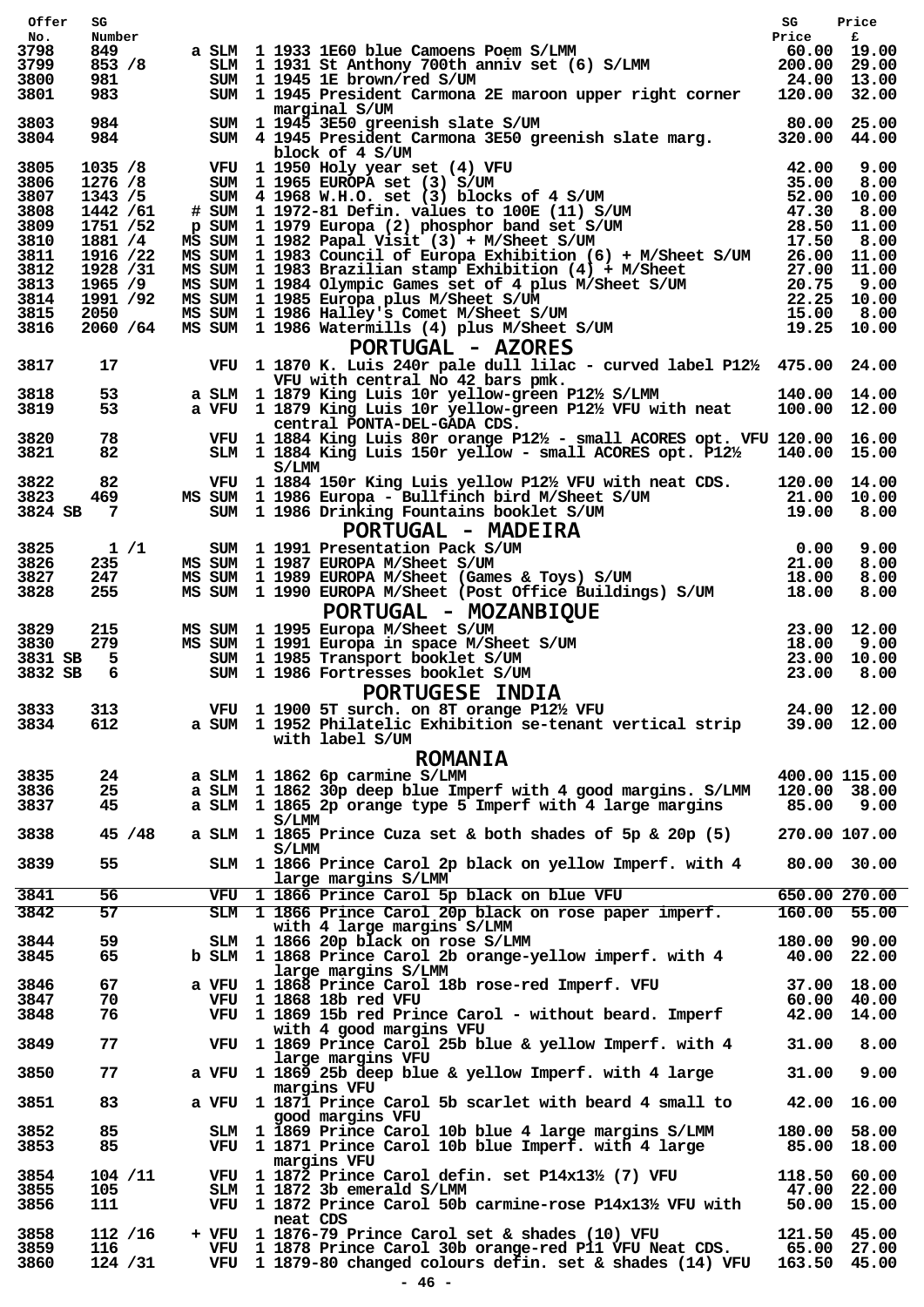| Offer No. | SG Number | | | | | SG Price | Price £ |
|---|---|---|---|---|---|---|---|
| 3798 | 849 | a | SLM | 1 | 1933 1E60 blue Camoens Poem S/LMM | 60.00 | 19.00 |
| 3799 | 853 /8 | | SLM | 1 | 1931 St Anthony 700th anniv set (6) S/LMM | 200.00 | 29.00 |
| 3800 | 981 | | SUM | 1 | 1945 1E brown/red S/UM | 24.00 | 13.00 |
| 3801 | 983 | | SUM | 1 | 1945 President Carmona 2E maroon upper right corner marginal S/UM | 120.00 | 32.00 |
| 3803 | 984 | | SUM | 1 | 1945 3E50 greenish slate S/UM | 80.00 | 25.00 |
| 3804 | 984 | | SUM | 4 | 1945 President Carmona 3E50 greenish slate marg. block of 4 S/UM | 320.00 | 44.00 |
| 3805 | 1035 /8 | | VFU | 1 | 1950 Holy year set (4) VFU | 42.00 | 9.00 |
| 3806 | 1276 /8 | | SUM | 1 | 1965 EUROPA set (3) S/UM | 35.00 | 8.00 |
| 3807 | 1343 /5 | | SUM | 4 | 1968 W.H.O. set (3) blocks of 4 S/UM | 52.00 | 10.00 |
| 3808 | 1442 /61 | # | SUM | 1 | 1972-81 Defin. values to 100E (11) S/UM | 47.30 | 8.00 |
| 3809 | 1751 /52 | p | SUM | 1 | 1979 Europa (2) phosphor band set S/UM | 28.50 | 11.00 |
| 3810 | 1881 /4 | MS | SUM | 1 | 1982 Papal Visit (3) + M/Sheet S/UM | 17.50 | 8.00 |
| 3811 | 1916 /22 | MS | SUM | 1 | 1983 Council of Europa Exhibition (6) + M/Sheet S/UM | 26.00 | 11.00 |
| 3812 | 1928 /31 | MS | SUM | 1 | 1983 Brazilian stamp Exhibition (4) + M/Sheet | 27.00 | 11.00 |
| 3813 | 1965 /9 | MS | SUM | 1 | 1984 Olympic Games set of 4 plus M/Sheet S/UM | 20.75 | 9.00 |
| 3814 | 1991 /92 | MS | SUM | 1 | 1985 Europa plus M/Sheet S/UM | 22.25 | 10.00 |
| 3815 | 2050 | MS | SUM | 1 | 1986 Halley's Comet M/Sheet S/UM | 15.00 | 8.00 |
| 3816 | 2060 /64 | MS | SUM | 1 | 1986 Watermills (4) plus M/Sheet S/UM | 19.25 | 10.00 |

## PORTUGAL - AZORES

| Offer No. | SG Number | | | | | SG Price | Price £ |
|---|---|---|---|---|---|---|---|
| 3817 | 17 | | VFU | 1 | 1870 K. Luis 240r pale dull lilac - curved label P12½ VFU with central No 42 bars pmk. | 475.00 | 24.00 |
| 3818 | 53 | a | SLM | 1 | 1879 King Luis 10r yellow-green P12½ S/LMM | 140.00 | 14.00 |
| 3819 | 53 | a | VFU | 1 | 1879 King Luis 10r yellow-green P12½ VFU with neat central PONTA-DEL-GADA CDS. | 100.00 | 12.00 |
| 3820 | 78 | | VFU | 1 | 1884 King Luis 80r orange P12½ - small ACORES opt. VFU | 120.00 | 16.00 |
| 3821 | 82 | | SLM | 1 | 1884 King Luis 150r yellow - small ACORES opt. P12½ S/LMM | 140.00 | 15.00 |
| 3822 | 82 | | VFU | 1 | 1884 150r King Luis yellow P12½ VFU with neat CDS. | 120.00 | 14.00 |
| 3823 | 469 | MS | SUM | 1 | 1986 Europa - Bullfinch bird M/Sheet S/UM | 21.00 | 10.00 |
| 3824 SB | 7 | | SUM | 1 | 1986 Drinking Fountains booklet S/UM | 19.00 | 8.00 |

## PORTUGAL - MADEIRA

| Offer No. | SG Number | | | | | SG Price | Price £ |
|---|---|---|---|---|---|---|---|
| 3825 | 1 /1 | | SUM | 1 | 1991 Presentation Pack S/UM | 0.00 | 9.00 |
| 3826 | 235 | MS | SUM | 1 | 1987 EUROPA M/Sheet S/UM | 21.00 | 8.00 |
| 3827 | 247 | MS | SUM | 1 | 1989 EUROPA M/Sheet (Games & Toys) S/UM | 18.00 | 8.00 |
| 3828 | 255 | MS | SUM | 1 | 1990 EUROPA M/Sheet (Post Office Buildings) S/UM | 18.00 | 8.00 |

## PORTUGAL - MOZANBIQUE

| Offer No. | SG Number | | | | | SG Price | Price £ |
|---|---|---|---|---|---|---|---|
| 3829 | 215 | MS | SUM | 1 | 1995 Europa M/Sheet S/UM | 23.00 | 12.00 |
| 3830 | 279 | MS | SUM | 1 | 1991 Europa in space M/Sheet S/UM | 18.00 | 9.00 |
| 3831 SB | 5 | | SUM | 1 | 1985 Transport booklet S/UM | 23.00 | 10.00 |
| 3832 SB | 6 | | SUM | 1 | 1986 Fortresses booklet S/UM | 23.00 | 8.00 |

## PORTUGESE INDIA

| Offer No. | SG Number | | | | | SG Price | Price £ |
|---|---|---|---|---|---|---|---|
| 3833 | 313 | | VFU | 1 | 1900 5T surch. on 8T orange P12½ VFU | 24.00 | 12.00 |
| 3834 | 612 | a | SUM | 1 | 1952 Philatelic Exhibition se-tenant vertical strip with label S/UM | 39.00 | 12.00 |

## ROMANIA

| Offer No. | SG Number | | | | | SG Price | Price £ |
|---|---|---|---|---|---|---|---|
| 3835 | 24 | a | SLM | 1 | 1862 6p carmine S/LMM | 400.00 | 115.00 |
| 3836 | 25 | a | SLM | 1 | 1862 30p deep blue Imperf with 4 good margins. S/LMM | 120.00 | 38.00 |
| 3837 | 45 | a | SLM | 1 | 1865 2p orange type 5 Imperf with 4 large margins S/LMM | 85.00 | 9.00 |
| 3838 | 45 /48 | a | SLM | 1 | 1865 Prince Cuza set & both shades of 5p & 20p (5) S/LMM | 270.00 | 107.00 |
| 3839 | 55 | | SLM | 1 | 1866 Prince Carol 2p black on yellow Imperf. with 4 large margins S/LMM | 80.00 | 30.00 |
| 3841 | 56 | | VFU | 1 | 1866 Prince Carol 5p black on blue VFU | 650.00 | 270.00 |
| 3842 | 57 | | SLM | 1 | 1866 Prince Carol 20p black on rose paper imperf. with 4 large margins S/LMM | 160.00 | 55.00 |
| 3844 | 59 | | SLM | 1 | 1866 20p black on rose S/LMM | 180.00 | 90.00 |
| 3845 | 65 | b | SLM | 1 | 1868 Prince Carol 2b orange-yellow imperf. with 4 large margins S/LMM | 40.00 | 22.00 |
| 3846 | 67 | a | VFU | 1 | 1868 Prince Carol 18b rose-red Imperf. VFU | 37.00 | 18.00 |
| 3847 | 70 | | VFU | 1 | 1868 18b red VFU | 60.00 | 40.00 |
| 3848 | 76 | | VFU | 1 | 1869 15b red Prince Carol - without beard. Imperf with 4 good margins VFU | 42.00 | 14.00 |
| 3849 | 77 | | VFU | 1 | 1869 Prince Carol 25b blue & yellow Imperf. with 4 large margins VFU | 31.00 | 8.00 |
| 3850 | 77 | a | VFU | 1 | 1869 25b deep blue & yellow Imperf. with 4 large margins VFU | 31.00 | 9.00 |
| 3851 | 83 | a | VFU | 1 | 1871 Prince Carol 5b scarlet with beard 4 small to good margins VFU | 42.00 | 16.00 |
| 3852 | 85 | | SLM | 1 | 1869 Prince Carol 10b blue 4 large margins S/LMM | 180.00 | 58.00 |
| 3853 | 85 | | VFU | 1 | 1871 Prince Carol 10b blue Imperf. with 4 large margins VFU | 85.00 | 18.00 |
| 3854 | 104 /11 | | VFU | 1 | 1872 Prince Carol defin. set P14x13½ (7) VFU | 118.50 | 60.00 |
| 3855 | 105 | | SLM | 1 | 1872 3b emerald S/LMM | 47.00 | 22.00 |
| 3856 | 111 | | VFU | 1 | 1872 Prince Carol 50b carmine-rose P14x13½ VFU with neat CDS | 50.00 | 15.00 |
| 3858 | 112 /16 | + | VFU | 1 | 1876-79 Prince Carol set & shades (10) VFU | 121.50 | 45.00 |
| 3859 | 116 | | VFU | 1 | 1878 Prince Carol 30b orange-red P11 VFU Neat CDS. | 65.00 | 27.00 |
| 3860 | 124 /31 | | VFU | 1 | 1879-80 changed colours defin. set & shades (14) VFU | 163.50 | 45.00 |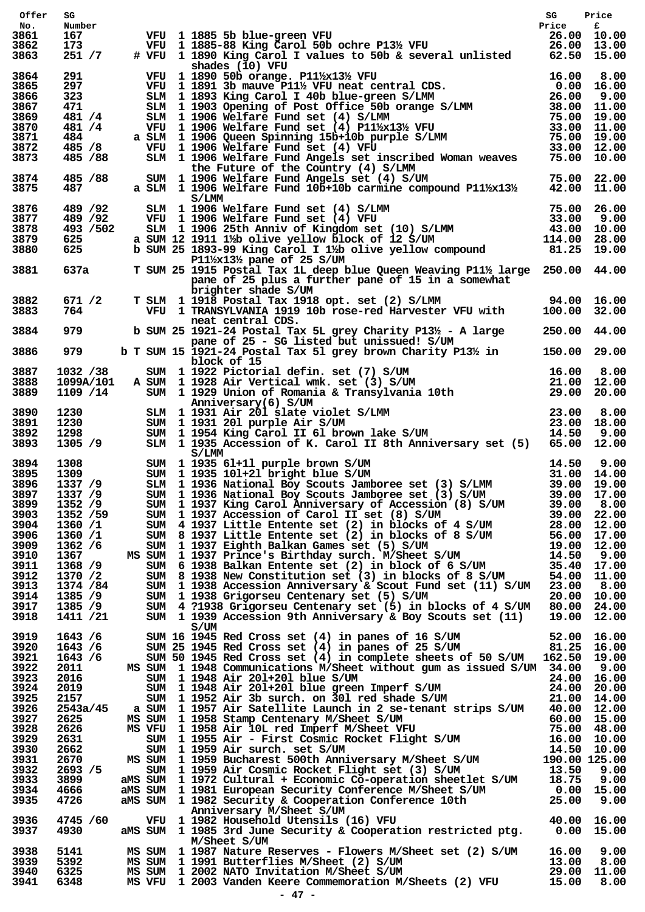| Offer No. | SG Number | | | Qty | Description | SG Price | Price £ |
|---|---|---|---|---|---|---|---|
| 3861 | 167 | | VFU | 1 | 1885 5b blue-green VFU | 26.00 | 10.00 |
| 3862 | 173 | | VFU | 1 | 1885-88 King Carol 50b ochre P13½ VFU | 26.00 | 13.00 |
| 3863 | 251 /7 | # | VFU | 1 | 1890 King Carol I values to 50b & several unlisted shades (10) VFU | 62.50 | 15.00 |
| 3864 | 291 | | VFU | 1 | 1890 50b orange. P11½x13½ VFU | 16.00 | 8.00 |
| 3865 | 297 | | VFU | 1 | 1891 3b mauve P11½ VFU neat central CDS. | 0.00 | 16.00 |
| 3866 | 323 | | SLM | 1 | 1893 King Carol I 40b blue-green S/LMM | 26.00 | 9.00 |
| 3867 | 471 | | SLM | 1 | 1903 Opening of Post Office 50b orange S/LMM | 38.00 | 11.00 |
| 3869 | 481 /4 | | SLM | 1 | 1906 Welfare Fund set (4) S/LMM | 75.00 | 19.00 |
| 3870 | 481 /4 | | VFU | 1 | 1906 Welfare Fund set (4) P11½x13½ VFU | 33.00 | 11.00 |
| 3871 | 484 | a | SLM | 1 | 1906 Queen Spinning 15b+10b purple S/LMM | 75.00 | 19.00 |
| 3872 | 485 /8 | | VFU | 1 | 1906 Welfare Fund set (4) VFU | 33.00 | 12.00 |
| 3873 | 485 /88 | | SLM | 1 | 1906 Welfare Fund Angels set inscribed Woman weaves the Future of the Country (4) S/LMM | 75.00 | 10.00 |
| 3874 | 485 /88 | | SUM | 1 | 1906 Welfare Fund Angels set (4) S/UM | 75.00 | 22.00 |
| 3875 | 487 | a | SLM | 1 | 1906 Welfare Fund 10b+10b carmine compound P11½x13½ S/LMM | 42.00 | 11.00 |
| 3876 | 489 /92 | | SLM | 1 | 1906 Welfare Fund set (4) S/LMM | 75.00 | 26.00 |
| 3877 | 489 /92 | | VFU | 1 | 1906 Welfare Fund set (4) VFU | 33.00 | 9.00 |
| 3878 | 493 /502 | | SLM | 1 | 1906 25th Anniv of Kingdom set (10) S/LMM | 43.00 | 10.00 |
| 3879 | 625 | a | SUM | 12 | 1911 1½b olive yellow block of 12 S/UM | 114.00 | 28.00 |
| 3880 | 625 | b | SUM | 25 | 1893-99 King Carol I 1½b olive yellow compound P11½x13½ pane of 25 S/UM | 81.25 | 19.00 |
| 3881 | 637a | T | SUM | 25 | 1915 Postal Tax 1L deep blue Queen Weaving P11½ large pane of 25 plus a further pane of 15 in a somewhat brighter shade S/UM | 250.00 | 44.00 |
| 3882 | 671 /2 | T | SLM | 1 | 1918 Postal Tax 1918 opt. set (2) S/LMM | 94.00 | 16.00 |
| 3883 | 764 | | VFU | 1 | TRANSYLVANIA 1919 10b rose-red Harvester VFU with neat central CDS. | 100.00 | 32.00 |
| 3884 | 979 | b | SUM | 25 | 1921-24 Postal Tax 5L grey Charity P13½ - A large pane of 25 - SG listed but unissued! S/UM | 250.00 | 44.00 |
| 3886 | 979 | b T | SUM | 15 | 1921-24 Postal Tax 5l grey brown Charity P13½ in block of 15 | 150.00 | 29.00 |
| 3887 | 1032 /38 | | SUM | 1 | 1922 Pictorial defin. set (7) S/UM | 16.00 | 8.00 |
| 3888 | 1099A/101 | A | SUM | 1 | 1928 Air Vertical wmk. set (3) S/UM | 21.00 | 12.00 |
| 3889 | 1109 /14 | | SUM | 1 | 1929 Union of Romania & Transylvania 10th Anniversary(6) S/UM | 29.00 | 20.00 |
| 3890 | 1230 | | SLM | 1 | 1931 Air 20l slate violet S/LMM | 23.00 | 8.00 |
| 3891 | 1230 | | SUM | 1 | 1931 20l purple Air S/UM | 23.00 | 18.00 |
| 3892 | 1298 | | SUM | 1 | 1954 King Carol II 6l brown lake S/UM | 14.50 | 9.00 |
| 3893 | 1305 /9 | | SLM | 1 | 1935 Accession of K. Carol II 8th Anniversary set (5) S/LMM | 65.00 | 12.00 |
| 3894 | 1308 | | SUM | 1 | 1935 6l+1l purple brown S/UM | 14.50 | 9.00 |
| 3895 | 1309 | | SUM | 1 | 1935 10l+2l bright blue S/UM | 31.00 | 14.00 |
| 3896 | 1337 /9 | | SLM | 1 | 1936 National Boy Scouts Jamboree set (3) S/LMM | 39.00 | 19.00 |
| 3897 | 1337 /9 | | SUM | 1 | 1936 National Boy Scouts Jamboree set (3) S/UM | 39.00 | 17.00 |
| 3899 | 1352 /9 | | SUM | 1 | 1937 King Carol Anniversary of Accession (8) S/UM | 39.00 | 8.00 |
| 3903 | 1352 /59 | | SUM | 1 | 1937 Accession of Carol II set (8) S/UM | 39.00 | 22.00 |
| 3904 | 1360 /1 | | SUM | 4 | 1937 Little Entente set (2) in blocks of 4 S/UM | 28.00 | 12.00 |
| 3906 | 1360 /1 | | SUM | 8 | 1937 Little Entente set (2) in blocks of 8 S/UM | 56.00 | 17.00 |
| 3909 | 1362 /6 | | SUM | 1 | 1937 Eighth Balkan Games set (5) S/UM | 19.00 | 12.00 |
| 3910 | 1367 | MS | SUM | 1 | 1937 Prince's Birthday surch. M/Sheet S/UM | 14.50 | 9.00 |
| 3911 | 1368 /9 | | SUM | 6 | 1938 Balkan Entente set (2) in block of 6 S/UM | 35.40 | 17.00 |
| 3912 | 1370 /2 | | SUM | 8 | 1938 New Constitution set (3) in blocks of 8 S/UM | 54.00 | 11.00 |
| 3913 | 1374 /84 | | SUM | 1 | 1938 Accession Anniversary & Scout Fund set (11) S/UM | 23.00 | 8.00 |
| 3914 | 1385 /9 | | SUM | 1 | 1938 Grigorseu Centenary set (5) S/UM | 20.00 | 10.00 |
| 3917 | 1385 /9 | | SUM | 4 | ?1938 Grigorseu Centenary set (5) in blocks of 4 S/UM | 80.00 | 24.00 |
| 3918 | 1411 /21 | | SUM | 1 | 1939 Accession 9th Anniversary & Boy Scouts set (11) S/UM | 19.00 | 12.00 |
| 3919 | 1643 /6 | | SUM | 16 | 1945 Red Cross set (4) in panes of 16 S/UM | 52.00 | 16.00 |
| 3920 | 1643 /6 | | SUM | 25 | 1945 Red Cross set (4) in panes of 25 S/UM | 81.25 | 16.00 |
| 3921 | 1643 /6 | | SUM | 50 | 1945 Red Cross set (4) in complete sheets of 50 S/UM | 162.50 | 19.00 |
| 3922 | 2011 | MS | SUM | 1 | 1948 Communications M/Sheet without gum as issued S/UM | 34.00 | 9.00 |
| 3923 | 2016 | | SUM | 1 | 1948 Air 20l+20l blue S/UM | 24.00 | 16.00 |
| 3924 | 2019 | | SUM | 1 | 1948 Air 20l+20l blue green Imperf S/UM | 24.00 | 20.00 |
| 3925 | 2157 | | SUM | 1 | 1952 Air 3b surch. on 30l red shade S/UM | 21.00 | 14.00 |
| 3926 | 2543a/45 | a | SUM | 1 | 1957 Air Satellite Launch in 2 se-tenant strips S/UM | 40.00 | 12.00 |
| 3927 | 2625 | MS | SUM | 1 | 1958 Stamp Centenary M/Sheet S/UM | 60.00 | 15.00 |
| 3928 | 2626 | MS | VFU | 1 | 1958 Air 10L red Imperf M/Sheet VFU | 75.00 | 48.00 |
| 3929 | 2631 | | SUM | 1 | 1955 Air - First Cosmic Rocket Flight S/UM | 16.00 | 10.00 |
| 3930 | 2662 | | SUM | 1 | 1959 Air surch. set S/UM | 14.50 | 10.00 |
| 3931 | 2670 | MS | SUM | 1 | 1959 Bucharest 500th Anniversary M/Sheet S/UM | 190.00 | 125.00 |
| 3932 | 2693 /5 | | SUM | 1 | 1959 Air Cosmic Rocket Flight set (3) S/UM | 13.50 | 9.00 |
| 3933 | 3899 | aMS | SUM | 1 | 1972 Cultural + Economic Co-operation sheetlet S/UM | 18.75 | 9.00 |
| 3934 | 4666 | aMS | SUM | 1 | 1981 European Security Conference M/Sheet S/UM | 0.00 | 15.00 |
| 3935 | 4726 | aMS | SUM | 1 | 1982 Security & Cooperation Conference 10th Anniversary M/Sheet S/UM | 25.00 | 9.00 |
| 3936 | 4745 /60 | | VFU | 1 | 1982 Household Utensils (16) VFU | 40.00 | 16.00 |
| 3937 | 4930 | aMS | SUM | 1 | 1985 3rd June Security & Cooperation restricted ptg. M/Sheet S/UM | 0.00 | 15.00 |
| 3938 | 5141 | MS | SUM | 1 | 1987 Nature Reserves - Flowers M/Sheet set (2) S/UM | 16.00 | 9.00 |
| 3939 | 5392 | MS | SUM | 1 | 1991 Butterflies M/Sheet (2) S/UM | 13.00 | 8.00 |
| 3940 | 6325 | MS | SUM | 1 | 2002 NATO Invitation M/Sheet S/UM | 29.00 | 11.00 |
| 3941 | 6348 | MS | VFU | 1 | 2003 Vanden Keere Commemoration M/Sheets (2) VFU | 15.00 | 8.00 |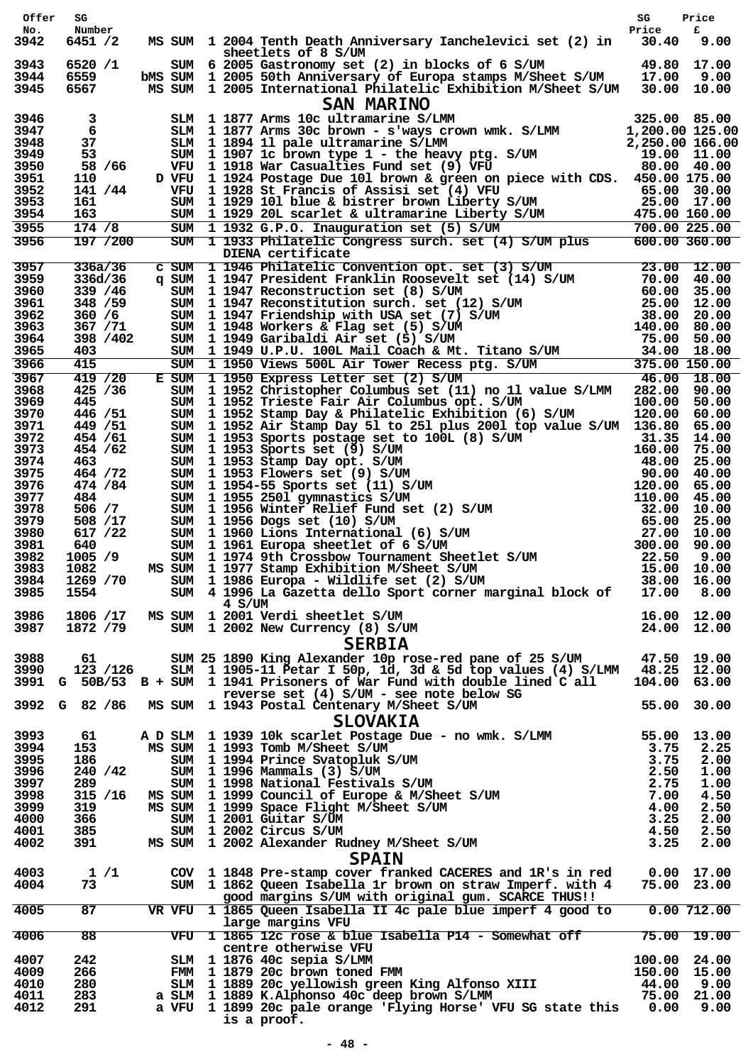| Offer No. | SG Number | | | SG Price | Price £ |
|---|---|---|---|---|---|
| 3942 | 6451 /2 | MS SUM | 1 2004 Tenth Death Anniversary Ianchelevici set (2) in sheetlets of 8 S/UM | 30.40 | 9.00 |
| 3943 | 6520 /1 | SUM | 6 2005 Gastronomy set (2) in blocks of 6 S/UM | 49.80 | 17.00 |
| 3944 | 6559 | bMS SUM | 1 2005 50th Anniversary of Europa stamps M/Sheet S/UM | 17.00 | 9.00 |
| 3945 | 6567 | MS SUM | 1 2005 International Philatelic Exhibition M/Sheet S/UM | 30.00 | 10.00 |

## SAN MARINO

| Offer No. | SG Number | | | SG Price | Price £ |
|---|---|---|---|---|---|
| 3946 | 3 | SLM | 1 1877 Arms 10c ultramarine S/LMM | 325.00 | 85.00 |
| 3947 | 6 | SLM | 1 1877 Arms 30c brown - s'ways crown wmk. S/LMM | 1,200.00 | 125.00 |
| 3948 | 37 | SLM | 1 1894 1l pale ultramarine S/LMM | 2,250.00 | 166.00 |
| 3949 | 53 | SUM | 1 1907 1c brown type 1 - the heavy ptg. S/UM | 19.00 | 11.00 |
| 3950 | 58 /66 | VFU | 1 1918 War Casualties Fund set (9) VFU | 80.00 | 40.00 |
| 3951 | 110 | D VFU | 1 1924 Postage Due 10l brown & green on piece with CDS. | 450.00 | 175.00 |
| 3952 | 141 /44 | VFU | 1 1928 St Francis of Assisi set (4) VFU | 65.00 | 30.00 |
| 3953 | 161 | SUM | 1 1929 10l blue & bistrer brown Liberty S/UM | 25.00 | 17.00 |
| 3954 | 163 | SUM | 1 1929 20L scarlet & ultramarine Liberty S/UM | 475.00 | 160.00 |
| 3955 | 174 /8 | SUM | 1 1932 G.P.O. Inauguration set (5) S/UM | 700.00 | 225.00 |
| 3956 | 197 /200 | SUM | 1 1933 Philatelic Congress surch. set (4) S/UM plus DIENA certificate | 600.00 | 360.00 |
| 3957 | 336a/36 | c SUM | 1 1946 Philatelic Convention opt. set (3) S/UM | 23.00 | 12.00 |
| 3959 | 336d/36 | q SUM | 1 1947 President Franklin Roosevelt set (14) S/UM | 70.00 | 40.00 |
| 3960 | 339 /46 | SUM | 1 1947 Reconstruction set (8) S/UM | 60.00 | 35.00 |
| 3961 | 348 /59 | SUM | 1 1947 Reconstitution surch. set (12) S/UM | 25.00 | 12.00 |
| 3962 | 360 /6 | SUM | 1 1947 Friendship with USA set (7) S/UM | 38.00 | 20.00 |
| 3963 | 367 /71 | SUM | 1 1948 Workers & Flag set (5) S/UM | 140.00 | 80.00 |
| 3964 | 398 /402 | SUM | 1 1949 Garibaldi Air set (5) S/UM | 75.00 | 50.00 |
| 3965 | 403 | SUM | 1 1949 U.P.U. 100L Mail Coach & Mt. Titano S/UM | 34.00 | 18.00 |
| 3966 | 415 | SUM | 1 1950 Views 500L Air Tower Recess ptg. S/UM | 375.00 | 150.00 |
| 3967 | 419 /20 | E SUM | 1 1950 Express Letter set (2) S/UM | 46.00 | 18.00 |
| 3968 | 425 /36 | SUM | 1 1952 Christopher Columbus set (11) no 1l value S/LMM | 282.00 | 90.00 |
| 3969 | 445 | SUM | 1 1952 Trieste Fair Air Columbus opt. S/UM | 100.00 | 50.00 |
| 3970 | 446 /51 | SUM | 1 1952 Stamp Day & Philatelic Exhibition (6) S/UM | 120.00 | 60.00 |
| 3971 | 449 /51 | SUM | 1 1952 Air Stamp Day 5l to 25l plus 200l top value S/UM | 136.80 | 65.00 |
| 3972 | 454 /61 | SUM | 1 1953 Sports postage set to 100L (8) S/UM | 31.35 | 14.00 |
| 3973 | 454 /62 | SUM | 1 1953 Sports set (9) S/UM | 160.00 | 75.00 |
| 3974 | 463 | SUM | 1 1953 Stamp Day opt. S/UM | 48.00 | 25.00 |
| 3975 | 464 /72 | SUM | 1 1953 Flowers set (9) S/UM | 90.00 | 40.00 |
| 3976 | 474 /84 | SUM | 1 1954-55 Sports set (11) S/UM | 120.00 | 65.00 |
| 3977 | 484 | SUM | 1 1955 250l gymnastics S/UM | 110.00 | 45.00 |
| 3978 | 506 /7 | SUM | 1 1956 Winter Relief Fund set (2) S/UM | 32.00 | 10.00 |
| 3979 | 508 /17 | SUM | 1 1956 Dogs set (10) S/UM | 65.00 | 25.00 |
| 3980 | 617 /22 | SUM | 1 1960 Lions International (6) S/UM | 27.00 | 10.00 |
| 3981 | 640 | SUM | 1 1961 Europa sheetlet of 6 S/UM | 300.00 | 90.00 |
| 3982 | 1005 /9 | SUM | 1 1974 9th Crossbow Tournament Sheetlet S/UM | 22.50 | 9.00 |
| 3983 | 1082 | MS SUM | 1 1977 Stamp Exhibition M/Sheet S/UM | 15.00 | 10.00 |
| 3984 | 1269 /70 | SUM | 1 1986 Europa - Wildlife set (2) S/UM | 38.00 | 16.00 |
| 3985 | 1554 | SUM | 4 1996 La Gazetta dello Sport corner marginal block of 4 S/UM | 17.00 | 8.00 |
| 3986 | 1806 /17 | MS SUM | 1 2001 Verdi sheetlet S/UM | 16.00 | 12.00 |
| 3987 | 1872 /79 | SUM | 1 2002 New Currency (8) S/UM | 24.00 | 12.00 |

## SERBIA

| Offer No. | SG Number | | | SG Price | Price £ |
|---|---|---|---|---|---|
| 3988 | 61 | SUM | 25 1890 King Alexander 10p rose-red pane of 25 S/UM | 47.50 | 19.00 |
| 3990 | 123 /126 | SLM | 1 1905-11 Petar I 50p, 1d, 3d & 5d top values (4) S/LMM | 48.25 | 12.00 |
| 3991 | G 50B/53 | B + SUM | 1 1941 Prisoners of War Fund with double lined C all reverse set (4) S/UM - see note below SG | 104.00 | 63.00 |
| 3992 | G 82 /86 | MS SUM | 1 1943 Postal Centenary M/Sheet S/UM | 55.00 | 30.00 |

## SLOVAKIA

| Offer No. | SG Number | | | SG Price | Price £ |
|---|---|---|---|---|---|
| 3993 | 61 | A D SLM | 1 1939 10k scarlet Postage Due - no wmk. S/LMM | 55.00 | 13.00 |
| 3994 | 153 | MS SUM | 1 1993 Tomb M/Sheet S/UM | 3.75 | 2.25 |
| 3995 | 186 | SUM | 1 1994 Prince Svatopluk S/UM | 3.75 | 2.00 |
| 3996 | 240 /42 | SUM | 1 1996 Mammals (3) S/UM | 2.50 | 1.00 |
| 3997 | 289 | SUM | 1 1998 National Festivals S/UM | 2.75 | 1.00 |
| 3998 | 315 /16 | MS SUM | 1 1999 Council of Europe & M/Sheet S/UM | 7.00 | 4.50 |
| 3999 | 319 | MS SUM | 1 1999 Space Flight M/Sheet S/UM | 4.00 | 2.50 |
| 4000 | 366 | SUM | 1 2001 Guitar S/UM | 3.25 | 2.00 |
| 4001 | 385 | SUM | 1 2002 Circus S/UM | 4.50 | 2.50 |
| 4002 | 391 | MS SUM | 1 2002 Alexander Rudney M/Sheet S/UM | 3.25 | 2.00 |

## SPAIN

| Offer No. | SG Number | | | SG Price | Price £ |
|---|---|---|---|---|---|
| 4003 | 1 /1 | COV | 1 1848 Pre-stamp cover franked CACERES and 1R's in red | 0.00 | 17.00 |
| 4004 | 73 | SUM | 1 1862 Queen Isabella 1r brown on straw Imperf. with 4 good margins S/UM with original gum. SCARCE THUS!! | 75.00 | 23.00 |
| 4005 | 87 | VR VFU | 1 1865 Queen Isabella II 4c pale blue imperf 4 good to large margins VFU | 0.00 | 712.00 |
| 4006 | 88 | VFU | 1 1865 12c rose & blue Isabella P14 - Somewhat off centre otherwise VFU | 75.00 | 19.00 |
| 4007 | 242 | SLM | 1 1876 40c sepia S/LMM | 100.00 | 24.00 |
| 4009 | 266 | FMM | 1 1879 20c brown toned FMM | 150.00 | 15.00 |
| 4010 | 280 | SLM | 1 1889 20c yellowish green King Alfonso XIII | 44.00 | 9.00 |
| 4011 | 283 | a SLM | 1 1889 K.Alphonso 40c deep brown S/LMM | 75.00 | 21.00 |
| 4012 | 291 | a VFU | 1 1899 20c pale orange 'Flying Horse' VFU SG state this is a proof. | 0.00 | 9.00 |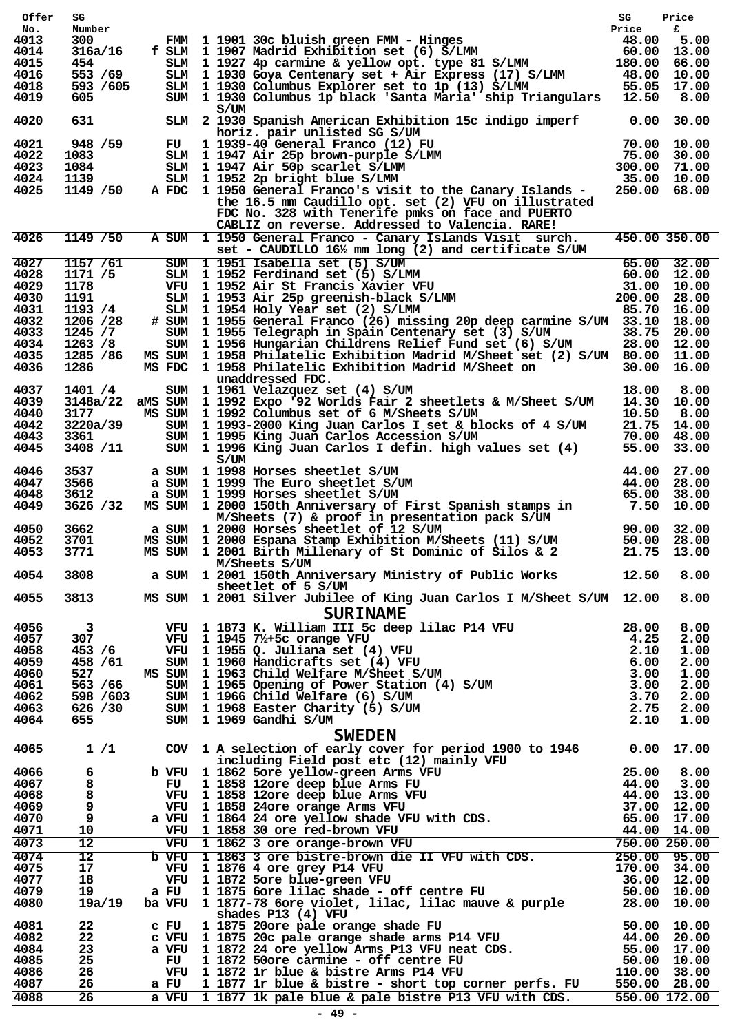| Offer No. | SG Number | | | Description | SG Price | Price £ |
|---|---|---|---|---|---|---|
| 4013 | 300 | | FMM | 1 1901 30c bluish green FMM - Hinges | 48.00 | 5.00 |
| 4014 | 316a/16 | f | SLM | 1 1907 Madrid Exhibition set (6) S/LMM | 60.00 | 13.00 |
| 4015 | 454 | | SLM | 1 1927 4p carmine & yellow opt. type 81 S/LMM | 180.00 | 66.00 |
| 4016 | 553 /69 | | SLM | 1 1930 Goya Centenary set + Air Express (17) S/LMM | 48.00 | 10.00 |
| 4018 | 593 /605 | | SLM | 1 1930 Columbus Explorer set to 1p (13) S/LMM | 55.05 | 17.00 |
| 4019 | 605 | | SUM | 1 1930 Columbus 1p black 'Santa Maria' ship Triangulars S/UM | 12.50 | 8.00 |
| 4020 | 631 | | SLM | 2 1930 Spanish American Exhibition 15c indigo imperf horiz. pair unlisted SG S/UM | 0.00 | 30.00 |
| 4021 | 948 /59 | | FU | 1 1939-40 General Franco (12) FU | 70.00 | 10.00 |
| 4022 | 1083 | | SLM | 1 1947 Air 25p brown-purple S/LMM | 75.00 | 30.00 |
| 4023 | 1084 | | SLM | 1 1947 Air 50p scarlet S/LMM | 300.00 | 71.00 |
| 4024 | 1139 | | SLM | 1 1952 2p bright blue S/LMM | 35.00 | 10.00 |
| 4025 | 1149 /50 | A | FDC | 1 1950 General Franco's visit to the Canary Islands - the 16.5 mm Caudillo opt. set (2) VFU on illustrated FDC No. 328 with Tenerife pmks on face and PUERTO CABLIZ on reverse. Addressed to Valencia. RARE! | 250.00 | 68.00 |
| 4026 | 1149 /50 | A | SUM | 1 1950 General Franco - Canary Islands Visit surch. set - CAUDILLO 16½ mm long (2) and certificate S/UM | 450.00 | 350.00 |
| 4027 | 1157 /61 | | SUM | 1 1951 Isabella set (5) S/UM | 65.00 | 32.00 |
| 4028 | 1171 /5 | | SLM | 1 1952 Ferdinand set (5) S/LMM | 60.00 | 12.00 |
| 4029 | 1178 | | VFU | 1 1952 Air St Francis Xavier VFU | 31.00 | 10.00 |
| 4030 | 1191 | | SLM | 1 1953 Air 25p greenish-black S/LMM | 200.00 | 28.00 |
| 4031 | 1193 /4 | | SLM | 1 1954 Holy Year set (2) S/LMM | 85.70 | 16.00 |
| 4032 | 1206 /28 | # | SUM | 1 1955 General Franco (26) missing 20p deep carmine S/UM | 33.10 | 18.00 |
| 4033 | 1245 /7 | | SUM | 1 1955 Telegraph in Spain Centenary set (3) S/UM | 38.75 | 20.00 |
| 4034 | 1263 /8 | | SUM | 1 1956 Hungarian Childrens Relief Fund set (6) S/UM | 28.00 | 12.00 |
| 4035 | 1285 /86 | MS | SUM | 1 1958 Philatelic Exhibition Madrid M/Sheet set (2) S/UM | 80.00 | 11.00 |
| 4036 | 1286 | MS | FDC | 1 1958 Philatelic Exhibition Madrid M/Sheet on unaddressed FDC. | 30.00 | 16.00 |
| 4037 | 1401 /4 | | SUM | 1 1961 Velazquez set (4) S/UM | 18.00 | 8.00 |
| 4039 | 3148a/22 | aMS | SUM | 1 1992 Expo '92 Worlds Fair 2 sheetlets & M/Sheet S/UM | 14.30 | 10.00 |
| 4040 | 3177 | MS | SUM | 1 1992 Columbus set of 6 M/Sheets S/UM | 10.50 | 8.00 |
| 4042 | 3220a/39 | | SUM | 1 1993-2000 King Juan Carlos I set & blocks of 4 S/UM | 21.75 | 14.00 |
| 4043 | 3361 | | SUM | 1 1995 King Juan Carlos Accession S/UM | 70.00 | 48.00 |
| 4045 | 3408 /11 | | SUM | 1 1996 King Juan Carlos I defin. high values set (4) S/UM | 55.00 | 33.00 |
| 4046 | 3537 | a | SUM | 1 1998 Horses sheetlet S/UM | 44.00 | 27.00 |
| 4047 | 3566 | a | SUM | 1 1999 The Euro sheetlet S/UM | 44.00 | 28.00 |
| 4048 | 3612 | a | SUM | 1 1999 Horses sheetlet S/UM | 65.00 | 38.00 |
| 4049 | 3626 /32 | MS | SUM | 1 2000 150th Anniversary of First Spanish stamps in M/Sheets (7) & proof in presentation pack S/UM | 7.50 | 10.00 |
| 4050 | 3662 | a | SUM | 1 2000 Horses sheetlet of 12 S/UM | 90.00 | 32.00 |
| 4052 | 3701 | MS | SUM | 1 2000 Espana Stamp Exhibition M/Sheets (11) S/UM | 50.00 | 28.00 |
| 4053 | 3771 | MS | SUM | 1 2001 Birth Millenary of St Dominic of Silos & 2 M/Sheets S/UM | 21.75 | 13.00 |
| 4054 | 3808 | a | SUM | 1 2001 150th Anniversary Ministry of Public Works sheetlet of 5 S/UM | 12.50 | 8.00 |
| 4055 | 3813 | MS | SUM | 1 2001 Silver Jubilee of King Juan Carlos I M/Sheet S/UM | 12.00 | 8.00 |

## SURINAME

| Offer No. | SG Number | | | Description | SG Price | Price £ |
|---|---|---|---|---|---|---|
| 4056 | 3 | | VFU | 1 1873 K. William III 5c deep lilac P14 VFU | 28.00 | 8.00 |
| 4057 | 307 | | VFU | 1 1945 7½+5c orange VFU | 4.25 | 2.00 |
| 4058 | 453 /6 | | VFU | 1 1955 Q. Juliana set (4) VFU | 2.10 | 1.00 |
| 4059 | 458 /61 | | SUM | 1 1960 Handicrafts set (4) VFU | 6.00 | 2.00 |
| 4060 | 527 | MS | SUM | 1 1963 Child Welfare M/Sheet S/UM | 3.00 | 1.00 |
| 4061 | 563 /66 | | SUM | 1 1965 Opening of Power Station (4) S/UM | 3.00 | 2.00 |
| 4062 | 598 /603 | | SUM | 1 1966 Child Welfare (6) S/UM | 3.70 | 2.00 |
| 4063 | 626 /30 | | SUM | 1 1968 Easter Charity (5) S/UM | 2.75 | 2.00 |
| 4064 | 655 | | SUM | 1 1969 Gandhi S/UM | 2.10 | 1.00 |

## SWEDEN

| Offer No. | SG Number | | | Description | SG Price | Price £ |
|---|---|---|---|---|---|---|
| 4065 | 1 /1 | | COV | 1 A selection of early cover for period 1900 to 1946 including Field post etc (12) mainly VFU | 0.00 | 17.00 |
| 4066 | 6 | b | VFU | 1 1862 5ore yellow-green Arms VFU | 25.00 | 8.00 |
| 4067 | 8 | | FU | 1 1858 12ore deep blue Arms FU | 44.00 | 3.00 |
| 4068 | 8 | | VFU | 1 1858 12ore deep blue Arms VFU | 44.00 | 13.00 |
| 4069 | 9 | | VFU | 1 1858 24ore orange Arms VFU | 37.00 | 12.00 |
| 4070 | 9 | a | VFU | 1 1864 24 ore yellow shade VFU with CDS. | 65.00 | 17.00 |
| 4071 | 10 | | VFU | 1 1858 30 ore red-brown VFU | 44.00 | 14.00 |
| 4073 | 12 | | VFU | 1 1862 3 ore orange-brown VFU | 750.00 | 250.00 |
| 4074 | 12 | b | VFU | 1 1863 3 ore bistre-brown die II VFU with CDS. | 250.00 | 95.00 |
| 4075 | 17 | | VFU | 1 1876 4 ore grey P14 VFU | 170.00 | 34.00 |
| 4077 | 18 | | VFU | 1 1872 5ore blue-green VFU | 36.00 | 12.00 |
| 4079 | 19 | a | FU | 1 1875 6ore lilac shade - off centre FU | 50.00 | 10.00 |
| 4080 | 19a/19 | ba | VFU | 1 1877-78 6ore violet, lilac, lilac mauve & purple shades P13 (4) VFU | 28.00 | 10.00 |
| 4081 | 22 | c | FU | 1 1875 20ore pale orange shade FU | 50.00 | 10.00 |
| 4082 | 22 | c | VFU | 1 1875 20c pale orange shade arms P14 VFU | 44.00 | 20.00 |
| 4084 | 23 | a | VFU | 1 1872 24 ore yellow Arms P13 VFU neat CDS. | 55.00 | 17.00 |
| 4085 | 25 | | FU | 1 1872 50ore carmine - off centre FU | 50.00 | 10.00 |
| 4086 | 26 | | VFU | 1 1872 1r blue & bistre Arms P14 VFU | 110.00 | 38.00 |
| 4087 | 26 | a | FU | 1 1877 1r blue & bistre - short top corner perfs. FU | 550.00 | 28.00 |
| 4088 | 26 | a | VFU | 1 1877 1k pale blue & pale bistre P13 VFU with CDS. | 550.00 | 172.00 |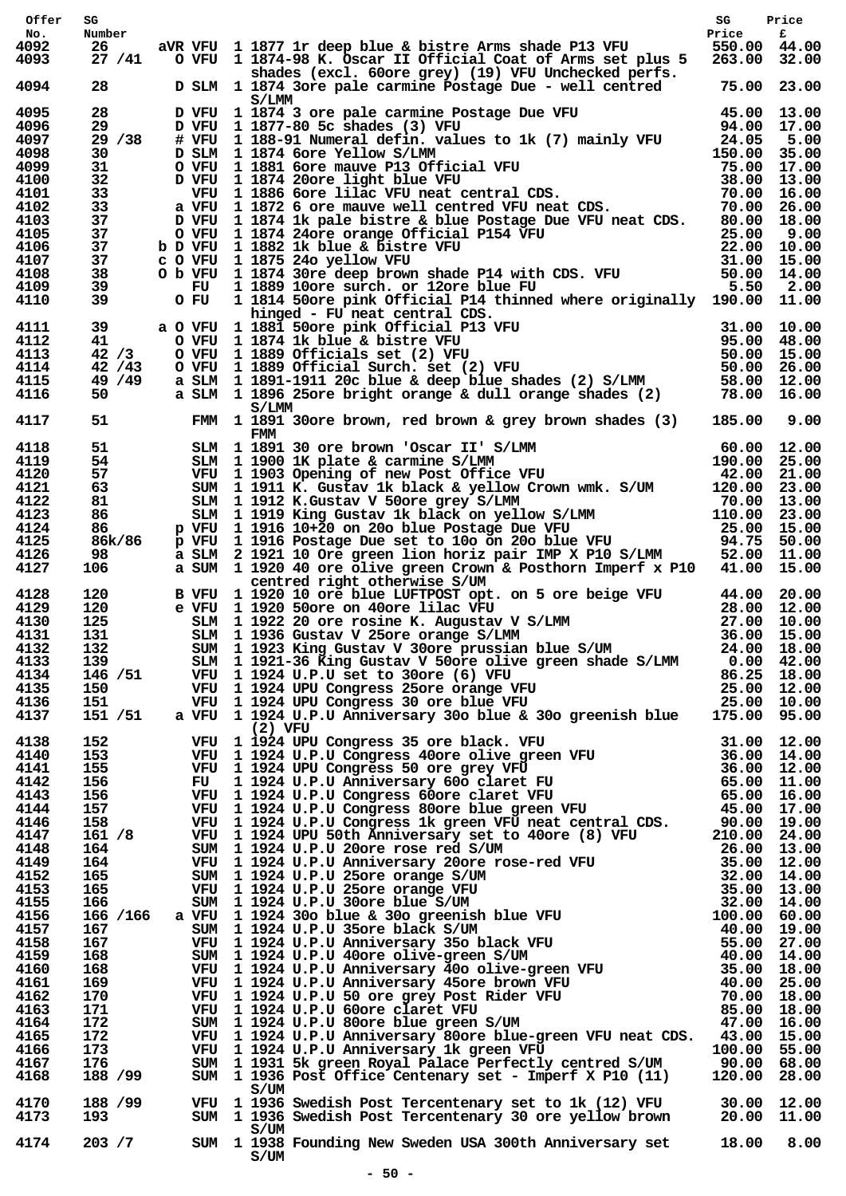| Offer No. | SG Number | | | | SG Price | Price £ |
|---|---|---|---|---|---|---|
| 4092 | 26 | aVR VFU | 1 | 1877 1r deep blue & bistre Arms shade P13 VFU | 550.00 | 44.00 |
| 4093 | 27 /41 | O VFU | 1 | 1874-98 K. Oscar II Official Coat of Arms set plus 5 shades (excl. 60ore grey) (19) VFU Unchecked perfs. | 263.00 | 32.00 |
| 4094 | 28 | D SLM | 1 | 1874 3ore pale carmine Postage Due - well centred S/LMM | 75.00 | 23.00 |
| 4095 | 28 | D VFU | 1 | 1874 3 ore pale carmine Postage Due VFU | 45.00 | 13.00 |
| 4096 | 29 | D VFU | 1 | 1877-80 5c shades (3) VFU | 94.00 | 17.00 |
| 4097 | 29 /38 | # VFU | 1 | 188-91 Numeral defin. values to 1k (7) mainly VFU | 24.05 | 5.00 |
| 4098 | 30 | D SLM | 1 | 1874 6ore Yellow S/LMM | 150.00 | 35.00 |
| 4099 | 31 | O VFU | 1 | 1881 6ore mauve P13 Official VFU | 75.00 | 17.00 |
| 4100 | 32 | D VFU | 1 | 1874 20ore light blue VFU | 38.00 | 13.00 |
| 4101 | 33 | VFU | 1 | 1886 6ore lilac VFU neat central CDS. | 70.00 | 16.00 |
| 4102 | 33 | a VFU | 1 | 1872 6 ore mauve well centred VFU neat CDS. | 70.00 | 26.00 |
| 4103 | 37 | D VFU | 1 | 1874 1k pale bistre & blue Postage Due VFU neat CDS. | 80.00 | 18.00 |
| 4105 | 37 | O VFU | 1 | 1874 24ore orange Official P154 VFU | 25.00 | 9.00 |
| 4106 | 37 | b D VFU | 1 | 1882 1k blue & bistre VFU | 22.00 | 10.00 |
| 4107 | 37 | c O VFU | 1 | 1875 24o yellow VFU | 31.00 | 15.00 |
| 4108 | 38 | O b VFU | 1 | 1874 30re deep brown shade P14 with CDS. VFU | 50.00 | 14.00 |
| 4109 | 39 | FU | 1 | 1889 10ore surch. or 12ore blue FU | 5.50 | 2.00 |
| 4110 | 39 | O FU | 1 | 1814 50ore pink Official P14 thinned where originally hinged - FU neat central CDS. | 190.00 | 11.00 |
| 4111 | 39 | a O VFU | 1 | 1881 50ore pink Official P13 VFU | 31.00 | 10.00 |
| 4112 | 41 | O VFU | 1 | 1874 1k blue & bistre VFU | 95.00 | 48.00 |
| 4113 | 42 /3 | O VFU | 1 | 1889 Officials set (2) VFU | 50.00 | 15.00 |
| 4114 | 42 /43 | O VFU | 1 | 1889 Official Surch. set (2) VFU | 50.00 | 26.00 |
| 4115 | 49 /49 | a SLM | 1 | 1891-1911 20c blue & deep blue shades (2) S/LMM | 58.00 | 12.00 |
| 4116 | 50 | a SLM | 1 | 1896 25ore bright orange & dull orange shades (2) S/LMM | 78.00 | 16.00 |
| 4117 | 51 | FMM | 1 | 1891 30ore brown, red brown & grey brown shades (3) FMM | 185.00 | 9.00 |
| 4118 | 51 | SLM | 1 | 1891 30 ore brown 'Oscar II' S/LMM | 60.00 | 12.00 |
| 4119 | 54 | SLM | 1 | 1900 1K plate & carmine S/LMM | 190.00 | 25.00 |
| 4120 | 57 | VFU | 1 | 1903 Opening of new Post Office VFU | 42.00 | 21.00 |
| 4121 | 63 | SUM | 1 | 1911 K. Gustav 1k black & yellow Crown wmk. S/UM | 120.00 | 23.00 |
| 4122 | 81 | SLM | 1 | 1912 K.Gustav V 50ore grey S/LMM | 70.00 | 13.00 |
| 4123 | 86 | SLM | 1 | 1919 King Gustav 1k black on yellow S/LMM | 110.00 | 23.00 |
| 4124 | 86 | p VFU | 1 | 1916 10+20 on 20o blue Postage Due VFU | 25.00 | 15.00 |
| 4125 | 86k/86 | p VFU | 1 | 1916 Postage Due set to 10o on 20o blue VFU | 94.75 | 50.00 |
| 4126 | 98 | a SLM | 2 | 1921 10 Ore green lion horiz pair IMP X P10 S/LMM | 52.00 | 11.00 |
| 4127 | 106 | a SUM | 1 | 1920 40 ore olive green Crown & Posthorn Imperf x P10 centred right otherwise S/UM | 41.00 | 15.00 |
| 4128 | 120 | B VFU | 1 | 1920 10 ore blue LUFTPOST opt. on 5 ore beige VFU | 44.00 | 20.00 |
| 4129 | 120 | e VFU | 1 | 1920 50ore on 40ore lilac VFU | 28.00 | 12.00 |
| 4130 | 125 | SLM | 1 | 1922 20 ore rosine K. Augustav V S/LMM | 27.00 | 10.00 |
| 4131 | 131 | SLM | 1 | 1936 Gustav V 25ore orange S/LMM | 36.00 | 15.00 |
| 4132 | 132 | SUM | 1 | 1923 King Gustav V 30ore prussian blue S/UM | 24.00 | 18.00 |
| 4133 | 139 | SLM | 1 | 1921-36 King Gustav V 50ore olive green shade S/LMM | 0.00 | 42.00 |
| 4134 | 146 /51 | VFU | 1 | 1924 U.P.U set to 30ore (6) VFU | 86.25 | 18.00 |
| 4135 | 150 | VFU | 1 | 1924 UPU Congress 25ore orange VFU | 25.00 | 12.00 |
| 4136 | 151 | VFU | 1 | 1924 UPU Congress 30 ore blue VFU | 25.00 | 10.00 |
| 4137 | 151 /51 | a VFU | 1 | 1924 U.P.U Anniversary 30o blue & 30o greenish blue (2) VFU | 175.00 | 95.00 |
| 4138 | 152 | VFU | 1 | 1924 UPU Congress 35 ore black. VFU | 31.00 | 12.00 |
| 4140 | 153 | VFU | 1 | 1924 U.P.U Congress 40ore olive green VFU | 36.00 | 14.00 |
| 4141 | 155 | VFU | 1 | 1924 UPU Congress 50 ore grey VFU | 36.00 | 12.00 |
| 4142 | 156 | FU | 1 | 1924 U.P.U Anniversary 60o claret FU | 65.00 | 11.00 |
| 4143 | 156 | VFU | 1 | 1924 U.P.U Congress 60ore claret VFU | 65.00 | 16.00 |
| 4144 | 157 | VFU | 1 | 1924 U.P.U Congress 80ore blue green VFU | 45.00 | 17.00 |
| 4146 | 158 | VFU | 1 | 1924 U.P.U Congress 1k green VFU neat central CDS. | 90.00 | 19.00 |
| 4147 | 161 /8 | VFU | 1 | 1924 UPU 50th Anniversary set to 40ore (8) VFU | 210.00 | 24.00 |
| 4148 | 164 | SUM | 1 | 1924 U.P.U 20ore rose red S/UM | 26.00 | 13.00 |
| 4149 | 164 | VFU | 1 | 1924 U.P.U Anniversary 20ore rose-red VFU | 35.00 | 12.00 |
| 4152 | 165 | SUM | 1 | 1924 U.P.U 25ore orange S/UM | 32.00 | 14.00 |
| 4153 | 165 | VFU | 1 | 1924 U.P.U 25ore orange VFU | 35.00 | 13.00 |
| 4155 | 166 | SUM | 1 | 1924 U.P.U 30ore blue S/UM | 32.00 | 14.00 |
| 4156 | 166 /166 | a VFU | 1 | 1924 30o blue & 30o greenish blue VFU | 100.00 | 60.00 |
| 4157 | 167 | SUM | 1 | 1924 U.P.U 35ore black S/UM | 40.00 | 19.00 |
| 4158 | 167 | VFU | 1 | 1924 U.P.U Anniversary 35o black VFU | 55.00 | 27.00 |
| 4159 | 168 | SUM | 1 | 1924 U.P.U 40ore olive-green S/UM | 40.00 | 14.00 |
| 4160 | 168 | VFU | 1 | 1924 U.P.U Anniversary 40o olive-green VFU | 35.00 | 18.00 |
| 4161 | 169 | VFU | 1 | 1924 U.P.U Anniversary 45ore brown VFU | 40.00 | 25.00 |
| 4162 | 170 | VFU | 1 | 1924 U.P.U 50 ore grey Post Rider VFU | 70.00 | 18.00 |
| 4163 | 171 | VFU | 1 | 1924 U.P.U 60ore claret VFU | 85.00 | 18.00 |
| 4164 | 172 | SUM | 1 | 1924 U.P.U 80ore blue green S/UM | 47.00 | 16.00 |
| 4165 | 172 | VFU | 1 | 1924 U.P.U Anniversary 80ore blue-green VFU neat CDS. | 43.00 | 15.00 |
| 4166 | 173 | VFU | 1 | 1924 U.P.U Anniversary 1k green VFU | 100.00 | 55.00 |
| 4167 | 176 | SUM | 1 | 1931 5k green Royal Palace Perfectly centred S/UM | 90.00 | 68.00 |
| 4168 | 188 /99 | SUM | 1 | 1936 Post Office Centenary set - Imperf X P10 (11) S/UM | 120.00 | 28.00 |
| 4170 | 188 /99 | VFU | 1 | 1936 Swedish Post Tercentenary set to 1k (12) VFU | 30.00 | 12.00 |
| 4173 | 193 | SUM | 1 | 1936 Swedish Post Tercentenary 30 ore yellow brown S/UM | 20.00 | 11.00 |
| 4174 | 203 /7 | SUM | 1 | 1938 Founding New Sweden USA 300th Anniversary set S/UM | 18.00 | 8.00 |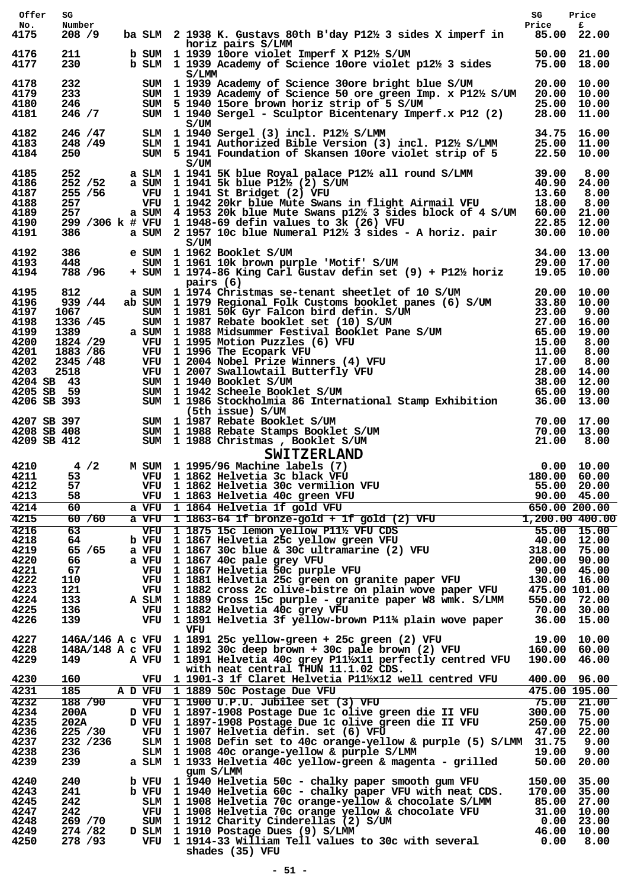| Offer No. | SG Number | | | | SG Price | Price £ |
|---|---|---|---|---|---|---|
| 4175 | 208 /9 | ba SLM | 2 | 1938 K. Gustavs 80th B'day P12½ 3 sides X imperf in horiz pairs S/LMM | 85.00 | 22.00 |
| 4176 | 211 | b SUM | 1 | 1939 10ore violet Imperf X P12½ S/UM | 50.00 | 21.00 |
| 4177 | 230 | b SLM | 1 | 1939 Academy of Science 10ore violet p12½ 3 sides S/LMM | 75.00 | 18.00 |
| 4178 | 232 | SUM | 1 | 1939 Academy of Science 30ore bright blue S/UM | 20.00 | 10.00 |
| 4179 | 233 | SUM | 1 | 1939 Academy of Science 50 ore green Imp. x P12½ S/UM | 20.00 | 10.00 |
| 4180 | 246 | SUM | 5 | 1940 15ore brown horiz strip of 5 S/UM | 25.00 | 10.00 |
| 4181 | 246 /7 | SUM | 1 | 1940 Sergel - Sculptor Bicentenary Imperf.x P12 (2) S/UM | 28.00 | 11.00 |
| 4182 | 246 /47 | SLM | 1 | 1940 Sergel (3) incl. P12½ S/LMM | 34.75 | 16.00 |
| 4183 | 248 /49 | SLM | 1 | 1941 Authorized Bible Version (3) incl. P12½ S/LMM | 25.00 | 11.00 |
| 4184 | 250 | SUM | 5 | 1941 Foundation of Skansen 10ore violet strip of 5 S/UM | 22.50 | 10.00 |
| 4185 | 252 | a SLM | 1 | 1941 5K blue Royal palace P12½ all round S/LMM | 39.00 | 8.00 |
| 4186 | 252 /52 | a SUM | 1 | 1941 5k blue P12½ (2) S/UM | 40.90 | 24.00 |
| 4187 | 255 /56 | VFU | 1 | 1941 St Bridget (2) VFU | 13.60 | 8.00 |
| 4188 | 257 | VFU | 1 | 1942 20kr blue Mute Swans in flight Airmail VFU | 18.00 | 8.00 |
| 4189 | 257 | a SUM | 4 | 1953 20k blue Mute Swans p12½ 3 sides block of 4 S/UM | 60.00 | 21.00 |
| 4190 | 299 /306 k | # VFU | 1 | 1948-69 defin values to 3k (26) VFU | 22.85 | 12.00 |
| 4191 | 386 | a SUM | 2 | 1957 10c blue Numeral P12½ 3 sides - A horiz. pair S/UM | 30.00 | 10.00 |
| 4192 | 386 | e SUM | 1 | 1962 Booklet S/UM | 34.00 | 13.00 |
| 4193 | 448 | SUM | 1 | 1961 10k brown purple 'Motif' S/UM | 29.00 | 17.00 |
| 4194 | 788 /96 | + SUM | 1 | 1974-86 King Carl Gustav defin set (9) + P12½ horiz pairs (6) | 19.05 | 10.00 |
| 4195 | 812 | a SUM | 1 | 1974 Christmas se-tenant sheetlet of 10 S/UM | 20.00 | 10.00 |
| 4196 | 939 /44 | ab SUM | 1 | 1979 Regional Folk Customs booklet panes (6) S/UM | 33.80 | 10.00 |
| 4197 | 1067 | SUM | 1 | 1981 50k Gyr Falcon bird defin. S/UM | 23.00 | 9.00 |
| 4198 | 1336 /45 | SUM | 1 | 1987 Rebate booklet set (10) S/UM | 27.00 | 16.00 |
| 4199 | 1389 | a SUM | 1 | 1988 Midsummer Festival Booklet Pane S/UM | 65.00 | 19.00 |
| 4200 | 1824 /29 | VFU | 1 | 1995 Motion Puzzles (6) VFU | 15.00 | 8.00 |
| 4201 | 1883 /86 | VFU | 1 | 1996 The Ecopark VFU | 11.00 | 8.00 |
| 4202 | 2345 /48 | VFU | 1 | 2004 Nobel Prize Winners (4) VFU | 17.00 | 8.00 |
| 4203 | 2518 | VFU | 1 | 2007 Swallowtail Butterfly VFU | 28.00 | 14.00 |
| 4204 | SB 43 | SUM | 1 | 1940 Booklet S/UM | 38.00 | 12.00 |
| 4205 | SB 59 | SUM | 1 | 1942 Scheele Booklet S/UM | 65.00 | 19.00 |
| 4206 | SB 393 | SUM | 1 | 1986 Stockholmia 86 International Stamp Exhibition (5th issue) S/UM | 36.00 | 13.00 |
| 4207 | SB 397 | SUM | 1 | 1987 Rebate Booklet S/UM | 70.00 | 17.00 |
| 4208 | SB 408 | SUM | 1 | 1988 Rebate Stamps Booklet S/UM | 70.00 | 13.00 |
| 4209 | SB 412 | SUM | 1 | 1988 Christmas , Booklet S/UM | 21.00 | 8.00 |

## SWITZERLAND

| Offer No. | SG Number | | | | SG Price | Price £ |
|---|---|---|---|---|---|---|
| 4210 | 4 /2 | M SUM | 1 | 1995/96 Machine labels (7) | 0.00 | 10.00 |
| 4211 | 53 | VFU | 1 | 1862 Helvetia 3c black VFU | 180.00 | 60.00 |
| 4212 | 57 | VFU | 1 | 1862 Helvetia 30c vermilion VFU | 55.00 | 20.00 |
| 4213 | 58 | VFU | 1 | 1863 Helvetia 40c green VFU | 90.00 | 45.00 |
| 4214 | 60 | a VFU | 1 | 1864 Helvetia 1f gold VFU | 650.00 | 200.00 |
| 4215 | 60 /60 | a VFU | 1 | 1863-64 1f bronze-gold + 1f gold (2) VFU | 1,200.00 | 400.00 |
| 4216 | 63 | VFU | 1 | 1875 15c lemon yellow P11½ VFU CDS | 55.00 | 15.00 |
| 4218 | 64 | b VFU | 1 | 1867 Helvetia 25c yellow green VFU | 40.00 | 12.00 |
| 4219 | 65 /65 | a VFU | 1 | 1867 30c blue & 30c ultramarine (2) VFU | 318.00 | 75.00 |
| 4220 | 66 | a VFU | 1 | 1867 40c pale grey VFU | 200.00 | 90.00 |
| 4221 | 67 | VFU | 1 | 1867 Helvetia 50c purple VFU | 90.00 | 45.00 |
| 4222 | 110 | VFU | 1 | 1881 Helvetia 25c green on granite paper VFU | 130.00 | 16.00 |
| 4223 | 121 | VFU | 1 | 1882 cross 2c olive-bistre on plain wove paper VFU | 475.00 | 101.00 |
| 4224 | 133 | A SLM | 1 | 1889 Cross 15c purple - granite paper W8 wmk. S/LMM | 550.00 | 72.00 |
| 4225 | 136 | VFU | 1 | 1882 Helvetia 40c grey VFU | 70.00 | 30.00 |
| 4226 | 139 | VFU | 1 | 1891 Helvetia 3f yellow-brown P11¾ plain wove paper VFU | 36.00 | 15.00 |
| 4227 | 146A/146 A | c VFU | 1 | 1891 25c yellow-green + 25c green (2) VFU | 19.00 | 10.00 |
| 4228 | 148A/148 A | c VFU | 1 | 1892 30c deep brown + 30c pale brown (2) VFU | 160.00 | 60.00 |
| 4229 | 149 | A VFU | 1 | 1891 Helvetia 40c grey P11½x11 perfectly centred VFU with neat central THUN 11.1.02 CDS. | 190.00 | 46.00 |
| 4230 | 160 | VFU | 1 | 1901-3 1f Claret Helvetia P11½x12 well centred VFU | 400.00 | 96.00 |
| 4231 | 185 | A D VFU | 1 | 1889 50c Postage Due VFU | 475.00 | 195.00 |
| 4232 | 188 /90 | VFU | 1 | 1900 U.P.U. Jubilee set (3) VFU | 75.00 | 21.00 |
| 4234 | 200A | D VFU | 1 | 1897-1908 Postage Due 1c olive green die II VFU | 300.00 | 75.00 |
| 4235 | 202A | D VFU | 1 | 1897-1908 Postage Due 1c olive green die II VFU | 250.00 | 75.00 |
| 4236 | 225 /30 | VFU | 1 | 1907 Helvetia defin. set (6) VFU | 47.00 | 22.00 |
| 4237 | 232 /236 | SLM | 1 | 1908 Defin set to 40c orange-yellow & purple (5) S/LMM | 31.75 | 9.00 |
| 4238 | 236 | SLM | 1 | 1908 40c orange-yellow & purple S/LMM | 19.00 | 9.00 |
| 4239 | 239 | a SLM | 1 | 1933 Helvetia 40c yellow-green & magenta - grilled gum S/LMM | 50.00 | 20.00 |
| 4240 | 240 | b VFU | 1 | 1940 Helvetia 50c - chalky paper smooth gum VFU | 150.00 | 35.00 |
| 4243 | 241 | b VFU | 1 | 1940 Helvetia 60c - chalky paper VFU with neat CDS. | 170.00 | 35.00 |
| 4245 | 242 | SLM | 1 | 1908 Helvetia 70c orange-yellow & chocolate S/LMM | 85.00 | 27.00 |
| 4247 | 242 | VFU | 1 | 1908 Helvetia 70c orange yellow & chocolate VFU | 31.00 | 10.00 |
| 4248 | 269 /70 | SUM | 1 | 1912 Charity Cinderellas (2) S/UM | 0.00 | 23.00 |
| 4249 | 274 /82 | D SLM | 1 | 1910 Postage Dues (9) S/LMM | 46.00 | 10.00 |
| 4250 | 278 /93 | VFU | 1 | 1914-33 William Tell values to 30c with several shades (35) VFU | 0.00 | 8.00 |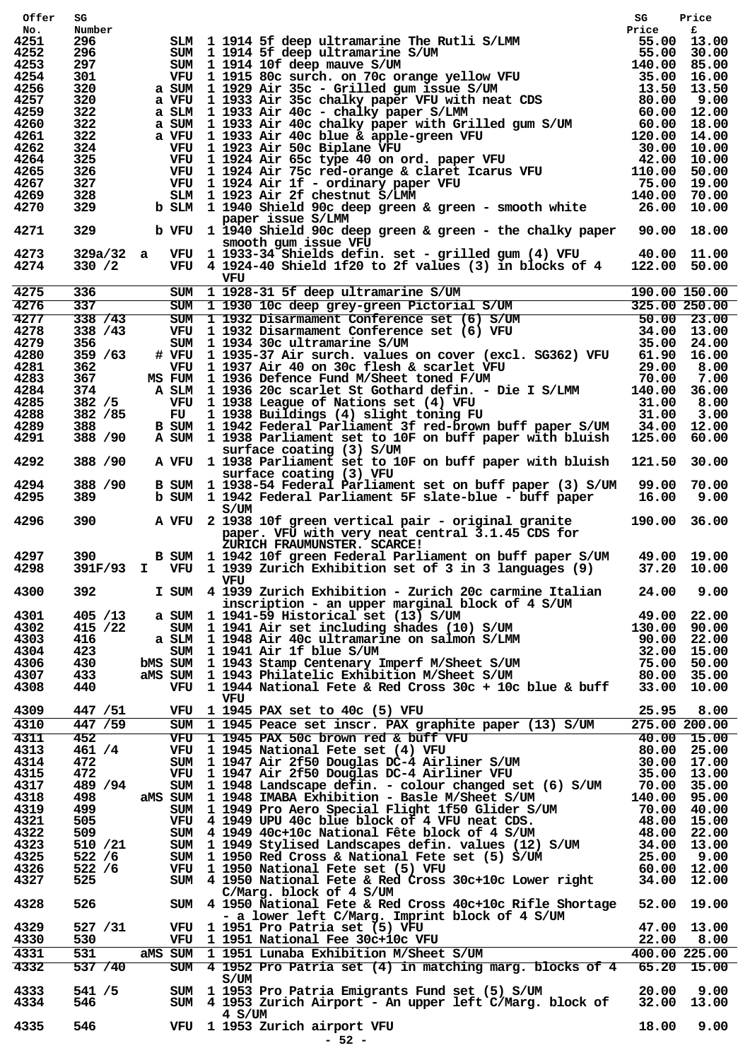| Offer No. | SG Number | | | Qty | Description | SG Price | Price £ |
|---|---|---|---|---|---|---|---|
| 4251 | 296 | | SLM | 1 | 1914 5f deep ultramarine The Rutli S/LMM | 55.00 | 13.00 |
| 4252 | 296 | | SUM | 1 | 1914 5f deep ultramarine S/UM | 55.00 | 30.00 |
| 4253 | 297 | | SUM | 1 | 1914 10f deep mauve S/UM | 140.00 | 85.00 |
| 4254 | 301 | | VFU | 1 | 1915 80c surch. on 70c orange yellow VFU | 35.00 | 16.00 |
| 4256 | 320 | a | SUM | 1 | 1929 Air 35c - Grilled gum issue S/UM | 13.50 | 13.50 |
| 4257 | 320 | a | VFU | 1 | 1933 Air 35c chalky paper VFU with neat CDS | 80.00 | 9.00 |
| 4259 | 322 | a | SLM | 1 | 1933 Air 40c - chalky paper S/LMM | 60.00 | 12.00 |
| 4260 | 322 | a | SUM | 1 | 1933 Air 40c chalky paper with Grilled gum S/UM | 60.00 | 18.00 |
| 4261 | 322 | a | VFU | 1 | 1933 Air 40c blue & apple-green VFU | 120.00 | 14.00 |
| 4262 | 324 | | VFU | 1 | 1923 Air 50c Biplane VFU | 30.00 | 10.00 |
| 4264 | 325 | | VFU | 1 | 1924 Air 65c type 40 on ord. paper VFU | 42.00 | 10.00 |
| 4265 | 326 | | VFU | 1 | 1924 Air 75c red-orange & claret Icarus VFU | 110.00 | 50.00 |
| 4267 | 327 | | VFU | 1 | 1924 Air 1f - ordinary paper VFU | 75.00 | 19.00 |
| 4269 | 328 | | SLM | 1 | 1923 Air 2f chestnut S/LMM | 140.00 | 70.00 |
| 4270 | 329 | b | SLM | 1 | 1940 Shield 90c deep green & green - smooth white paper issue S/LMM | 26.00 | 10.00 |
| 4271 | 329 | b | VFU | 1 | 1940 Shield 90c deep green & green - the chalky paper smooth gum issue VFU | 90.00 | 18.00 |
| 4273 | 329a/32 | a | VFU | 1 | 1933-34 Shields defin. set - grilled gum (4) VFU | 40.00 | 11.00 |
| 4274 | 330 /2 | | VFU | 4 | 1924-40 Shield 1f20 to 2f values (3) in blocks of 4 VFU | 122.00 | 50.00 |
| 4275 | 336 | | SUM | 1 | 1928-31 5f deep ultramarine S/UM | 190.00 | 150.00 |
| 4276 | 337 | | SUM | 1 | 1930 10c deep grey-green Pictorial S/UM | 325.00 | 250.00 |
| 4277 | 338 /43 | | SUM | 1 | 1932 Disarmament Conference set (6) S/UM | 50.00 | 23.00 |
| 4278 | 338 /43 | | VFU | 1 | 1932 Disarmament Conference set (6) VFU | 34.00 | 13.00 |
| 4279 | 356 | | SUM | 1 | 1934 30c ultramarine S/UM | 35.00 | 24.00 |
| 4280 | 359 /63 | # | VFU | 1 | 1935-37 Air surch. values on cover (excl. SG362) VFU | 61.90 | 16.00 |
| 4281 | 362 | | VFU | 1 | 1937 Air 40 on 30c flesh & scarlet VFU | 29.00 | 8.00 |
| 4283 | 367 | MS | FUM | 1 | 1936 Defence Fund M/Sheet toned F/UM | 70.00 | 7.00 |
| 4284 | 374 | A | SLM | 1 | 1936 20c scarlet St Gothard defin. - Die I S/LMM | 140.00 | 36.00 |
| 4285 | 382 /5 | | VFU | 1 | 1938 League of Nations set (4) VFU | 31.00 | 8.00 |
| 4288 | 382 /85 | | FU | 1 | 1938 Buildings (4) slight toning FU | 31.00 | 3.00 |
| 4289 | 388 | B | SUM | 1 | 1942 Federal Parliament 3f red-brown buff paper S/UM | 34.00 | 12.00 |
| 4291 | 388 /90 | A | SUM | 1 | 1938 Parliament set to 10F on buff paper with bluish surface coating (3) S/UM | 125.00 | 60.00 |
| 4292 | 388 /90 | A | VFU | 1 | 1938 Parliament set to 10F on buff paper with bluish surface coating (3) VFU | 121.50 | 30.00 |
| 4294 | 388 /90 | B | SUM | 1 | 1938-54 Federal Parliament set on buff paper (3) S/UM | 99.00 | 70.00 |
| 4295 | 389 | b | SUM | 1 | 1942 Federal Parliament 5F slate-blue - buff paper S/UM | 16.00 | 9.00 |
| 4296 | 390 | A | VFU | 2 | 1938 10f green vertical pair - original granite paper. VFU with very neat central 3.1.45 CDS for ZURICH FRAUMUNSTER. SCARCE! | 190.00 | 36.00 |
| 4297 | 390 | B | SUM | 1 | 1942 10f green Federal Parliament on buff paper S/UM | 49.00 | 19.00 |
| 4298 | 391F/93 | I | VFU | 1 | 1939 Zurich Exhibition set of 3 in 3 languages (9) VFU | 37.20 | 10.00 |
| 4300 | 392 | I | SUM | 4 | 1939 Zurich Exhibition - Zurich 20c carmine Italian inscription - an upper marginal block of 4 S/UM | 24.00 | 9.00 |
| 4301 | 405 /13 | a | SUM | 1 | 1941-59 Historical set (13) S/UM | 49.00 | 22.00 |
| 4302 | 415 /22 | | SUM | 1 | 1941 Air set including shades (10) S/UM | 130.00 | 90.00 |
| 4303 | 416 | a | SLM | 1 | 1948 Air 40c ultramarine on salmon S/LMM | 90.00 | 22.00 |
| 4304 | 423 | | SUM | 1 | 1941 Air 1f blue S/UM | 32.00 | 15.00 |
| 4306 | 430 | bMS | SUM | 1 | 1943 Stamp Centenary Imperf M/Sheet S/UM | 75.00 | 50.00 |
| 4307 | 433 | aMS | SUM | 1 | 1943 Philatelic Exhibition M/Sheet S/UM | 80.00 | 35.00 |
| 4308 | 440 | | VFU | 1 | 1944 National Fete & Red Cross 30c + 10c blue & buff VFU | 33.00 | 10.00 |
| 4309 | 447 /51 | | VFU | 1 | 1945 PAX set to 40c (5) VFU | 25.95 | 8.00 |
| 4310 | 447 /59 | | SUM | 1 | 1945 Peace set inscr. PAX graphite paper (13) S/UM | 275.00 | 200.00 |
| 4311 | 452 | | VFU | 1 | 1945 PAX 50c brown red & buff VFU | 40.00 | 15.00 |
| 4313 | 461 /4 | | VFU | 1 | 1945 National Fete set (4) VFU | 80.00 | 25.00 |
| 4314 | 472 | | SUM | 1 | 1947 Air 2f50 Douglas DC-4 Airliner S/UM | 30.00 | 17.00 |
| 4315 | 472 | | VFU | 1 | 1947 Air 2f50 Douglas DC-4 Airliner VFU | 35.00 | 13.00 |
| 4317 | 489 /94 | | SUM | 1 | 1948 Landscape defin. - colour changed set (6) S/UM | 70.00 | 35.00 |
| 4318 | 498 | aMS | SUM | 1 | 1948 IMABA Exhibition - Basle M/Sheet S/UM | 140.00 | 95.00 |
| 4319 | 499 | | SUM | 1 | 1949 Pro Aero Special Flight 1f50 Glider S/UM | 70.00 | 40.00 |
| 4321 | 505 | | VFU | 4 | 1949 UPU 40c blue block of 4 VFU neat CDS. | 48.00 | 15.00 |
| 4322 | 509 | | SUM | 4 | 1949 40c+10c National Fête block of 4 S/UM | 48.00 | 22.00 |
| 4323 | 510 /21 | | SUM | 1 | 1949 Stylised Landscapes defin. values (12) S/UM | 34.00 | 13.00 |
| 4325 | 522 /6 | | SUM | 1 | 1950 Red Cross & National Fete set (5) S/UM | 25.00 | 9.00 |
| 4326 | 522 /6 | | VFU | 1 | 1950 National Fete set (5) VFU | 60.00 | 12.00 |
| 4327 | 525 | | SUM | 4 | 1950 National Fete & Red Cross 30c+10c Lower right C/Marg. block of 4 S/UM | 34.00 | 12.00 |
| 4328 | 526 | | SUM | 4 | 1950 National Fete & Red Cross 40c+10c Rifle Shortage - a lower left C/Marg. Imprint block of 4 S/UM | 52.00 | 19.00 |
| 4329 | 527 /31 | | VFU | 1 | 1951 Pro Patria set (5) VFU | 47.00 | 13.00 |
| 4330 | 530 | | VFU | 1 | 1951 National Fee 30c+10c VFU | 22.00 | 8.00 |
| 4331 | 531 | aMS | SUM | 1 | 1951 Lunaba Exhibition M/Sheet S/UM | 400.00 | 225.00 |
| 4332 | 537 /40 | | SUM | 4 | 1952 Pro Patria set (4) in matching marg. blocks of 4 S/UM | 65.20 | 15.00 |
| 4333 | 541 /5 | | SUM | 1 | 1953 Pro Patria Emigrants Fund set (5) S/UM | 20.00 | 9.00 |
| 4334 | 546 | | SUM | 4 | 1953 Zurich Airport - An upper left C/Marg. block of 4 S/UM | 32.00 | 13.00 |
| 4335 | 546 | | VFU | 1 | 1953 Zurich airport VFU | 18.00 | 9.00 |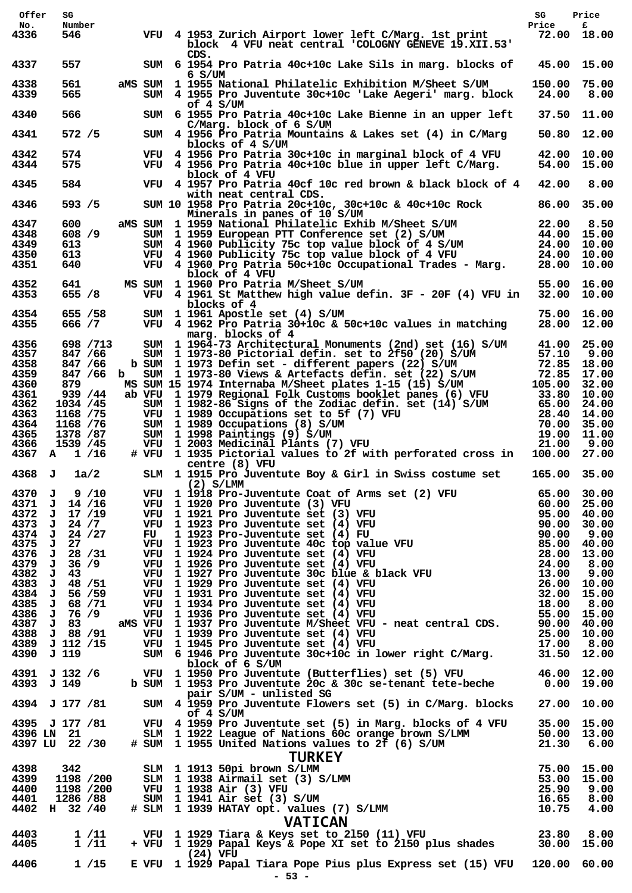| Offer No. | SG Number | | Cond | Qty | Description | SG Price | Price £ |
|---|---|---|---|---|---|---|---|
| 4336 | 546 | | VFU | 4 | 1953 Zurich Airport lower left C/Marg. 1st print block 4 VFU neat central 'COLOGNY GENEVE 19.XII.53' CDS. | 72.00 | 18.00 |
| 4337 | 557 | | SUM | 6 | 1954 Pro Patria 40c+10c Lake Sils in marg. blocks of 6 S/UM | 45.00 | 15.00 |
| 4338 | 561 | aMS | SUM | 1 | 1955 National Philatelic Exhibition M/Sheet S/UM | 150.00 | 75.00 |
| 4339 | 565 | | SUM | 4 | 1955 Pro Juventute 30c+10c 'Lake Aegeri' marg. block of 4 S/UM | 24.00 | 8.00 |
| 4340 | 566 | | SUM | 6 | 1955 Pro Patria 40c+10c Lake Bienne in an upper left C/Marg. block of 6 S/UM | 37.50 | 11.00 |
| 4341 | 572 /5 | | SUM | 4 | 1956 Pro Patria Mountains & Lakes set (4) in C/Marg blocks of 4 S/UM | 50.80 | 12.00 |
| 4342 | 574 | | VFU | 4 | 1956 Pro Patria 30c+10c in marginal block of 4 VFU | 42.00 | 10.00 |
| 4344 | 575 | | VFU | 4 | 1956 Pro Patria 40c+10c blue in upper left C/Marg. block of 4 VFU | 54.00 | 15.00 |
| 4345 | 584 | | VFU | 4 | 1957 Pro Patria 40cf 10c red brown & black block of 4 with neat central CDS. | 42.00 | 8.00 |
| 4346 | 593 /5 | | SUM | 10 | 1958 Pro Patria 20c+10c, 30c+10c & 40c+10c Rock Minerals in panes of 10 S/UM | 86.00 | 35.00 |
| 4347 | 600 | aMS | SUM | 1 | 1959 National Philatelic Exhib M/Sheet S/UM | 22.00 | 8.50 |
| 4348 | 608 /9 | | SUM | 1 | 1959 European PTT Conference set (2) S/UM | 44.00 | 15.00 |
| 4349 | 613 | | SUM | 4 | 1960 Publicity 75c top value block of 4 S/UM | 24.00 | 10.00 |
| 4350 | 613 | | VFU | 4 | 1960 Publicity 75c top value block of 4 VFU | 24.00 | 10.00 |
| 4351 | 640 | | VFU | 4 | 1960 Pro Patria 50c+10c Occupational Trades - Marg. block of 4 VFU | 28.00 | 10.00 |
| 4352 | 641 | MS | SUM | 1 | 1960 Pro Patria M/Sheet S/UM | 55.00 | 16.00 |
| 4353 | 655 /8 | | VFU | 4 | 1961 St Matthew high value defin. 3F - 20F (4) VFU in blocks of 4 | 32.00 | 10.00 |
| 4354 | 655 /58 | | SUM | 1 | 1961 Apostle set (4) S/UM | 75.00 | 16.00 |
| 4355 | 666 /7 | | VFU | 4 | 1962 Pro Patria 30+10c & 50c+10c values in matching marg. blocks of 4 | 28.00 | 12.00 |
| 4356 | 698 /713 | | SUM | 1 | 1964-73 Architectural Monuments (2nd) set (16) S/UM | 41.00 | 25.00 |
| 4357 | 847 /66 | | SUM | 1 | 1973-80 Pictorial defin. set to 2f50 (20) S/UM | 57.10 | 9.00 |
| 4358 | 847 /66 | b | SUM | 1 | 1973 Defin set - different papers (22) S/UM | 72.85 | 18.00 |
| 4359 | 847 /66 b | | SUM | 1 | 1973-80 Views & Artefacts defin. set (22) S/UM | 72.85 | 17.00 |
| 4360 | 879 | MS | SUM | 15 | 1974 Internaba M/Sheet plates 1-15 (15) S/UM | 105.00 | 32.00 |
| 4361 | 939 /44 | ab | VFU | 1 | 1979 Regional Folk Customs booklet panes (6) VFU | 33.80 | 10.00 |
| 4362 | 1034 /45 | | SUM | 1 | 1982-86 Signs of the Zodiac defin. set (14) S/UM | 65.00 | 24.00 |
| 4363 | 1168 /75 | | VFU | 1 | 1989 Occupations set to 5f (7) VFU | 28.40 | 14.00 |
| 4364 | 1168 /76 | | SUM | 1 | 1989 Occupations (8) S/UM | 70.00 | 35.00 |
| 4365 | 1378 /87 | | SUM | 1 | 1998 Paintings (9) S/UM | 19.00 | 11.00 |
| 4366 | 1539 /45 | | VFU | 1 | 2003 Medicinal Plants (7) VFU | 21.00 | 9.00 |
| 4367 | A 1 /16 | # | VFU | 1 | 1935 Pictorial values to 2f with perforated cross in centre (8) VFU | 100.00 | 27.00 |
| 4368 | J 1a/2 | | SLM | 1 | 1915 Pro Juventute Boy & Girl in Swiss costume set (2) S/LMM | 165.00 | 35.00 |
| 4370 | J 9 /10 | | VFU | 1 | 1918 Pro-Juventute Coat of Arms set (2) VFU | 65.00 | 30.00 |
| 4371 | J 14 /16 | | VFU | 1 | 1920 Pro Juventute (3) VFU | 60.00 | 25.00 |
| 4372 | J 17 /19 | | VFU | 1 | 1921 Pro Juventute set (3) VFU | 95.00 | 40.00 |
| 4373 | J 24 /7 | | VFU | 1 | 1923 Pro Juventute set (4) VFU | 90.00 | 30.00 |
| 4374 | J 24 /27 | | FU | 1 | 1923 Pro-Juventute set (4) FU | 90.00 | 9.00 |
| 4375 | J 27 | | VFU | 1 | 1923 Pro Juventute 40c top value VFU | 85.00 | 40.00 |
| 4376 | J 28 /31 | | VFU | 1 | 1924 Pro Juventute set (4) VFU | 28.00 | 13.00 |
| 4379 | J 36 /9 | | VFU | 1 | 1926 Pro Juventute set (4) VFU | 24.00 | 8.00 |
| 4382 | J 43 | | VFU | 1 | 1927 Pro Juventute 30c blue & black VFU | 13.00 | 9.00 |
| 4383 | J 48 /51 | | VFU | 1 | 1929 Pro Juventute set (4) VFU | 26.00 | 10.00 |
| 4384 | J 56 /59 | | VFU | 1 | 1931 Pro Juventute set (4) VFU | 32.00 | 15.00 |
| 4385 | J 68 /71 | | VFU | 1 | 1934 Pro Juventute set (4) VFU | 18.00 | 8.00 |
| 4386 | J 76 /9 | | VFU | 1 | 1936 Pro Juventute set (4) VFU | 55.00 | 15.00 |
| 4387 | J 83 | aMS | VFU | 1 | 1937 Pro Juventute M/Sheet VFU - neat central CDS. | 90.00 | 40.00 |
| 4388 | J 88 /91 | | VFU | 1 | 1939 Pro Juventute set (4) VFU | 25.00 | 10.00 |
| 4389 | J 112 /15 | | VFU | 1 | 1945 Pro Juventute set (4) VFU | 17.00 | 8.00 |
| 4390 | J 119 | | SUM | 6 | 1946 Pro Juventute 30c+10c in lower right C/Marg. block of 6 S/UM | 31.50 | 12.00 |
| 4391 | J 132 /6 | | VFU | 1 | 1950 Pro Juventute (Butterflies) set (5) VFU | 46.00 | 12.00 |
| 4393 | J 149 | b | SUM | 1 | 1953 Pro Juventute 20c & 30c se-tenant tete-beche pair S/UM - unlisted SG | 0.00 | 19.00 |
| 4394 | J 177 /81 | | SUM | 4 | 1959 Pro Juventute Flowers set (5) in C/Marg. blocks of 4 S/UM | 27.00 | 10.00 |
| 4395 | J 177 /81 | | VFU | 4 | 1959 Pro Juventute set (5) in Marg. blocks of 4 VFU | 35.00 | 15.00 |
| 4396 | LN 21 | | SLM | 1 | 1922 League of Nations 60c orange brown S/LMM | 50.00 | 13.00 |
| 4397 | LU 22 /30 | # | SUM | 1 | 1955 United Nations values to 2f (6) S/UM | 21.30 | 6.00 |

## TURKEY

| Offer No. | SG Number | | Cond | Qty | Description | SG Price | Price £ |
|---|---|---|---|---|---|---|---|
| 4398 | 342 | | SLM | 1 | 1913 50pi brown S/LMM | 75.00 | 15.00 |
| 4399 | 1198 /200 | | SLM | 1 | 1938 Airmail set (3) S/LMM | 53.00 | 15.00 |
| 4400 | 1198 /200 | | VFU | 1 | 1938 Air (3) VFU | 25.90 | 9.00 |
| 4401 | 1286 /88 | | SUM | 1 | 1941 Air set (3) S/UM | 16.65 | 8.00 |
| 4402 | H 32 /40 | # | SLM | 1 | 1939 HATAY opt. values (7) S/LMM | 10.75 | 4.00 |

## VATICAN

| Offer No. | SG Number | | Cond | Qty | Description | SG Price | Price £ |
|---|---|---|---|---|---|---|---|
| 4403 | 1 /11 | | VFU | 1 | 1929 Tiara & Keys set to 2l50 (11) VFU | 23.80 | 8.00 |
| 4405 | 1 /11 | + | VFU | 1 | 1929 Papal Keys & Pope XI set to 2l50 plus shades (24) VFU | 30.00 | 15.00 |
| 4406 | 1 /15 | E | VFU | 1 | 1929 Papal Tiara Pope Pius plus Express set (15) VFU | 120.00 | 60.00 |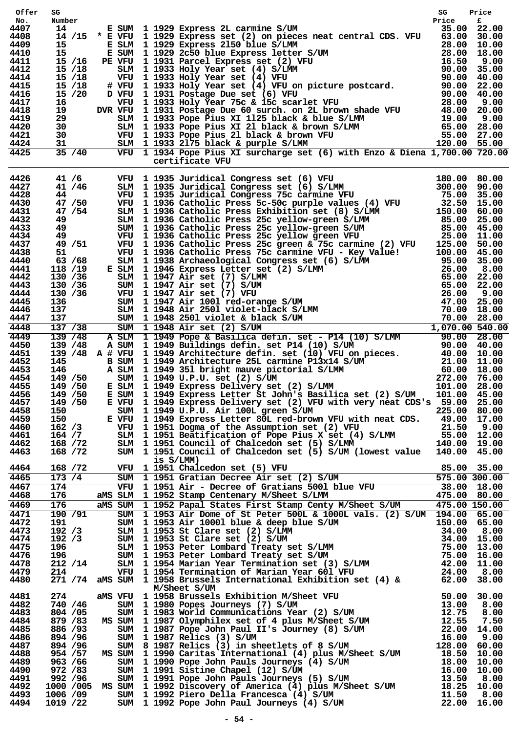| Offer No. | SG Number | | | Description | SG Price | Price £ |
|---|---|---|---|---|---|---|
| 4407 | 14 | E | SUM | 1 1929 Express 2L carmine S/UM | 35.00 | 22.00 |
| 4408 | 14 /15 | * E | VFU | 1 1929 Express set (2) on pieces neat central CDS. VFU | 63.00 | 30.00 |
| 4409 | 15 | E | SLM | 1 1929 Express 2l50 blue S/LMM | 28.00 | 10.00 |
| 4410 | 15 | E | SUM | 1 1929 2c50 blue Express letter S/UM | 28.00 | 18.00 |
| 4411 | 15 /16 | PE | VFU | 1 1931 Parcel Express set (2) VFU | 16.50 | 9.00 |
| 4412 | 15 /18 | | SLM | 1 1933 Holy Year set (4) S/LMM | 90.00 | 35.00 |
| 4414 | 15 /18 | | VFU | 1 1933 Holy Year set (4) VFU | 90.00 | 40.00 |
| 4415 | 15 /18 | # | VFU | 1 1933 Holy Year set (4) VFU on picture postcard. | 90.00 | 22.00 |
| 4416 | 15 /20 | D | VFU | 1 1931 Postage Due set (6) VFU | 90.00 | 40.00 |
| 4417 | 16 | | VFU | 1 1933 Holy Year 75c & 15c scarlet VFU | 28.00 | 9.00 |
| 4418 | 19 | DVR | VFU | 1 1931 Postage Due 60 surch. on 2L brown shade VFU | 48.00 | 20.00 |
| 4419 | 29 | | SLM | 1 1933 Pope Pius XI 1l25 black & blue S/LMM | 19.00 | 9.00 |
| 4420 | 30 | | SLM | 1 1933 Pope Pius XI 2l black & brown S/LMM | 65.00 | 28.00 |
| 4421 | 30 | | VFU | 1 1933 Pope Pius 2l black & brown VFU | 55.00 | 27.00 |
| 4424 | 31 | | SLM | 1 1933 2l75 black & purple S/LMM | 120.00 | 55.00 |
| 4425 | 35 /40 | | VFU | 1 1934 Pope Pius XI surcharge set (6) with Enzo & Diena certificate VFU | 1,700.00 | 720.00 |
| 4426 | 41 /6 | | VFU | 1 1935 Juridical Congress set (6) VFU | 180.00 | 80.00 |
| 4427 | 41 /46 | | SLM | 1 1935 Juridical Congress set (6) S/LMM | 300.00 | 90.00 |
| 4428 | 44 | | VFU | 1 1935 Juridical Congress 75c carmine VFU | 75.00 | 35.00 |
| 4430 | 47 /50 | | VFU | 1 1936 Catholic Press 5c-50c purple values (4) VFU | 32.50 | 15.00 |
| 4431 | 47 /54 | | SLM | 1 1936 Catholic Press Exhibition set (8) S/LMM | 150.00 | 60.00 |
| 4432 | 49 | | SLM | 1 1936 Catholic Press 25c yellow-green S/LMM | 85.00 | 25.00 |
| 4433 | 49 | | SUM | 1 1936 Catholic Press 25c yellow-green S/UM | 85.00 | 45.00 |
| 4434 | 49 | | VFU | 1 1936 Catholic Press 25c yellow green VFU | 25.00 | 11.00 |
| 4437 | 49 /51 | | VFU | 1 1936 Catholic Press 25c green & 75c carmine (2) VFU | 125.00 | 50.00 |
| 4438 | 51 | | VFU | 1 1936 Catholic Press 75c carmine VFU - Key Value! | 100.00 | 45.00 |
| 4440 | 63 /68 | | SLM | 1 1938 Archaeological Congress set (6) S/LMM | 95.00 | 35.00 |
| 4441 | 118 /19 | E | SLM | 1 1946 Express Letter set (2) S/LMM | 26.00 | 8.00 |
| 4442 | 130 /36 | | SLM | 1 1947 Air set (7) S/LMM | 65.00 | 22.00 |
| 4443 | 130 /36 | | SUM | 1 1947 Air set (7) S/UM | 65.00 | 22.00 |
| 4444 | 130 /36 | | VFU | 1 1947 Air set (7) VFU | 26.00 | 9.00 |
| 4445 | 136 | | SUM | 1 1947 Air 100l red-orange S/UM | 47.00 | 25.00 |
| 4446 | 137 | | SLM | 1 1948 Air 250l violet-black S/LMM | 70.00 | 18.00 |
| 4447 | 137 | | SUM | 1 1948 250l violet & black S/UM | 70.00 | 28.00 |
| 4448 | 137 /38 | | SUM | 1 1948 Air set (2) S/UM | 1,070.00 | 540.00 |
| 4449 | 139 /48 | A | SLM | 1 1949 Pope & Basilica defin. set - P14 (10) S/LMM | 90.00 | 28.00 |
| 4450 | 139 /48 | A | SUM | 1 1949 Buildings defin. set P14 (10) S/UM | 90.00 | 40.00 |
| 4451 | 139 /48 | A # | VFU | 1 1949 Architecture defin. set (10) VFU on pieces. | 40.00 | 10.00 |
| 4452 | 145 | B | SUM | 1 1949 Architecture 25L carmine P13x14 S/UM | 21.00 | 11.00 |
| 4453 | 146 | A | SLM | 1 1949 35l bright mauve pictorial S/LMM | 60.00 | 18.00 |
| 4454 | 149 /50 | | SUM | 1 1949 U.P.U. set (2) S/UM | 272.00 | 76.00 |
| 4455 | 149 /50 | E | SLM | 1 1949 Express Delivery set (2) S/LMM | 101.00 | 28.00 |
| 4456 | 149 /50 | E | SUM | 1 1949 Express Letter St John's Basilica set (2) S/UM | 101.00 | 45.00 |
| 4457 | 149 /50 | E | VFU | 1 1949 Express Delivery set (2) VFU with very neat CDS's | 59.00 | 25.00 |
| 4458 | 150 | | SUM | 1 1949 U.P.U. Air 100L green S/UM | 225.00 | 80.00 |
| 4459 | 150 | E | VFU | 1 1949 Express Letter 80L red-brown VFU with neat CDS. | 49.00 | 17.00 |
| 4460 | 162 /3 | | VFU | 1 1951 Dogma of the Assumption set (2) VFU | 21.50 | 9.00 |
| 4461 | 164 /7 | | SLM | 1 1951 Beatification of Pope Pius X set (4) S/LMM | 55.00 | 12.00 |
| 4462 | 168 /72 | | SLM | 1 1951 Council of Chalcedon set (5) S/LMM | 140.00 | 19.00 |
| 4463 | 168 /72 | | SUM | 1 1951 Council of Chalcedon set (5) S/UM (lowest value is S/LMM) | 140.00 | 45.00 |
| 4464 | 168 /72 | | VFU | 1 1951 Chalcedon set (5) VFU | 85.00 | 35.00 |
| 4465 | 173 /4 | | SUM | 1 1951 Gratian Decree Air set (2) S/UM | 575.00 | 300.00 |
| 4467 | 174 | | VFU | 1 1951 Air - Decree of Gratians 500l blue VFU | 38.00 | 18.00 |
| 4468 | 176 | aMS | SLM | 1 1952 Stamp Centenary M/Sheet S/LMM | 475.00 | 80.00 |
| 4469 | 176 | aMS | SUM | 1 1952 Papal States First Stamp Centy M/Sheet S/UM | 475.00 | 150.00 |
| 4471 | 190 /91 | | SUM | 1 1953 Air Dome of St Peter 500L & 1000L vals. (2) S/UM | 194.00 | 65.00 |
| 4472 | 191 | | SUM | 1 1953 Air 1000l blue & deep blue S/UM | 150.00 | 65.00 |
| 4473 | 192 /3 | | SLM | 1 1953 St Clare set (2) S/LMM | 34.00 | 8.00 |
| 4474 | 192 /3 | | SUM | 1 1953 St Clare set (2) S/UM | 34.00 | 15.00 |
| 4475 | 196 | | SLM | 1 1953 Peter Lombard Treaty set S/LMM | 75.00 | 13.00 |
| 4476 | 196 | | SUM | 1 1953 Peter Lombard Treaty set S/UM | 75.00 | 16.00 |
| 4478 | 212 /14 | | SLM | 1 1954 Marian Year Termination set (3) S/LMM | 42.00 | 11.00 |
| 4479 | 214 | | VFU | 1 1954 Termination of Marian Year 60l VFU | 24.00 | 8.00 |
| 4480 | 271 /74 | aMS | SUM | 1 1958 Brussels International Exhibition set (4) & M/Sheet S/UM | 62.00 | 38.00 |
| 4481 | 274 | aMS | VFU | 1 1958 Brussels Exhibition M/Sheet VFU | 50.00 | 30.00 |
| 4482 | 740 /46 | | SUM | 1 1980 Popes Journeys (7) S/UM | 13.00 | 8.00 |
| 4483 | 804 /05 | | SUM | 1 1983 World Communications Year (2) S/UM | 12.75 | 8.00 |
| 4484 | 879 /83 | MS | SUM | 1 1987 Olymphilex set of 4 plus M/Sheet S/UM | 12.55 | 7.50 |
| 4485 | 886 /93 | | SUM | 1 1987 Pope John Paul II's Journey (8) S/UM | 22.00 | 14.00 |
| 4486 | 894 /96 | | SUM | 1 1987 Relics (3) S/UM | 16.00 | 9.00 |
| 4487 | 894 /96 | | SUM | 8 1987 Relics (3) in sheetlets of 8 S/UM | 128.00 | 60.00 |
| 4488 | 954 /57 | MS | SUM | 1 1990 Caritas International (4) plus M/Sheet S/UM | 18.50 | 10.00 |
| 4489 | 963 /66 | | SUM | 1 1990 Pope John Pauls Journeys (4) S/UM | 18.00 | 10.00 |
| 4490 | 972 /83 | | SUM | 1 1991 Sistine Chapel (12) S/UM | 16.00 | 10.00 |
| 4491 | 992 /96 | | SUM | 1 1991 Pope John Pauls Journeys (5) S/UM | 13.50 | 8.00 |
| 4492 | 1000 /005 | MS | SUM | 1 1992 Discovery of America (4) plus M/Sheet S/UM | 18.25 | 10.00 |
| 4493 | 1006 /09 | | SUM | 1 1992 Piero Della Francesca (4) S/UM | 11.50 | 8.00 |
| 4494 | 1019 /22 | | SUM | 1 1992 Pope John Paul Journeys (4) S/UM | 22.00 | 16.00 |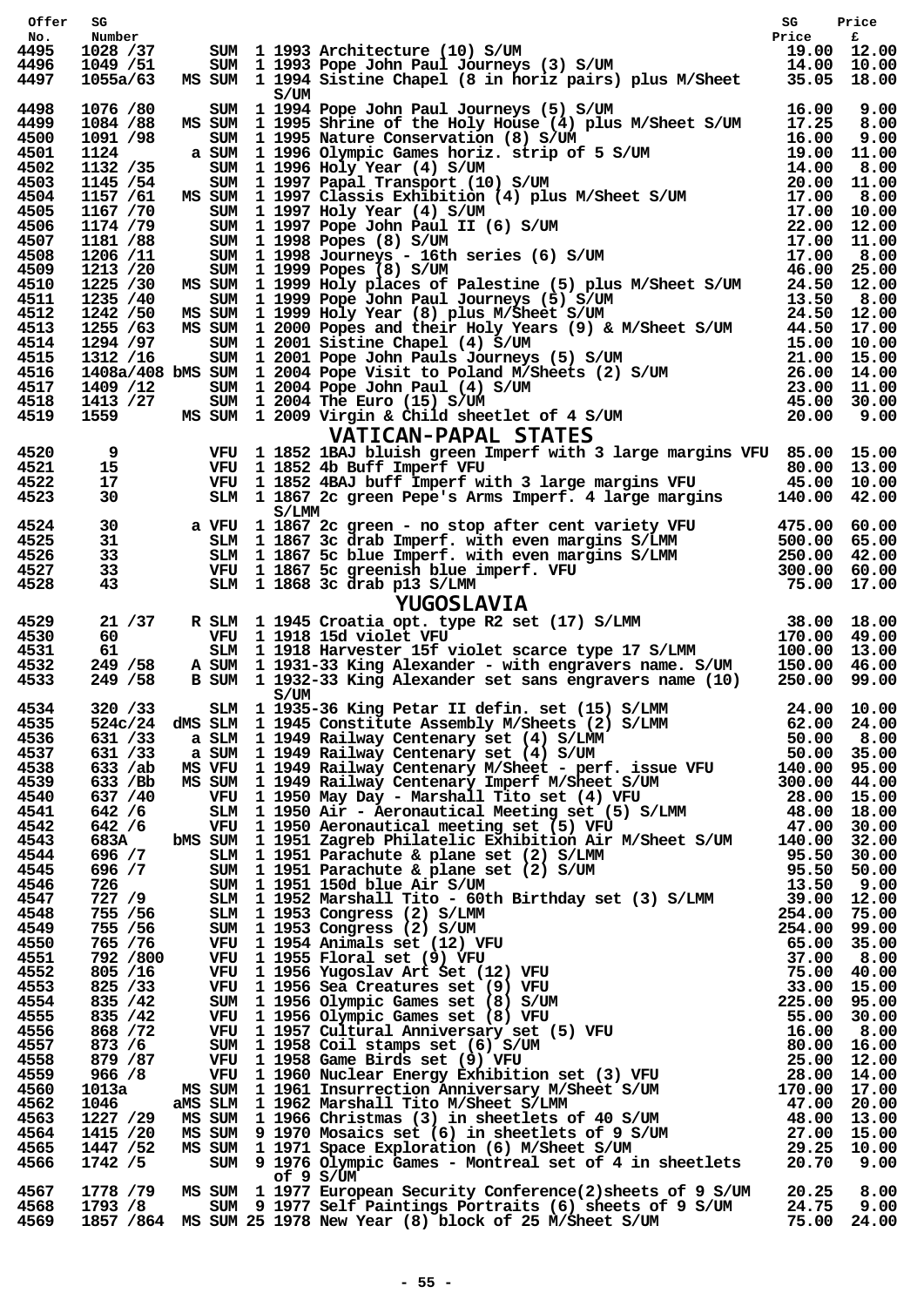| Offer No. | SG Number | | | Description | SG Price | Price £ |
|---|---|---|---|---|---|---|
| 4495 | 1028 /37 | SUM | 1 | 1993 Architecture (10) S/UM | 19.00 | 12.00 |
| 4496 | 1049 /51 | SUM | 1 | 1993 Pope John Paul Journeys (3) S/UM | 14.00 | 10.00 |
| 4497 | 1055a/63 | MS SUM | 1 | 1994 Sistine Chapel (8 in horiz pairs) plus M/Sheet S/UM | 35.05 | 18.00 |
| 4498 | 1076 /80 | SUM | 1 | 1994 Pope John Paul Journeys (5) S/UM | 16.00 | 9.00 |
| 4499 | 1084 /88 | MS SUM | 1 | 1995 Shrine of the Holy House (4) plus M/Sheet S/UM | 17.25 | 8.00 |
| 4500 | 1091 /98 | SUM | 1 | 1995 Nature Conservation (8) S/UM | 16.00 | 9.00 |
| 4501 | 1124 | a SUM | 1 | 1996 Olympic Games horiz. strip of 5 S/UM | 19.00 | 11.00 |
| 4502 | 1132 /35 | SUM | 1 | 1996 Holy Year (4) S/UM | 14.00 | 8.00 |
| 4503 | 1145 /54 | SUM | 1 | 1997 Papal Transport (10) S/UM | 20.00 | 11.00 |
| 4504 | 1157 /61 | MS SUM | 1 | 1997 Classis Exhibition (4) plus M/Sheet S/UM | 17.00 | 8.00 |
| 4505 | 1167 /70 | SUM | 1 | 1997 Holy Year (4) S/UM | 17.00 | 10.00 |
| 4506 | 1174 /79 | SUM | 1 | 1997 Pope John Paul II (6) S/UM | 22.00 | 12.00 |
| 4507 | 1181 /88 | SUM | 1 | 1998 Popes (8) S/UM | 17.00 | 11.00 |
| 4508 | 1206 /11 | SUM | 1 | 1998 Journeys - 16th series (6) S/UM | 17.00 | 8.00 |
| 4509 | 1213 /20 | SUM | 1 | 1999 Popes (8) S/UM | 46.00 | 25.00 |
| 4510 | 1225 /30 | MS SUM | 1 | 1999 Holy places of Palestine (5) plus M/Sheet S/UM | 24.50 | 12.00 |
| 4511 | 1235 /40 | SUM | 1 | 1999 Pope John Paul Journeys (5) S/UM | 13.50 | 8.00 |
| 4512 | 1242 /50 | MS SUM | 1 | 1999 Holy Year (8) plus M/Sheet S/UM | 24.50 | 12.00 |
| 4513 | 1255 /63 | MS SUM | 1 | 2000 Popes and their Holy Years (9) & M/Sheet S/UM | 44.50 | 17.00 |
| 4514 | 1294 /97 | SUM | 1 | 2001 Sistine Chapel (4) S/UM | 15.00 | 10.00 |
| 4515 | 1312 /16 | SUM | 1 | 2001 Pope John Pauls Journeys (5) S/UM | 21.00 | 15.00 |
| 4516 | 1408a/408 b | MS SUM | 1 | 2004 Pope Visit to Poland M/Sheets (2) S/UM | 26.00 | 14.00 |
| 4517 | 1409 /12 | SUM | 1 | 2004 Pope John Paul (4) S/UM | 23.00 | 11.00 |
| 4518 | 1413 /27 | SUM | 1 | 2004 The Euro (15) S/UM | 45.00 | 30.00 |
| 4519 | 1559 | MS SUM | 1 | 2009 Virgin & Child sheetlet of 4 S/UM | 20.00 | 9.00 |

## VATICAN-PAPAL STATES

| Offer No. | SG Number | | | Description | SG Price | Price £ |
|---|---|---|---|---|---|---|
| 4520 | 9 | VFU | 1 | 1852 1BAJ bluish green Imperf with 3 large margins VFU | 85.00 | 15.00 |
| 4521 | 15 | VFU | 1 | 1852 4b Buff Imperf VFU | 80.00 | 13.00 |
| 4522 | 17 | VFU | 1 | 1852 4BAJ buff Imperf with 3 large margins VFU | 45.00 | 10.00 |
| 4523 | 30 | SLM | 1 | 1867 2c green Pepe's Arms Imperf. 4 large margins S/LMM | 140.00 | 42.00 |
| 4524 | 30 | a VFU | 1 | 1867 2c green - no stop after cent variety VFU | 475.00 | 60.00 |
| 4525 | 31 | SLM | 1 | 1867 3c drab Imperf. with even margins S/LMM | 500.00 | 65.00 |
| 4526 | 33 | SLM | 1 | 1867 5c blue Imperf. with even margins S/LMM | 250.00 | 42.00 |
| 4527 | 33 | VFU | 1 | 1867 5c greenish blue imperf. VFU | 300.00 | 60.00 |
| 4528 | 43 | SLM | 1 | 1868 3c drab p13 S/LMM | 75.00 | 17.00 |

## YUGOSLAVIA

| Offer No. | SG Number | | | Description | SG Price | Price £ |
|---|---|---|---|---|---|---|
| 4529 | 21 /37 | R SLM | 1 | 1945 Croatia opt. type R2 set (17) S/LMM | 38.00 | 18.00 |
| 4530 | 60 | VFU | 1 | 1918 15d violet VFU | 170.00 | 49.00 |
| 4531 | 61 | SLM | 1 | 1918 Harvester 15f violet scarce type 17 S/LMM | 100.00 | 13.00 |
| 4532 | 249 /58 | A SUM | 1 | 1931-33 King Alexander - with engravers name. S/UM | 150.00 | 46.00 |
| 4533 | 249 /58 | B SUM | 1 | 1932-33 King Alexander set sans engravers name (10) S/UM | 250.00 | 99.00 |
| 4534 | 320 /33 | SLM | 1 | 1935-36 King Petar II defin. set (15) S/LMM | 24.00 | 10.00 |
| 4535 | 524c/24 d | MS SLM | 1 | 1945 Constitute Assembly M/Sheets (2) S/LMM | 62.00 | 24.00 |
| 4536 | 631 /33 | a SLM | 1 | 1949 Railway Centenary set (4) S/LMM | 50.00 | 8.00 |
| 4537 | 631 /33 | a SUM | 1 | 1949 Railway Centenary set (4) S/UM | 50.00 | 35.00 |
| 4538 | 633 /ab | MS VFU | 1 | 1949 Railway Centenary M/Sheet - perf. issue VFU | 140.00 | 95.00 |
| 4539 | 633 /Bb | MS SUM | 1 | 1949 Railway Centenary Imperf M/Sheet S/UM | 300.00 | 44.00 |
| 4540 | 637 /40 | VFU | 1 | 1950 May Day - Marshall Tito set (4) VFU | 28.00 | 15.00 |
| 4541 | 642 /6 | SLM | 1 | 1950 Air - Aeronautical Meeting set (5) S/LMM | 48.00 | 18.00 |
| 4542 | 642 /6 | VFU | 1 | 1950 Aeronautical meeting set (5) VFU | 47.00 | 30.00 |
| 4543 | 683A | bMS SUM | 1 | 1951 Zagreb Philatelic Exhibition Air M/Sheet S/UM | 140.00 | 32.00 |
| 4544 | 696 /7 | SLM | 1 | 1951 Parachute & plane set (2) S/LMM | 95.50 | 30.00 |
| 4545 | 696 /7 | SUM | 1 | 1951 Parachute & plane set (2) S/UM | 95.50 | 50.00 |
| 4546 | 726 | SUM | 1 | 1951 150d blue Air S/UM | 13.50 | 9.00 |
| 4547 | 727 /9 | SLM | 1 | 1952 Marshall Tito - 60th Birthday set (3) S/LMM | 39.00 | 12.00 |
| 4548 | 755 /56 | SLM | 1 | 1953 Congress (2) S/LMM | 254.00 | 75.00 |
| 4549 | 755 /56 | SUM | 1 | 1953 Congress (2) S/UM | 254.00 | 99.00 |
| 4550 | 765 /76 | VFU | 1 | 1954 Animals set (12) VFU | 65.00 | 35.00 |
| 4551 | 792 /800 | VFU | 1 | 1955 Floral set (9) VFU | 37.00 | 8.00 |
| 4552 | 805 /16 | VFU | 1 | 1956 Yugoslav Art Set (12) VFU | 75.00 | 40.00 |
| 4553 | 825 /33 | VFU | 1 | 1956 Sea Creatures set (9) VFU | 33.00 | 15.00 |
| 4554 | 835 /42 | SUM | 1 | 1956 Olympic Games set (8) S/UM | 225.00 | 95.00 |
| 4555 | 835 /42 | VFU | 1 | 1956 Olympic Games set (8) VFU | 55.00 | 30.00 |
| 4556 | 868 /72 | VFU | 1 | 1957 Cultural Anniversary set (5) VFU | 16.00 | 8.00 |
| 4557 | 873 /6 | SUM | 1 | 1958 Coil stamps set (6) S/UM | 80.00 | 16.00 |
| 4558 | 879 /87 | VFU | 1 | 1958 Game Birds set (9) VFU | 25.00 | 12.00 |
| 4559 | 966 /8 | VFU | 1 | 1960 Nuclear Energy Exhibition set (3) VFU | 28.00 | 14.00 |
| 4560 | 1013a | MS SUM | 1 | 1961 Insurrection Anniversary M/Sheet S/UM | 170.00 | 17.00 |
| 4562 | 1046 | aMS SLM | 1 | 1962 Marshall Tito M/Sheet S/LMM | 47.00 | 20.00 |
| 4563 | 1227 /29 | MS SUM | 1 | 1966 Christmas (3) in sheetlets of 40 S/UM | 48.00 | 13.00 |
| 4564 | 1415 /20 | MS SUM | 9 | 1970 Mosaics set (6) in sheetlets of 9 S/UM | 27.00 | 15.00 |
| 4565 | 1447 /52 | MS SUM | 1 | 1971 Space Exploration (6) M/Sheet S/UM | 29.25 | 10.00 |
| 4566 | 1742 /5 | SUM | 9 | 1976 Olympic Games - Montreal set of 4 in sheetlets of 9 S/UM | 20.70 | 9.00 |
| 4567 | 1778 /79 | MS SUM | 1 | 1977 European Security Conference(2)sheets of 9 S/UM | 20.25 | 8.00 |
| 4568 | 1793 /8 | SUM | 9 | 1977 Self Paintings Portraits (6) sheets of 9 S/UM | 24.75 | 9.00 |
| 4569 | 1857 /864 | MS SUM | 25 | 1978 New Year (8) block of 25 M/Sheet S/UM | 75.00 | 24.00 |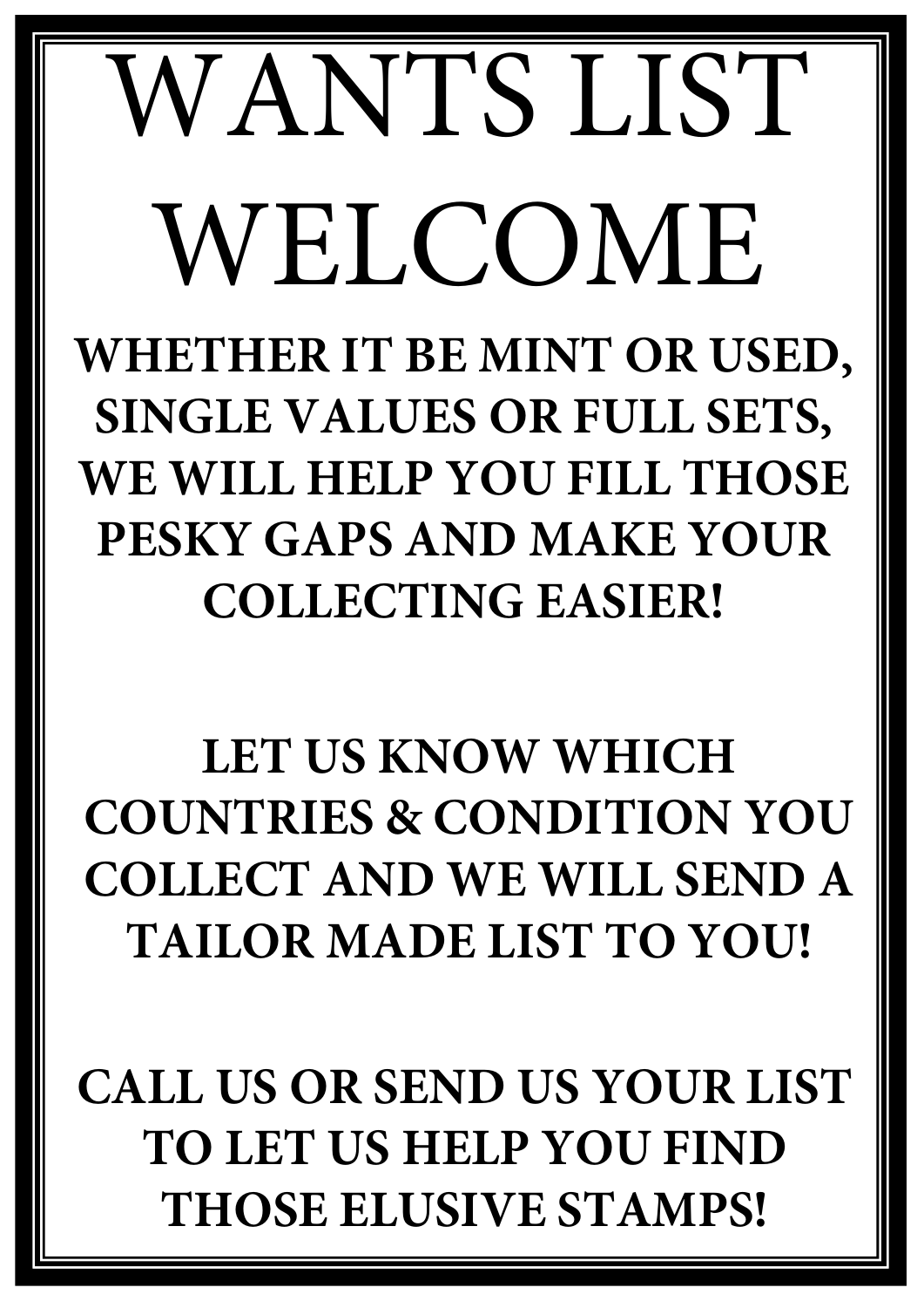# WANTS LIST WELCOME

**WHETHER IT BE MINT OR USED, SINGLE VALUES OR FULL SETS, WE WILL HELP YOU FILL THOSE PESKY GAPS AND MAKE YOUR COLLECTING EASIER!**

**LET US KNOW WHICH COUNTRIES & CONDITION YOU COLLECT AND WE WILL SEND A TAILOR MADE LIST TO YOU!**

**CALL US OR SEND US YOUR LIST TO LET US HELP YOU FIND THOSE ELUSIVE STAMPS!**